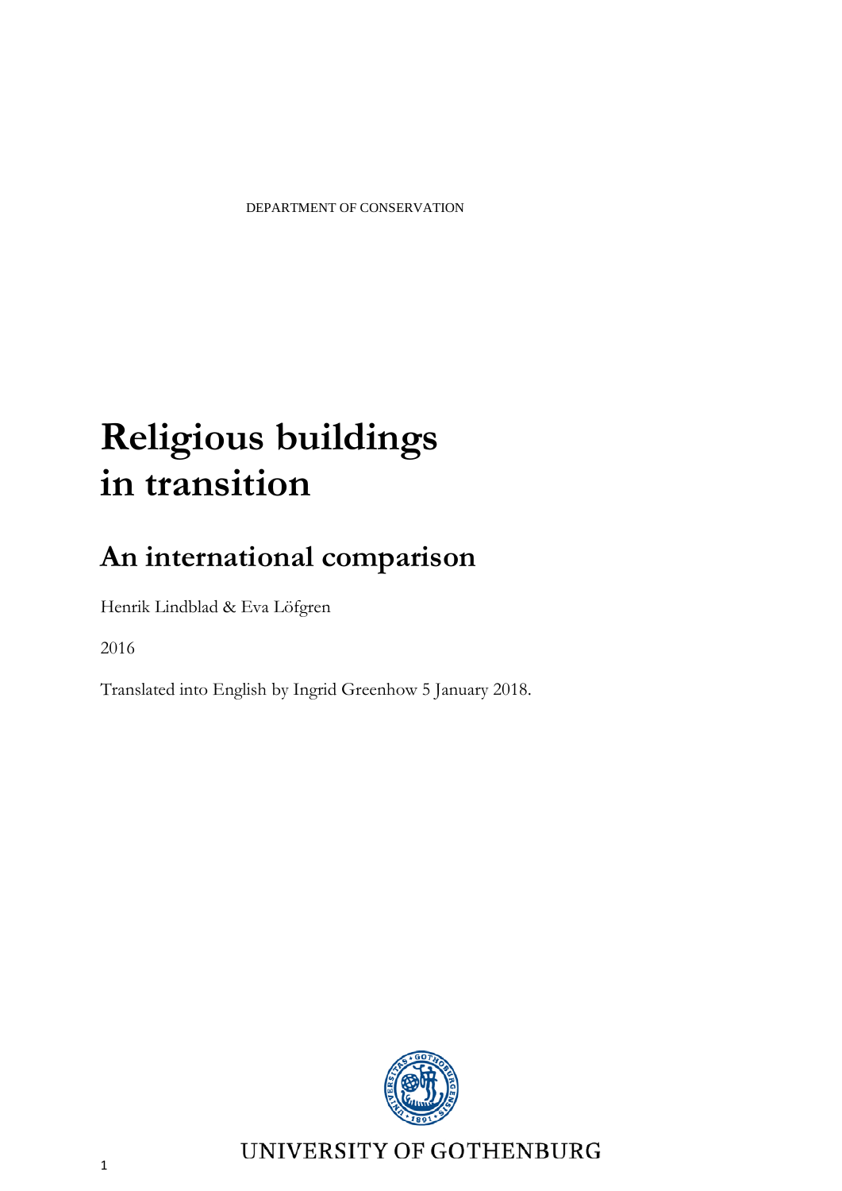DEPARTMENT OF CONSERVATION

# Religious buildings in transition

## An international comparison

Henrik Lindblad & Eva Löfgren

2016

Translated into English by Ingrid Greenhow 5 January 2018.

UNIVERSITY OF GOTHENBURG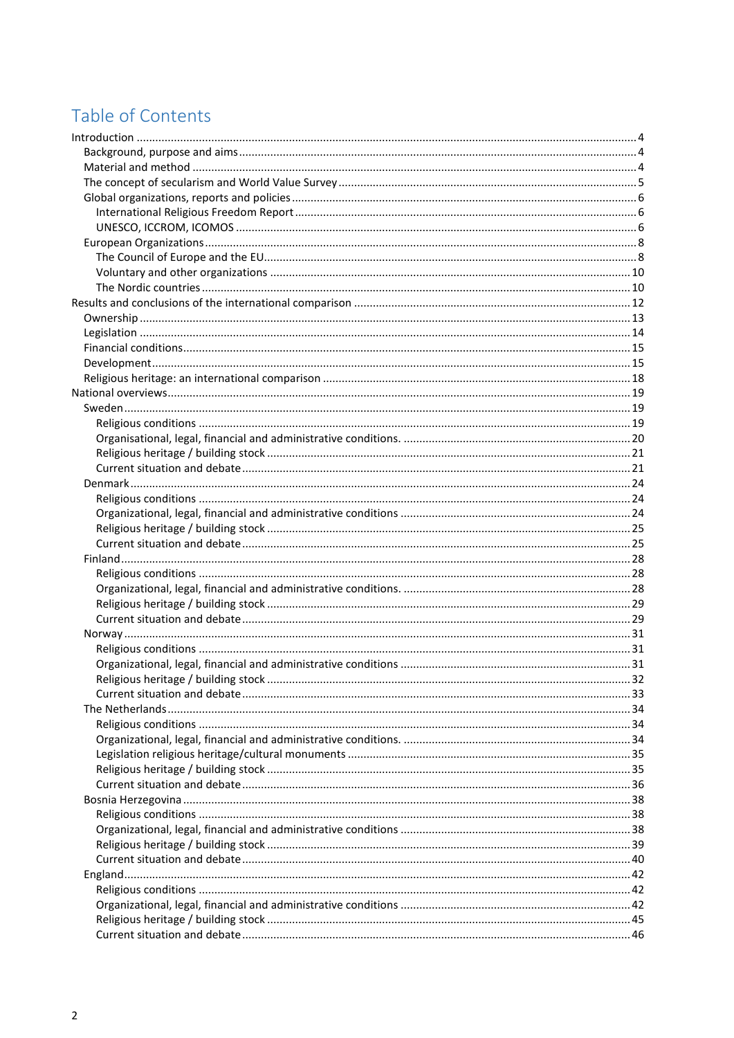# Table of Contents

- Introduction ..... 4
  - Background, purpose and aims ..... 4
  - Material and method ..... 4
  - The concept of secularism and World Value Survey ..... 5
  - Global organizations, reports and policies ..... 6
    - International Religious Freedom Report ..... 6
    - UNESCO, ICCROM, ICOMOS ..... 6
  - European Organizations ..... 8
    - The Council of Europe and the EU ..... 8
    - Voluntary and other organizations ..... 10
    - The Nordic countries ..... 10
- Results and conclusions of the international comparison ..... 12
  - Ownership ..... 13
  - Legislation ..... 14
  - Financial conditions ..... 15
  - Development ..... 15
  - Religious heritage: an international comparison ..... 18
- National overviews ..... 19
  - Sweden ..... 19
    - Religious conditions ..... 19
    - Organisational, legal, financial and administrative conditions. ..... 20
    - Religious heritage / building stock ..... 21
    - Current situation and debate ..... 21
  - Denmark ..... 24
    - Religious conditions ..... 24
    - Organizational, legal, financial and administrative conditions ..... 24
    - Religious heritage / building stock ..... 25
    - Current situation and debate ..... 25
  - Finland ..... 28
    - Religious conditions ..... 28
    - Organizational, legal, financial and administrative conditions. ..... 28
    - Religious heritage / building stock ..... 29
    - Current situation and debate ..... 29
  - Norway ..... 31
    - Religious conditions ..... 31
    - Organizational, legal, financial and administrative conditions ..... 31
    - Religious heritage / building stock ..... 32
    - Current situation and debate ..... 33
  - The Netherlands ..... 34
    - Religious conditions ..... 34
    - Organizational, legal, financial and administrative conditions. ..... 34
    - Legislation religious heritage/cultural monuments ..... 35
    - Religious heritage / building stock ..... 35
    - Current situation and debate ..... 36
  - Bosnia Herzegovina ..... 38
    - Religious conditions ..... 38
    - Organizational, legal, financial and administrative conditions ..... 38
    - Religious heritage / building stock ..... 39
    - Current situation and debate ..... 40
  - England ..... 42
    - Religious conditions ..... 42
    - Organizational, legal, financial and administrative conditions ..... 42
    - Religious heritage / building stock ..... 45
    - Current situation and debate ..... 46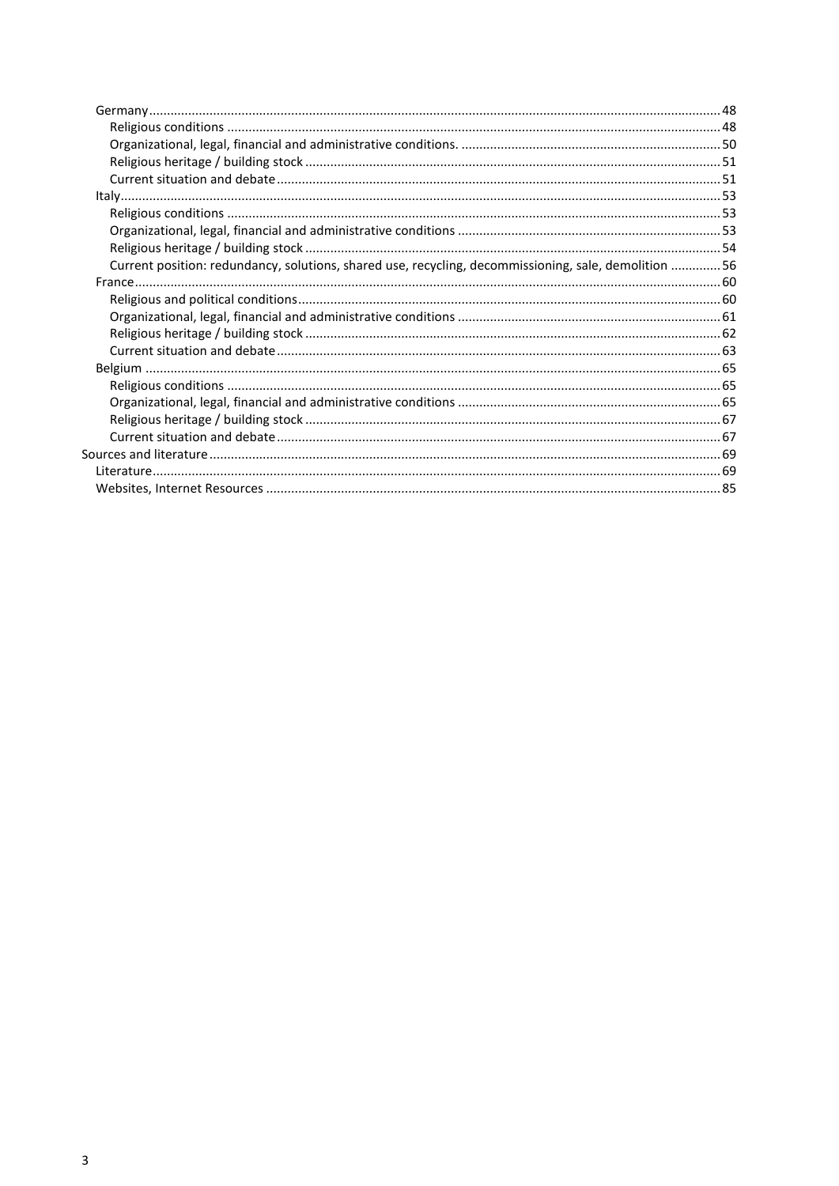- Germany ... 48
  - Religious conditions ... 48
  - Organizational, legal, financial and administrative conditions. ... 50
  - Religious heritage / building stock ... 51
  - Current situation and debate ... 51
- Italy ... 53
  - Religious conditions ... 53
  - Organizational, legal, financial and administrative conditions ... 53
  - Religious heritage / building stock ... 54
  - Current position: redundancy, solutions, shared use, recycling, decommissioning, sale, demolition ... 56
- France ... 60
  - Religious and political conditions ... 60
  - Organizational, legal, financial and administrative conditions ... 61
  - Religious heritage / building stock ... 62
  - Current situation and debate ... 63
- Belgium ... 65
  - Religious conditions ... 65
  - Organizational, legal, financial and administrative conditions ... 65
  - Religious heritage / building stock ... 67
  - Current situation and debate ... 67

Sources and literature ... 69
- Literature ... 69
- Websites, Internet Resources ... 85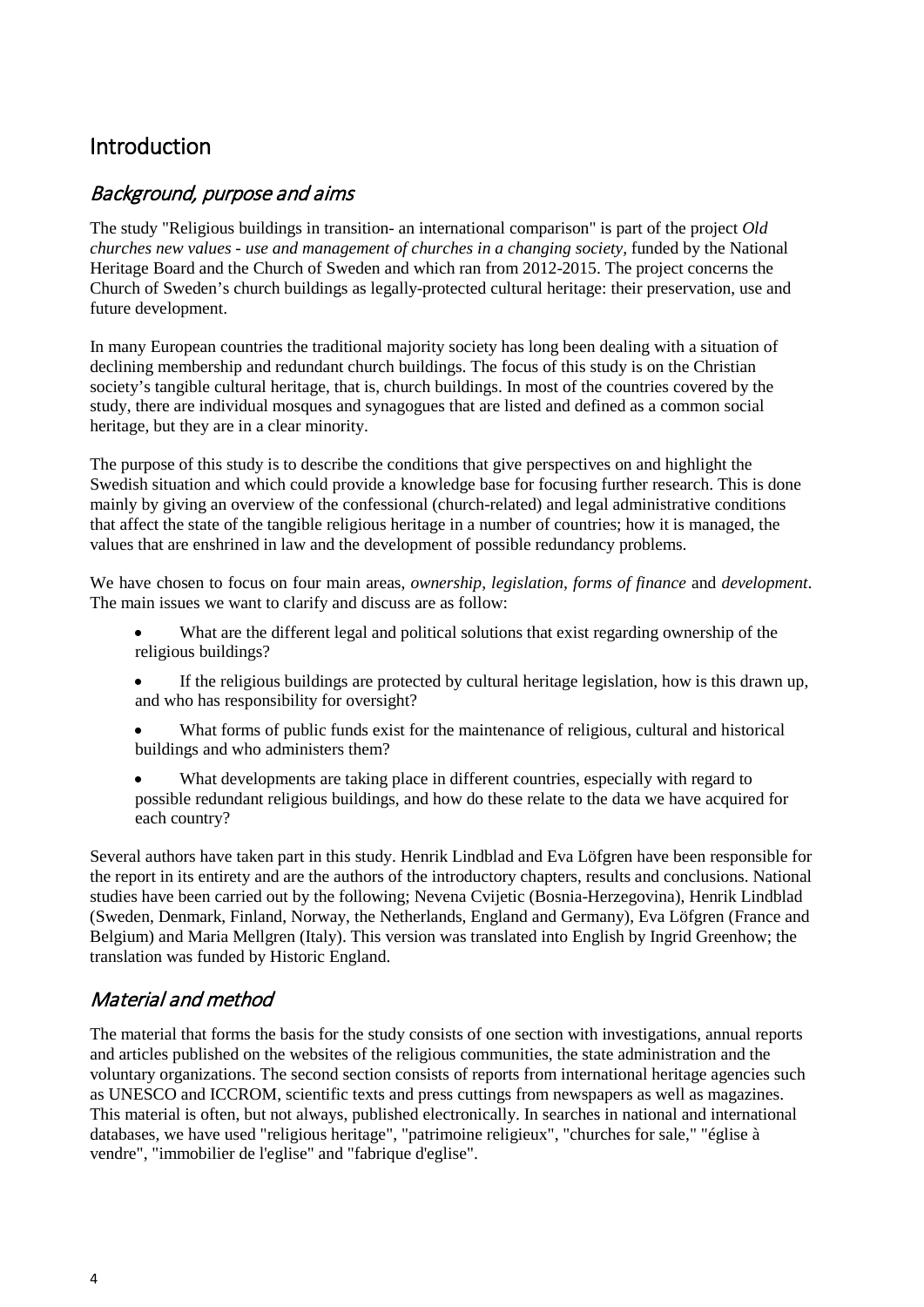# Introduction

## *Background, purpose and aims*

The study "Religious buildings in transition- an international comparison" is part of the project *Old churches new values - use and management of churches in a changing society,* funded by the National Heritage Board and the Church of Sweden and which ran from 2012-2015. The project concerns the Church of Sweden's church buildings as legally-protected cultural heritage: their preservation, use and future development.

In many European countries the traditional majority society has long been dealing with a situation of declining membership and redundant church buildings. The focus of this study is on the Christian society's tangible cultural heritage, that is, church buildings. In most of the countries covered by the study, there are individual mosques and synagogues that are listed and defined as a common social heritage, but they are in a clear minority.

The purpose of this study is to describe the conditions that give perspectives on and highlight the Swedish situation and which could provide a knowledge base for focusing further research. This is done mainly by giving an overview of the confessional (church-related) and legal administrative conditions that affect the state of the tangible religious heritage in a number of countries; how it is managed, the values that are enshrined in law and the development of possible redundancy problems.

We have chosen to focus on four main areas, *ownership, legislation, forms of finance* and *development*. The main issues we want to clarify and discuss are as follow:

- What are the different legal and political solutions that exist regarding ownership of the religious buildings?
- If the religious buildings are protected by cultural heritage legislation, how is this drawn up, and who has responsibility for oversight?
- What forms of public funds exist for the maintenance of religious, cultural and historical buildings and who administers them?
- What developments are taking place in different countries, especially with regard to possible redundant religious buildings, and how do these relate to the data we have acquired for each country?

Several authors have taken part in this study. Henrik Lindblad and Eva Löfgren have been responsible for the report in its entirety and are the authors of the introductory chapters, results and conclusions. National studies have been carried out by the following; Nevena Cvijetic (Bosnia-Herzegovina), Henrik Lindblad (Sweden, Denmark, Finland, Norway, the Netherlands, England and Germany), Eva Löfgren (France and Belgium) and Maria Mellgren (Italy). This version was translated into English by Ingrid Greenhow; the translation was funded by Historic England.

## *Material and method*

The material that forms the basis for the study consists of one section with investigations, annual reports and articles published on the websites of the religious communities, the state administration and the voluntary organizations. The second section consists of reports from international heritage agencies such as UNESCO and ICCROM, scientific texts and press cuttings from newspapers as well as magazines. This material is often, but not always, published electronically. In searches in national and international databases, we have used "religious heritage", "patrimoine religieux", "churches for sale," "église à vendre", "immobilier de l'eglise" and "fabrique d'eglise".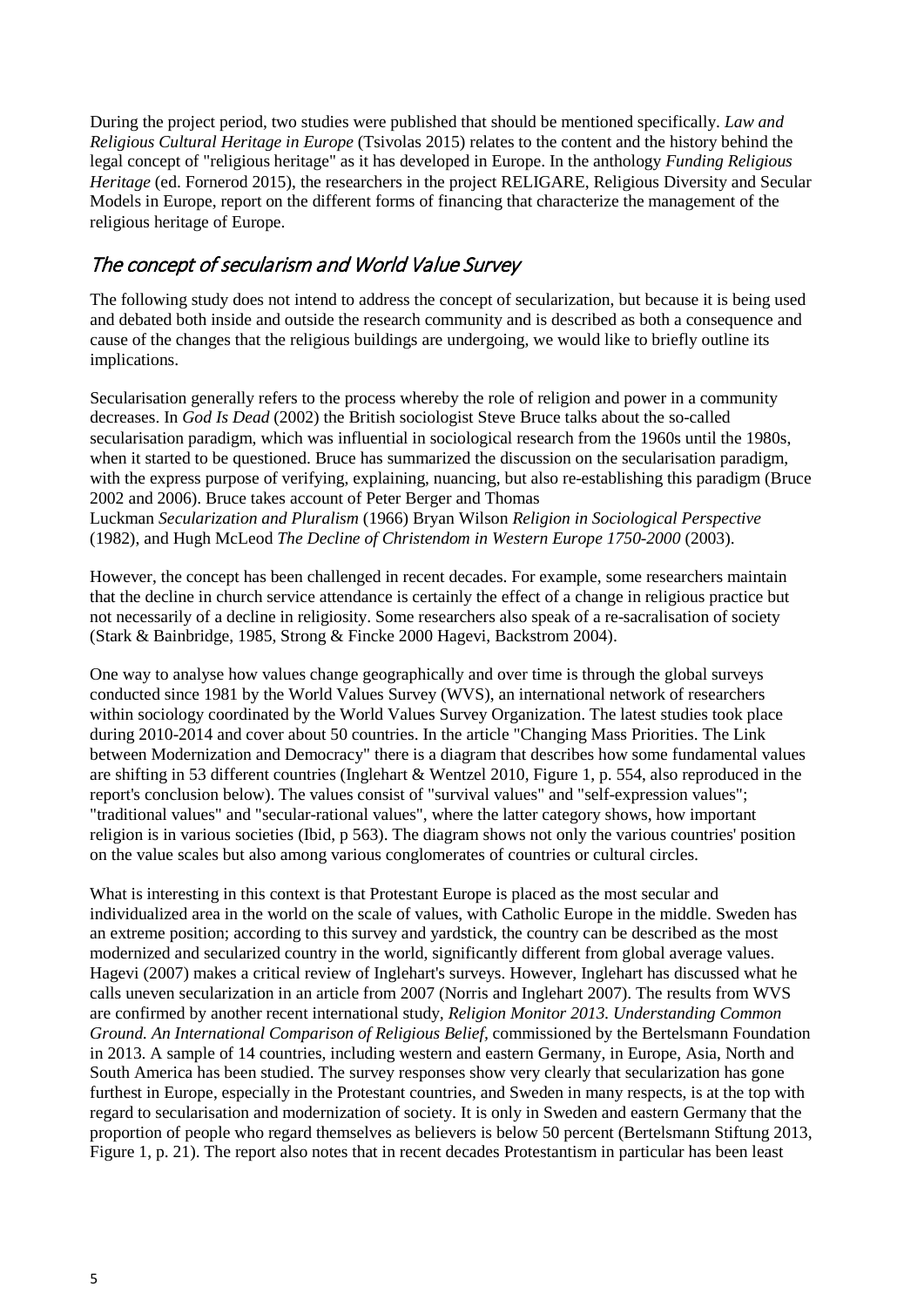During the project period, two studies were published that should be mentioned specifically. *Law and Religious Cultural Heritage in Europe* (Tsivolas 2015) relates to the content and the history behind the legal concept of "religious heritage" as it has developed in Europe. In the anthology *Funding Religious Heritage* (ed. Fornerod 2015), the researchers in the project RELIGARE, Religious Diversity and Secular Models in Europe, report on the different forms of financing that characterize the management of the religious heritage of Europe.

## *The concept of secularism and World Value Survey*

The following study does not intend to address the concept of secularization, but because it is being used and debated both inside and outside the research community and is described as both a consequence and cause of the changes that the religious buildings are undergoing, we would like to briefly outline its implications.

Secularisation generally refers to the process whereby the role of religion and power in a community decreases. In *God Is Dead* (2002) the British sociologist Steve Bruce talks about the so-called secularisation paradigm, which was influential in sociological research from the 1960s until the 1980s, when it started to be questioned. Bruce has summarized the discussion on the secularisation paradigm, with the express purpose of verifying, explaining, nuancing, but also re-establishing this paradigm (Bruce 2002 and 2006). Bruce takes account of Peter Berger and Thomas Luckman *Secularization and Pluralism* (1966) Bryan Wilson *Religion in Sociological Perspective* (1982), and Hugh McLeod *The Decline of Christendom in Western Europe 1750-2000* (2003).

However, the concept has been challenged in recent decades. For example, some researchers maintain that the decline in church service attendance is certainly the effect of a change in religious practice but not necessarily of a decline in religiosity. Some researchers also speak of a re-sacralisation of society (Stark & Bainbridge, 1985, Strong & Fincke 2000 Hagevi, Backstrom 2004).

One way to analyse how values change geographically and over time is through the global surveys conducted since 1981 by the World Values Survey (WVS), an international network of researchers within sociology coordinated by the World Values Survey Organization. The latest studies took place during 2010-2014 and cover about 50 countries. In the article "Changing Mass Priorities. The Link between Modernization and Democracy" there is a diagram that describes how some fundamental values are shifting in 53 different countries (Inglehart & Wentzel 2010, Figure 1, p. 554, also reproduced in the report's conclusion below). The values consist of "survival values" and "self-expression values"; "traditional values" and "secular-rational values", where the latter category shows, how important religion is in various societies (Ibid, p 563). The diagram shows not only the various countries' position on the value scales but also among various conglomerates of countries or cultural circles.

What is interesting in this context is that Protestant Europe is placed as the most secular and individualized area in the world on the scale of values, with Catholic Europe in the middle. Sweden has an extreme position; according to this survey and yardstick, the country can be described as the most modernized and secularized country in the world, significantly different from global average values. Hagevi (2007) makes a critical review of Inglehart's surveys. However, Inglehart has discussed what he calls uneven secularization in an article from 2007 (Norris and Inglehart 2007). The results from WVS are confirmed by another recent international study, *Religion Monitor 2013. Understanding Common Ground. An International Comparison of Religious Belief,* commissioned by the Bertelsmann Foundation in 2013. A sample of 14 countries, including western and eastern Germany, in Europe, Asia, North and South America has been studied. The survey responses show very clearly that secularization has gone furthest in Europe, especially in the Protestant countries, and Sweden in many respects, is at the top with regard to secularisation and modernization of society. It is only in Sweden and eastern Germany that the proportion of people who regard themselves as believers is below 50 percent (Bertelsmann Stiftung 2013, Figure 1, p. 21). The report also notes that in recent decades Protestantism in particular has been least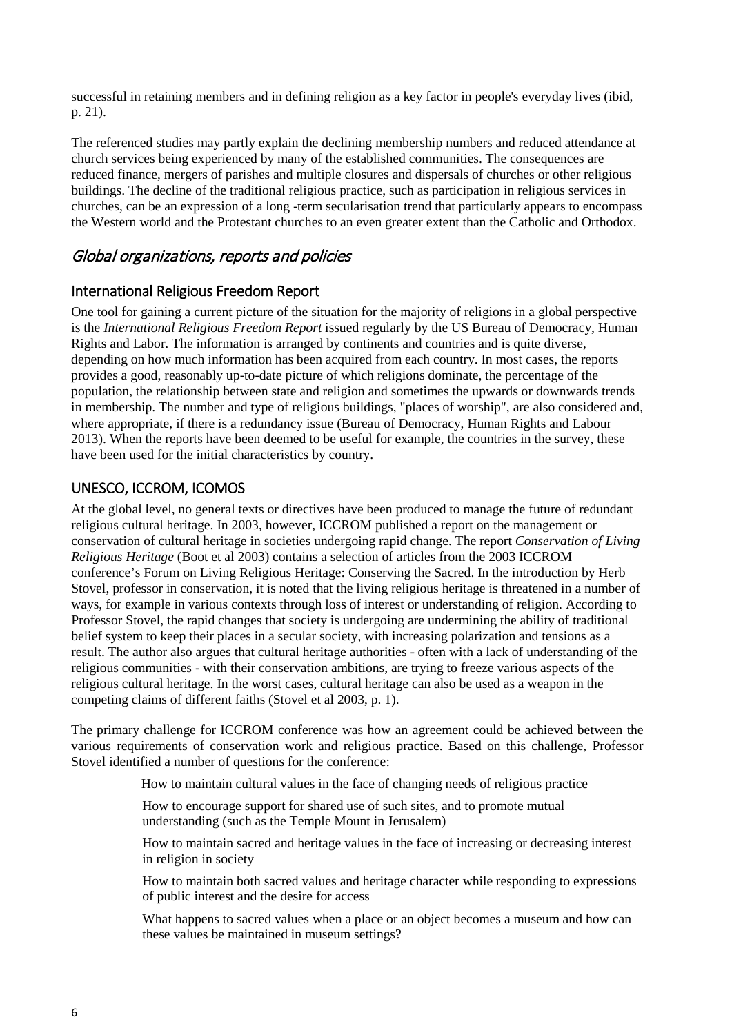successful in retaining members and in defining religion as a key factor in people's everyday lives (ibid, p. 21).

The referenced studies may partly explain the declining membership numbers and reduced attendance at church services being experienced by many of the established communities. The consequences are reduced finance, mergers of parishes and multiple closures and dispersals of churches or other religious buildings. The decline of the traditional religious practice, such as participation in religious services in churches, can be an expression of a long -term secularisation trend that particularly appears to encompass the Western world and the Protestant churches to an even greater extent than the Catholic and Orthodox.

## *Global organizations, reports and policies*

### International Religious Freedom Report

One tool for gaining a current picture of the situation for the majority of religions in a global perspective is the *International Religious Freedom Report* issued regularly by the US Bureau of Democracy, Human Rights and Labor. The information is arranged by continents and countries and is quite diverse, depending on how much information has been acquired from each country. In most cases, the reports provides a good, reasonably up-to-date picture of which religions dominate, the percentage of the population, the relationship between state and religion and sometimes the upwards or downwards trends in membership. The number and type of religious buildings, "places of worship", are also considered and, where appropriate, if there is a redundancy issue (Bureau of Democracy, Human Rights and Labour 2013). When the reports have been deemed to be useful for example, the countries in the survey, these have been used for the initial characteristics by country.

### UNESCO, ICCROM, ICOMOS

At the global level, no general texts or directives have been produced to manage the future of redundant religious cultural heritage. In 2003, however, ICCROM published a report on the management or conservation of cultural heritage in societies undergoing rapid change. The report *Conservation of Living Religious Heritage* (Boot et al 2003) contains a selection of articles from the 2003 ICCROM conference's Forum on Living Religious Heritage: Conserving the Sacred. In the introduction by Herb Stovel, professor in conservation, it is noted that the living religious heritage is threatened in a number of ways, for example in various contexts through loss of interest or understanding of religion. According to Professor Stovel, the rapid changes that society is undergoing are undermining the ability of traditional belief system to keep their places in a secular society, with increasing polarization and tensions as a result. The author also argues that cultural heritage authorities - often with a lack of understanding of the religious communities - with their conservation ambitions, are trying to freeze various aspects of the religious cultural heritage. In the worst cases, cultural heritage can also be used as a weapon in the competing claims of different faiths (Stovel et al 2003, p. 1).

The primary challenge for ICCROM conference was how an agreement could be achieved between the various requirements of conservation work and religious practice. Based on this challenge, Professor Stovel identified a number of questions for the conference:

- How to maintain cultural values in the face of changing needs of religious practice
- How to encourage support for shared use of such sites, and to promote mutual understanding (such as the Temple Mount in Jerusalem)
- How to maintain sacred and heritage values in the face of increasing or decreasing interest in religion in society
- How to maintain both sacred values and heritage character while responding to expressions of public interest and the desire for access
- What happens to sacred values when a place or an object becomes a museum and how can these values be maintained in museum settings?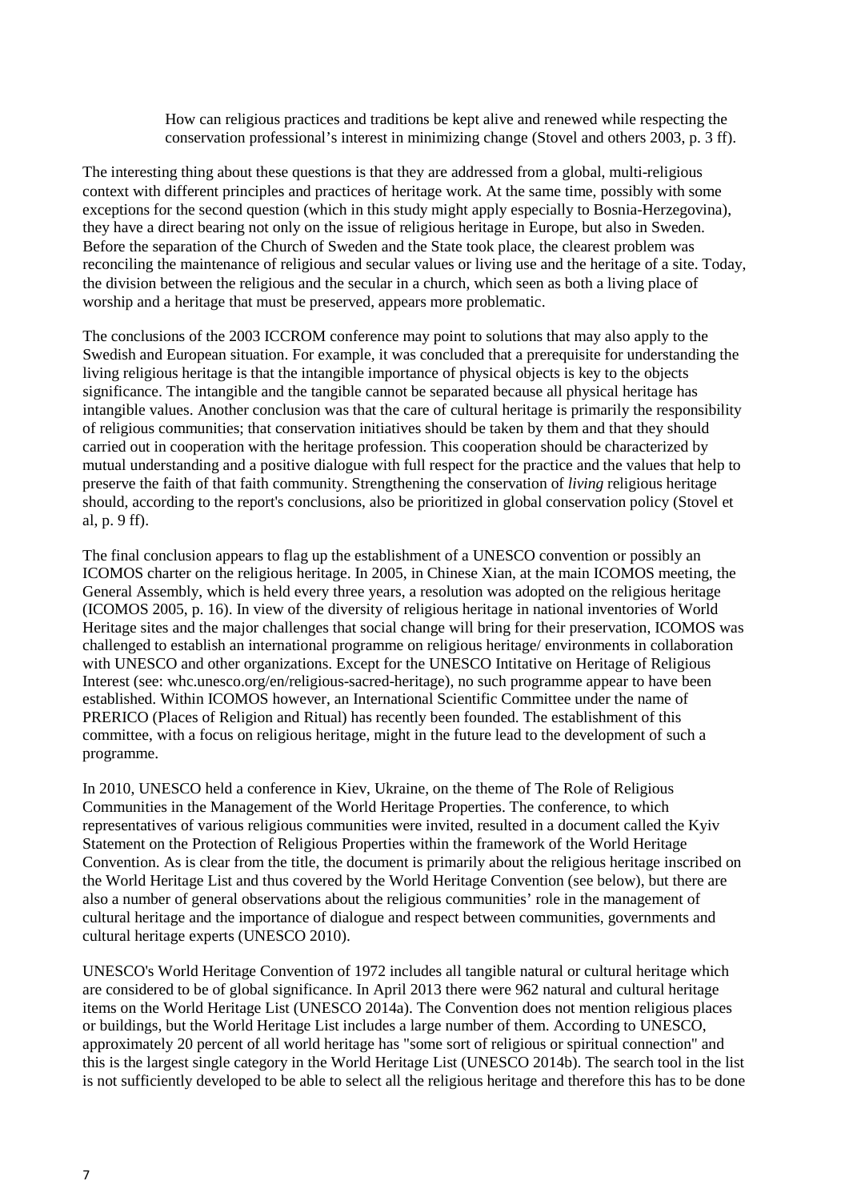> How can religious practices and traditions be kept alive and renewed while respecting the conservation professional's interest in minimizing change (Stovel and others 2003, p. 3 ff).

The interesting thing about these questions is that they are addressed from a global, multi-religious context with different principles and practices of heritage work. At the same time, possibly with some exceptions for the second question (which in this study might apply especially to Bosnia-Herzegovina), they have a direct bearing not only on the issue of religious heritage in Europe, but also in Sweden. Before the separation of the Church of Sweden and the State took place, the clearest problem was reconciling the maintenance of religious and secular values or living use and the heritage of a site. Today, the division between the religious and the secular in a church, which seen as both a living place of worship and a heritage that must be preserved, appears more problematic.

The conclusions of the 2003 ICCROM conference may point to solutions that may also apply to the Swedish and European situation. For example, it was concluded that a prerequisite for understanding the living religious heritage is that the intangible importance of physical objects is key to the objects significance. The intangible and the tangible cannot be separated because all physical heritage has intangible values. Another conclusion was that the care of cultural heritage is primarily the responsibility of religious communities; that conservation initiatives should be taken by them and that they should carried out in cooperation with the heritage profession. This cooperation should be characterized by mutual understanding and a positive dialogue with full respect for the practice and the values that help to preserve the faith of that faith community. Strengthening the conservation of *living* religious heritage should, according to the report's conclusions, also be prioritized in global conservation policy (Stovel et al, p. 9 ff).

The final conclusion appears to flag up the establishment of a UNESCO convention or possibly an ICOMOS charter on the religious heritage. In 2005, in Chinese Xian, at the main ICOMOS meeting, the General Assembly, which is held every three years, a resolution was adopted on the religious heritage (ICOMOS 2005, p. 16). In view of the diversity of religious heritage in national inventories of World Heritage sites and the major challenges that social change will bring for their preservation, ICOMOS was challenged to establish an international programme on religious heritage/ environments in collaboration with UNESCO and other organizations. Except for the UNESCO Intitative on Heritage of Religious Interest (see: whc.unesco.org/en/religious-sacred-heritage), no such programme appear to have been established. Within ICOMOS however, an International Scientific Committee under the name of PRERICO (Places of Religion and Ritual) has recently been founded. The establishment of this committee, with a focus on religious heritage, might in the future lead to the development of such a programme.

In 2010, UNESCO held a conference in Kiev, Ukraine, on the theme of The Role of Religious Communities in the Management of the World Heritage Properties. The conference, to which representatives of various religious communities were invited, resulted in a document called the Kyiv Statement on the Protection of Religious Properties within the framework of the World Heritage Convention. As is clear from the title, the document is primarily about the religious heritage inscribed on the World Heritage List and thus covered by the World Heritage Convention (see below), but there are also a number of general observations about the religious communities' role in the management of cultural heritage and the importance of dialogue and respect between communities, governments and cultural heritage experts (UNESCO 2010).

UNESCO's World Heritage Convention of 1972 includes all tangible natural or cultural heritage which are considered to be of global significance. In April 2013 there were 962 natural and cultural heritage items on the World Heritage List (UNESCO 2014a). The Convention does not mention religious places or buildings, but the World Heritage List includes a large number of them. According to UNESCO, approximately 20 percent of all world heritage has "some sort of religious or spiritual connection" and this is the largest single category in the World Heritage List (UNESCO 2014b). The search tool in the list is not sufficiently developed to be able to select all the religious heritage and therefore this has to be done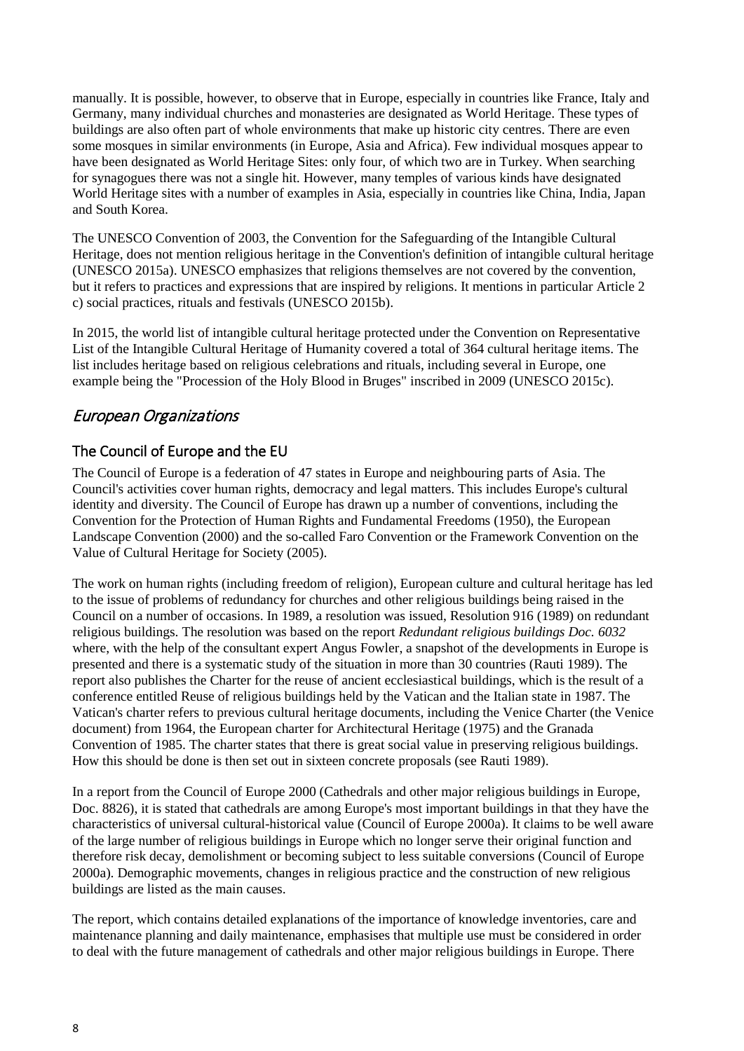manually. It is possible, however, to observe that in Europe, especially in countries like France, Italy and Germany, many individual churches and monasteries are designated as World Heritage. These types of buildings are also often part of whole environments that make up historic city centres. There are even some mosques in similar environments (in Europe, Asia and Africa). Few individual mosques appear to have been designated as World Heritage Sites: only four, of which two are in Turkey. When searching for synagogues there was not a single hit. However, many temples of various kinds have designated World Heritage sites with a number of examples in Asia, especially in countries like China, India, Japan and South Korea.

The UNESCO Convention of 2003, the Convention for the Safeguarding of the Intangible Cultural Heritage, does not mention religious heritage in the Convention's definition of intangible cultural heritage (UNESCO 2015a). UNESCO emphasizes that religions themselves are not covered by the convention, but it refers to practices and expressions that are inspired by religions. It mentions in particular Article 2 c) social practices, rituals and festivals (UNESCO 2015b).

In 2015, the world list of intangible cultural heritage protected under the Convention on Representative List of the Intangible Cultural Heritage of Humanity covered a total of 364 cultural heritage items. The list includes heritage based on religious celebrations and rituals, including several in Europe, one example being the "Procession of the Holy Blood in Bruges" inscribed in 2009 (UNESCO 2015c).

## *European Organizations*

### The Council of Europe and the EU

The Council of Europe is a federation of 47 states in Europe and neighbouring parts of Asia. The Council's activities cover human rights, democracy and legal matters. This includes Europe's cultural identity and diversity. The Council of Europe has drawn up a number of conventions, including the Convention for the Protection of Human Rights and Fundamental Freedoms (1950), the European Landscape Convention (2000) and the so-called Faro Convention or the Framework Convention on the Value of Cultural Heritage for Society (2005).

The work on human rights (including freedom of religion), European culture and cultural heritage has led to the issue of problems of redundancy for churches and other religious buildings being raised in the Council on a number of occasions. In 1989, a resolution was issued, Resolution 916 (1989) on redundant religious buildings. The resolution was based on the report *Redundant religious buildings Doc. 6032* where, with the help of the consultant expert Angus Fowler, a snapshot of the developments in Europe is presented and there is a systematic study of the situation in more than 30 countries (Rauti 1989). The report also publishes the Charter for the reuse of ancient ecclesiastical buildings, which is the result of a conference entitled Reuse of religious buildings held by the Vatican and the Italian state in 1987. The Vatican's charter refers to previous cultural heritage documents, including the Venice Charter (the Venice document) from 1964, the European charter for Architectural Heritage (1975) and the Granada Convention of 1985. The charter states that there is great social value in preserving religious buildings. How this should be done is then set out in sixteen concrete proposals (see Rauti 1989).

In a report from the Council of Europe 2000 (Cathedrals and other major religious buildings in Europe, Doc. 8826), it is stated that cathedrals are among Europe's most important buildings in that they have the characteristics of universal cultural-historical value (Council of Europe 2000a). It claims to be well aware of the large number of religious buildings in Europe which no longer serve their original function and therefore risk decay, demolishment or becoming subject to less suitable conversions (Council of Europe 2000a). Demographic movements, changes in religious practice and the construction of new religious buildings are listed as the main causes.

The report, which contains detailed explanations of the importance of knowledge inventories, care and maintenance planning and daily maintenance, emphasises that multiple use must be considered in order to deal with the future management of cathedrals and other major religious buildings in Europe. There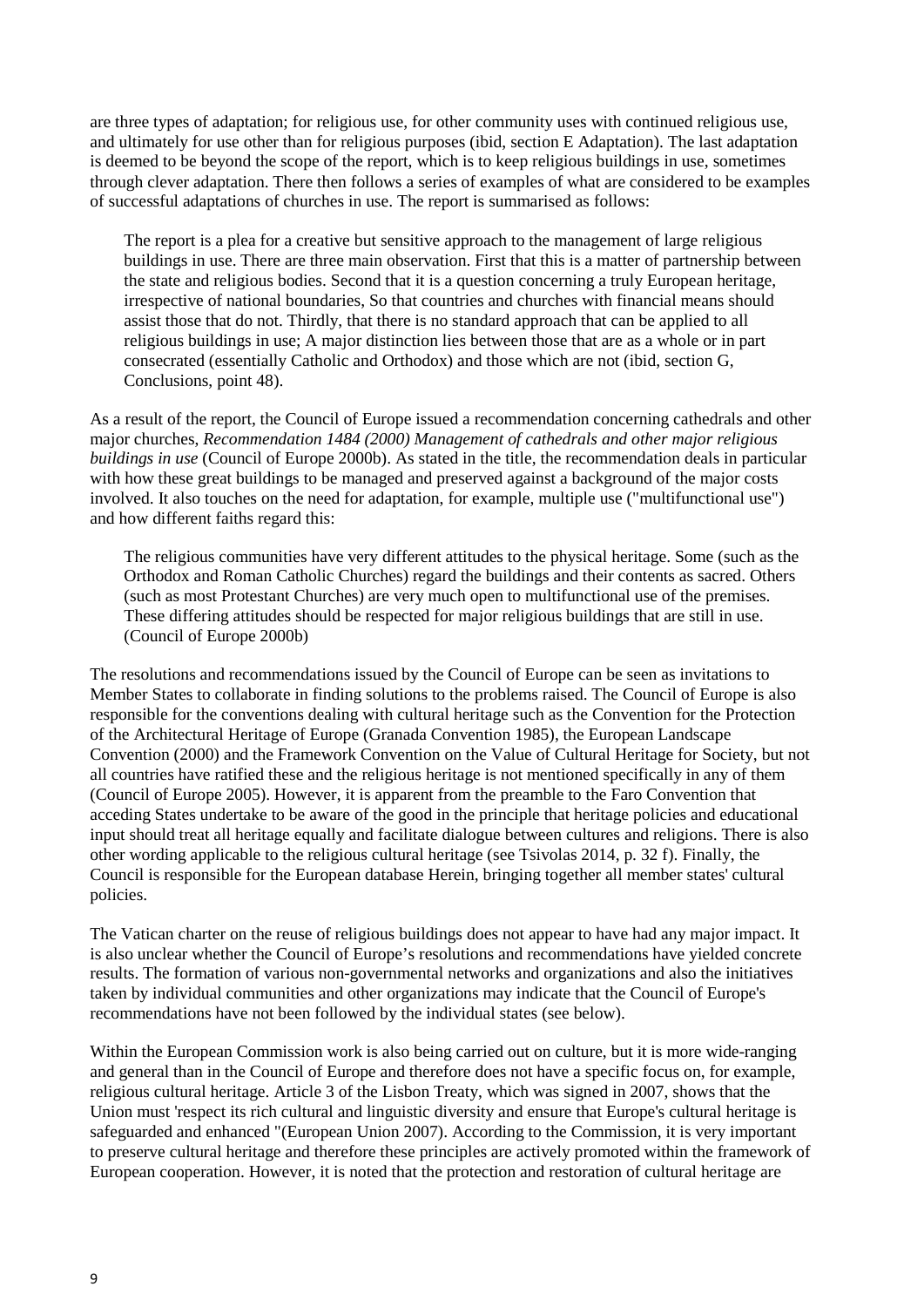are three types of adaptation; for religious use, for other community uses with continued religious use, and ultimately for use other than for religious purposes (ibid, section E Adaptation). The last adaptation is deemed to be beyond the scope of the report, which is to keep religious buildings in use, sometimes through clever adaptation. There then follows a series of examples of what are considered to be examples of successful adaptations of churches in use. The report is summarised as follows:

> The report is a plea for a creative but sensitive approach to the management of large religious buildings in use. There are three main observation. First that this is a matter of partnership between the state and religious bodies. Second that it is a question concerning a truly European heritage, irrespective of national boundaries, So that countries and churches with financial means should assist those that do not. Thirdly, that there is no standard approach that can be applied to all religious buildings in use; A major distinction lies between those that are as a whole or in part consecrated (essentially Catholic and Orthodox) and those which are not (ibid, section G, Conclusions, point 48).

As a result of the report, the Council of Europe issued a recommendation concerning cathedrals and other major churches, *Recommendation 1484 (2000) Management of cathedrals and other major religious buildings in use* (Council of Europe 2000b). As stated in the title, the recommendation deals in particular with how these great buildings to be managed and preserved against a background of the major costs involved. It also touches on the need for adaptation, for example, multiple use ("multifunctional use") and how different faiths regard this:

> The religious communities have very different attitudes to the physical heritage. Some (such as the Orthodox and Roman Catholic Churches) regard the buildings and their contents as sacred. Others (such as most Protestant Churches) are very much open to multifunctional use of the premises. These differing attitudes should be respected for major religious buildings that are still in use. (Council of Europe 2000b)

The resolutions and recommendations issued by the Council of Europe can be seen as invitations to Member States to collaborate in finding solutions to the problems raised. The Council of Europe is also responsible for the conventions dealing with cultural heritage such as the Convention for the Protection of the Architectural Heritage of Europe (Granada Convention 1985), the European Landscape Convention (2000) and the Framework Convention on the Value of Cultural Heritage for Society, but not all countries have ratified these and the religious heritage is not mentioned specifically in any of them (Council of Europe 2005). However, it is apparent from the preamble to the Faro Convention that acceding States undertake to be aware of the good in the principle that heritage policies and educational input should treat all heritage equally and facilitate dialogue between cultures and religions. There is also other wording applicable to the religious cultural heritage (see Tsivolas 2014, p. 32 f). Finally, the Council is responsible for the European database Herein, bringing together all member states' cultural policies.

The Vatican charter on the reuse of religious buildings does not appear to have had any major impact. It is also unclear whether the Council of Europe's resolutions and recommendations have yielded concrete results. The formation of various non-governmental networks and organizations and also the initiatives taken by individual communities and other organizations may indicate that the Council of Europe's recommendations have not been followed by the individual states (see below).

Within the European Commission work is also being carried out on culture, but it is more wide-ranging and general than in the Council of Europe and therefore does not have a specific focus on, for example, religious cultural heritage. Article 3 of the Lisbon Treaty, which was signed in 2007, shows that the Union must 'respect its rich cultural and linguistic diversity and ensure that Europe's cultural heritage is safeguarded and enhanced "(European Union 2007). According to the Commission, it is very important to preserve cultural heritage and therefore these principles are actively promoted within the framework of European cooperation. However, it is noted that the protection and restoration of cultural heritage are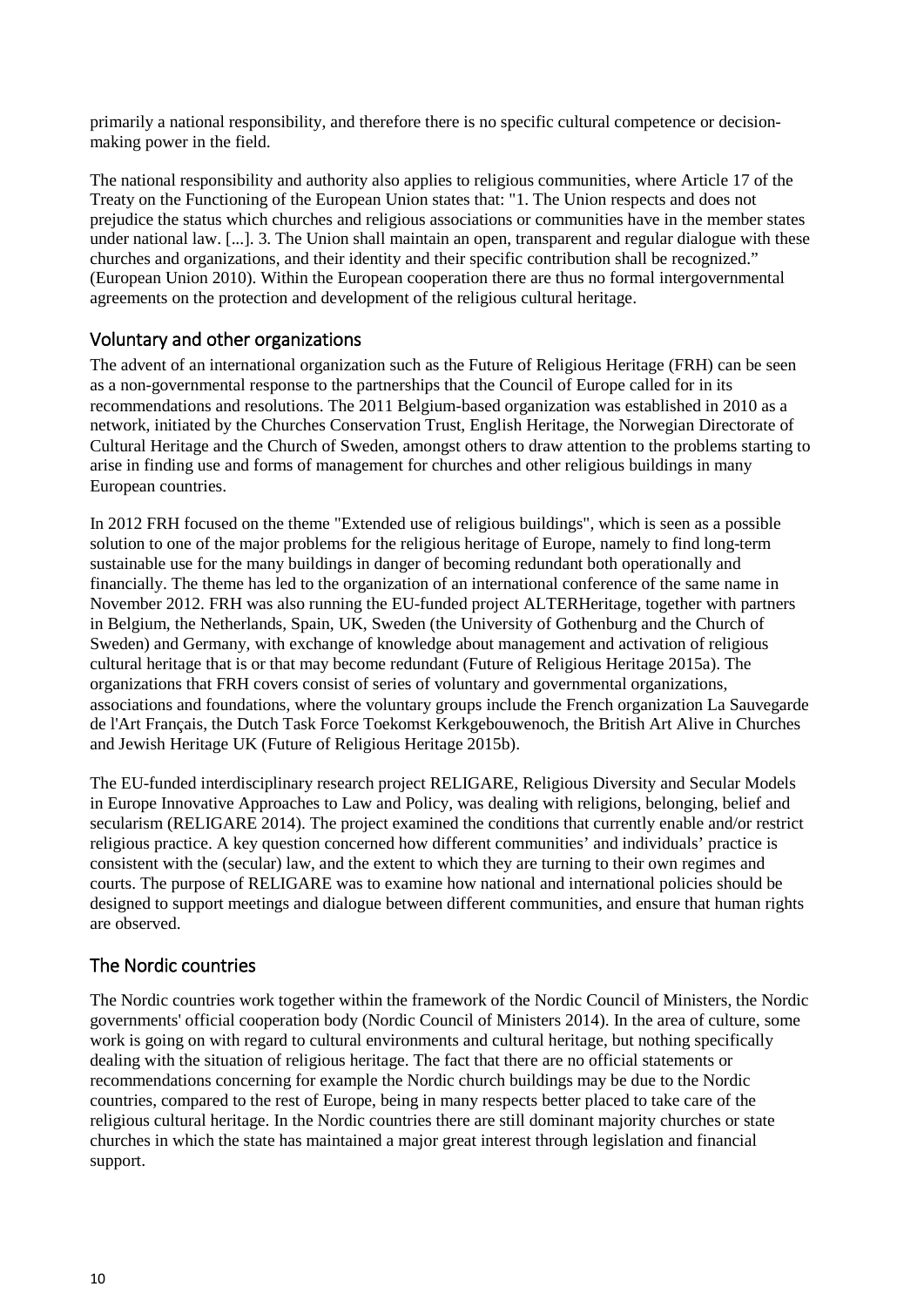primarily a national responsibility, and therefore there is no specific cultural competence or decision-making power in the field.

The national responsibility and authority also applies to religious communities, where Article 17 of the Treaty on the Functioning of the European Union states that: "1. The Union respects and does not prejudice the status which churches and religious associations or communities have in the member states under national law. [...]. 3. The Union shall maintain an open, transparent and regular dialogue with these churches and organizations, and their identity and their specific contribution shall be recognized." (European Union 2010). Within the European cooperation there are thus no formal intergovernmental agreements on the protection and development of the religious cultural heritage.

## Voluntary and other organizations

The advent of an international organization such as the Future of Religious Heritage (FRH) can be seen as a non-governmental response to the partnerships that the Council of Europe called for in its recommendations and resolutions. The 2011 Belgium-based organization was established in 2010 as a network, initiated by the Churches Conservation Trust, English Heritage, the Norwegian Directorate of Cultural Heritage and the Church of Sweden, amongst others to draw attention to the problems starting to arise in finding use and forms of management for churches and other religious buildings in many European countries.

In 2012 FRH focused on the theme "Extended use of religious buildings", which is seen as a possible solution to one of the major problems for the religious heritage of Europe, namely to find long-term sustainable use for the many buildings in danger of becoming redundant both operationally and financially. The theme has led to the organization of an international conference of the same name in November 2012. FRH was also running the EU-funded project ALTERHeritage, together with partners in Belgium, the Netherlands, Spain, UK, Sweden (the University of Gothenburg and the Church of Sweden) and Germany, with exchange of knowledge about management and activation of religious cultural heritage that is or that may become redundant (Future of Religious Heritage 2015a). The organizations that FRH covers consist of series of voluntary and governmental organizations, associations and foundations, where the voluntary groups include the French organization La Sauvegarde de l'Art Français, the Dutch Task Force Toekomst Kerkgebouwenoch, the British Art Alive in Churches and Jewish Heritage UK (Future of Religious Heritage 2015b).

The EU-funded interdisciplinary research project RELIGARE, Religious Diversity and Secular Models in Europe Innovative Approaches to Law and Policy, was dealing with religions, belonging, belief and secularism (RELIGARE 2014). The project examined the conditions that currently enable and/or restrict religious practice. A key question concerned how different communities' and individuals' practice is consistent with the (secular) law, and the extent to which they are turning to their own regimes and courts. The purpose of RELIGARE was to examine how national and international policies should be designed to support meetings and dialogue between different communities, and ensure that human rights are observed.

## The Nordic countries

The Nordic countries work together within the framework of the Nordic Council of Ministers, the Nordic governments' official cooperation body (Nordic Council of Ministers 2014). In the area of culture, some work is going on with regard to cultural environments and cultural heritage, but nothing specifically dealing with the situation of religious heritage. The fact that there are no official statements or recommendations concerning for example the Nordic church buildings may be due to the Nordic countries, compared to the rest of Europe, being in many respects better placed to take care of the religious cultural heritage. In the Nordic countries there are still dominant majority churches or state churches in which the state has maintained a major great interest through legislation and financial support.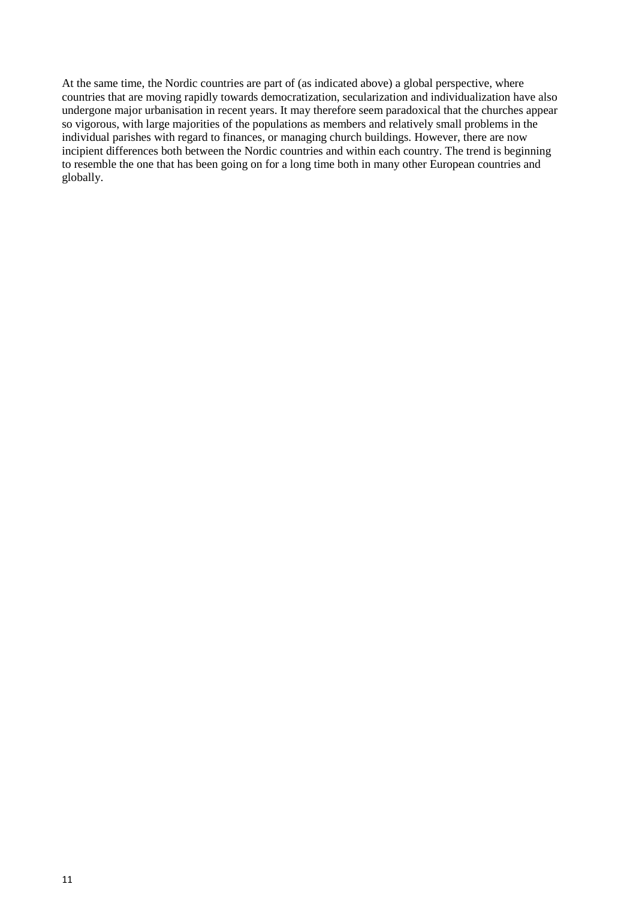At the same time, the Nordic countries are part of (as indicated above) a global perspective, where countries that are moving rapidly towards democratization, secularization and individualization have also undergone major urbanisation in recent years. It may therefore seem paradoxical that the churches appear so vigorous, with large majorities of the populations as members and relatively small problems in the individual parishes with regard to finances, or managing church buildings. However, there are now incipient differences both between the Nordic countries and within each country. The trend is beginning to resemble the one that has been going on for a long time both in many other European countries and globally.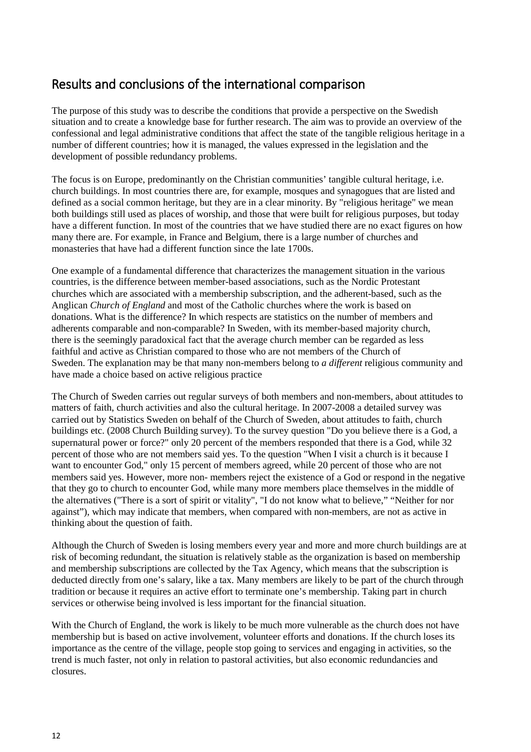## Results and conclusions of the international comparison

The purpose of this study was to describe the conditions that provide a perspective on the Swedish situation and to create a knowledge base for further research. The aim was to provide an overview of the confessional and legal administrative conditions that affect the state of the tangible religious heritage in a number of different countries; how it is managed, the values expressed in the legislation and the development of possible redundancy problems.

The focus is on Europe, predominantly on the Christian communities' tangible cultural heritage, i.e. church buildings. In most countries there are, for example, mosques and synagogues that are listed and defined as a social common heritage, but they are in a clear minority. By "religious heritage" we mean both buildings still used as places of worship, and those that were built for religious purposes, but today have a different function. In most of the countries that we have studied there are no exact figures on how many there are. For example, in France and Belgium, there is a large number of churches and monasteries that have had a different function since the late 1700s.

One example of a fundamental difference that characterizes the management situation in the various countries, is the difference between member-based associations, such as the Nordic Protestant churches which are associated with a membership subscription, and the adherent-based, such as the Anglican *Church of England* and most of the Catholic churches where the work is based on donations. What is the difference? In which respects are statistics on the number of members and adherents comparable and non-comparable? In Sweden, with its member-based majority church, there is the seemingly paradoxical fact that the average church member can be regarded as less faithful and active as Christian compared to those who are not members of the Church of Sweden. The explanation may be that many non-members belong to *a different* religious community and have made a choice based on active religious practice

The Church of Sweden carries out regular surveys of both members and non-members, about attitudes to matters of faith, church activities and also the cultural heritage. In 2007-2008 a detailed survey was carried out by Statistics Sweden on behalf of the Church of Sweden, about attitudes to faith, church buildings etc. (2008 Church Building survey). To the survey question "Do you believe there is a God, a supernatural power or force?" only 20 percent of the members responded that there is a God, while 32 percent of those who are not members said yes. To the question "When I visit a church is it because I want to encounter God," only 15 percent of members agreed, while 20 percent of those who are not members said yes. However, more non- members reject the existence of a God or respond in the negative that they go to church to encounter God, while many more members place themselves in the middle of the alternatives ("There is a sort of spirit or vitality", "I do not know what to believe," "Neither for nor against"), which may indicate that members, when compared with non-members, are not as active in thinking about the question of faith.

Although the Church of Sweden is losing members every year and more and more church buildings are at risk of becoming redundant, the situation is relatively stable as the organization is based on membership and membership subscriptions are collected by the Tax Agency, which means that the subscription is deducted directly from one's salary, like a tax. Many members are likely to be part of the church through tradition or because it requires an active effort to terminate one's membership. Taking part in church services or otherwise being involved is less important for the financial situation.

With the Church of England, the work is likely to be much more vulnerable as the church does not have membership but is based on active involvement, volunteer efforts and donations. If the church loses its importance as the centre of the village, people stop going to services and engaging in activities, so the trend is much faster, not only in relation to pastoral activities, but also economic redundancies and closures.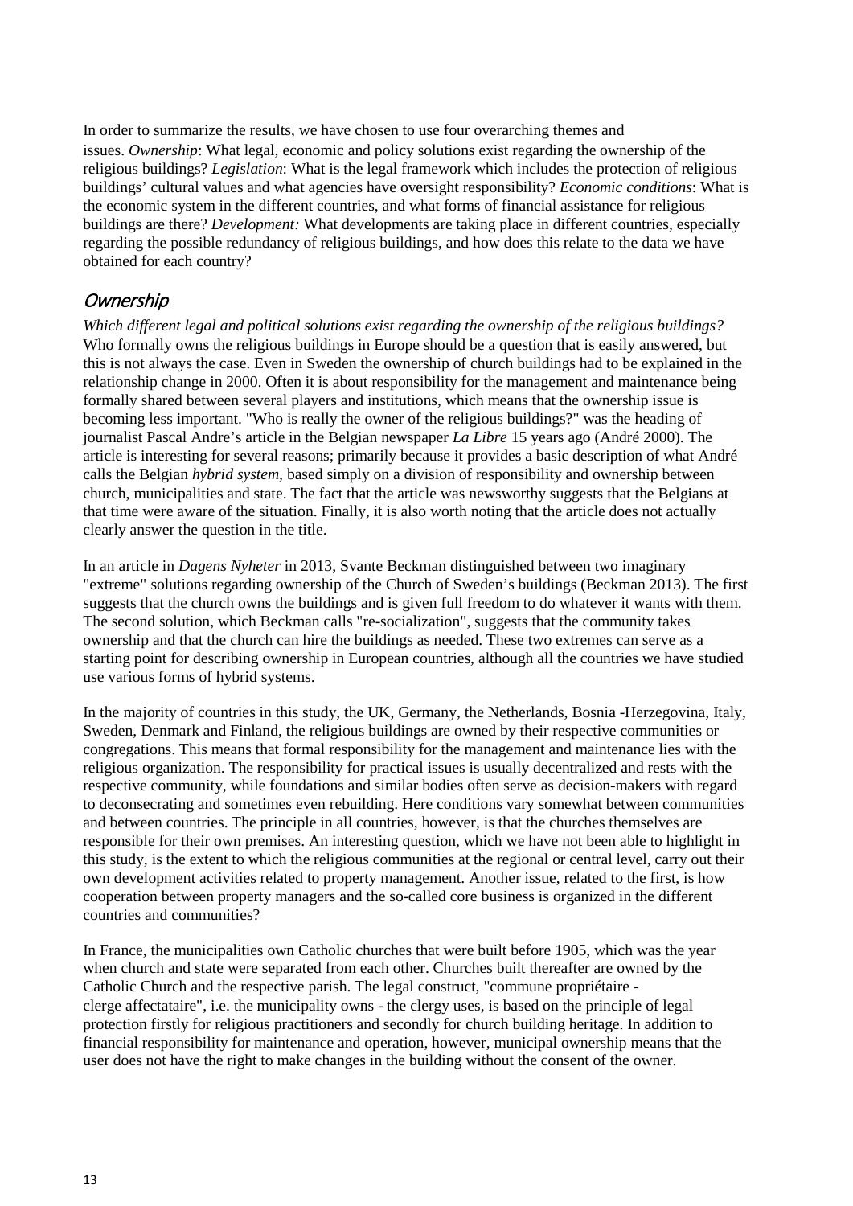In order to summarize the results, we have chosen to use four overarching themes and issues. *Ownership*: What legal, economic and policy solutions exist regarding the ownership of the religious buildings? *Legislation*: What is the legal framework which includes the protection of religious buildings' cultural values and what agencies have oversight responsibility? *Economic conditions*: What is the economic system in the different countries, and what forms of financial assistance for religious buildings are there? *Development:* What developments are taking place in different countries, especially regarding the possible redundancy of religious buildings, and how does this relate to the data we have obtained for each country?

## *Ownership*

*Which different legal and political solutions exist regarding the ownership of the religious buildings?* Who formally owns the religious buildings in Europe should be a question that is easily answered, but this is not always the case. Even in Sweden the ownership of church buildings had to be explained in the relationship change in 2000. Often it is about responsibility for the management and maintenance being formally shared between several players and institutions, which means that the ownership issue is becoming less important. "Who is really the owner of the religious buildings?" was the heading of journalist Pascal Andre's article in the Belgian newspaper *La Libre* 15 years ago (André 2000). The article is interesting for several reasons; primarily because it provides a basic description of what André calls the Belgian *hybrid system*, based simply on a division of responsibility and ownership between church, municipalities and state. The fact that the article was newsworthy suggests that the Belgians at that time were aware of the situation. Finally, it is also worth noting that the article does not actually clearly answer the question in the title.

In an article in *Dagens Nyheter* in 2013, Svante Beckman distinguished between two imaginary "extreme" solutions regarding ownership of the Church of Sweden's buildings (Beckman 2013). The first suggests that the church owns the buildings and is given full freedom to do whatever it wants with them. The second solution, which Beckman calls "re-socialization", suggests that the community takes ownership and that the church can hire the buildings as needed. These two extremes can serve as a starting point for describing ownership in European countries, although all the countries we have studied use various forms of hybrid systems.

In the majority of countries in this study, the UK, Germany, the Netherlands, Bosnia -Herzegovina, Italy, Sweden, Denmark and Finland, the religious buildings are owned by their respective communities or congregations. This means that formal responsibility for the management and maintenance lies with the religious organization. The responsibility for practical issues is usually decentralized and rests with the respective community, while foundations and similar bodies often serve as decision-makers with regard to deconsecrating and sometimes even rebuilding. Here conditions vary somewhat between communities and between countries. The principle in all countries, however, is that the churches themselves are responsible for their own premises. An interesting question, which we have not been able to highlight in this study, is the extent to which the religious communities at the regional or central level, carry out their own development activities related to property management. Another issue, related to the first, is how cooperation between property managers and the so-called core business is organized in the different countries and communities?

In France, the municipalities own Catholic churches that were built before 1905, which was the year when church and state were separated from each other. Churches built thereafter are owned by the Catholic Church and the respective parish. The legal construct, "commune propriétaire - clerge affectataire", i.e. the municipality owns - the clergy uses, is based on the principle of legal protection firstly for religious practitioners and secondly for church building heritage. In addition to financial responsibility for maintenance and operation, however, municipal ownership means that the user does not have the right to make changes in the building without the consent of the owner.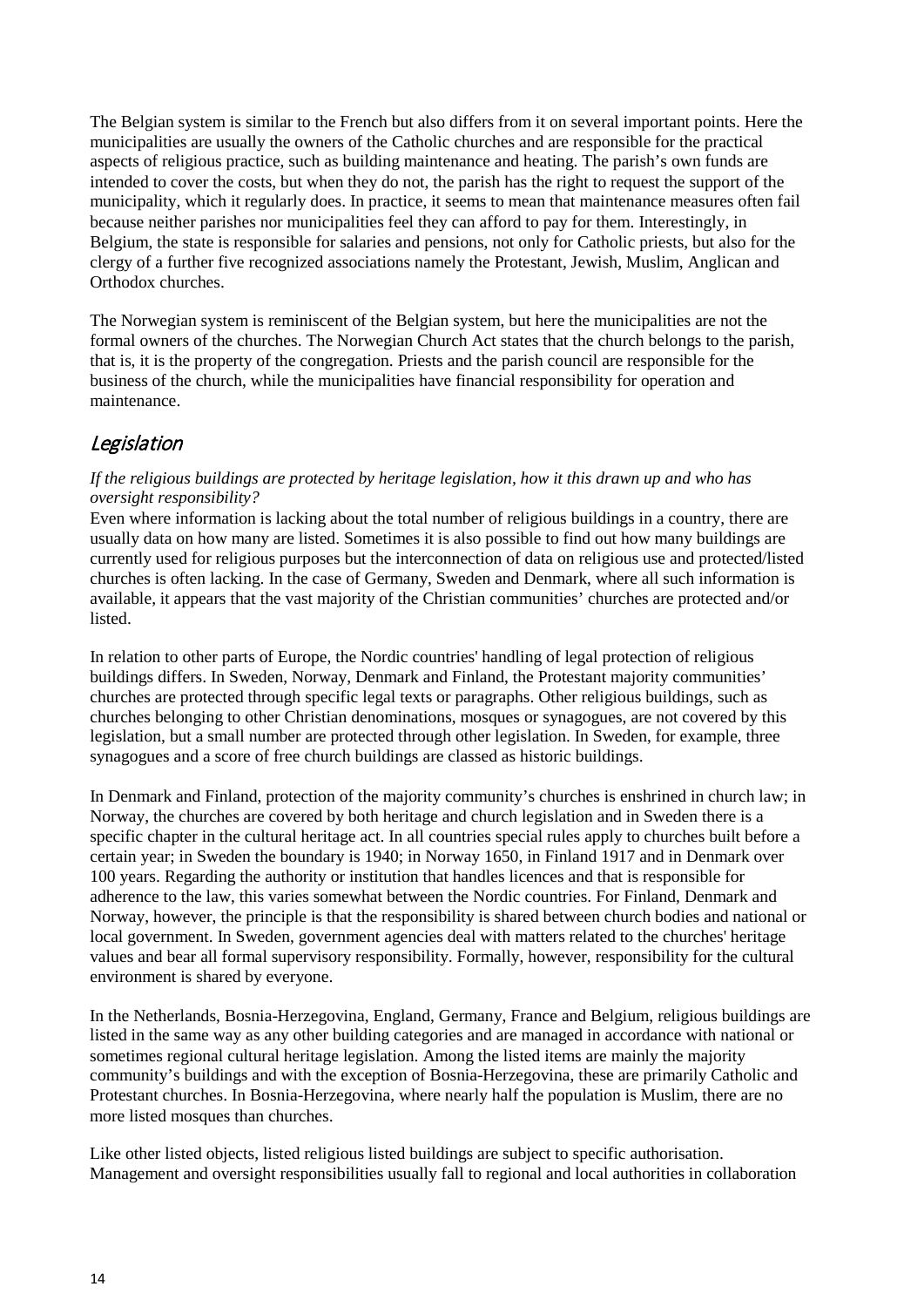The Belgian system is similar to the French but also differs from it on several important points. Here the municipalities are usually the owners of the Catholic churches and are responsible for the practical aspects of religious practice, such as building maintenance and heating. The parish's own funds are intended to cover the costs, but when they do not, the parish has the right to request the support of the municipality, which it regularly does. In practice, it seems to mean that maintenance measures often fail because neither parishes nor municipalities feel they can afford to pay for them. Interestingly, in Belgium, the state is responsible for salaries and pensions, not only for Catholic priests, but also for the clergy of a further five recognized associations namely the Protestant, Jewish, Muslim, Anglican and Orthodox churches.

The Norwegian system is reminiscent of the Belgian system, but here the municipalities are not the formal owners of the churches. The Norwegian Church Act states that the church belongs to the parish, that is, it is the property of the congregation. Priests and the parish council are responsible for the business of the church, while the municipalities have financial responsibility for operation and maintenance.

## Legislation

*If the religious buildings are protected by heritage legislation, how it this drawn up and who has oversight responsibility?*

Even where information is lacking about the total number of religious buildings in a country, there are usually data on how many are listed. Sometimes it is also possible to find out how many buildings are currently used for religious purposes but the interconnection of data on religious use and protected/listed churches is often lacking. In the case of Germany, Sweden and Denmark, where all such information is available, it appears that the vast majority of the Christian communities' churches are protected and/or listed.

In relation to other parts of Europe, the Nordic countries' handling of legal protection of religious buildings differs. In Sweden, Norway, Denmark and Finland, the Protestant majority communities' churches are protected through specific legal texts or paragraphs. Other religious buildings, such as churches belonging to other Christian denominations, mosques or synagogues, are not covered by this legislation, but a small number are protected through other legislation. In Sweden, for example, three synagogues and a score of free church buildings are classed as historic buildings.

In Denmark and Finland, protection of the majority community's churches is enshrined in church law; in Norway, the churches are covered by both heritage and church legislation and in Sweden there is a specific chapter in the cultural heritage act. In all countries special rules apply to churches built before a certain year; in Sweden the boundary is 1940; in Norway 1650, in Finland 1917 and in Denmark over 100 years. Regarding the authority or institution that handles licences and that is responsible for adherence to the law, this varies somewhat between the Nordic countries. For Finland, Denmark and Norway, however, the principle is that the responsibility is shared between church bodies and national or local government. In Sweden, government agencies deal with matters related to the churches' heritage values and bear all formal supervisory responsibility. Formally, however, responsibility for the cultural environment is shared by everyone.

In the Netherlands, Bosnia-Herzegovina, England, Germany, France and Belgium, religious buildings are listed in the same way as any other building categories and are managed in accordance with national or sometimes regional cultural heritage legislation. Among the listed items are mainly the majority community's buildings and with the exception of Bosnia-Herzegovina, these are primarily Catholic and Protestant churches. In Bosnia-Herzegovina, where nearly half the population is Muslim, there are no more listed mosques than churches.

Like other listed objects, listed religious listed buildings are subject to specific authorisation. Management and oversight responsibilities usually fall to regional and local authorities in collaboration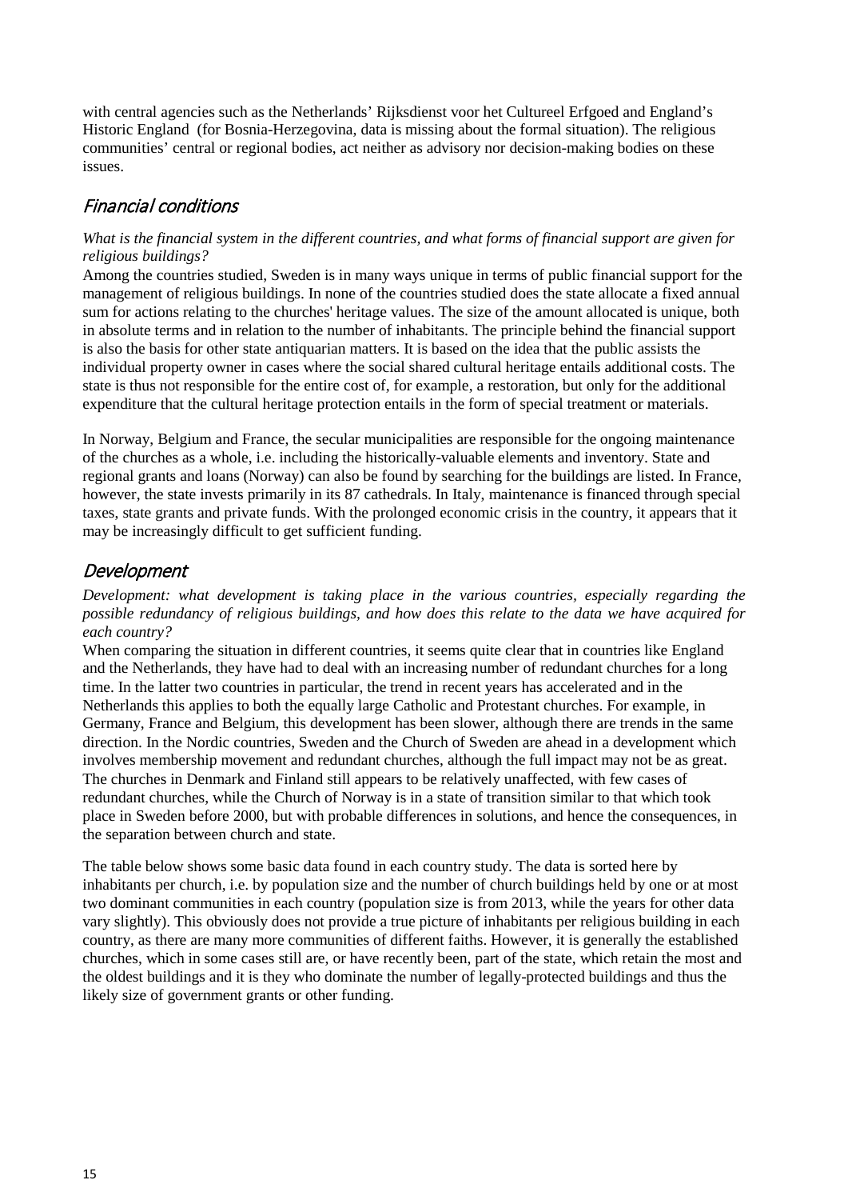with central agencies such as the Netherlands' Rijksdienst voor het Cultureel Erfgoed and England's Historic England (for Bosnia-Herzegovina, data is missing about the formal situation). The religious communities' central or regional bodies, act neither as advisory nor decision-making bodies on these issues.

## Financial conditions

*What is the financial system in the different countries, and what forms of financial support are given for religious buildings?*

Among the countries studied, Sweden is in many ways unique in terms of public financial support for the management of religious buildings. In none of the countries studied does the state allocate a fixed annual sum for actions relating to the churches' heritage values. The size of the amount allocated is unique, both in absolute terms and in relation to the number of inhabitants. The principle behind the financial support is also the basis for other state antiquarian matters. It is based on the idea that the public assists the individual property owner in cases where the social shared cultural heritage entails additional costs. The state is thus not responsible for the entire cost of, for example, a restoration, but only for the additional expenditure that the cultural heritage protection entails in the form of special treatment or materials.

In Norway, Belgium and France, the secular municipalities are responsible for the ongoing maintenance of the churches as a whole, i.e. including the historically-valuable elements and inventory. State and regional grants and loans (Norway) can also be found by searching for the buildings are listed. In France, however, the state invests primarily in its 87 cathedrals. In Italy, maintenance is financed through special taxes, state grants and private funds. With the prolonged economic crisis in the country, it appears that it may be increasingly difficult to get sufficient funding.

## Development

*Development: what development is taking place in the various countries, especially regarding the possible redundancy of religious buildings, and how does this relate to the data we have acquired for each country?*

When comparing the situation in different countries, it seems quite clear that in countries like England and the Netherlands, they have had to deal with an increasing number of redundant churches for a long time. In the latter two countries in particular, the trend in recent years has accelerated and in the Netherlands this applies to both the equally large Catholic and Protestant churches. For example, in Germany, France and Belgium, this development has been slower, although there are trends in the same direction. In the Nordic countries, Sweden and the Church of Sweden are ahead in a development which involves membership movement and redundant churches, although the full impact may not be as great. The churches in Denmark and Finland still appears to be relatively unaffected, with few cases of redundant churches, while the Church of Norway is in a state of transition similar to that which took place in Sweden before 2000, but with probable differences in solutions, and hence the consequences, in the separation between church and state.

The table below shows some basic data found in each country study. The data is sorted here by inhabitants per church, i.e. by population size and the number of church buildings held by one or at most two dominant communities in each country (population size is from 2013, while the years for other data vary slightly). This obviously does not provide a true picture of inhabitants per religious building in each country, as there are many more communities of different faiths. However, it is generally the established churches, which in some cases still are, or have recently been, part of the state, which retain the most and the oldest buildings and it is they who dominate the number of legally-protected buildings and thus the likely size of government grants or other funding.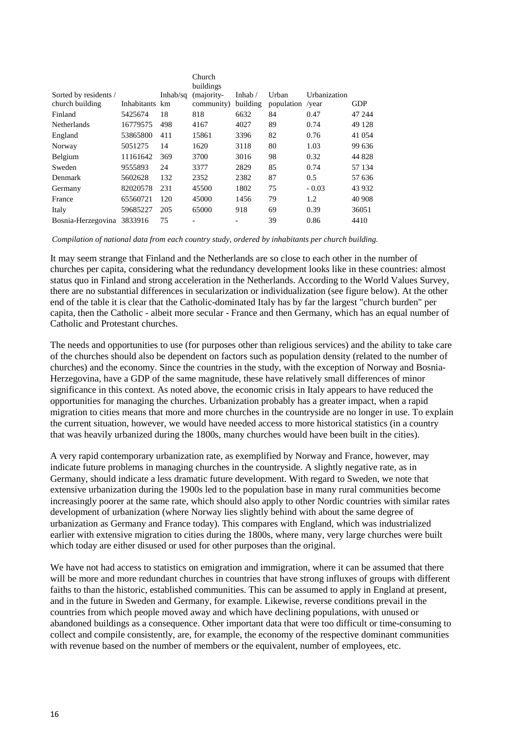| Sorted by residents / church building | Inhabitants | Inhab/sq km | Church buildings (majority-community) | Inhab / building | Urban population | Urbanization /year | GDP |
|---|---|---|---|---|---|---|---|
| Finland | 5425674 | 18 | 818 | 6632 | 84 | 0.47 | 47 244 |
| Netherlands | 16779575 | 498 | 4167 | 4027 | 89 | 0.74 | 49 128 |
| England | 53865800 | 411 | 15861 | 3396 | 82 | 0.76 | 41 054 |
| Norway | 5051275 | 14 | 1620 | 3118 | 80 | 1.03 | 99 636 |
| Belgium | 11161642 | 369 | 3700 | 3016 | 98 | 0.32 | 44 828 |
| Sweden | 9555893 | 24 | 3377 | 2829 | 85 | 0.74 | 57 134 |
| Denmark | 5602628 | 132 | 2352 | 2382 | 87 | 0.5 | 57 636 |
| Germany | 82020578 | 231 | 45500 | 1802 | 75 | - 0.03 | 43 932 |
| France | 65560721 | 120 | 45000 | 1456 | 79 | 1.2 | 40 908 |
| Italy | 59685227 | 205 | 65000 | 918 | 69 | 0.39 | 36051 |
| Bosnia-Herzegovina | 3833916 | 75 | - | - | 39 | 0.86 | 4410 |

*Compilation of national data from each country study, ordered by inhabitants per church building.*

It may seem strange that Finland and the Netherlands are so close to each other in the number of churches per capita, considering what the redundancy development looks like in these countries: almost status quo in Finland and strong acceleration in the Netherlands. According to the World Values Survey, there are no substantial differences in secularization or individualization (see figure below). At the other end of the table it is clear that the Catholic-dominated Italy has by far the largest "church burden" per capita, then the Catholic - albeit more secular - France and then Germany, which has an equal number of Catholic and Protestant churches.

The needs and opportunities to use (for purposes other than religious services) and the ability to take care of the churches should also be dependent on factors such as population density (related to the number of churches) and the economy. Since the countries in the study, with the exception of Norway and Bosnia-Herzegovina, have a GDP of the same magnitude, these have relatively small differences of minor significance in this context. As noted above, the economic crisis in Italy appears to have reduced the opportunities for managing the churches. Urbanization probably has a greater impact, when a rapid migration to cities means that more and more churches in the countryside are no longer in use. To explain the current situation, however, we would have needed access to more historical statistics (in a country that was heavily urbanized during the 1800s, many churches would have been built in the cities).

A very rapid contemporary urbanization rate, as exemplified by Norway and France, however, may indicate future problems in managing churches in the countryside. A slightly negative rate, as in Germany, should indicate a less dramatic future development. With regard to Sweden, we note that extensive urbanization during the 1900s led to the population base in many rural communities become increasingly poorer at the same rate, which should also apply to other Nordic countries with similar rates development of urbanization (where Norway lies slightly behind with about the same degree of urbanization as Germany and France today). This compares with England, which was industrialized earlier with extensive migration to cities during the 1800s, where many, very large churches were built which today are either disused or used for other purposes than the original.

We have not had access to statistics on emigration and immigration, where it can be assumed that there will be more and more redundant churches in countries that have strong influxes of groups with different faiths to than the historic, established communities. This can be assumed to apply in England at present, and in the future in Sweden and Germany, for example. Likewise, reverse conditions prevail in the countries from which people moved away and which have declining populations, with unused or abandoned buildings as a consequence. Other important data that were too difficult or time-consuming to collect and compile consistently, are, for example, the economy of the respective dominant communities with revenue based on the number of members or the equivalent, number of employees, etc.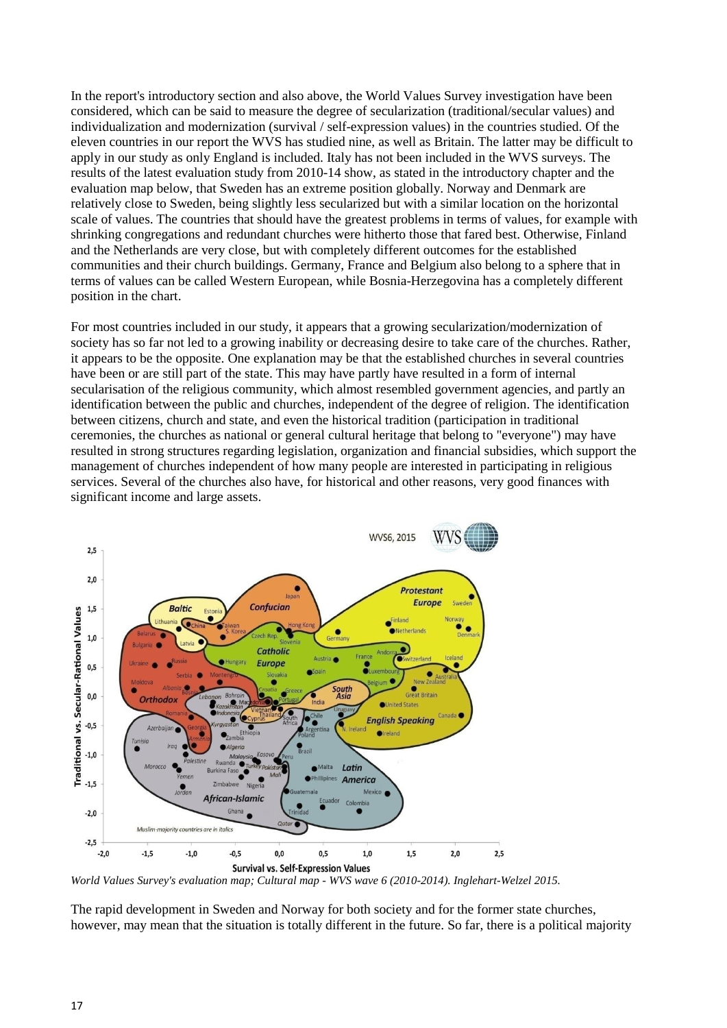In the report's introductory section and also above, the World Values Survey investigation have been considered, which can be said to measure the degree of secularization (traditional/secular values) and individualization and modernization (survival / self-expression values) in the countries studied. Of the eleven countries in our report the WVS has studied nine, as well as Britain. The latter may be difficult to apply in our study as only England is included. Italy has not been included in the WVS surveys. The results of the latest evaluation study from 2010-14 show, as stated in the introductory chapter and the evaluation map below, that Sweden has an extreme position globally. Norway and Denmark are relatively close to Sweden, being slightly less secularized but with a similar location on the horizontal scale of values. The countries that should have the greatest problems in terms of values, for example with shrinking congregations and redundant churches were hitherto those that fared best. Otherwise, Finland and the Netherlands are very close, but with completely different outcomes for the established communities and their church buildings. Germany, France and Belgium also belong to a sphere that in terms of values can be called Western European, while Bosnia-Herzegovina has a completely different position in the chart.

For most countries included in our study, it appears that a growing secularization/modernization of society has so far not led to a growing inability or decreasing desire to take care of the churches. Rather, it appears to be the opposite. One explanation may be that the established churches in several countries have been or are still part of the state. This may have partly have resulted in a form of internal secularisation of the religious community, which almost resembled government agencies, and partly an identification between the public and churches, independent of the degree of religion. The identification between citizens, church and state, and even the historical tradition (participation in traditional ceremonies, the churches as national or general cultural heritage that belong to "everyone") may have resulted in strong structures regarding legislation, organization and financial subsidies, which support the management of churches independent of how many people are interested in participating in religious services. Several of the churches also have, for historical and other reasons, very good finances with significant income and large assets.

*World Values Survey's evaluation map; Cultural map - WVS wave 6 (2010-2014). Inglehart-Welzel 2015.*

The rapid development in Sweden and Norway for both society and for the former state churches, however, may mean that the situation is totally different in the future. So far, there is a political majority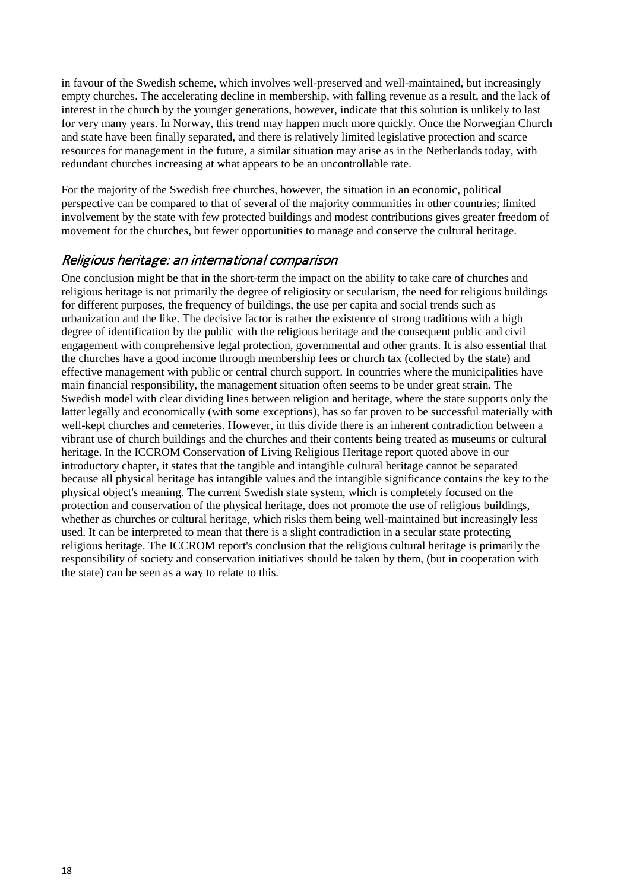in favour of the Swedish scheme, which involves well-preserved and well-maintained, but increasingly empty churches. The accelerating decline in membership, with falling revenue as a result, and the lack of interest in the church by the younger generations, however, indicate that this solution is unlikely to last for very many years. In Norway, this trend may happen much more quickly. Once the Norwegian Church and state have been finally separated, and there is relatively limited legislative protection and scarce resources for management in the future, a similar situation may arise as in the Netherlands today, with redundant churches increasing at what appears to be an uncontrollable rate.

For the majority of the Swedish free churches, however, the situation in an economic, political perspective can be compared to that of several of the majority communities in other countries; limited involvement by the state with few protected buildings and modest contributions gives greater freedom of movement for the churches, but fewer opportunities to manage and conserve the cultural heritage.

## *Religious heritage: an international comparison*

One conclusion might be that in the short-term the impact on the ability to take care of churches and religious heritage is not primarily the degree of religiosity or secularism, the need for religious buildings for different purposes, the frequency of buildings, the use per capita and social trends such as urbanization and the like. The decisive factor is rather the existence of strong traditions with a high degree of identification by the public with the religious heritage and the consequent public and civil engagement with comprehensive legal protection, governmental and other grants. It is also essential that the churches have a good income through membership fees or church tax (collected by the state) and effective management with public or central church support. In countries where the municipalities have main financial responsibility, the management situation often seems to be under great strain. The Swedish model with clear dividing lines between religion and heritage, where the state supports only the latter legally and economically (with some exceptions), has so far proven to be successful materially with well-kept churches and cemeteries. However, in this divide there is an inherent contradiction between a vibrant use of church buildings and the churches and their contents being treated as museums or cultural heritage. In the ICCROM Conservation of Living Religious Heritage report quoted above in our introductory chapter, it states that the tangible and intangible cultural heritage cannot be separated because all physical heritage has intangible values and the intangible significance contains the key to the physical object's meaning. The current Swedish state system, which is completely focused on the protection and conservation of the physical heritage, does not promote the use of religious buildings, whether as churches or cultural heritage, which risks them being well-maintained but increasingly less used. It can be interpreted to mean that there is a slight contradiction in a secular state protecting religious heritage. The ICCROM report's conclusion that the religious cultural heritage is primarily the responsibility of society and conservation initiatives should be taken by them, (but in cooperation with the state) can be seen as a way to relate to this.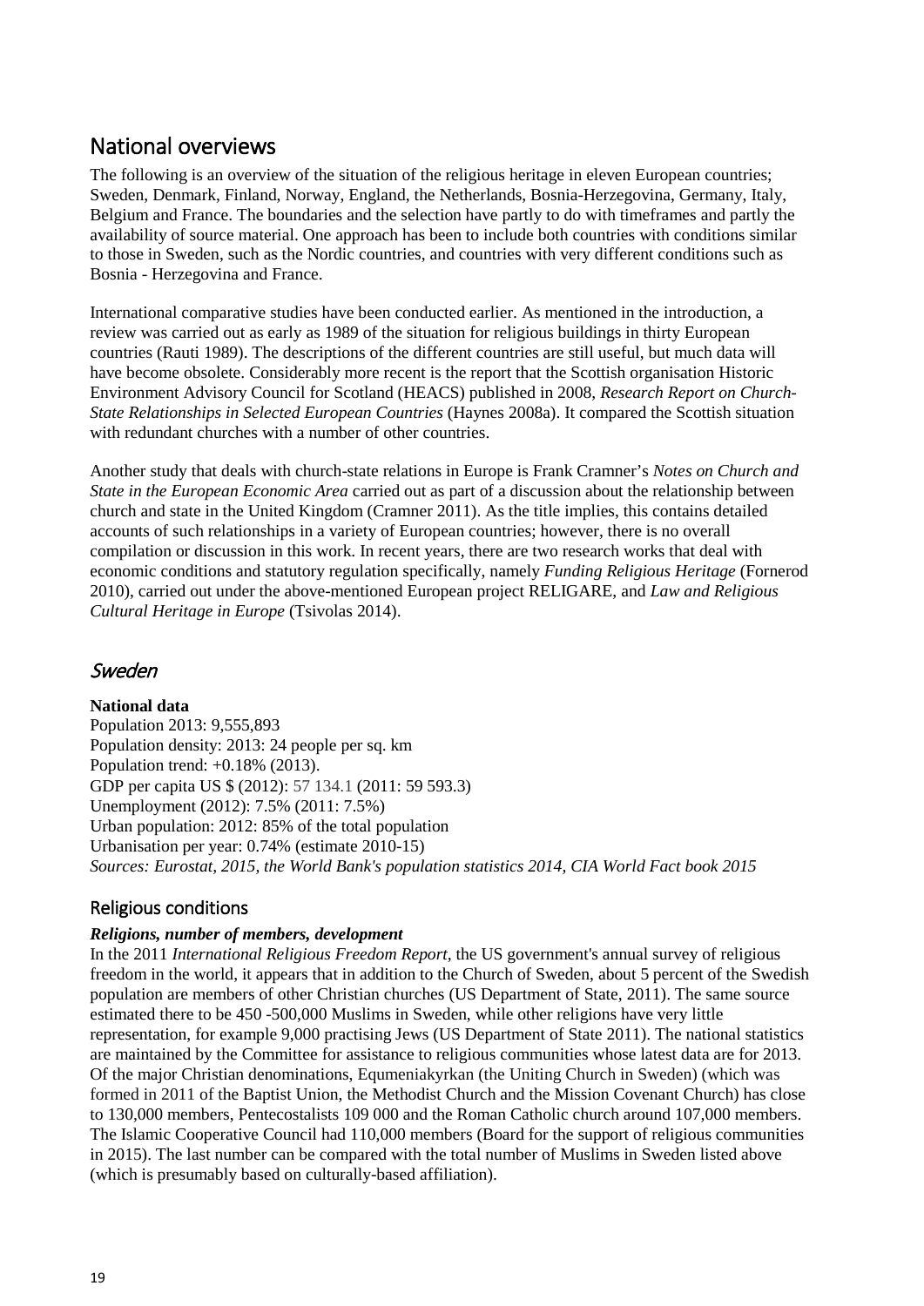## National overviews

The following is an overview of the situation of the religious heritage in eleven European countries; Sweden, Denmark, Finland, Norway, England, the Netherlands, Bosnia-Herzegovina, Germany, Italy, Belgium and France. The boundaries and the selection have partly to do with timeframes and partly the availability of source material. One approach has been to include both countries with conditions similar to those in Sweden, such as the Nordic countries, and countries with very different conditions such as Bosnia - Herzegovina and France.

International comparative studies have been conducted earlier. As mentioned in the introduction, a review was carried out as early as 1989 of the situation for religious buildings in thirty European countries (Rauti 1989). The descriptions of the different countries are still useful, but much data will have become obsolete. Considerably more recent is the report that the Scottish organisation Historic Environment Advisory Council for Scotland (HEACS) published in 2008, *Research Report on Church-State Relationships in Selected European Countries* (Haynes 2008a). It compared the Scottish situation with redundant churches with a number of other countries.

Another study that deals with church-state relations in Europe is Frank Cramner's *Notes on Church and State in the European Economic Area* carried out as part of a discussion about the relationship between church and state in the United Kingdom (Cramner 2011). As the title implies, this contains detailed accounts of such relationships in a variety of European countries; however, there is no overall compilation or discussion in this work. In recent years, there are two research works that deal with economic conditions and statutory regulation specifically, namely *Funding Religious Heritage* (Fornerod 2010), carried out under the above-mentioned European project RELIGARE, and *Law and Religious Cultural Heritage in Europe* (Tsivolas 2014).

### *Sweden*

**National data**
Population 2013: 9,555,893
Population density: 2013: 24 people per sq. km
Population trend: +0.18% (2013).
GDP per capita US $ (2012): 57 134.1 (2011: 59 593.3)
Unemployment (2012): 7.5% (2011: 7.5%)
Urban population: 2012: 85% of the total population
Urbanisation per year: 0.74% (estimate 2010-15)
*Sources: Eurostat, 2015, the World Bank's population statistics 2014, CIA World Fact book 2015*

#### Religious conditions

***Religions, number of members, development***

In the 2011 *International Religious Freedom Report*, the US government's annual survey of religious freedom in the world, it appears that in addition to the Church of Sweden, about 5 percent of the Swedish population are members of other Christian churches (US Department of State, 2011). The same source estimated there to be 450 -500,000 Muslims in Sweden, while other religions have very little representation, for example 9,000 practising Jews (US Department of State 2011). The national statistics are maintained by the Committee for assistance to religious communities whose latest data are for 2013. Of the major Christian denominations, Equmeniakyrkan (the Uniting Church in Sweden) (which was formed in 2011 of the Baptist Union, the Methodist Church and the Mission Covenant Church) has close to 130,000 members, Pentecostalists 109 000 and the Roman Catholic church around 107,000 members. The Islamic Cooperative Council had 110,000 members (Board for the support of religious communities in 2015). The last number can be compared with the total number of Muslims in Sweden listed above (which is presumably based on culturally-based affiliation).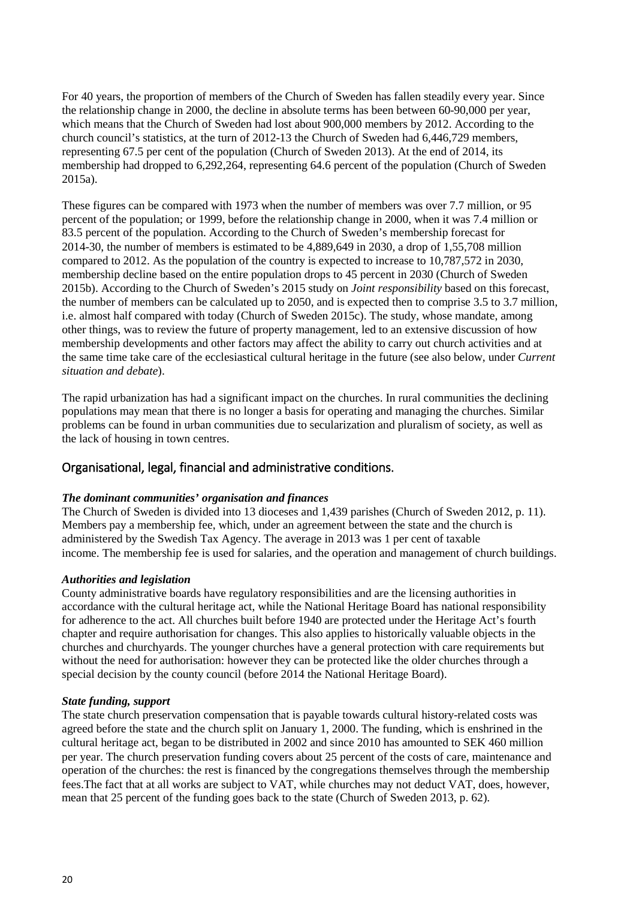For 40 years, the proportion of members of the Church of Sweden has fallen steadily every year. Since the relationship change in 2000, the decline in absolute terms has been between 60-90,000 per year, which means that the Church of Sweden had lost about 900,000 members by 2012. According to the church council's statistics, at the turn of 2012-13 the Church of Sweden had 6,446,729 members, representing 67.5 per cent of the population (Church of Sweden 2013). At the end of 2014, its membership had dropped to 6,292,264, representing 64.6 percent of the population (Church of Sweden 2015a).

These figures can be compared with 1973 when the number of members was over 7.7 million, or 95 percent of the population; or 1999, before the relationship change in 2000, when it was 7.4 million or 83.5 percent of the population. According to the Church of Sweden's membership forecast for 2014-30, the number of members is estimated to be 4,889,649 in 2030, a drop of 1,55,708 million compared to 2012. As the population of the country is expected to increase to 10,787,572 in 2030, membership decline based on the entire population drops to 45 percent in 2030 (Church of Sweden 2015b). According to the Church of Sweden's 2015 study on *Joint responsibility* based on this forecast, the number of members can be calculated up to 2050, and is expected then to comprise 3.5 to 3.7 million, i.e. almost half compared with today (Church of Sweden 2015c). The study, whose mandate, among other things, was to review the future of property management, led to an extensive discussion of how membership developments and other factors may affect the ability to carry out church activities and at the same time take care of the ecclesiastical cultural heritage in the future (see also below, under *Current situation and debate*).

The rapid urbanization has had a significant impact on the churches. In rural communities the declining populations may mean that there is no longer a basis for operating and managing the churches. Similar problems can be found in urban communities due to secularization and pluralism of society, as well as the lack of housing in town centres.

## Organisational, legal, financial and administrative conditions.

***The dominant communities' organisation and finances***

The Church of Sweden is divided into 13 dioceses and 1,439 parishes (Church of Sweden 2012, p. 11). Members pay a membership fee, which, under an agreement between the state and the church is administered by the Swedish Tax Agency. The average in 2013 was 1 per cent of taxable income. The membership fee is used for salaries, and the operation and management of church buildings.

***Authorities and legislation***

County administrative boards have regulatory responsibilities and are the licensing authorities in accordance with the cultural heritage act, while the National Heritage Board has national responsibility for adherence to the act. All churches built before 1940 are protected under the Heritage Act's fourth chapter and require authorisation for changes. This also applies to historically valuable objects in the churches and churchyards. The younger churches have a general protection with care requirements but without the need for authorisation: however they can be protected like the older churches through a special decision by the county council (before 2014 the National Heritage Board).

***State funding, support***

The state church preservation compensation that is payable towards cultural history-related costs was agreed before the state and the church split on January 1, 2000. The funding, which is enshrined in the cultural heritage act, began to be distributed in 2002 and since 2010 has amounted to SEK 460 million per year. The church preservation funding covers about 25 percent of the costs of care, maintenance and operation of the churches: the rest is financed by the congregations themselves through the membership fees.The fact that at all works are subject to VAT, while churches may not deduct VAT, does, however, mean that 25 percent of the funding goes back to the state (Church of Sweden 2013, p. 62).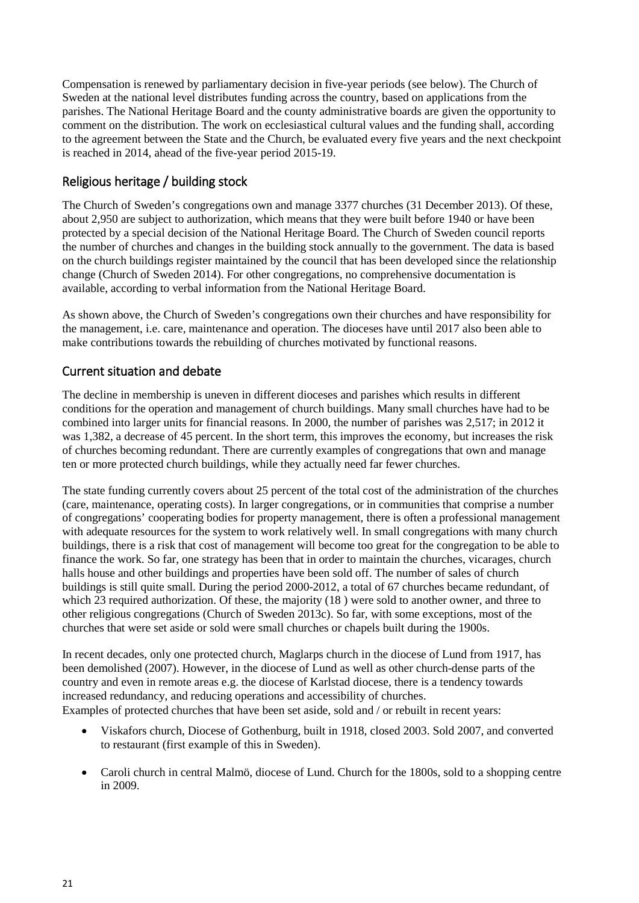Compensation is renewed by parliamentary decision in five-year periods (see below). The Church of Sweden at the national level distributes funding across the country, based on applications from the parishes. The National Heritage Board and the county administrative boards are given the opportunity to comment on the distribution. The work on ecclesiastical cultural values and the funding shall, according to the agreement between the State and the Church, be evaluated every five years and the next checkpoint is reached in 2014, ahead of the five-year period 2015-19.

## Religious heritage / building stock

The Church of Sweden's congregations own and manage 3377 churches (31 December 2013). Of these, about 2,950 are subject to authorization, which means that they were built before 1940 or have been protected by a special decision of the National Heritage Board. The Church of Sweden council reports the number of churches and changes in the building stock annually to the government. The data is based on the church buildings register maintained by the council that has been developed since the relationship change (Church of Sweden 2014). For other congregations, no comprehensive documentation is available, according to verbal information from the National Heritage Board.

As shown above, the Church of Sweden's congregations own their churches and have responsibility for the management, i.e. care, maintenance and operation. The dioceses have until 2017 also been able to make contributions towards the rebuilding of churches motivated by functional reasons.

## Current situation and debate

The decline in membership is uneven in different dioceses and parishes which results in different conditions for the operation and management of church buildings. Many small churches have had to be combined into larger units for financial reasons. In 2000, the number of parishes was 2,517; in 2012 it was 1,382, a decrease of 45 percent. In the short term, this improves the economy, but increases the risk of churches becoming redundant. There are currently examples of congregations that own and manage ten or more protected church buildings, while they actually need far fewer churches.

The state funding currently covers about 25 percent of the total cost of the administration of the churches (care, maintenance, operating costs). In larger congregations, or in communities that comprise a number of congregations' cooperating bodies for property management, there is often a professional management with adequate resources for the system to work relatively well. In small congregations with many church buildings, there is a risk that cost of management will become too great for the congregation to be able to finance the work. So far, one strategy has been that in order to maintain the churches, vicarages, church halls house and other buildings and properties have been sold off. The number of sales of church buildings is still quite small. During the period 2000-2012, a total of 67 churches became redundant, of which 23 required authorization. Of these, the majority (18 ) were sold to another owner, and three to other religious congregations (Church of Sweden 2013c). So far, with some exceptions, most of the churches that were set aside or sold were small churches or chapels built during the 1900s.

In recent decades, only one protected church, Maglarps church in the diocese of Lund from 1917, has been demolished (2007). However, in the diocese of Lund as well as other church-dense parts of the country and even in remote areas e.g. the diocese of Karlstad diocese, there is a tendency towards increased redundancy, and reducing operations and accessibility of churches.
Examples of protected churches that have been set aside, sold and / or rebuilt in recent years:

- Viskafors church, Diocese of Gothenburg, built in 1918, closed 2003. Sold 2007, and converted to restaurant (first example of this in Sweden).
- Caroli church in central Malmö, diocese of Lund. Church for the 1800s, sold to a shopping centre in 2009.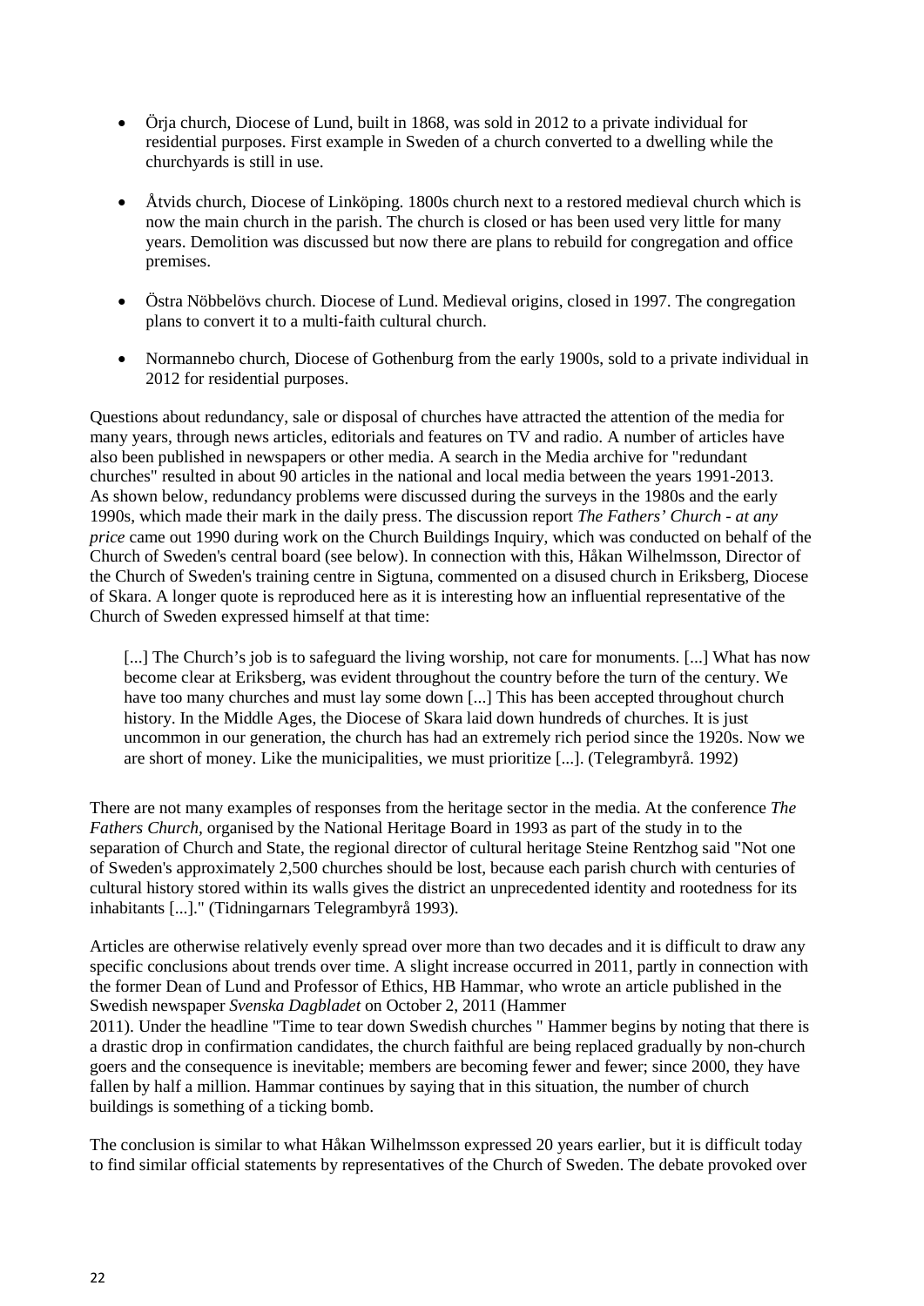- Örja church, Diocese of Lund, built in 1868, was sold in 2012 to a private individual for residential purposes. First example in Sweden of a church converted to a dwelling while the churchyards is still in use.

- Åtvids church, Diocese of Linköping. 1800s church next to a restored medieval church which is now the main church in the parish. The church is closed or has been used very little for many years. Demolition was discussed but now there are plans to rebuild for congregation and office premises.

- Östra Nöbbelövs church. Diocese of Lund. Medieval origins, closed in 1997. The congregation plans to convert it to a multi-faith cultural church.

- Normannebo church, Diocese of Gothenburg from the early 1900s, sold to a private individual in 2012 for residential purposes.

Questions about redundancy, sale or disposal of churches have attracted the attention of the media for many years, through news articles, editorials and features on TV and radio. A number of articles have also been published in newspapers or other media. A search in the Media archive for "redundant churches" resulted in about 90 articles in the national and local media between the years 1991-2013. As shown below, redundancy problems were discussed during the surveys in the 1980s and the early 1990s, which made their mark in the daily press. The discussion report *The Fathers' Church - at any price* came out 1990 during work on the Church Buildings Inquiry, which was conducted on behalf of the Church of Sweden's central board (see below). In connection with this, Håkan Wilhelmsson, Director of the Church of Sweden's training centre in Sigtuna, commented on a disused church in Eriksberg, Diocese of Skara. A longer quote is reproduced here as it is interesting how an influential representative of the Church of Sweden expressed himself at that time:

> [...] The Church's job is to safeguard the living worship, not care for monuments. [...] What has now become clear at Eriksberg, was evident throughout the country before the turn of the century. We have too many churches and must lay some down [...] This has been accepted throughout church history. In the Middle Ages, the Diocese of Skara laid down hundreds of churches. It is just uncommon in our generation, the church has had an extremely rich period since the 1920s. Now we are short of money. Like the municipalities, we must prioritize [...]. (Telegrambyrå. 1992)

There are not many examples of responses from the heritage sector in the media. At the conference *The Fathers Church*, organised by the National Heritage Board in 1993 as part of the study in to the separation of Church and State, the regional director of cultural heritage Steine Rentzhog said "Not one of Sweden's approximately 2,500 churches should be lost, because each parish church with centuries of cultural history stored within its walls gives the district an unprecedented identity and rootedness for its inhabitants [...]." (Tidningarnars Telegrambyrå 1993).

Articles are otherwise relatively evenly spread over more than two decades and it is difficult to draw any specific conclusions about trends over time. A slight increase occurred in 2011, partly in connection with the former Dean of Lund and Professor of Ethics, HB Hammar, who wrote an article published in the Swedish newspaper *Svenska Dagbladet* on October 2, 2011 (Hammer 2011). Under the headline "Time to tear down Swedish churches " Hammer begins by noting that there is a drastic drop in confirmation candidates, the church faithful are being replaced gradually by non-church goers and the consequence is inevitable; members are becoming fewer and fewer; since 2000, they have fallen by half a million. Hammar continues by saying that in this situation, the number of church buildings is something of a ticking bomb.

The conclusion is similar to what Håkan Wilhelmsson expressed 20 years earlier, but it is difficult today to find similar official statements by representatives of the Church of Sweden. The debate provoked over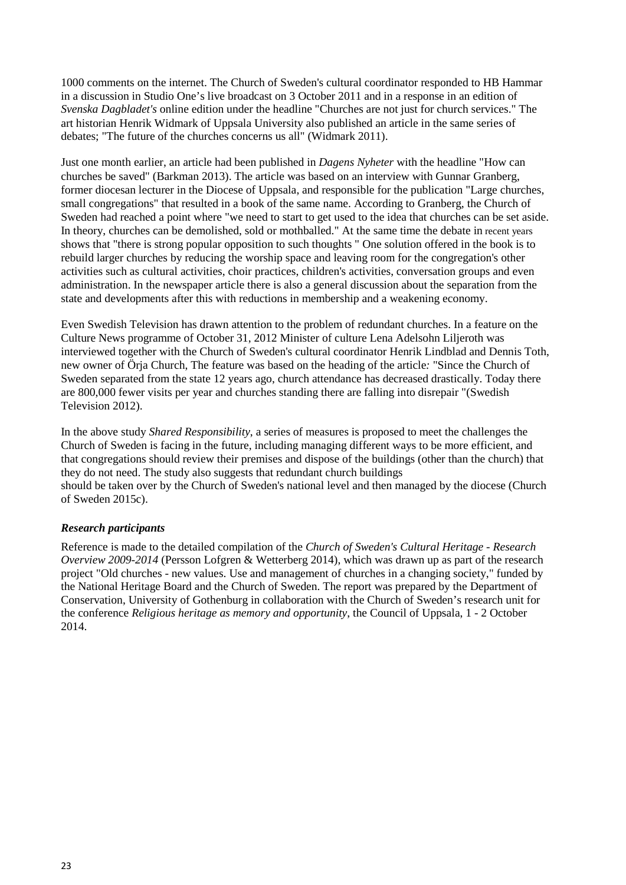1000 comments on the internet. The Church of Sweden's cultural coordinator responded to HB Hammar in a discussion in Studio One's live broadcast on 3 October 2011 and in a response in an edition of *Svenska Dagbladet's* online edition under the headline "Churches are not just for church services." The art historian Henrik Widmark of Uppsala University also published an article in the same series of debates; "The future of the churches concerns us all" (Widmark 2011).

Just one month earlier, an article had been published in *Dagens Nyheter* with the headline "How can churches be saved" (Barkman 2013). The article was based on an interview with Gunnar Granberg, former diocesan lecturer in the Diocese of Uppsala, and responsible for the publication "Large churches, small congregations" that resulted in a book of the same name. According to Granberg, the Church of Sweden had reached a point where "we need to start to get used to the idea that churches can be set aside. In theory, churches can be demolished, sold or mothballed." At the same time the debate in recent years shows that "there is strong popular opposition to such thoughts " One solution offered in the book is to rebuild larger churches by reducing the worship space and leaving room for the congregation's other activities such as cultural activities, choir practices, children's activities, conversation groups and even administration. In the newspaper article there is also a general discussion about the separation from the state and developments after this with reductions in membership and a weakening economy.

Even Swedish Television has drawn attention to the problem of redundant churches. In a feature on the Culture News programme of October 31, 2012 Minister of culture Lena Adelsohn Liljeroth was interviewed together with the Church of Sweden's cultural coordinator Henrik Lindblad and Dennis Toth, new owner of Örja Church, The feature was based on the heading of the article: "Since the Church of Sweden separated from the state 12 years ago, church attendance has decreased drastically. Today there are 800,000 fewer visits per year and churches standing there are falling into disrepair "(Swedish Television 2012).

In the above study *Shared Responsibility*, a series of measures is proposed to meet the challenges the Church of Sweden is facing in the future, including managing different ways to be more efficient, and that congregations should review their premises and dispose of the buildings (other than the church) that they do not need. The study also suggests that redundant church buildings should be taken over by the Church of Sweden's national level and then managed by the diocese (Church of Sweden 2015c).

### *Research participants*

Reference is made to the detailed compilation of the *Church of Sweden's Cultural Heritage - Research Overview 2009-2014* (Persson Lofgren & Wetterberg 2014), which was drawn up as part of the research project "Old churches - new values. Use and management of churches in a changing society," funded by the National Heritage Board and the Church of Sweden. The report was prepared by the Department of Conservation, University of Gothenburg in collaboration with the Church of Sweden's research unit for the conference *Religious heritage as memory and opportunity*, the Council of Uppsala, 1 - 2 October 2014.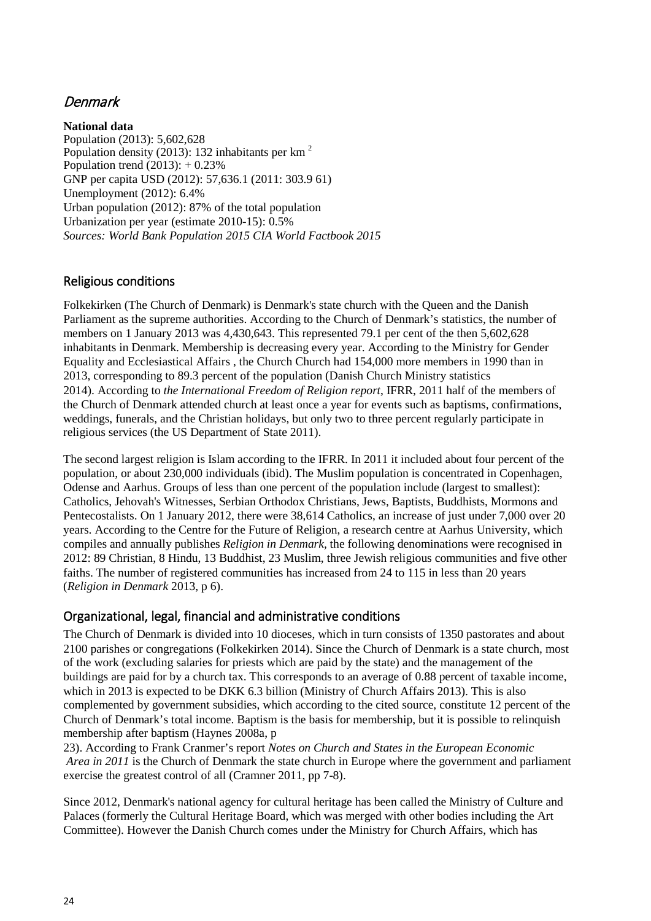## Denmark

**National data**

Population (2013): 5,602,628
Population density (2013): 132 inhabitants per km $^{2}$
Population trend (2013): + 0.23%
GNP per capita USD (2012): 57,636.1 (2011: 303.9 61)
Unemployment (2012): 6.4%
Urban population (2012): 87% of the total population
Urbanization per year (estimate 2010-15): 0.5%
*Sources: World Bank Population 2015 CIA World Factbook 2015*

### Religious conditions

Folkekirken (The Church of Denmark) is Denmark's state church with the Queen and the Danish Parliament as the supreme authorities. According to the Church of Denmark's statistics, the number of members on 1 January 2013 was 4,430,643. This represented 79.1 per cent of the then 5,602,628 inhabitants in Denmark. Membership is decreasing every year. According to the Ministry for Gender Equality and Ecclesiastical Affairs , the Church Church had 154,000 more members in 1990 than in 2013, corresponding to 89.3 percent of the population (Danish Church Ministry statistics 2014). According to *the International Freedom of Religion report*, IFRR, 2011 half of the members of the Church of Denmark attended church at least once a year for events such as baptisms, confirmations, weddings, funerals, and the Christian holidays, but only two to three percent regularly participate in religious services (the US Department of State 2011).

The second largest religion is Islam according to the IFRR. In 2011 it included about four percent of the population, or about 230,000 individuals (ibid). The Muslim population is concentrated in Copenhagen, Odense and Aarhus. Groups of less than one percent of the population include (largest to smallest): Catholics, Jehovah's Witnesses, Serbian Orthodox Christians, Jews, Baptists, Buddhists, Mormons and Pentecostalists. On 1 January 2012, there were 38,614 Catholics, an increase of just under 7,000 over 20 years. According to the Centre for the Future of Religion, a research centre at Aarhus University, which compiles and annually publishes *Religion in Denmark*, the following denominations were recognised in 2012: 89 Christian, 8 Hindu, 13 Buddhist, 23 Muslim, three Jewish religious communities and five other faiths. The number of registered communities has increased from 24 to 115 in less than 20 years (*Religion in Denmark* 2013, p 6).

### Organizational, legal, financial and administrative conditions

The Church of Denmark is divided into 10 dioceses, which in turn consists of 1350 pastorates and about 2100 parishes or congregations (Folkekirken 2014). Since the Church of Denmark is a state church, most of the work (excluding salaries for priests which are paid by the state) and the management of the buildings are paid for by a church tax. This corresponds to an average of 0.88 percent of taxable income, which in 2013 is expected to be DKK 6.3 billion (Ministry of Church Affairs 2013). This is also complemented by government subsidies, which according to the cited source, constitute 12 percent of the Church of Denmark's total income. Baptism is the basis for membership, but it is possible to relinquish membership after baptism (Haynes 2008a, p 23). According to Frank Cranmer's report *Notes on Church and States in the European Economic Area in 2011* is the Church of Denmark the state church in Europe where the government and parliament exercise the greatest control of all (Cramner 2011, pp 7-8).

Since 2012, Denmark's national agency for cultural heritage has been called the Ministry of Culture and Palaces (formerly the Cultural Heritage Board, which was merged with other bodies including the Art Committee). However the Danish Church comes under the Ministry for Church Affairs, which has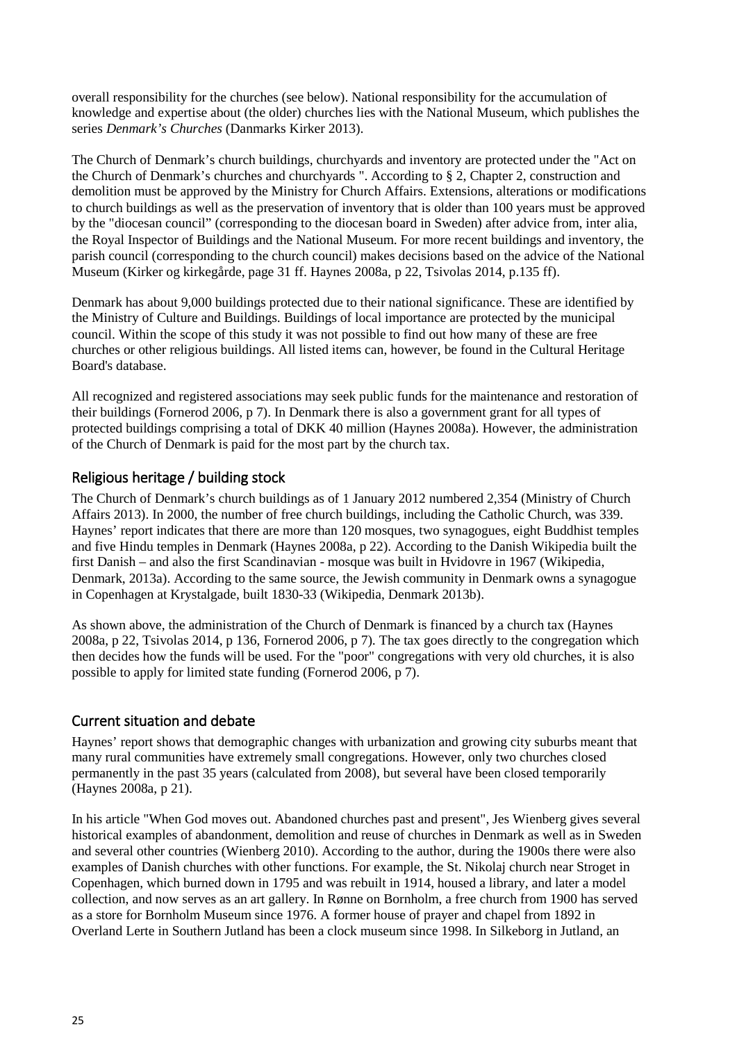overall responsibility for the churches (see below). National responsibility for the accumulation of knowledge and expertise about (the older) churches lies with the National Museum, which publishes the series *Denmark's Churches* (Danmarks Kirker 2013).

The Church of Denmark's church buildings, churchyards and inventory are protected under the "Act on the Church of Denmark's churches and churchyards ". According to § 2, Chapter 2, construction and demolition must be approved by the Ministry for Church Affairs. Extensions, alterations or modifications to church buildings as well as the preservation of inventory that is older than 100 years must be approved by the "diocesan council" (corresponding to the diocesan board in Sweden) after advice from, inter alia, the Royal Inspector of Buildings and the National Museum. For more recent buildings and inventory, the parish council (corresponding to the church council) makes decisions based on the advice of the National Museum (Kirker og kirkegårde, page 31 ff. Haynes 2008a, p 22, Tsivolas 2014, p.135 ff).

Denmark has about 9,000 buildings protected due to their national significance. These are identified by the Ministry of Culture and Buildings. Buildings of local importance are protected by the municipal council. Within the scope of this study it was not possible to find out how many of these are free churches or other religious buildings. All listed items can, however, be found in the Cultural Heritage Board's database.

All recognized and registered associations may seek public funds for the maintenance and restoration of their buildings (Fornerod 2006, p 7). In Denmark there is also a government grant for all types of protected buildings comprising a total of DKK 40 million (Haynes 2008a). However, the administration of the Church of Denmark is paid for the most part by the church tax.

## Religious heritage / building stock

The Church of Denmark's church buildings as of 1 January 2012 numbered 2,354 (Ministry of Church Affairs 2013). In 2000, the number of free church buildings, including the Catholic Church, was 339. Haynes' report indicates that there are more than 120 mosques, two synagogues, eight Buddhist temples and five Hindu temples in Denmark (Haynes 2008a, p 22). According to the Danish Wikipedia built the first Danish – and also the first Scandinavian - mosque was built in Hvidovre in 1967 (Wikipedia, Denmark, 2013a). According to the same source, the Jewish community in Denmark owns a synagogue in Copenhagen at Krystalgade, built 1830-33 (Wikipedia, Denmark 2013b).

As shown above, the administration of the Church of Denmark is financed by a church tax (Haynes 2008a, p 22, Tsivolas 2014, p 136, Fornerod 2006, p 7). The tax goes directly to the congregation which then decides how the funds will be used. For the "poor" congregations with very old churches, it is also possible to apply for limited state funding (Fornerod 2006, p 7).

## Current situation and debate

Haynes' report shows that demographic changes with urbanization and growing city suburbs meant that many rural communities have extremely small congregations. However, only two churches closed permanently in the past 35 years (calculated from 2008), but several have been closed temporarily (Haynes 2008a, p 21).

In his article "When God moves out. Abandoned churches past and present", Jes Wienberg gives several historical examples of abandonment, demolition and reuse of churches in Denmark as well as in Sweden and several other countries (Wienberg 2010). According to the author, during the 1900s there were also examples of Danish churches with other functions. For example, the St. Nikolaj church near Stroget in Copenhagen, which burned down in 1795 and was rebuilt in 1914, housed a library, and later a model collection, and now serves as an art gallery. In Rønne on Bornholm, a free church from 1900 has served as a store for Bornholm Museum since 1976. A former house of prayer and chapel from 1892 in Overland Lerte in Southern Jutland has been a clock museum since 1998. In Silkeborg in Jutland, an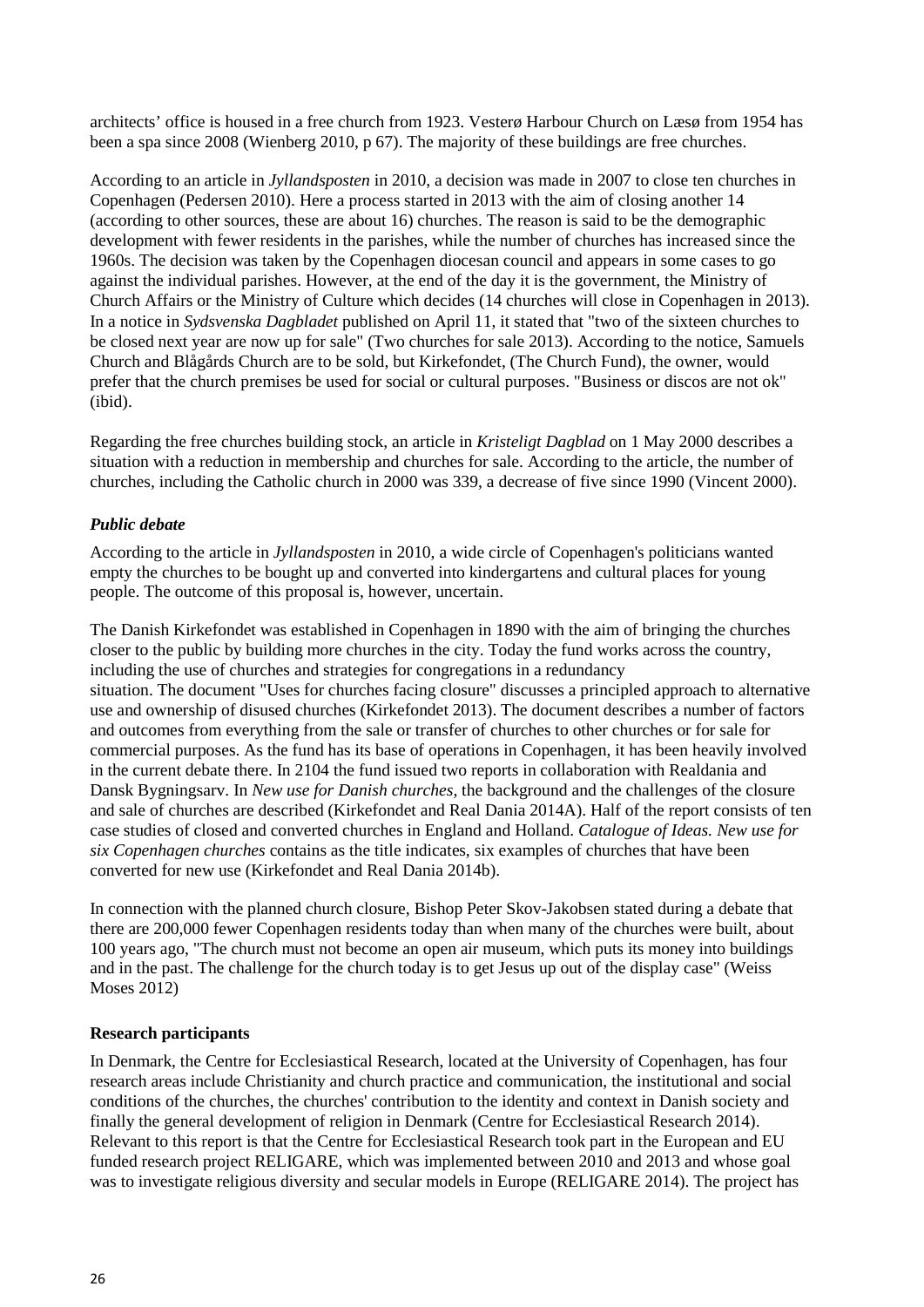architects' office is housed in a free church from 1923. Vesterø Harbour Church on Læsø from 1954 has been a spa since 2008 (Wienberg 2010, p 67). The majority of these buildings are free churches.

According to an article in *Jyllandsposten* in 2010, a decision was made in 2007 to close ten churches in Copenhagen (Pedersen 2010). Here a process started in 2013 with the aim of closing another 14 (according to other sources, these are about 16) churches. The reason is said to be the demographic development with fewer residents in the parishes, while the number of churches has increased since the 1960s. The decision was taken by the Copenhagen diocesan council and appears in some cases to go against the individual parishes. However, at the end of the day it is the government, the Ministry of Church Affairs or the Ministry of Culture which decides (14 churches will close in Copenhagen in 2013). In a notice in *Sydsvenska Dagbladet* published on April 11, it stated that "two of the sixteen churches to be closed next year are now up for sale" (Two churches for sale 2013). According to the notice, Samuels Church and Blågårds Church are to be sold, but Kirkefondet, (The Church Fund), the owner, would prefer that the church premises be used for social or cultural purposes. "Business or discos are not ok" (ibid).

Regarding the free churches building stock, an article in *Kristeligt Dagblad* on 1 May 2000 describes a situation with a reduction in membership and churches for sale. According to the article, the number of churches, including the Catholic church in 2000 was 339, a decrease of five since 1990 (Vincent 2000).

### *Public debate*

According to the article in *Jyllandsposten* in 2010, a wide circle of Copenhagen's politicians wanted empty the churches to be bought up and converted into kindergartens and cultural places for young people. The outcome of this proposal is, however, uncertain.

The Danish Kirkefondet was established in Copenhagen in 1890 with the aim of bringing the churches closer to the public by building more churches in the city. Today the fund works across the country, including the use of churches and strategies for congregations in a redundancy situation. The document "Uses for churches facing closure" discusses a principled approach to alternative use and ownership of disused churches (Kirkefondet 2013). The document describes a number of factors and outcomes from everything from the sale or transfer of churches to other churches or for sale for commercial purposes. As the fund has its base of operations in Copenhagen, it has been heavily involved in the current debate there. In 2104 the fund issued two reports in collaboration with Realdania and Dansk Bygningsarv. In *New use for Danish churches,* the background and the challenges of the closure and sale of churches are described (Kirkefondet and Real Dania 2014A). Half of the report consists of ten case studies of closed and converted churches in England and Holland. *Catalogue of Ideas. New use for six Copenhagen churches* contains as the title indicates, six examples of churches that have been converted for new use (Kirkefondet and Real Dania 2014b).

In connection with the planned church closure, Bishop Peter Skov-Jakobsen stated during a debate that there are 200,000 fewer Copenhagen residents today than when many of the churches were built, about 100 years ago, "The church must not become an open air museum, which puts its money into buildings and in the past. The challenge for the church today is to get Jesus up out of the display case" (Weiss Moses 2012)

### **Research participants**

In Denmark, the Centre for Ecclesiastical Research, located at the University of Copenhagen, has four research areas include Christianity and church practice and communication, the institutional and social conditions of the churches, the churches' contribution to the identity and context in Danish society and finally the general development of religion in Denmark (Centre for Ecclesiastical Research 2014). Relevant to this report is that the Centre for Ecclesiastical Research took part in the European and EU funded research project RELIGARE, which was implemented between 2010 and 2013 and whose goal was to investigate religious diversity and secular models in Europe (RELIGARE 2014). The project has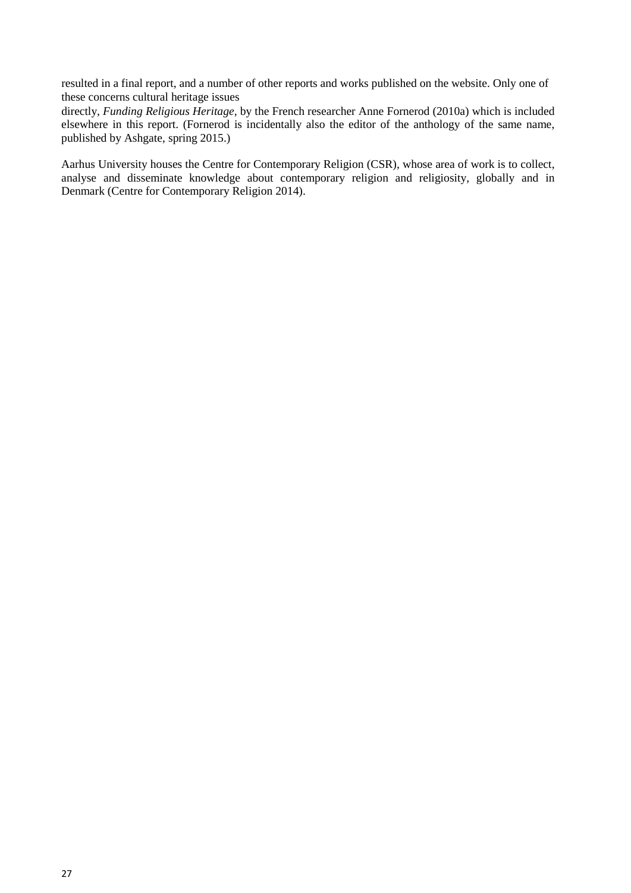resulted in a final report, and a number of other reports and works published on the website. Only one of these concerns cultural heritage issues directly, *Funding Religious Heritage*, by the French researcher Anne Fornerod (2010a) which is included elsewhere in this report. (Fornerod is incidentally also the editor of the anthology of the same name, published by Ashgate, spring 2015.)

Aarhus University houses the Centre for Contemporary Religion (CSR), whose area of work is to collect, analyse and disseminate knowledge about contemporary religion and religiosity, globally and in Denmark (Centre for Contemporary Religion 2014).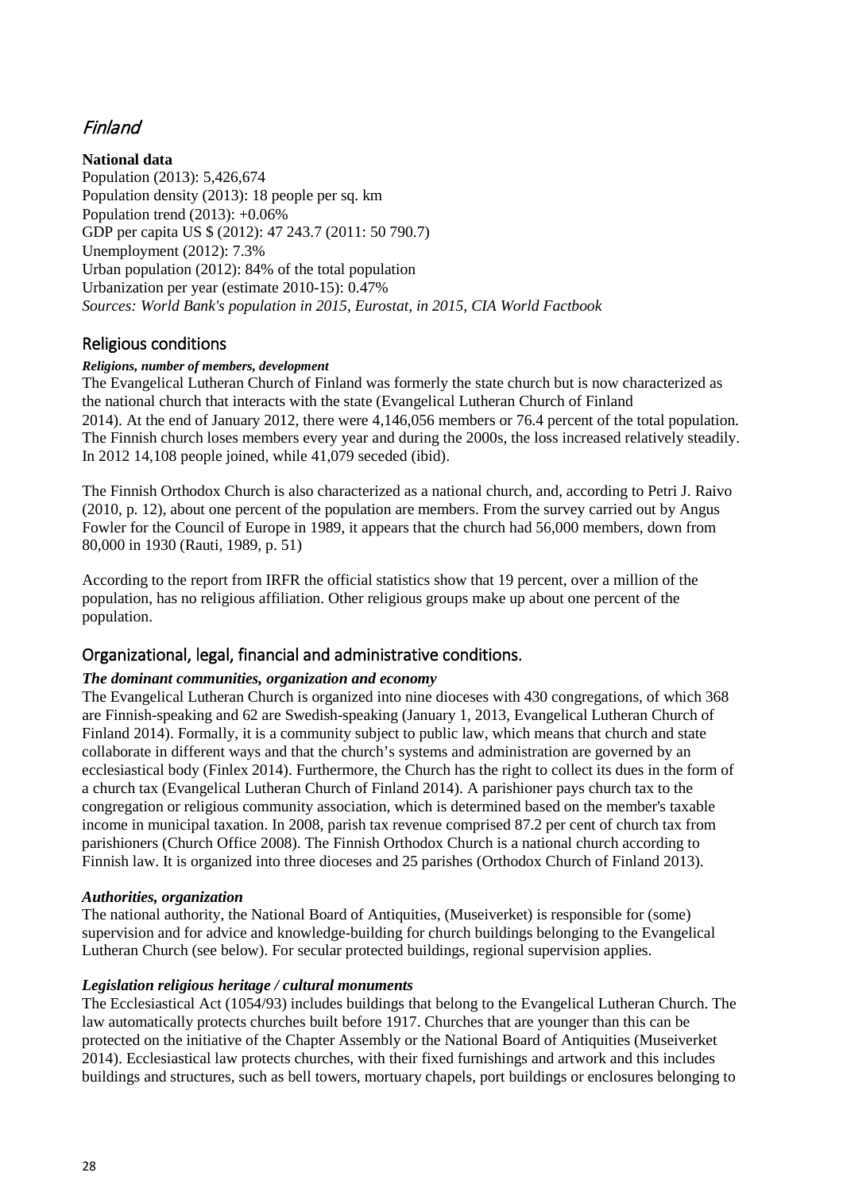## *Finland*

**National data**
Population (2013): 5,426,674
Population density (2013): 18 people per sq. km
Population trend (2013): +0.06%
GDP per capita US $ (2012): 47 243.7 (2011: 50 790.7)
Unemployment (2012): 7.3%
Urban population (2012): 84% of the total population
Urbanization per year (estimate 2010-15): 0.47%
*Sources: World Bank's population in 2015, Eurostat, in 2015, CIA World Factbook*

### Religious conditions

***Religions, number of members, development***

The Evangelical Lutheran Church of Finland was formerly the state church but is now characterized as the national church that interacts with the state (Evangelical Lutheran Church of Finland 2014). At the end of January 2012, there were 4,146,056 members or 76.4 percent of the total population. The Finnish church loses members every year and during the 2000s, the loss increased relatively steadily. In 2012 14,108 people joined, while 41,079 seceded (ibid).

The Finnish Orthodox Church is also characterized as a national church, and, according to Petri J. Raivo (2010, p. 12), about one percent of the population are members. From the survey carried out by Angus Fowler for the Council of Europe in 1989, it appears that the church had 56,000 members, down from 80,000 in 1930 (Rauti, 1989, p. 51)

According to the report from IRFR the official statistics show that 19 percent, over a million of the population, has no religious affiliation. Other religious groups make up about one percent of the population.

### Organizational, legal, financial and administrative conditions.

***The dominant communities, organization and economy***

The Evangelical Lutheran Church is organized into nine dioceses with 430 congregations, of which 368 are Finnish-speaking and 62 are Swedish-speaking (January 1, 2013, Evangelical Lutheran Church of Finland 2014). Formally, it is a community subject to public law, which means that church and state collaborate in different ways and that the church's systems and administration are governed by an ecclesiastical body (Finlex 2014). Furthermore, the Church has the right to collect its dues in the form of a church tax (Evangelical Lutheran Church of Finland 2014). A parishioner pays church tax to the congregation or religious community association, which is determined based on the member's taxable income in municipal taxation. In 2008, parish tax revenue comprised 87.2 per cent of church tax from parishioners (Church Office 2008). The Finnish Orthodox Church is a national church according to Finnish law. It is organized into three dioceses and 25 parishes (Orthodox Church of Finland 2013).

***Authorities, organization***

The national authority, the National Board of Antiquities, (Museiverket) is responsible for (some) supervision and for advice and knowledge-building for church buildings belonging to the Evangelical Lutheran Church (see below). For secular protected buildings, regional supervision applies.

***Legislation religious heritage / cultural monuments***

The Ecclesiastical Act (1054/93) includes buildings that belong to the Evangelical Lutheran Church. The law automatically protects churches built before 1917. Churches that are younger than this can be protected on the initiative of the Chapter Assembly or the National Board of Antiquities (Museiverket 2014). Ecclesiastical law protects churches, with their fixed furnishings and artwork and this includes buildings and structures, such as bell towers, mortuary chapels, port buildings or enclosures belonging to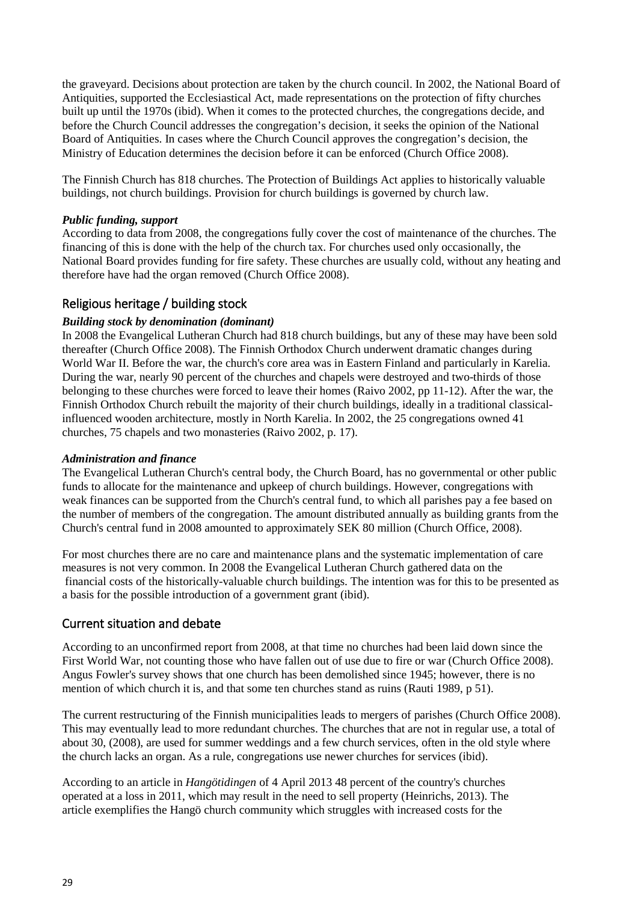the graveyard. Decisions about protection are taken by the church council. In 2002, the National Board of Antiquities, supported the Ecclesiastical Act, made representations on the protection of fifty churches built up until the 1970s (ibid). When it comes to the protected churches, the congregations decide, and before the Church Council addresses the congregation's decision, it seeks the opinion of the National Board of Antiquities. In cases where the Church Council approves the congregation's decision, the Ministry of Education determines the decision before it can be enforced (Church Office 2008).

The Finnish Church has 818 churches. The Protection of Buildings Act applies to historically valuable buildings, not church buildings. Provision for church buildings is governed by church law.

***Public funding, support***

According to data from 2008, the congregations fully cover the cost of maintenance of the churches. The financing of this is done with the help of the church tax. For churches used only occasionally, the National Board provides funding for fire safety. These churches are usually cold, without any heating and therefore have had the organ removed (Church Office 2008).

## Religious heritage / building stock

***Building stock by denomination (dominant)***

In 2008 the Evangelical Lutheran Church had 818 church buildings, but any of these may have been sold thereafter (Church Office 2008). The Finnish Orthodox Church underwent dramatic changes during World War II. Before the war, the church's core area was in Eastern Finland and particularly in Karelia. During the war, nearly 90 percent of the churches and chapels were destroyed and two-thirds of those belonging to these churches were forced to leave their homes (Raivo 2002, pp 11-12). After the war, the Finnish Orthodox Church rebuilt the majority of their church buildings, ideally in a traditional classical-influenced wooden architecture, mostly in North Karelia. In 2002, the 25 congregations owned 41 churches, 75 chapels and two monasteries (Raivo 2002, p. 17).

***Administration and finance***

The Evangelical Lutheran Church's central body, the Church Board, has no governmental or other public funds to allocate for the maintenance and upkeep of church buildings. However, congregations with weak finances can be supported from the Church's central fund, to which all parishes pay a fee based on the number of members of the congregation. The amount distributed annually as building grants from the Church's central fund in 2008 amounted to approximately SEK 80 million (Church Office, 2008).

For most churches there are no care and maintenance plans and the systematic implementation of care measures is not very common. In 2008 the Evangelical Lutheran Church gathered data on the financial costs of the historically-valuable church buildings. The intention was for this to be presented as a basis for the possible introduction of a government grant (ibid).

## Current situation and debate

According to an unconfirmed report from 2008, at that time no churches had been laid down since the First World War, not counting those who have fallen out of use due to fire or war (Church Office 2008). Angus Fowler's survey shows that one church has been demolished since 1945; however, there is no mention of which church it is, and that some ten churches stand as ruins (Rauti 1989, p 51).

The current restructuring of the Finnish municipalities leads to mergers of parishes (Church Office 2008). This may eventually lead to more redundant churches. The churches that are not in regular use, a total of about 30, (2008), are used for summer weddings and a few church services, often in the old style where the church lacks an organ. As a rule, congregations use newer churches for services (ibid).

According to an article in *Hangötidingen* of 4 April 2013 48 percent of the country's churches operated at a loss in 2011, which may result in the need to sell property (Heinrichs, 2013). The article exemplifies the Hangö church community which struggles with increased costs for the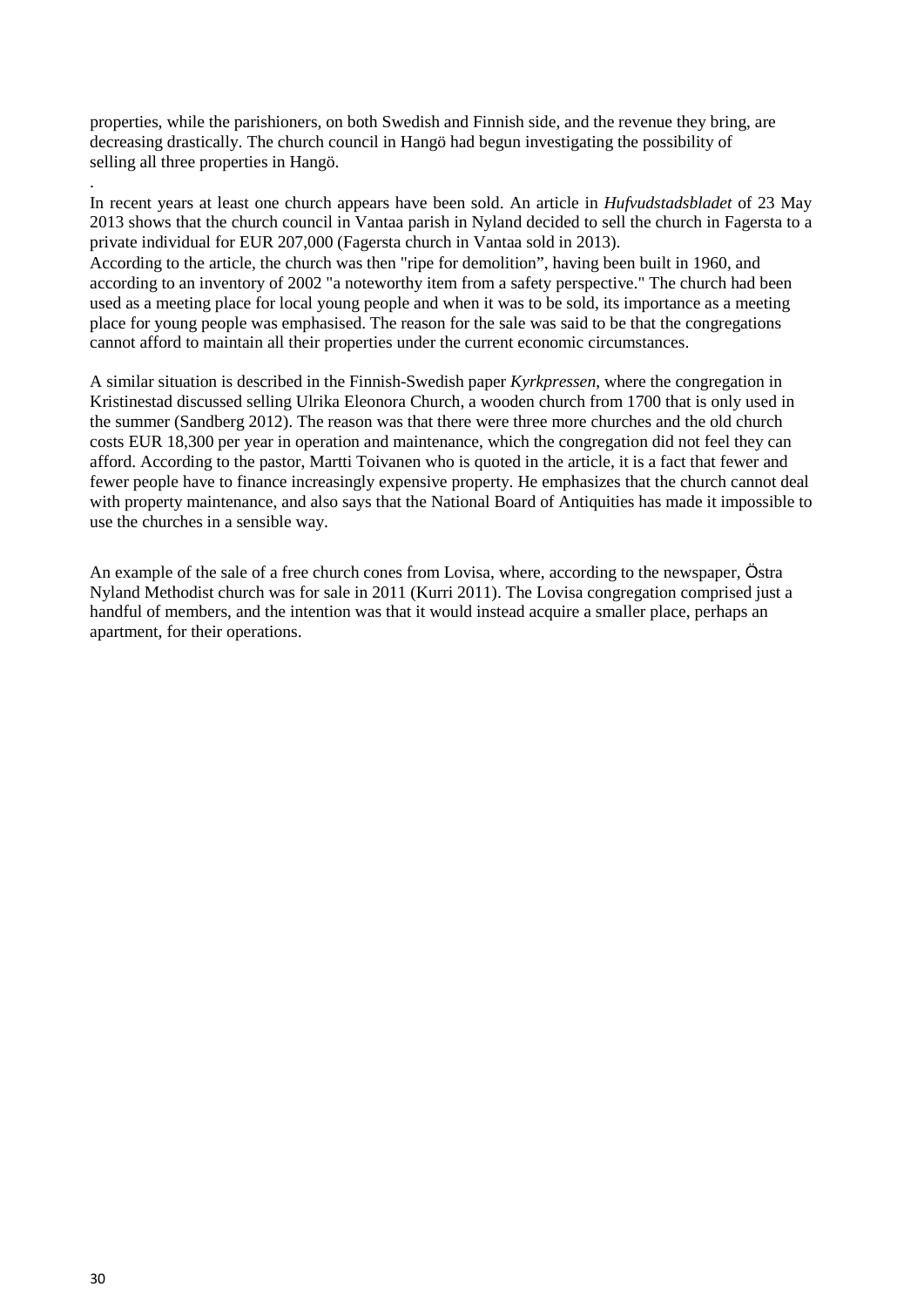properties, while the parishioners, on both Swedish and Finnish side, and the revenue they bring, are decreasing drastically. The church council in Hangö had begun investigating the possibility of selling all three properties in Hangö.

.

In recent years at least one church appears have been sold. An article in *Hufvudstadsbladet* of 23 May 2013 shows that the church council in Vantaa parish in Nyland decided to sell the church in Fagersta to a private individual for EUR 207,000 (Fagersta church in Vantaa sold in 2013).
According to the article, the church was then "ripe for demolition", having been built in 1960, and according to an inventory of 2002 "a noteworthy item from a safety perspective." The church had been used as a meeting place for local young people and when it was to be sold, its importance as a meeting place for young people was emphasised. The reason for the sale was said to be that the congregations cannot afford to maintain all their properties under the current economic circumstances.

A similar situation is described in the Finnish-Swedish paper *Kyrkpressen*, where the congregation in Kristinestad discussed selling Ulrika Eleonora Church, a wooden church from 1700 that is only used in the summer (Sandberg 2012). The reason was that there were three more churches and the old church costs EUR 18,300 per year in operation and maintenance, which the congregation did not feel they can afford. According to the pastor, Martti Toivanen who is quoted in the article, it is a fact that fewer and fewer people have to finance increasingly expensive property. He emphasizes that the church cannot deal with property maintenance, and also says that the National Board of Antiquities has made it impossible to use the churches in a sensible way.

An example of the sale of a free church cones from Lovisa, where, according to the newspaper, Östra Nyland Methodist church was for sale in 2011 (Kurri 2011). The Lovisa congregation comprised just a handful of members, and the intention was that it would instead acquire a smaller place, perhaps an apartment, for their operations.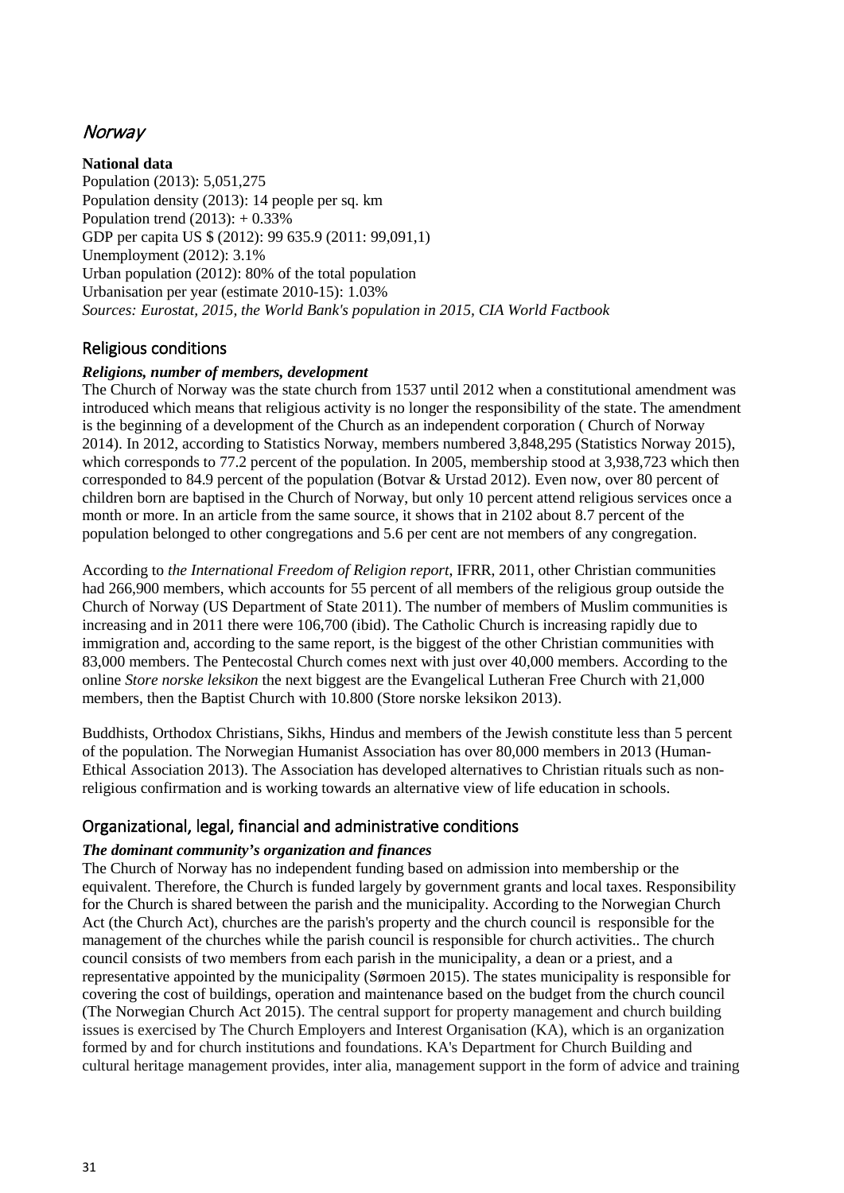## Norway

**National data**

Population (2013): 5,051,275
Population density (2013): 14 people per sq. km
Population trend (2013): + 0.33%
GDP per capita US $ (2012): 99 635.9 (2011: 99,091,1)
Unemployment (2012): 3.1%
Urban population (2012): 80% of the total population
Urbanisation per year (estimate 2010-15): 1.03%
*Sources: Eurostat, 2015, the World Bank's population in 2015, CIA World Factbook*

### Religious conditions

***Religions, number of members, development***

The Church of Norway was the state church from 1537 until 2012 when a constitutional amendment was introduced which means that religious activity is no longer the responsibility of the state. The amendment is the beginning of a development of the Church as an independent corporation ( Church of Norway 2014). In 2012, according to Statistics Norway, members numbered 3,848,295 (Statistics Norway 2015), which corresponds to 77.2 percent of the population. In 2005, membership stood at 3,938,723 which then corresponded to 84.9 percent of the population (Botvar & Urstad 2012). Even now, over 80 percent of children born are baptised in the Church of Norway, but only 10 percent attend religious services once a month or more. In an article from the same source, it shows that in 2102 about 8.7 percent of the population belonged to other congregations and 5.6 per cent are not members of any congregation.

According to *the International Freedom of Religion report*, IFRR, 2011, other Christian communities had 266,900 members, which accounts for 55 percent of all members of the religious group outside the Church of Norway (US Department of State 2011). The number of members of Muslim communities is increasing and in 2011 there were 106,700 (ibid). The Catholic Church is increasing rapidly due to immigration and, according to the same report, is the biggest of the other Christian communities with 83,000 members. The Pentecostal Church comes next with just over 40,000 members. According to the online *Store norske leksikon* the next biggest are the Evangelical Lutheran Free Church with 21,000 members, then the Baptist Church with 10.800 (Store norske leksikon 2013).

Buddhists, Orthodox Christians, Sikhs, Hindus and members of the Jewish constitute less than 5 percent of the population. The Norwegian Humanist Association has over 80,000 members in 2013 (Human-Ethical Association 2013). The Association has developed alternatives to Christian rituals such as non-religious confirmation and is working towards an alternative view of life education in schools.

### Organizational, legal, financial and administrative conditions

***The dominant community's organization and finances***

The Church of Norway has no independent funding based on admission into membership or the equivalent. Therefore, the Church is funded largely by government grants and local taxes. Responsibility for the Church is shared between the parish and the municipality. According to the Norwegian Church Act (the Church Act), churches are the parish's property and the church council is responsible for the management of the churches while the parish council is responsible for church activities.. The church council consists of two members from each parish in the municipality, a dean or a priest, and a representative appointed by the municipality (Sørmoen 2015). The states municipality is responsible for covering the cost of buildings, operation and maintenance based on the budget from the church council (The Norwegian Church Act 2015). The central support for property management and church building issues is exercised by The Church Employers and Interest Organisation (KA), which is an organization formed by and for church institutions and foundations. KA's Department for Church Building and cultural heritage management provides, inter alia, management support in the form of advice and training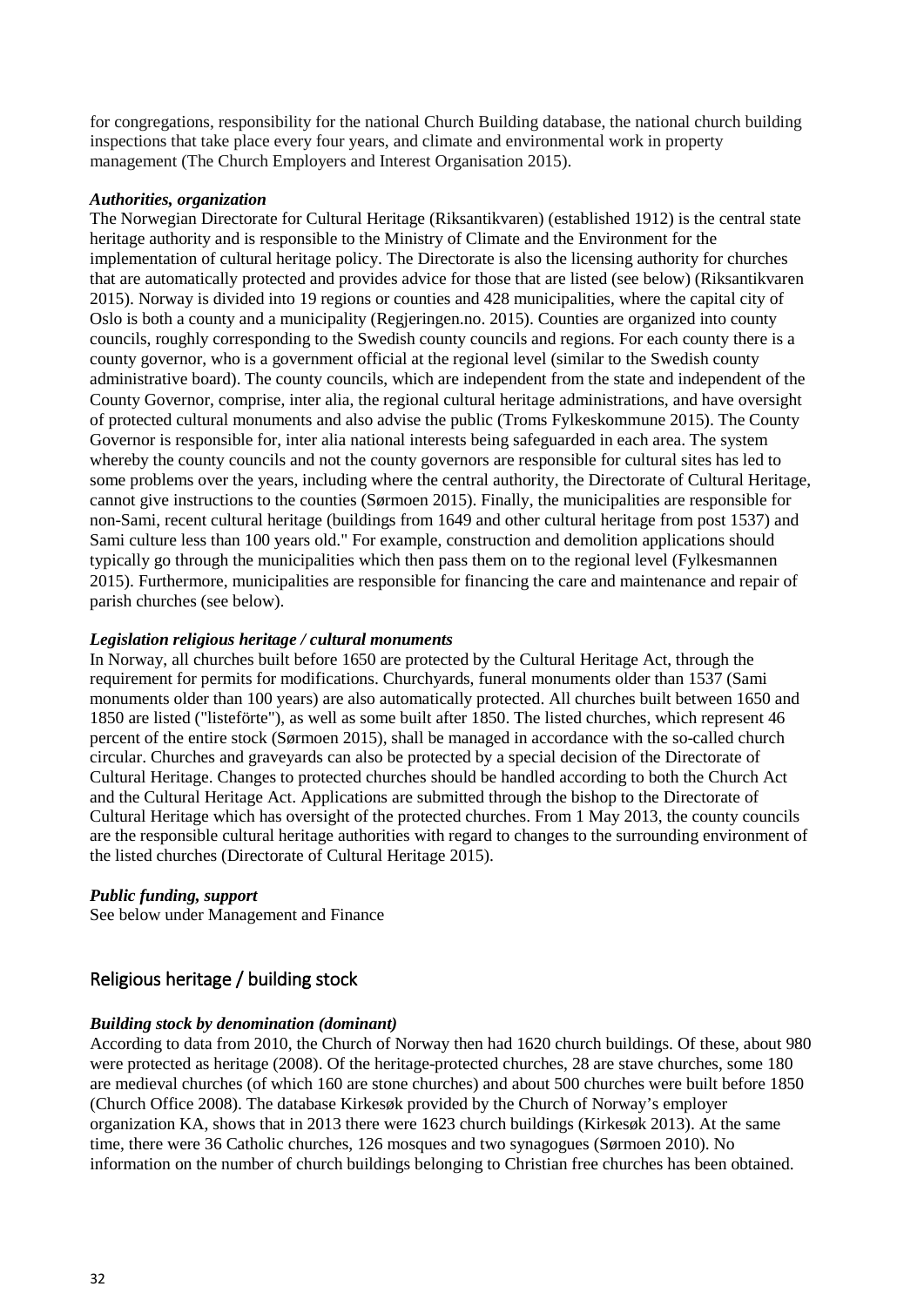for congregations, responsibility for the national Church Building database, the national church building inspections that take place every four years, and climate and environmental work in property management (The Church Employers and Interest Organisation 2015).

***Authorities, organization***

The Norwegian Directorate for Cultural Heritage (Riksantikvaren) (established 1912) is the central state heritage authority and is responsible to the Ministry of Climate and the Environment for the implementation of cultural heritage policy. The Directorate is also the licensing authority for churches that are automatically protected and provides advice for those that are listed (see below) (Riksantikvaren 2015). Norway is divided into 19 regions or counties and 428 municipalities, where the capital city of Oslo is both a county and a municipality (Regjeringen.no. 2015). Counties are organized into county councils, roughly corresponding to the Swedish county councils and regions. For each county there is a county governor, who is a government official at the regional level (similar to the Swedish county administrative board). The county councils, which are independent from the state and independent of the County Governor, comprise, inter alia, the regional cultural heritage administrations, and have oversight of protected cultural monuments and also advise the public (Troms Fylkeskommune 2015). The County Governor is responsible for, inter alia national interests being safeguarded in each area. The system whereby the county councils and not the county governors are responsible for cultural sites has led to some problems over the years, including where the central authority, the Directorate of Cultural Heritage, cannot give instructions to the counties (Sørmoen 2015). Finally, the municipalities are responsible for non-Sami, recent cultural heritage (buildings from 1649 and other cultural heritage from post 1537) and Sami culture less than 100 years old." For example, construction and demolition applications should typically go through the municipalities which then pass them on to the regional level (Fylkesmannen 2015). Furthermore, municipalities are responsible for financing the care and maintenance and repair of parish churches (see below).

***Legislation religious heritage / cultural monuments***

In Norway, all churches built before 1650 are protected by the Cultural Heritage Act, through the requirement for permits for modifications. Churchyards, funeral monuments older than 1537 (Sami monuments older than 100 years) are also automatically protected. All churches built between 1650 and 1850 are listed ("listeförte"), as well as some built after 1850. The listed churches, which represent 46 percent of the entire stock (Sørmoen 2015), shall be managed in accordance with the so-called church circular. Churches and graveyards can also be protected by a special decision of the Directorate of Cultural Heritage. Changes to protected churches should be handled according to both the Church Act and the Cultural Heritage Act. Applications are submitted through the bishop to the Directorate of Cultural Heritage which has oversight of the protected churches. From 1 May 2013, the county councils are the responsible cultural heritage authorities with regard to changes to the surrounding environment of the listed churches (Directorate of Cultural Heritage 2015).

***Public funding, support***

See below under Management and Finance

## Religious heritage / building stock

***Building stock by denomination (dominant)***

According to data from 2010, the Church of Norway then had 1620 church buildings. Of these, about 980 were protected as heritage (2008). Of the heritage-protected churches, 28 are stave churches, some 180 are medieval churches (of which 160 are stone churches) and about 500 churches were built before 1850 (Church Office 2008). The database Kirkesøk provided by the Church of Norway's employer organization KA, shows that in 2013 there were 1623 church buildings (Kirkesøk 2013). At the same time, there were 36 Catholic churches, 126 mosques and two synagogues (Sørmoen 2010). No information on the number of church buildings belonging to Christian free churches has been obtained.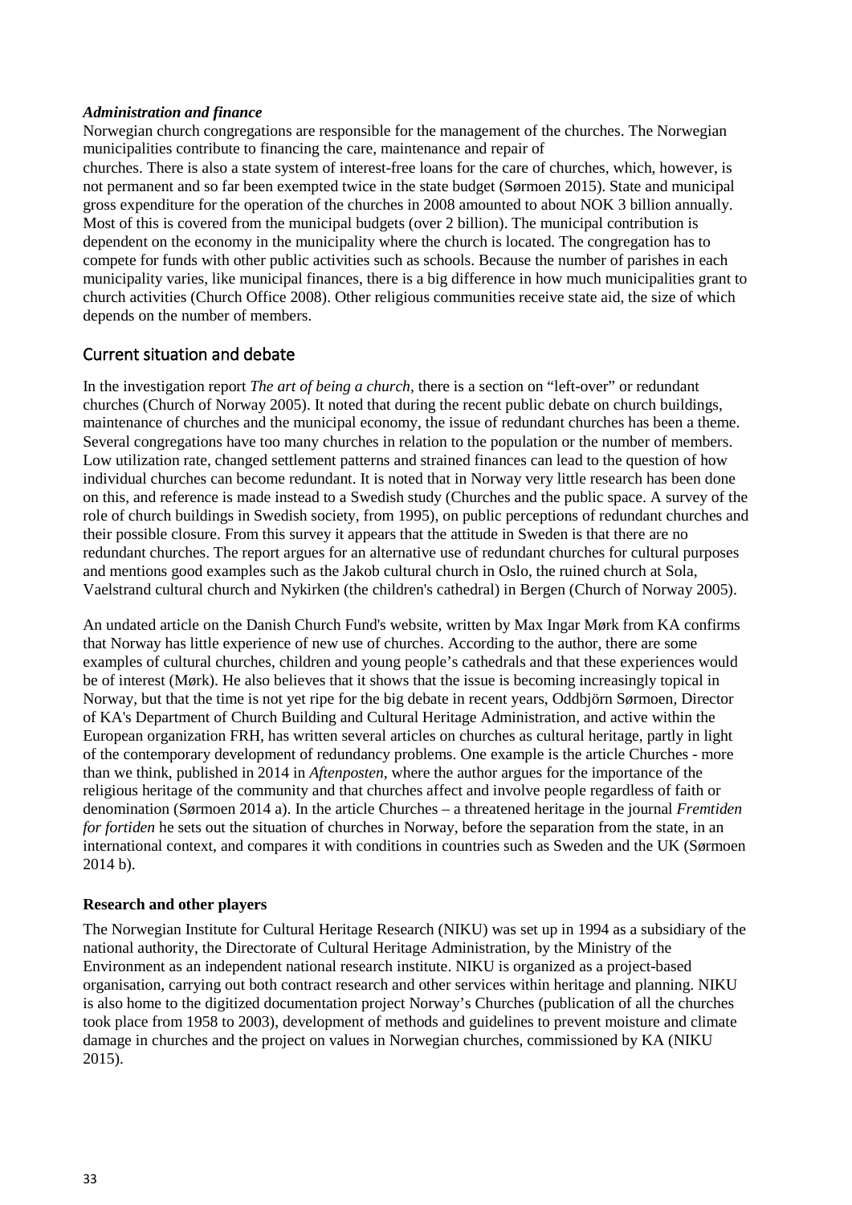***Administration and finance***

Norwegian church congregations are responsible for the management of the churches. The Norwegian municipalities contribute to financing the care, maintenance and repair of churches. There is also a state system of interest-free loans for the care of churches, which, however, is not permanent and so far been exempted twice in the state budget (Sørmoen 2015). State and municipal gross expenditure for the operation of the churches in 2008 amounted to about NOK 3 billion annually. Most of this is covered from the municipal budgets (over 2 billion). The municipal contribution is dependent on the economy in the municipality where the church is located. The congregation has to compete for funds with other public activities such as schools. Because the number of parishes in each municipality varies, like municipal finances, there is a big difference in how much municipalities grant to church activities (Church Office 2008). Other religious communities receive state aid, the size of which depends on the number of members.

## Current situation and debate

In the investigation report *The art of being a church,* there is a section on "left-over" or redundant churches (Church of Norway 2005). It noted that during the recent public debate on church buildings, maintenance of churches and the municipal economy, the issue of redundant churches has been a theme. Several congregations have too many churches in relation to the population or the number of members. Low utilization rate, changed settlement patterns and strained finances can lead to the question of how individual churches can become redundant. It is noted that in Norway very little research has been done on this, and reference is made instead to a Swedish study (Churches and the public space. A survey of the role of church buildings in Swedish society, from 1995), on public perceptions of redundant churches and their possible closure. From this survey it appears that the attitude in Sweden is that there are no redundant churches. The report argues for an alternative use of redundant churches for cultural purposes and mentions good examples such as the Jakob cultural church in Oslo, the ruined church at Sola, Vaelstrand cultural church and Nykirken (the children's cathedral) in Bergen (Church of Norway 2005).

An undated article on the Danish Church Fund's website, written by Max Ingar Mørk from KA confirms that Norway has little experience of new use of churches. According to the author, there are some examples of cultural churches, children and young people's cathedrals and that these experiences would be of interest (Mørk). He also believes that it shows that the issue is becoming increasingly topical in Norway, but that the time is not yet ripe for the big debate in recent years, Oddbjörn Sørmoen, Director of KA's Department of Church Building and Cultural Heritage Administration, and active within the European organization FRH, has written several articles on churches as cultural heritage, partly in light of the contemporary development of redundancy problems. One example is the article Churches - more than we think, published in 2014 in *Aftenposten*, where the author argues for the importance of the religious heritage of the community and that churches affect and involve people regardless of faith or denomination (Sørmoen 2014 a). In the article Churches – a threatened heritage in the journal *Fremtiden for fortiden* he sets out the situation of churches in Norway, before the separation from the state, in an international context, and compares it with conditions in countries such as Sweden and the UK (Sørmoen 2014 b).

**Research and other players**

The Norwegian Institute for Cultural Heritage Research (NIKU) was set up in 1994 as a subsidiary of the national authority, the Directorate of Cultural Heritage Administration, by the Ministry of the Environment as an independent national research institute. NIKU is organized as a project-based organisation, carrying out both contract research and other services within heritage and planning. NIKU is also home to the digitized documentation project Norway's Churches (publication of all the churches took place from 1958 to 2003), development of methods and guidelines to prevent moisture and climate damage in churches and the project on values in Norwegian churches, commissioned by KA (NIKU 2015).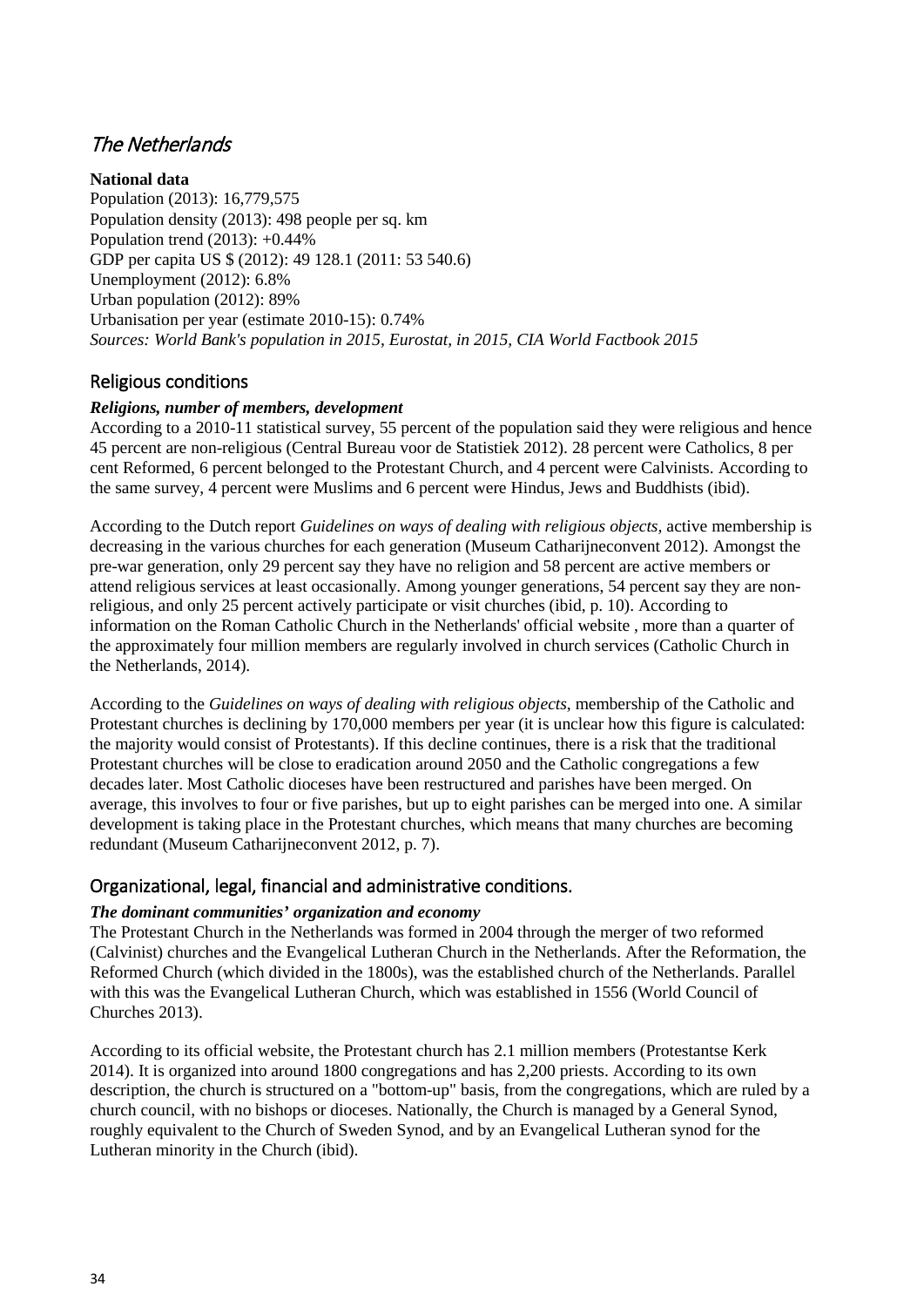## *The Netherlands*

**National data**

Population (2013): 16,779,575
Population density (2013): 498 people per sq. km
Population trend (2013): +0.44%
GDP per capita US $ (2012): 49 128.1 (2011: 53 540.6)
Unemployment (2012): 6.8%
Urban population (2012): 89%
Urbanisation per year (estimate 2010-15): 0.74%
*Sources: World Bank's population in 2015, Eurostat, in 2015, CIA World Factbook 2015*

### Religious conditions

***Religions, number of members, development***

According to a 2010-11 statistical survey, 55 percent of the population said they were religious and hence 45 percent are non-religious (Central Bureau voor de Statistiek 2012). 28 percent were Catholics, 8 per cent Reformed, 6 percent belonged to the Protestant Church, and 4 percent were Calvinists. According to the same survey, 4 percent were Muslims and 6 percent were Hindus, Jews and Buddhists (ibid).

According to the Dutch report *Guidelines on ways of dealing with religious objects,* active membership is decreasing in the various churches for each generation (Museum Catharijneconvent 2012). Amongst the pre-war generation, only 29 percent say they have no religion and 58 percent are active members or attend religious services at least occasionally. Among younger generations, 54 percent say they are non-religious, and only 25 percent actively participate or visit churches (ibid, p. 10). According to information on the Roman Catholic Church in the Netherlands' official website , more than a quarter of the approximately four million members are regularly involved in church services (Catholic Church in the Netherlands, 2014).

According to the *Guidelines on ways of dealing with religious objects*, membership of the Catholic and Protestant churches is declining by 170,000 members per year (it is unclear how this figure is calculated: the majority would consist of Protestants). If this decline continues, there is a risk that the traditional Protestant churches will be close to eradication around 2050 and the Catholic congregations a few decades later. Most Catholic dioceses have been restructured and parishes have been merged. On average, this involves to four or five parishes, but up to eight parishes can be merged into one. A similar development is taking place in the Protestant churches, which means that many churches are becoming redundant (Museum Catharijneconvent 2012, p. 7).

### Organizational, legal, financial and administrative conditions.

***The dominant communities' organization and economy***

The Protestant Church in the Netherlands was formed in 2004 through the merger of two reformed (Calvinist) churches and the Evangelical Lutheran Church in the Netherlands. After the Reformation, the Reformed Church (which divided in the 1800s), was the established church of the Netherlands. Parallel with this was the Evangelical Lutheran Church, which was established in 1556 (World Council of Churches 2013).

According to its official website, the Protestant church has 2.1 million members (Protestantse Kerk 2014). It is organized into around 1800 congregations and has 2,200 priests. According to its own description, the church is structured on a "bottom-up" basis, from the congregations, which are ruled by a church council, with no bishops or dioceses. Nationally, the Church is managed by a General Synod, roughly equivalent to the Church of Sweden Synod, and by an Evangelical Lutheran synod for the Lutheran minority in the Church (ibid).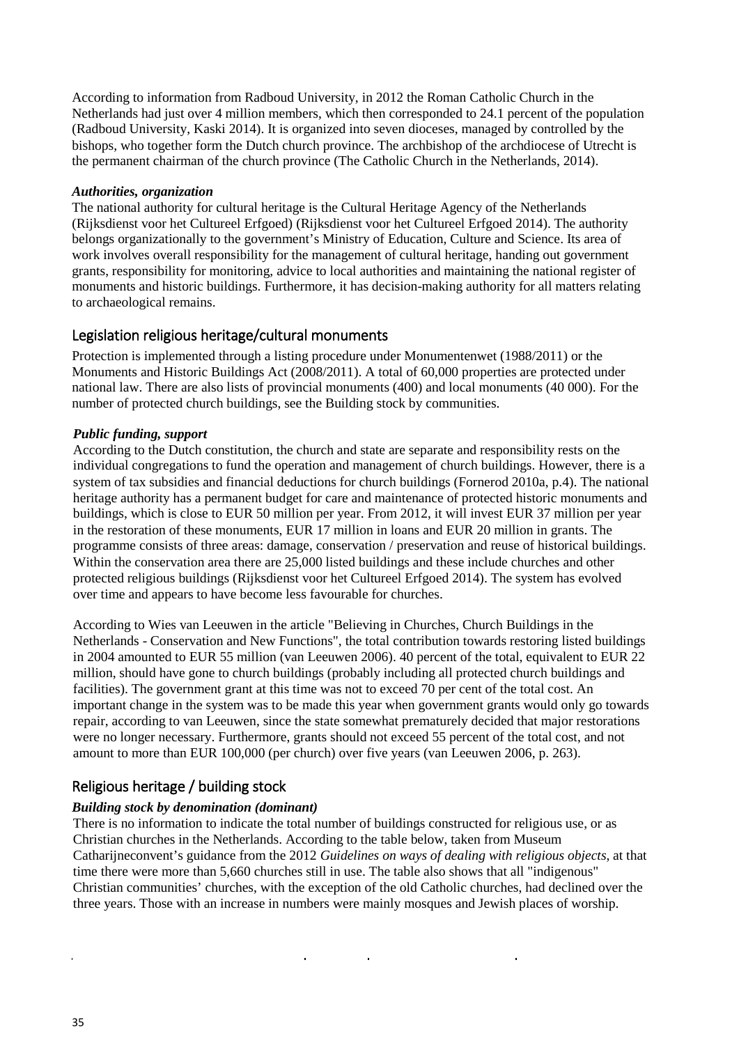According to information from Radboud University, in 2012 the Roman Catholic Church in the Netherlands had just over 4 million members, which then corresponded to 24.1 percent of the population (Radboud University, Kaski 2014). It is organized into seven dioceses, managed by controlled by the bishops, who together form the Dutch church province. The archbishop of the archdiocese of Utrecht is the permanent chairman of the church province (The Catholic Church in the Netherlands, 2014).

***Authorities, organization***

The national authority for cultural heritage is the Cultural Heritage Agency of the Netherlands (Rijksdienst voor het Cultureel Erfgoed) (Rijksdienst voor het Cultureel Erfgoed 2014). The authority belongs organizationally to the government's Ministry of Education, Culture and Science. Its area of work involves overall responsibility for the management of cultural heritage, handing out government grants, responsibility for monitoring, advice to local authorities and maintaining the national register of monuments and historic buildings. Furthermore, it has decision-making authority for all matters relating to archaeological remains.

## Legislation religious heritage/cultural monuments

Protection is implemented through a listing procedure under Monumentenwet (1988/2011) or the Monuments and Historic Buildings Act (2008/2011). A total of 60,000 properties are protected under national law. There are also lists of provincial monuments (400) and local monuments (40 000). For the number of protected church buildings, see the Building stock by communities.

***Public funding, support***

According to the Dutch constitution, the church and state are separate and responsibility rests on the individual congregations to fund the operation and management of church buildings. However, there is a system of tax subsidies and financial deductions for church buildings (Fornerod 2010a, p.4). The national heritage authority has a permanent budget for care and maintenance of protected historic monuments and buildings, which is close to EUR 50 million per year. From 2012, it will invest EUR 37 million per year in the restoration of these monuments, EUR 17 million in loans and EUR 20 million in grants. The programme consists of three areas: damage, conservation / preservation and reuse of historical buildings. Within the conservation area there are 25,000 listed buildings and these include churches and other protected religious buildings (Rijksdienst voor het Cultureel Erfgoed 2014). The system has evolved over time and appears to have become less favourable for churches.

According to Wies van Leeuwen in the article "Believing in Churches, Church Buildings in the Netherlands - Conservation and New Functions", the total contribution towards restoring listed buildings in 2004 amounted to EUR 55 million (van Leeuwen 2006). 40 percent of the total, equivalent to EUR 22 million, should have gone to church buildings (probably including all protected church buildings and facilities). The government grant at this time was not to exceed 70 per cent of the total cost. An important change in the system was to be made this year when government grants would only go towards repair, according to van Leeuwen, since the state somewhat prematurely decided that major restorations were no longer necessary. Furthermore, grants should not exceed 55 percent of the total cost, and not amount to more than EUR 100,000 (per church) over five years (van Leeuwen 2006, p. 263).

## Religious heritage / building stock

***Building stock by denomination (dominant)***

There is no information to indicate the total number of buildings constructed for religious use, or as Christian churches in the Netherlands. According to the table below, taken from Museum Catharijneconvent's guidance from the 2012 *Guidelines on ways of dealing with religious objects*, at that time there were more than 5,660 churches still in use. The table also shows that all "indigenous" Christian communities' churches, with the exception of the old Catholic churches, had declined over the three years. Those with an increase in numbers were mainly mosques and Jewish places of worship.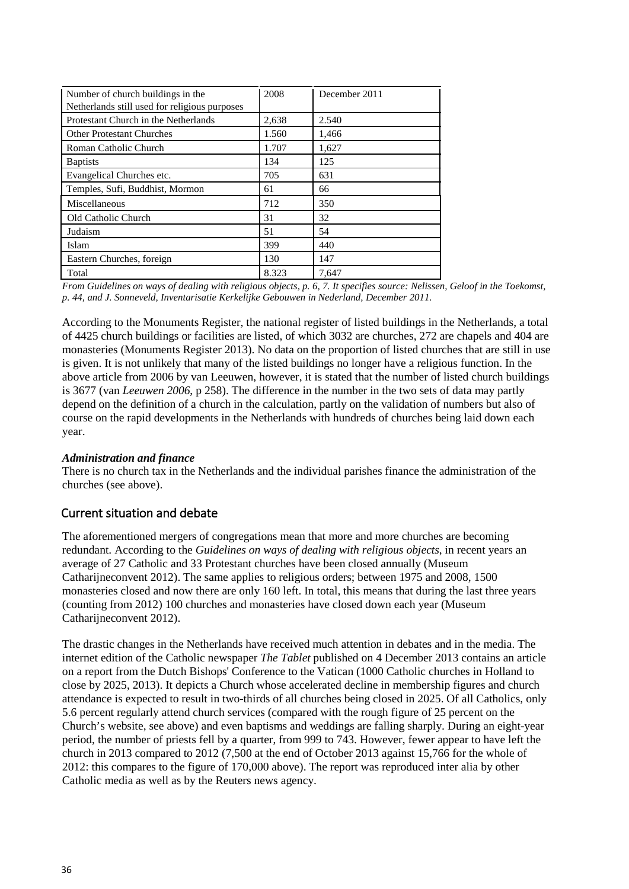| Number of church buildings in the Netherlands still used for religious purposes | 2008 | December 2011 |
|---|---|---|
| Protestant Church in the Netherlands | 2,638 | 2.540 |
| Other Protestant Churches | 1.560 | 1,466 |
| Roman Catholic Church | 1.707 | 1,627 |
| Baptists | 134 | 125 |
| Evangelical Churches etc. | 705 | 631 |
| Temples, Sufi, Buddhist, Mormon | 61 | 66 |
| Miscellaneous | 712 | 350 |
| Old Catholic Church | 31 | 32 |
| Judaism | 51 | 54 |
| Islam | 399 | 440 |
| Eastern Churches, foreign | 130 | 147 |
| Total | 8.323 | 7,647 |

*From Guidelines on ways of dealing with religious objects, p. 6, 7. It specifies source: Nelissen, Geloof in the Toekomst, p. 44, and J. Sonneveld, Inventarisatie Kerkelijke Gebouwen in Nederland, December 2011.*

According to the Monuments Register, the national register of listed buildings in the Netherlands, a total of 4425 church buildings or facilities are listed, of which 3032 are churches, 272 are chapels and 404 are monasteries (Monuments Register 2013). No data on the proportion of listed churches that are still in use is given. It is not unlikely that many of the listed buildings no longer have a religious function. In the above article from 2006 by van Leeuwen, however, it is stated that the number of listed church buildings is 3677 (van *Leeuwen 2006,* p 258). The difference in the number in the two sets of data may partly depend on the definition of a church in the calculation, partly on the validation of numbers but also of course on the rapid developments in the Netherlands with hundreds of churches being laid down each year.

***Administration and finance***

There is no church tax in the Netherlands and the individual parishes finance the administration of the churches (see above).

## Current situation and debate

The aforementioned mergers of congregations mean that more and more churches are becoming redundant. According to the *Guidelines on ways of dealing with religious objects*, in recent years an average of 27 Catholic and 33 Protestant churches have been closed annually (Museum Catharijneconvent 2012). The same applies to religious orders; between 1975 and 2008, 1500 monasteries closed and now there are only 160 left. In total, this means that during the last three years (counting from 2012) 100 churches and monasteries have closed down each year (Museum Catharijneconvent 2012).

The drastic changes in the Netherlands have received much attention in debates and in the media. The internet edition of the Catholic newspaper *The Tablet* published on 4 December 2013 contains an article on a report from the Dutch Bishops' Conference to the Vatican (1000 Catholic churches in Holland to close by 2025, 2013). It depicts a Church whose accelerated decline in membership figures and church attendance is expected to result in two-thirds of all churches being closed in 2025. Of all Catholics, only 5.6 percent regularly attend church services (compared with the rough figure of 25 percent on the Church's website, see above) and even baptisms and weddings are falling sharply. During an eight-year period, the number of priests fell by a quarter, from 999 to 743. However, fewer appear to have left the church in 2013 compared to 2012 (7,500 at the end of October 2013 against 15,766 for the whole of 2012: this compares to the figure of 170,000 above). The report was reproduced inter alia by other Catholic media as well as by the Reuters news agency.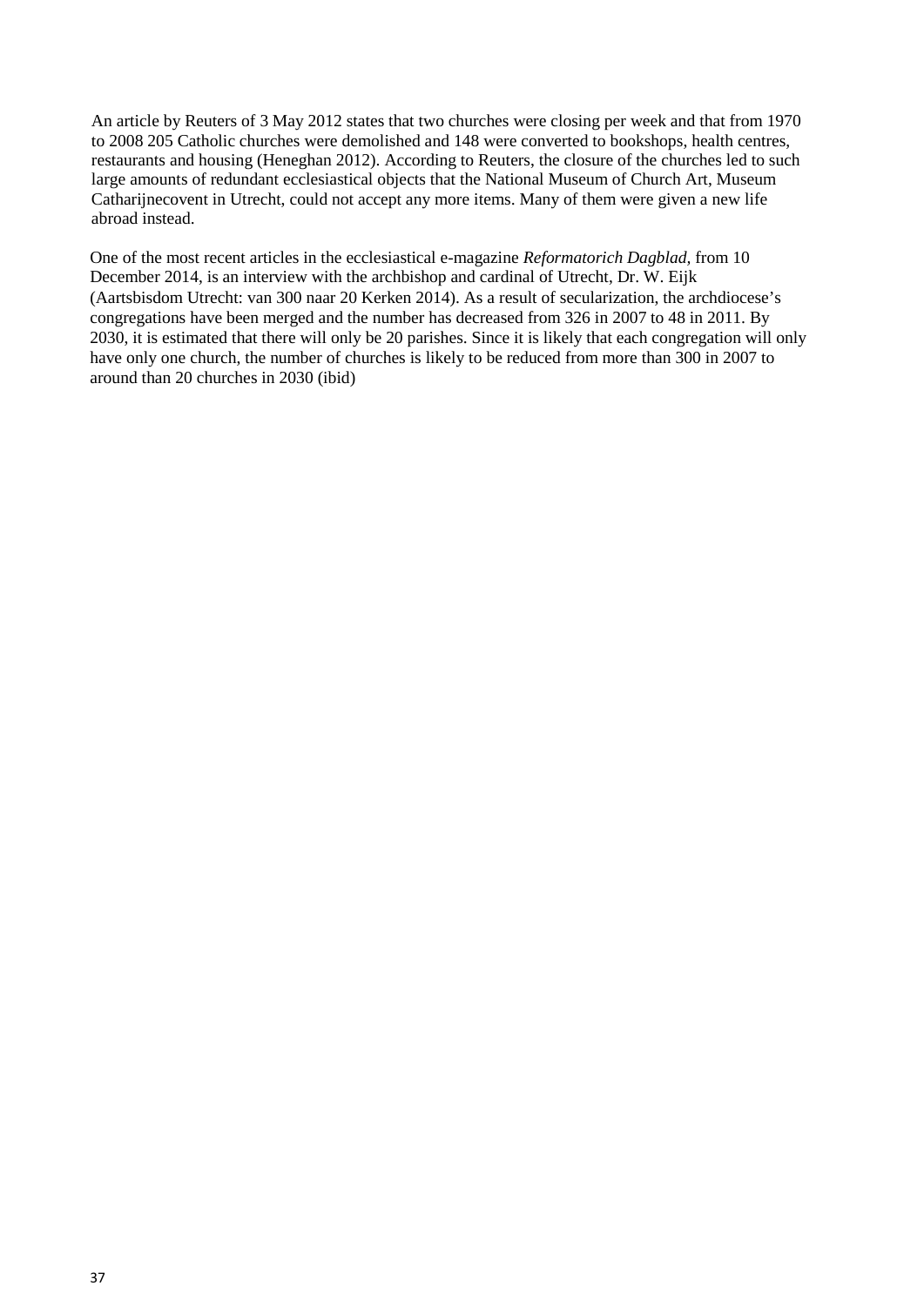An article by Reuters of 3 May 2012 states that two churches were closing per week and that from 1970 to 2008 205 Catholic churches were demolished and 148 were converted to bookshops, health centres, restaurants and housing (Heneghan 2012). According to Reuters, the closure of the churches led to such large amounts of redundant ecclesiastical objects that the National Museum of Church Art, Museum Catharijnecovent in Utrecht, could not accept any more items. Many of them were given a new life abroad instead.

One of the most recent articles in the ecclesiastical e-magazine *Reformatorich Dagblad,* from 10 December 2014, is an interview with the archbishop and cardinal of Utrecht, Dr. W. Eijk (Aartsbisdom Utrecht: van 300 naar 20 Kerken 2014). As a result of secularization, the archdiocese's congregations have been merged and the number has decreased from 326 in 2007 to 48 in 2011. By 2030, it is estimated that there will only be 20 parishes. Since it is likely that each congregation will only have only one church, the number of churches is likely to be reduced from more than 300 in 2007 to around than 20 churches in 2030 (ibid)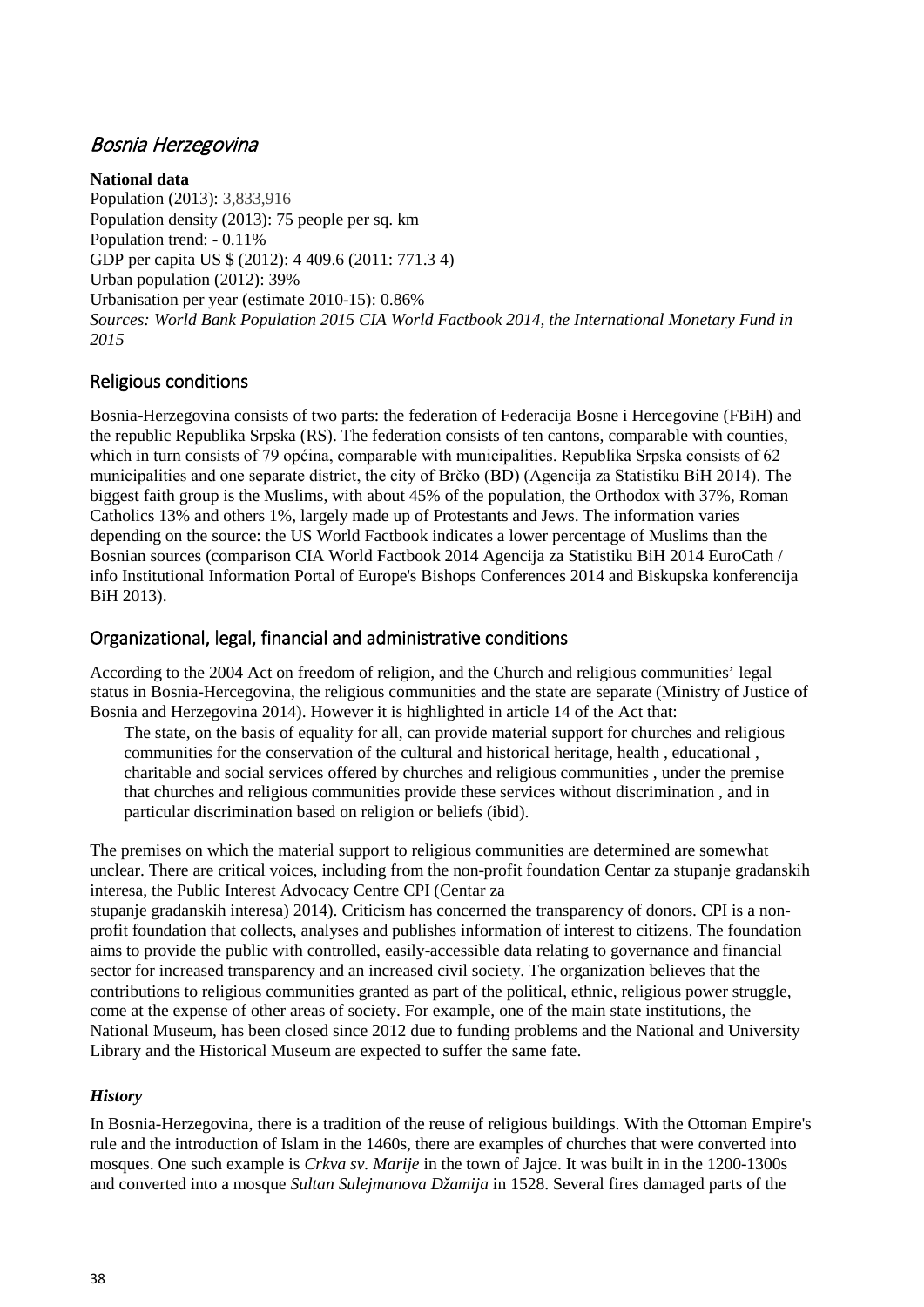## *Bosnia Herzegovina*

**National data**

Population (2013): 3,833,916
Population density (2013): 75 people per sq. km
Population trend: - 0.11%
GDP per capita US $ (2012): 4 409.6 (2011: 771.3 4)
Urban population (2012): 39%
Urbanisation per year (estimate 2010-15): 0.86%
*Sources: World Bank Population 2015 CIA World Factbook 2014, the International Monetary Fund in 2015*

### Religious conditions

Bosnia-Herzegovina consists of two parts: the federation of Federacija Bosne i Hercegovine (FBiH) and the republic Republika Srpska (RS). The federation consists of ten cantons, comparable with counties, which in turn consists of 79 općina, comparable with municipalities. Republika Srpska consists of 62 municipalities and one separate district, the city of Brčko (BD) (Agencija za Statistiku BiH 2014). The biggest faith group is the Muslims, with about 45% of the population, the Orthodox with 37%, Roman Catholics 13% and others 1%, largely made up of Protestants and Jews. The information varies depending on the source: the US World Factbook indicates a lower percentage of Muslims than the Bosnian sources (comparison CIA World Factbook 2014 Agencija za Statistiku BiH 2014 EuroCath / info Institutional Information Portal of Europe's Bishops Conferences 2014 and Biskupska konferencija BiH 2013).

### Organizational, legal, financial and administrative conditions

According to the 2004 Act on freedom of religion, and the Church and religious communities' legal status in Bosnia-Hercegovina, the religious communities and the state are separate (Ministry of Justice of Bosnia and Herzegovina 2014). However it is highlighted in article 14 of the Act that:

> The state, on the basis of equality for all, can provide material support for churches and religious communities for the conservation of the cultural and historical heritage, health , educational , charitable and social services offered by churches and religious communities , under the premise that churches and religious communities provide these services without discrimination , and in particular discrimination based on religion or beliefs (ibid).

The premises on which the material support to religious communities are determined are somewhat unclear. There are critical voices, including from the non-profit foundation Centar za stupanje gradanskih interesa, the Public Interest Advocacy Centre CPI (Centar za stupanje gradanskih interesa) 2014). Criticism has concerned the transparency of donors. CPI is a non-profit foundation that collects, analyses and publishes information of interest to citizens. The foundation aims to provide the public with controlled, easily-accessible data relating to governance and financial sector for increased transparency and an increased civil society. The organization believes that the contributions to religious communities granted as part of the political, ethnic, religious power struggle, come at the expense of other areas of society. For example, one of the main state institutions, the National Museum, has been closed since 2012 due to funding problems and the National and University Library and the Historical Museum are expected to suffer the same fate.

#### *History*

In Bosnia-Herzegovina, there is a tradition of the reuse of religious buildings. With the Ottoman Empire's rule and the introduction of Islam in the 1460s, there are examples of churches that were converted into mosques. One such example is *Crkva sv. Marije* in the town of Jajce. It was built in in the 1200-1300s and converted into a mosque *Sultan Sulejmanova Džamija* in 1528. Several fires damaged parts of the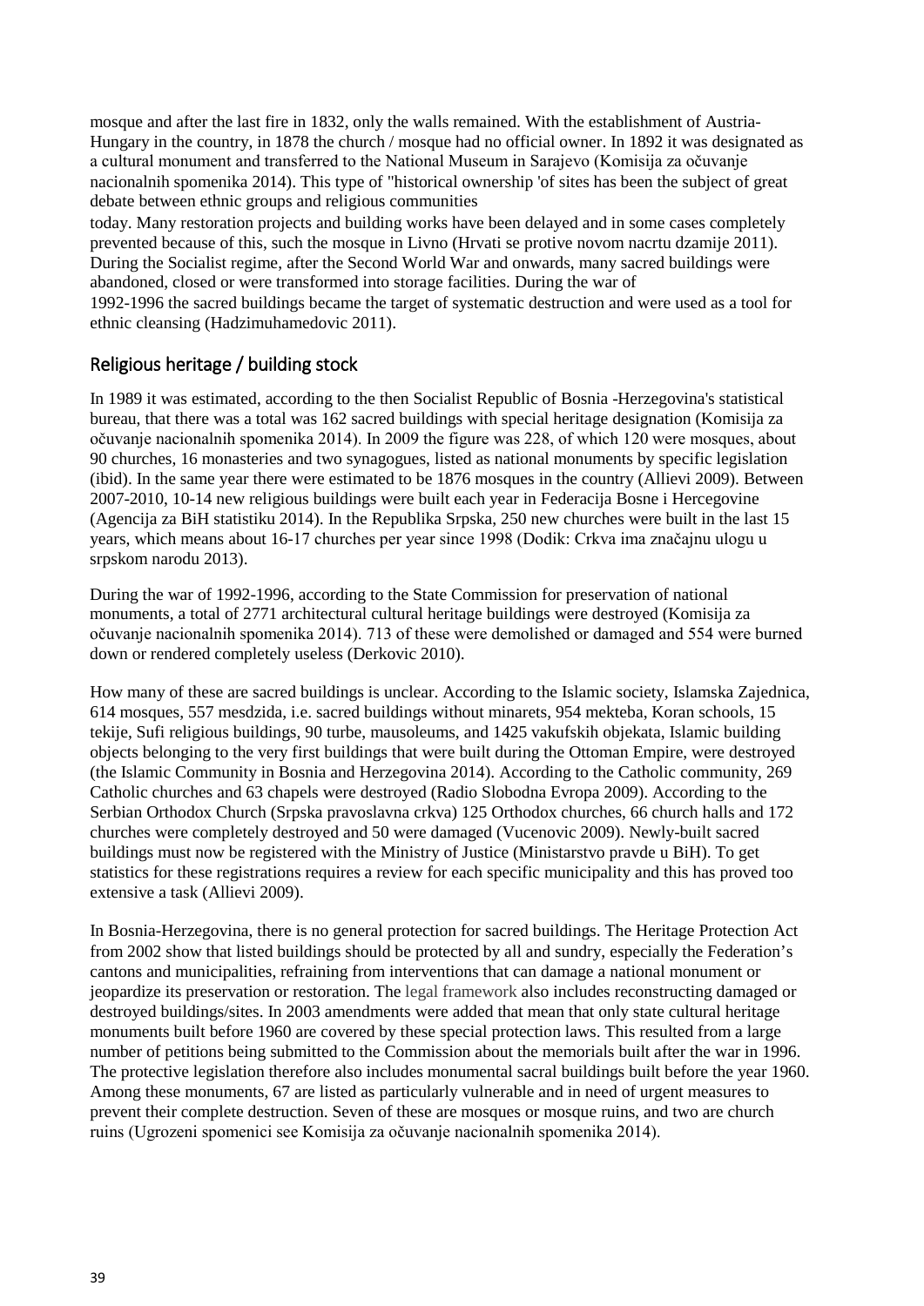mosque and after the last fire in 1832, only the walls remained. With the establishment of Austria-Hungary in the country, in 1878 the church / mosque had no official owner. In 1892 it was designated as a cultural monument and transferred to the National Museum in Sarajevo (Komisija za očuvanje nacionalnih spomenika 2014). This type of "historical ownership 'of sites has been the subject of great debate between ethnic groups and religious communities today. Many restoration projects and building works have been delayed and in some cases completely prevented because of this, such the mosque in Livno (Hrvati se protive novom nacrtu dzamije 2011). During the Socialist regime, after the Second World War and onwards, many sacred buildings were abandoned, closed or were transformed into storage facilities. During the war of 1992-1996 the sacred buildings became the target of systematic destruction and were used as a tool for ethnic cleansing (Hadzimuhamedovic 2011).

## Religious heritage / building stock

In 1989 it was estimated, according to the then Socialist Republic of Bosnia -Herzegovina's statistical bureau, that there was a total was 162 sacred buildings with special heritage designation (Komisija za očuvanje nacionalnih spomenika 2014). In 2009 the figure was 228, of which 120 were mosques, about 90 churches, 16 monasteries and two synagogues, listed as national monuments by specific legislation (ibid). In the same year there were estimated to be 1876 mosques in the country (Allievi 2009). Between 2007-2010, 10-14 new religious buildings were built each year in Federacija Bosne i Hercegovine (Agencija za BiH statistiku 2014). In the Republika Srpska, 250 new churches were built in the last 15 years, which means about 16-17 churches per year since 1998 (Dodik: Crkva ima značajnu ulogu u srpskom narodu 2013).

During the war of 1992-1996, according to the State Commission for preservation of national monuments, a total of 2771 architectural cultural heritage buildings were destroyed (Komisija za očuvanje nacionalnih spomenika 2014). 713 of these were demolished or damaged and 554 were burned down or rendered completely useless (Derkovic 2010).

How many of these are sacred buildings is unclear. According to the Islamic society, Islamska Zajednica, 614 mosques, 557 mesdzida, i.e. sacred buildings without minarets, 954 mekteba, Koran schools, 15 tekije, Sufi religious buildings, 90 turbe, mausoleums, and 1425 vakufskih objekata, Islamic building objects belonging to the very first buildings that were built during the Ottoman Empire, were destroyed (the Islamic Community in Bosnia and Herzegovina 2014). According to the Catholic community, 269 Catholic churches and 63 chapels were destroyed (Radio Slobodna Evropa 2009). According to the Serbian Orthodox Church (Srpska pravoslavna crkva) 125 Orthodox churches, 66 church halls and 172 churches were completely destroyed and 50 were damaged (Vucenovic 2009). Newly-built sacred buildings must now be registered with the Ministry of Justice (Ministarstvo pravde u BiH). To get statistics for these registrations requires a review for each specific municipality and this has proved too extensive a task (Allievi 2009).

In Bosnia-Herzegovina, there is no general protection for sacred buildings. The Heritage Protection Act from 2002 show that listed buildings should be protected by all and sundry, especially the Federation's cantons and municipalities, refraining from interventions that can damage a national monument or jeopardize its preservation or restoration. The legal framework also includes reconstructing damaged or destroyed buildings/sites. In 2003 amendments were added that mean that only state cultural heritage monuments built before 1960 are covered by these special protection laws. This resulted from a large number of petitions being submitted to the Commission about the memorials built after the war in 1996. The protective legislation therefore also includes monumental sacral buildings built before the year 1960. Among these monuments, 67 are listed as particularly vulnerable and in need of urgent measures to prevent their complete destruction. Seven of these are mosques or mosque ruins, and two are church ruins (Ugrozeni spomenici see Komisija za očuvanje nacionalnih spomenika 2014).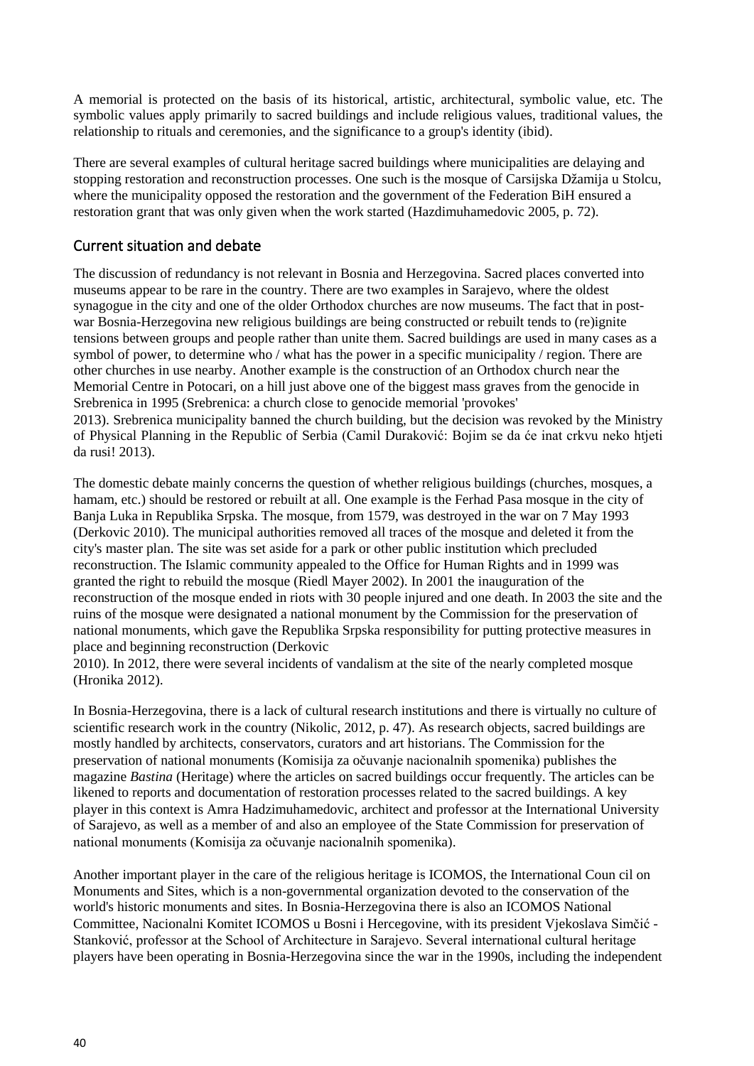A memorial is protected on the basis of its historical, artistic, architectural, symbolic value, etc. The symbolic values apply primarily to sacred buildings and include religious values, traditional values, the relationship to rituals and ceremonies, and the significance to a group's identity (ibid).

There are several examples of cultural heritage sacred buildings where municipalities are delaying and stopping restoration and reconstruction processes. One such is the mosque of Carsijska Džamija u Stolcu, where the municipality opposed the restoration and the government of the Federation BiH ensured a restoration grant that was only given when the work started (Hazdimuhamedovic 2005, p. 72).

## Current situation and debate

The discussion of redundancy is not relevant in Bosnia and Herzegovina. Sacred places converted into museums appear to be rare in the country. There are two examples in Sarajevo, where the oldest synagogue in the city and one of the older Orthodox churches are now museums. The fact that in post-war Bosnia-Herzegovina new religious buildings are being constructed or rebuilt tends to (re)ignite tensions between groups and people rather than unite them. Sacred buildings are used in many cases as a symbol of power, to determine who / what has the power in a specific municipality / region. There are other churches in use nearby. Another example is the construction of an Orthodox church near the Memorial Centre in Potocari, on a hill just above one of the biggest mass graves from the genocide in Srebrenica in 1995 (Srebrenica: a church close to genocide memorial 'provokes' 2013). Srebrenica municipality banned the church building, but the decision was revoked by the Ministry of Physical Planning in the Republic of Serbia (Camil Duraković: Bojim se da će inat crkvu neko htjeti da rusi! 2013).

The domestic debate mainly concerns the question of whether religious buildings (churches, mosques, a hamam, etc.) should be restored or rebuilt at all. One example is the Ferhad Pasa mosque in the city of Banja Luka in Republika Srpska. The mosque, from 1579, was destroyed in the war on 7 May 1993 (Derkovic 2010). The municipal authorities removed all traces of the mosque and deleted it from the city's master plan. The site was set aside for a park or other public institution which precluded reconstruction. The Islamic community appealed to the Office for Human Rights and in 1999 was granted the right to rebuild the mosque (Riedl Mayer 2002). In 2001 the inauguration of the reconstruction of the mosque ended in riots with 30 people injured and one death. In 2003 the site and the ruins of the mosque were designated a national monument by the Commission for the preservation of national monuments, which gave the Republika Srpska responsibility for putting protective measures in place and beginning reconstruction (Derkovic 2010). In 2012, there were several incidents of vandalism at the site of the nearly completed mosque (Hronika 2012).

In Bosnia-Herzegovina, there is a lack of cultural research institutions and there is virtually no culture of scientific research work in the country (Nikolic, 2012, p. 47). As research objects, sacred buildings are mostly handled by architects, conservators, curators and art historians. The Commission for the preservation of national monuments (Komisija za očuvanje nacionalnih spomenika) publishes the magazine *Bastina* (Heritage) where the articles on sacred buildings occur frequently. The articles can be likened to reports and documentation of restoration processes related to the sacred buildings. A key player in this context is Amra Hadzimuhamedovic, architect and professor at the International University of Sarajevo, as well as a member of and also an employee of the State Commission for preservation of national monuments (Komisija za očuvanje nacionalnih spomenika).

Another important player in the care of the religious heritage is ICOMOS, the International Coun cil on Monuments and Sites, which is a non-governmental organization devoted to the conservation of the world's historic monuments and sites. In Bosnia-Herzegovina there is also an ICOMOS National Committee, Nacionalni Komitet ICOMOS u Bosni i Hercegovine, with its president Vjekoslava Simčić - Stanković, professor at the School of Architecture in Sarajevo. Several international cultural heritage players have been operating in Bosnia-Herzegovina since the war in the 1990s, including the independent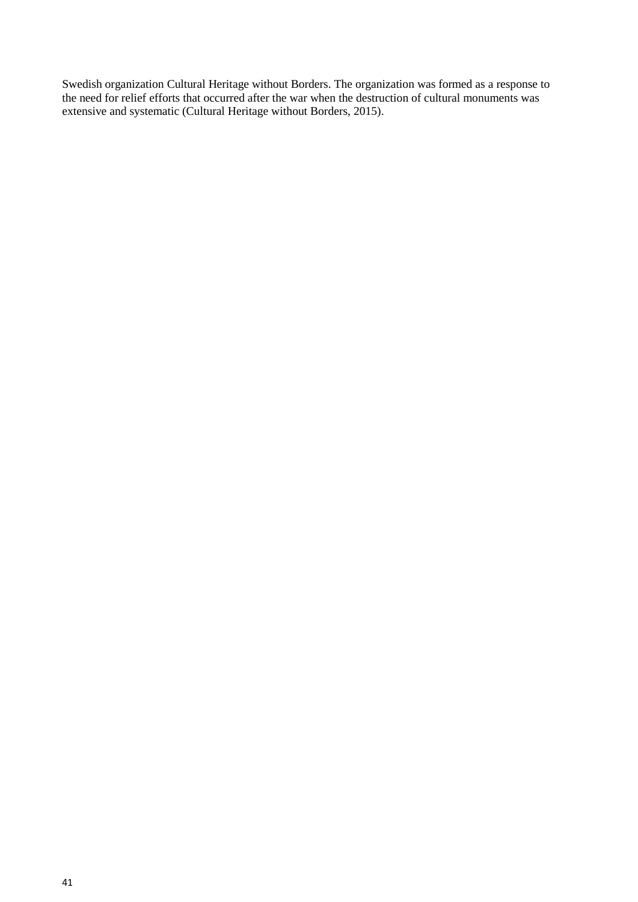Swedish organization Cultural Heritage without Borders. The organization was formed as a response to the need for relief efforts that occurred after the war when the destruction of cultural monuments was extensive and systematic (Cultural Heritage without Borders, 2015).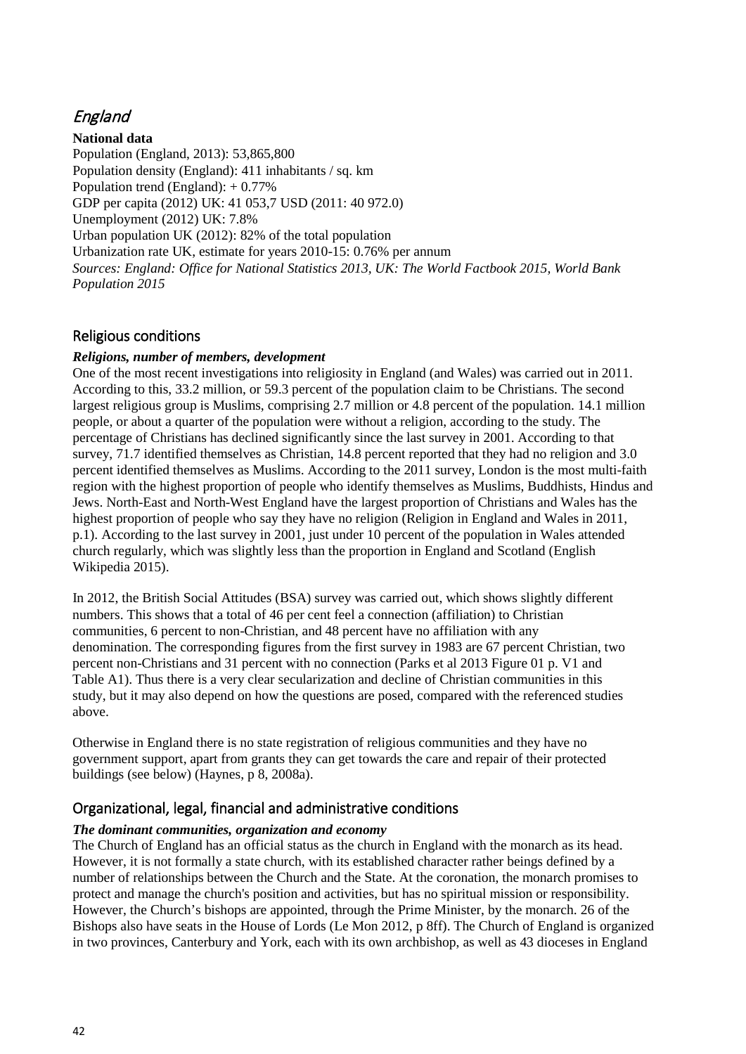## *England*

**National data**

Population (England, 2013): 53,865,800
Population density (England): 411 inhabitants / sq. km
Population trend (England): + 0.77%
GDP per capita (2012) UK: 41 053,7 USD (2011: 40 972.0)
Unemployment (2012) UK: 7.8%
Urban population UK (2012): 82% of the total population
Urbanization rate UK, estimate for years 2010-15: 0.76% per annum
*Sources: England: Office for National Statistics 2013, UK: The World Factbook 2015, World Bank Population 2015*

### Religious conditions

***Religions, number of members, development***

One of the most recent investigations into religiosity in England (and Wales) was carried out in 2011. According to this, 33.2 million, or 59.3 percent of the population claim to be Christians. The second largest religious group is Muslims, comprising 2.7 million or 4.8 percent of the population. 14.1 million people, or about a quarter of the population were without a religion, according to the study. The percentage of Christians has declined significantly since the last survey in 2001. According to that survey, 71.7 identified themselves as Christian, 14.8 percent reported that they had no religion and 3.0 percent identified themselves as Muslims. According to the 2011 survey, London is the most multi-faith region with the highest proportion of people who identify themselves as Muslims, Buddhists, Hindus and Jews. North-East and North-West England have the largest proportion of Christians and Wales has the highest proportion of people who say they have no religion (Religion in England and Wales in 2011, p.1). According to the last survey in 2001, just under 10 percent of the population in Wales attended church regularly, which was slightly less than the proportion in England and Scotland (English Wikipedia 2015).

In 2012, the British Social Attitudes (BSA) survey was carried out, which shows slightly different numbers. This shows that a total of 46 per cent feel a connection (affiliation) to Christian communities, 6 percent to non-Christian, and 48 percent have no affiliation with any denomination. The corresponding figures from the first survey in 1983 are 67 percent Christian, two percent non-Christians and 31 percent with no connection (Parks et al 2013 Figure 01 p. V1 and Table A1). Thus there is a very clear secularization and decline of Christian communities in this study, but it may also depend on how the questions are posed, compared with the referenced studies above.

Otherwise in England there is no state registration of religious communities and they have no government support, apart from grants they can get towards the care and repair of their protected buildings (see below) (Haynes, p 8, 2008a).

### Organizational, legal, financial and administrative conditions

***The dominant communities, organization and economy***

The Church of England has an official status as the church in England with the monarch as its head. However, it is not formally a state church, with its established character rather beings defined by a number of relationships between the Church and the State. At the coronation, the monarch promises to protect and manage the church's position and activities, but has no spiritual mission or responsibility. However, the Church's bishops are appointed, through the Prime Minister, by the monarch. 26 of the Bishops also have seats in the House of Lords (Le Mon 2012, p 8ff). The Church of England is organized in two provinces, Canterbury and York, each with its own archbishop, as well as 43 dioceses in England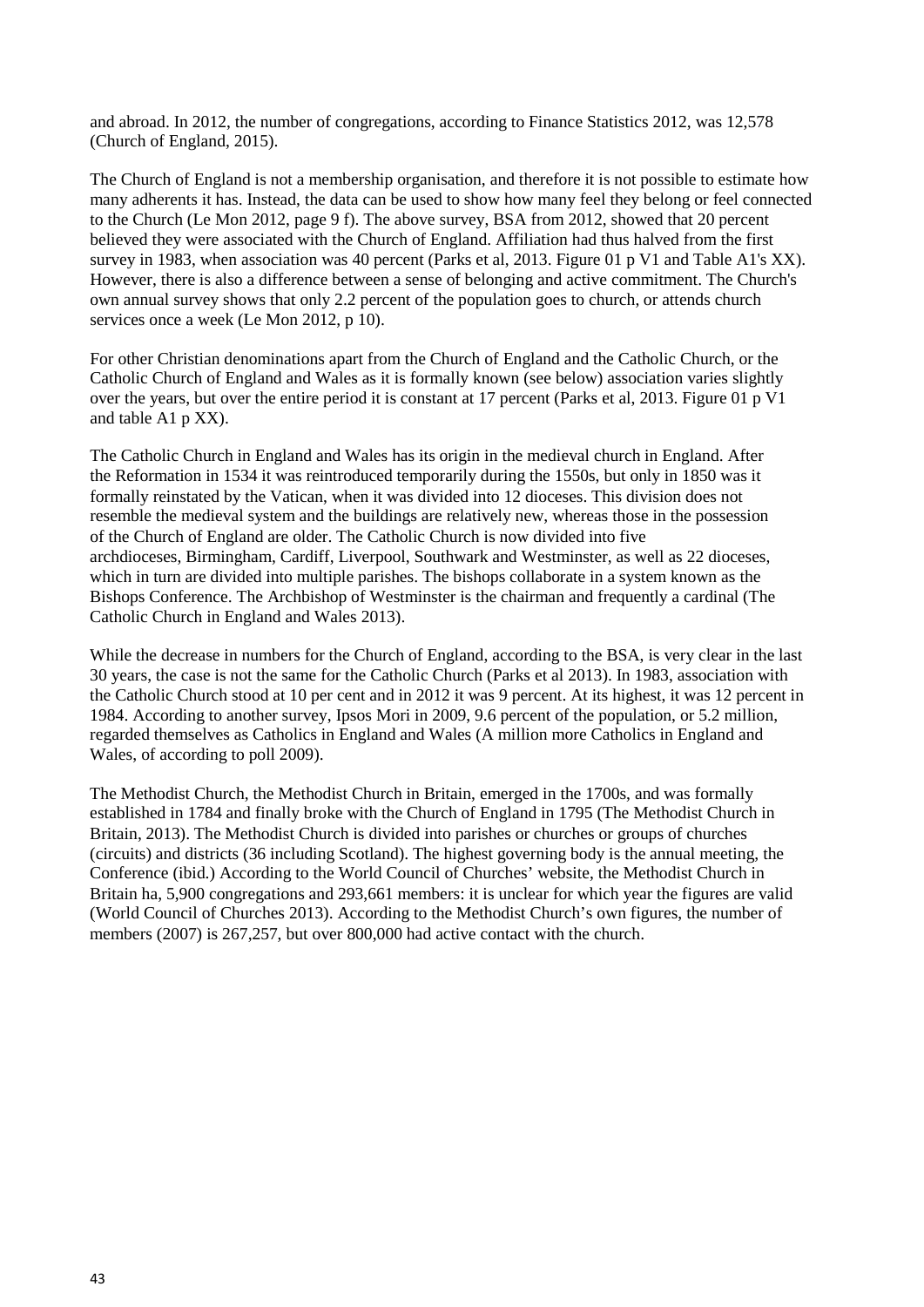and abroad. In 2012, the number of congregations, according to Finance Statistics 2012, was 12,578 (Church of England, 2015).

The Church of England is not a membership organisation, and therefore it is not possible to estimate how many adherents it has. Instead, the data can be used to show how many feel they belong or feel connected to the Church (Le Mon 2012, page 9 f). The above survey, BSA from 2012, showed that 20 percent believed they were associated with the Church of England. Affiliation had thus halved from the first survey in 1983, when association was 40 percent (Parks et al, 2013. Figure 01 p V1 and Table A1's XX). However, there is also a difference between a sense of belonging and active commitment. The Church's own annual survey shows that only 2.2 percent of the population goes to church, or attends church services once a week (Le Mon 2012, p 10).

For other Christian denominations apart from the Church of England and the Catholic Church, or the Catholic Church of England and Wales as it is formally known (see below) association varies slightly over the years, but over the entire period it is constant at 17 percent (Parks et al, 2013. Figure 01 p V1 and table A1 p XX).

The Catholic Church in England and Wales has its origin in the medieval church in England. After the Reformation in 1534 it was reintroduced temporarily during the 1550s, but only in 1850 was it formally reinstated by the Vatican, when it was divided into 12 dioceses. This division does not resemble the medieval system and the buildings are relatively new, whereas those in the possession of the Church of England are older. The Catholic Church is now divided into five archdioceses, Birmingham, Cardiff, Liverpool, Southwark and Westminster, as well as 22 dioceses, which in turn are divided into multiple parishes. The bishops collaborate in a system known as the Bishops Conference. The Archbishop of Westminster is the chairman and frequently a cardinal (The Catholic Church in England and Wales 2013).

While the decrease in numbers for the Church of England, according to the BSA, is very clear in the last 30 years, the case is not the same for the Catholic Church (Parks et al 2013). In 1983, association with the Catholic Church stood at 10 per cent and in 2012 it was 9 percent. At its highest, it was 12 percent in 1984. According to another survey, Ipsos Mori in 2009, 9.6 percent of the population, or 5.2 million, regarded themselves as Catholics in England and Wales (A million more Catholics in England and Wales, of according to poll 2009).

The Methodist Church, the Methodist Church in Britain, emerged in the 1700s, and was formally established in 1784 and finally broke with the Church of England in 1795 (The Methodist Church in Britain, 2013). The Methodist Church is divided into parishes or churches or groups of churches (circuits) and districts (36 including Scotland). The highest governing body is the annual meeting, the Conference (ibid.) According to the World Council of Churches' website, the Methodist Church in Britain ha, 5,900 congregations and 293,661 members: it is unclear for which year the figures are valid (World Council of Churches 2013). According to the Methodist Church's own figures, the number of members (2007) is 267,257, but over 800,000 had active contact with the church.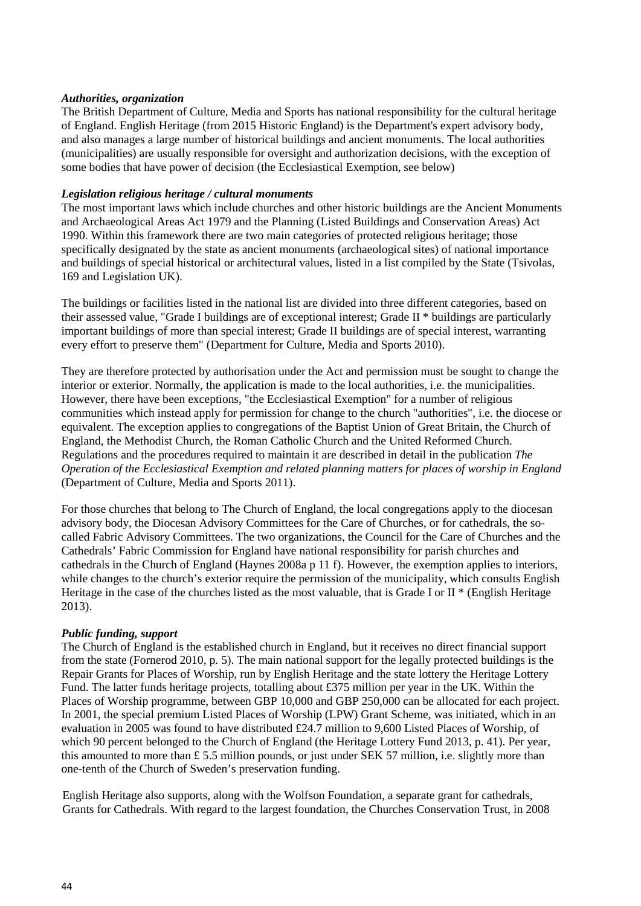***Authorities, organization***

The British Department of Culture, Media and Sports has national responsibility for the cultural heritage of England. English Heritage (from 2015 Historic England) is the Department's expert advisory body, and also manages a large number of historical buildings and ancient monuments. The local authorities (municipalities) are usually responsible for oversight and authorization decisions, with the exception of some bodies that have power of decision (the Ecclesiastical Exemption, see below)

***Legislation religious heritage / cultural monuments***

The most important laws which include churches and other historic buildings are the Ancient Monuments and Archaeological Areas Act 1979 and the Planning (Listed Buildings and Conservation Areas) Act 1990. Within this framework there are two main categories of protected religious heritage; those specifically designated by the state as ancient monuments (archaeological sites) of national importance and buildings of special historical or architectural values, listed in a list compiled by the State (Tsivolas, 169 and Legislation UK).

The buildings or facilities listed in the national list are divided into three different categories, based on their assessed value, "Grade I buildings are of exceptional interest; Grade II * buildings are particularly important buildings of more than special interest; Grade II buildings are of special interest, warranting every effort to preserve them" (Department for Culture, Media and Sports 2010).

They are therefore protected by authorisation under the Act and permission must be sought to change the interior or exterior. Normally, the application is made to the local authorities, i.e. the municipalities. However, there have been exceptions, "the Ecclesiastical Exemption" for a number of religious communities which instead apply for permission for change to the church "authorities", i.e. the diocese or equivalent. The exception applies to congregations of the Baptist Union of Great Britain, the Church of England, the Methodist Church, the Roman Catholic Church and the United Reformed Church. Regulations and the procedures required to maintain it are described in detail in the publication *The Operation of the Ecclesiastical Exemption and related planning matters for places of worship in England* (Department of Culture, Media and Sports 2011).

For those churches that belong to The Church of England, the local congregations apply to the diocesan advisory body, the Diocesan Advisory Committees for the Care of Churches, or for cathedrals, the so-called Fabric Advisory Committees. The two organizations, the Council for the Care of Churches and the Cathedrals' Fabric Commission for England have national responsibility for parish churches and cathedrals in the Church of England (Haynes 2008a p 11 f). However, the exemption applies to interiors, while changes to the church's exterior require the permission of the municipality, which consults English Heritage in the case of the churches listed as the most valuable, that is Grade I or II * (English Heritage 2013).

***Public funding, support***

The Church of England is the established church in England, but it receives no direct financial support from the state (Fornerod 2010, p. 5). The main national support for the legally protected buildings is the Repair Grants for Places of Worship, run by English Heritage and the state lottery the Heritage Lottery Fund. The latter funds heritage projects, totalling about £375 million per year in the UK. Within the Places of Worship programme, between GBP 10,000 and GBP 250,000 can be allocated for each project. In 2001, the special premium Listed Places of Worship (LPW) Grant Scheme, was initiated, which in an evaluation in 2005 was found to have distributed £24.7 million to 9,600 Listed Places of Worship, of which 90 percent belonged to the Church of England (the Heritage Lottery Fund 2013, p. 41). Per year, this amounted to more than £ 5.5 million pounds, or just under SEK 57 million, i.e. slightly more than one-tenth of the Church of Sweden's preservation funding.

English Heritage also supports, along with the Wolfson Foundation, a separate grant for cathedrals, Grants for Cathedrals. With regard to the largest foundation, the Churches Conservation Trust, in 2008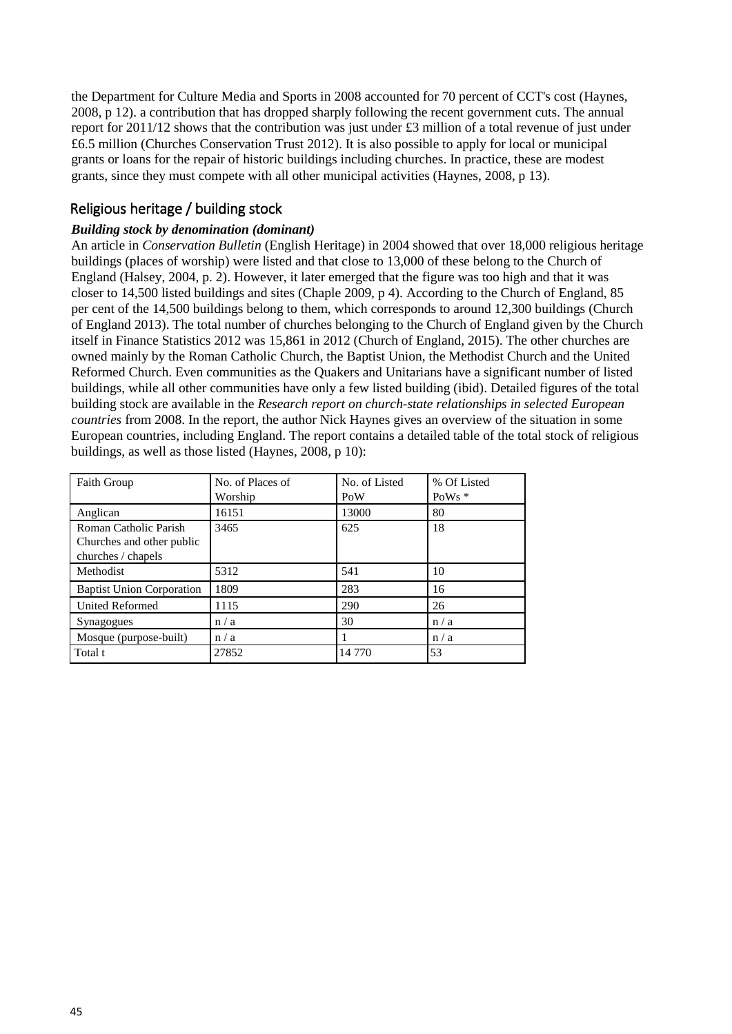the Department for Culture Media and Sports in 2008 accounted for 70 percent of CCT's cost (Haynes, 2008, p 12). a contribution that has dropped sharply following the recent government cuts. The annual report for 2011/12 shows that the contribution was just under £3 million of a total revenue of just under £6.5 million (Churches Conservation Trust 2012). It is also possible to apply for local or municipal grants or loans for the repair of historic buildings including churches. In practice, these are modest grants, since they must compete with all other municipal activities (Haynes, 2008, p 13).

## Religious heritage / building stock

***Building stock by denomination (dominant)***

An article in *Conservation Bulletin* (English Heritage) in 2004 showed that over 18,000 religious heritage buildings (places of worship) were listed and that close to 13,000 of these belong to the Church of England (Halsey, 2004, p. 2). However, it later emerged that the figure was too high and that it was closer to 14,500 listed buildings and sites (Chaple 2009, p 4). According to the Church of England, 85 per cent of the 14,500 buildings belong to them, which corresponds to around 12,300 buildings (Church of England 2013). The total number of churches belonging to the Church of England given by the Church itself in Finance Statistics 2012 was 15,861 in 2012 (Church of England, 2015). The other churches are owned mainly by the Roman Catholic Church, the Baptist Union, the Methodist Church and the United Reformed Church. Even communities as the Quakers and Unitarians have a significant number of listed buildings, while all other communities have only a few listed building (ibid). Detailed figures of the total building stock are available in the *Research report on church-state relationships in selected European countries* from 2008. In the report, the author Nick Haynes gives an overview of the situation in some European countries, including England. The report contains a detailed table of the total stock of religious buildings, as well as those listed (Haynes, 2008, p 10):

| Faith Group | No. of Places of Worship | No. of Listed PoW | % Of Listed PoWs * |
|---|---|---|---|
| Anglican | 16151 | 13000 | 80 |
| Roman Catholic Parish Churches and other public churches / chapels | 3465 | 625 | 18 |
| Methodist | 5312 | 541 | 10 |
| Baptist Union Corporation | 1809 | 283 | 16 |
| United Reformed | 1115 | 290 | 26 |
| Synagogues | n / a | 30 | n / a |
| Mosque (purpose-built) | n / a | 1 | n / a |
| Total t | 27852 | 14 770 | 53 |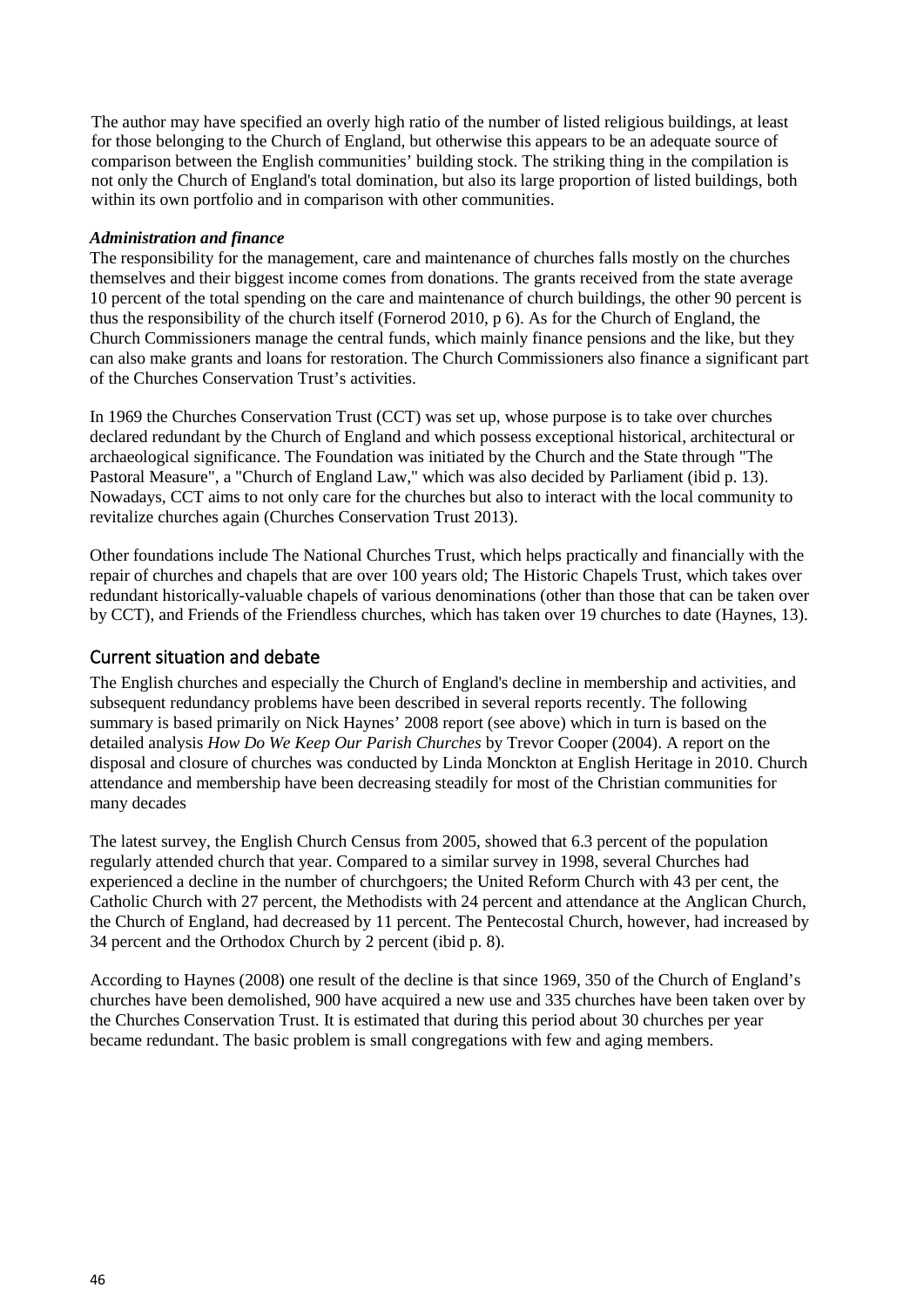The author may have specified an overly high ratio of the number of listed religious buildings, at least for those belonging to the Church of England, but otherwise this appears to be an adequate source of comparison between the English communities' building stock. The striking thing in the compilation is not only the Church of England's total domination, but also its large proportion of listed buildings, both within its own portfolio and in comparison with other communities.

***Administration and finance***

The responsibility for the management, care and maintenance of churches falls mostly on the churches themselves and their biggest income comes from donations. The grants received from the state average 10 percent of the total spending on the care and maintenance of church buildings, the other 90 percent is thus the responsibility of the church itself (Fornerod 2010, p 6). As for the Church of England, the Church Commissioners manage the central funds, which mainly finance pensions and the like, but they can also make grants and loans for restoration. The Church Commissioners also finance a significant part of the Churches Conservation Trust's activities.

In 1969 the Churches Conservation Trust (CCT) was set up, whose purpose is to take over churches declared redundant by the Church of England and which possess exceptional historical, architectural or archaeological significance. The Foundation was initiated by the Church and the State through "The Pastoral Measure", a "Church of England Law," which was also decided by Parliament (ibid p. 13). Nowadays, CCT aims to not only care for the churches but also to interact with the local community to revitalize churches again (Churches Conservation Trust 2013).

Other foundations include The National Churches Trust, which helps practically and financially with the repair of churches and chapels that are over 100 years old; The Historic Chapels Trust, which takes over redundant historically-valuable chapels of various denominations (other than those that can be taken over by CCT), and Friends of the Friendless churches, which has taken over 19 churches to date (Haynes, 13).

## Current situation and debate

The English churches and especially the Church of England's decline in membership and activities, and subsequent redundancy problems have been described in several reports recently. The following summary is based primarily on Nick Haynes' 2008 report (see above) which in turn is based on the detailed analysis *How Do We Keep Our Parish Churches* by Trevor Cooper (2004). A report on the disposal and closure of churches was conducted by Linda Monckton at English Heritage in 2010. Church attendance and membership have been decreasing steadily for most of the Christian communities for many decades

The latest survey, the English Church Census from 2005, showed that 6.3 percent of the population regularly attended church that year. Compared to a similar survey in 1998, several Churches had experienced a decline in the number of churchgoers; the United Reform Church with 43 per cent, the Catholic Church with 27 percent, the Methodists with 24 percent and attendance at the Anglican Church, the Church of England, had decreased by 11 percent. The Pentecostal Church, however, had increased by 34 percent and the Orthodox Church by 2 percent (ibid p. 8).

According to Haynes (2008) one result of the decline is that since 1969, 350 of the Church of England's churches have been demolished, 900 have acquired a new use and 335 churches have been taken over by the Churches Conservation Trust. It is estimated that during this period about 30 churches per year became redundant. The basic problem is small congregations with few and aging members.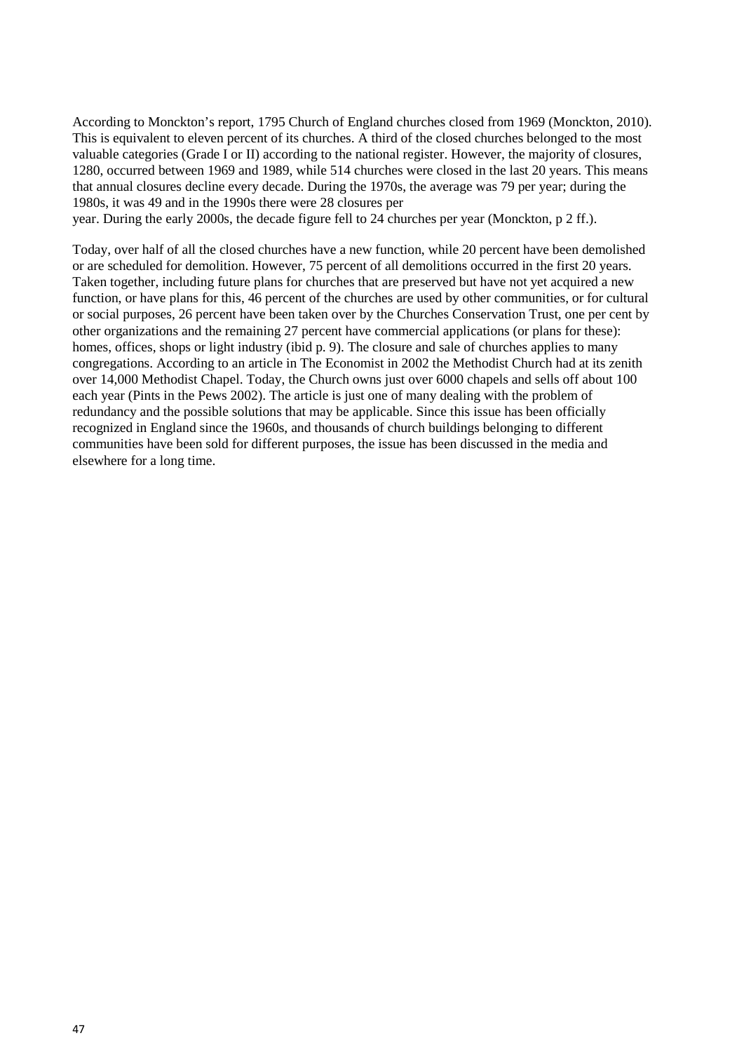According to Monckton's report, 1795 Church of England churches closed from 1969 (Monckton, 2010). This is equivalent to eleven percent of its churches. A third of the closed churches belonged to the most valuable categories (Grade I or II) according to the national register. However, the majority of closures, 1280, occurred between 1969 and 1989, while 514 churches were closed in the last 20 years. This means that annual closures decline every decade. During the 1970s, the average was 79 per year; during the 1980s, it was 49 and in the 1990s there were 28 closures per year. During the early 2000s, the decade figure fell to 24 churches per year (Monckton, p 2 ff.).

Today, over half of all the closed churches have a new function, while 20 percent have been demolished or are scheduled for demolition. However, 75 percent of all demolitions occurred in the first 20 years. Taken together, including future plans for churches that are preserved but have not yet acquired a new function, or have plans for this, 46 percent of the churches are used by other communities, or for cultural or social purposes, 26 percent have been taken over by the Churches Conservation Trust, one per cent by other organizations and the remaining 27 percent have commercial applications (or plans for these): homes, offices, shops or light industry (ibid p. 9). The closure and sale of churches applies to many congregations. According to an article in The Economist in 2002 the Methodist Church had at its zenith over 14,000 Methodist Chapel. Today, the Church owns just over 6000 chapels and sells off about 100 each year (Pints in the Pews 2002). The article is just one of many dealing with the problem of redundancy and the possible solutions that may be applicable. Since this issue has been officially recognized in England since the 1960s, and thousands of church buildings belonging to different communities have been sold for different purposes, the issue has been discussed in the media and elsewhere for a long time.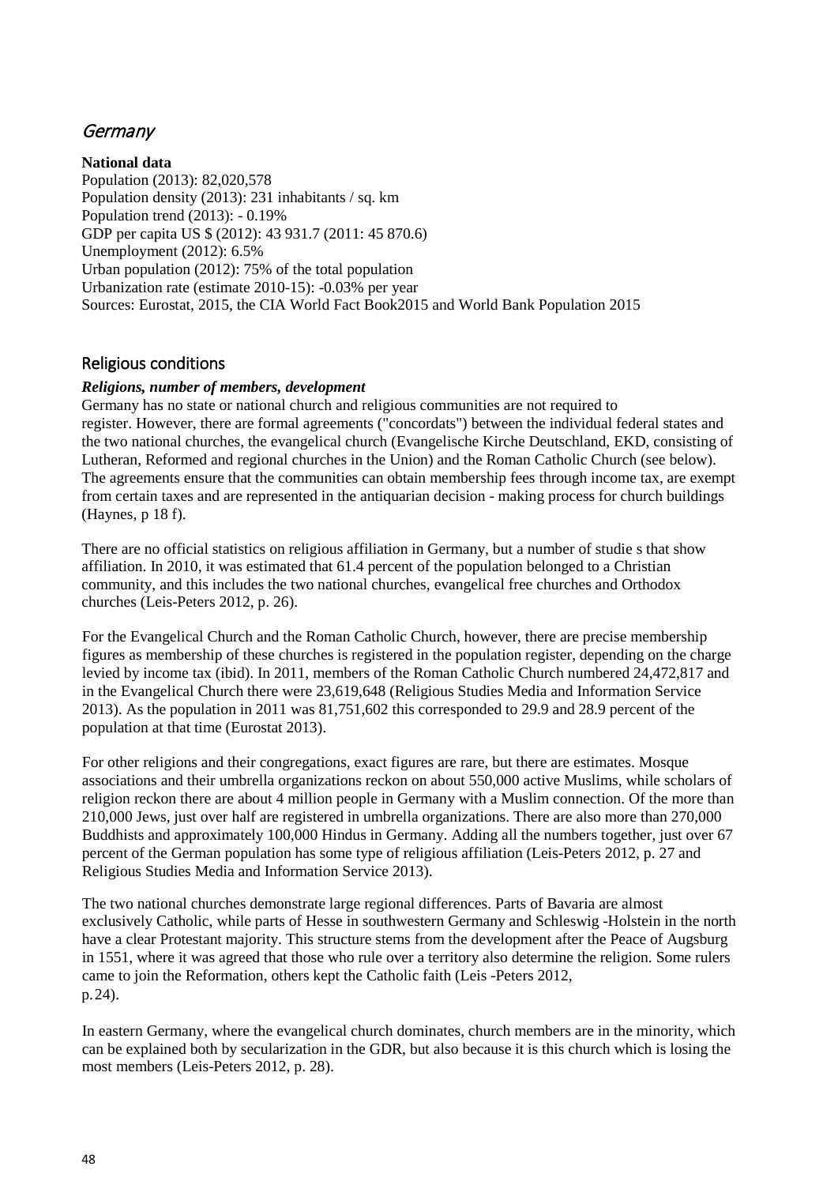## Germany

**National data**
Population (2013): 82,020,578
Population density (2013): 231 inhabitants / sq. km
Population trend (2013): - 0.19%
GDP per capita US $ (2012): 43 931.7 (2011: 45 870.6)
Unemployment (2012): 6.5%
Urban population (2012): 75% of the total population
Urbanization rate (estimate 2010-15): -0.03% per year
Sources: Eurostat, 2015, the CIA World Fact Book2015 and World Bank Population 2015

### Religious conditions

***Religions, number of members, development***

Germany has no state or national church and religious communities are not required to register. However, there are formal agreements ("concordats") between the individual federal states and the two national churches, the evangelical church (Evangelische Kirche Deutschland, EKD, consisting of Lutheran, Reformed and regional churches in the Union) and the Roman Catholic Church (see below). The agreements ensure that the communities can obtain membership fees through income tax, are exempt from certain taxes and are represented in the antiquarian decision - making process for church buildings (Haynes, p 18 f).

There are no official statistics on religious affiliation in Germany, but a number of studie s that show affiliation. In 2010, it was estimated that 61.4 percent of the population belonged to a Christian community, and this includes the two national churches, evangelical free churches and Orthodox churches (Leis-Peters 2012, p. 26).

For the Evangelical Church and the Roman Catholic Church, however, there are precise membership figures as membership of these churches is registered in the population register, depending on the charge levied by income tax (ibid). In 2011, members of the Roman Catholic Church numbered 24,472,817 and in the Evangelical Church there were 23,619,648 (Religious Studies Media and Information Service 2013). As the population in 2011 was 81,751,602 this corresponded to 29.9 and 28.9 percent of the population at that time (Eurostat 2013).

For other religions and their congregations, exact figures are rare, but there are estimates. Mosque associations and their umbrella organizations reckon on about 550,000 active Muslims, while scholars of religion reckon there are about 4 million people in Germany with a Muslim connection. Of the more than 210,000 Jews, just over half are registered in umbrella organizations. There are also more than 270,000 Buddhists and approximately 100,000 Hindus in Germany. Adding all the numbers together, just over 67 percent of the German population has some type of religious affiliation (Leis-Peters 2012, p. 27 and Religious Studies Media and Information Service 2013).

The two national churches demonstrate large regional differences. Parts of Bavaria are almost exclusively Catholic, while parts of Hesse in southwestern Germany and Schleswig -Holstein in the north have a clear Protestant majority. This structure stems from the development after the Peace of Augsburg in 1551, where it was agreed that those who rule over a territory also determine the religion. Some rulers came to join the Reformation, others kept the Catholic faith (Leis -Peters 2012, p. 24).

In eastern Germany, where the evangelical church dominates, church members are in the minority, which can be explained both by secularization in the GDR, but also because it is this church which is losing the most members (Leis-Peters 2012, p. 28).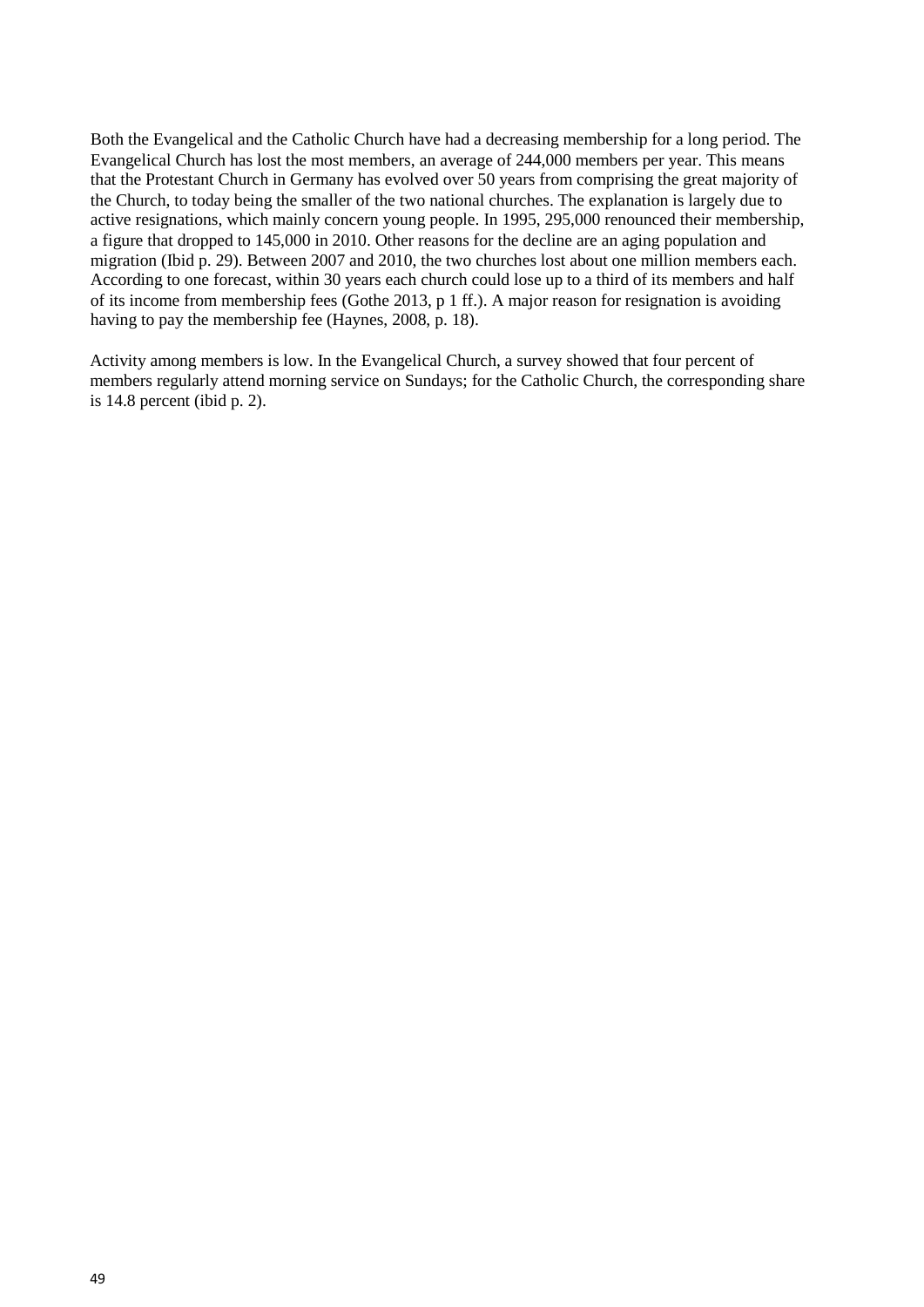Both the Evangelical and the Catholic Church have had a decreasing membership for a long period. The Evangelical Church has lost the most members, an average of 244,000 members per year. This means that the Protestant Church in Germany has evolved over 50 years from comprising the great majority of the Church, to today being the smaller of the two national churches. The explanation is largely due to active resignations, which mainly concern young people. In 1995, 295,000 renounced their membership, a figure that dropped to 145,000 in 2010. Other reasons for the decline are an aging population and migration (Ibid p. 29). Between 2007 and 2010, the two churches lost about one million members each. According to one forecast, within 30 years each church could lose up to a third of its members and half of its income from membership fees (Gothe 2013, p 1 ff.). A major reason for resignation is avoiding having to pay the membership fee (Haynes, 2008, p. 18).

Activity among members is low. In the Evangelical Church, a survey showed that four percent of members regularly attend morning service on Sundays; for the Catholic Church, the corresponding share is 14.8 percent (ibid p. 2).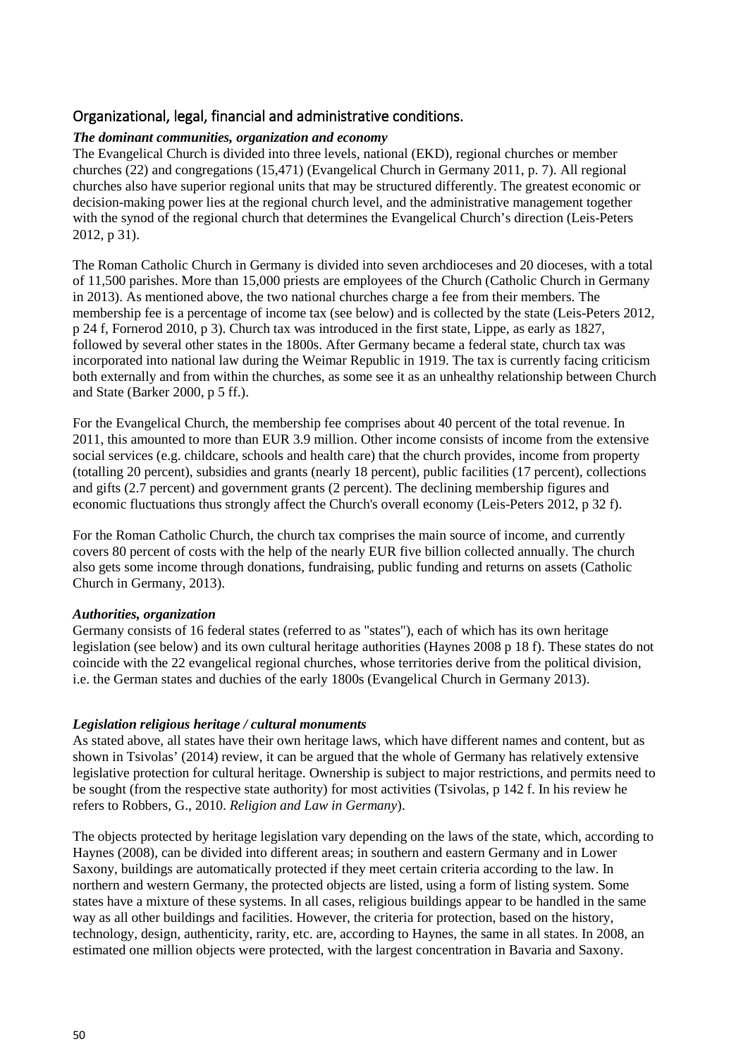## Organizational, legal, financial and administrative conditions.

### *The dominant communities, organization and economy*

The Evangelical Church is divided into three levels, national (EKD), regional churches or member churches (22) and congregations (15,471) (Evangelical Church in Germany 2011, p. 7). All regional churches also have superior regional units that may be structured differently. The greatest economic or decision-making power lies at the regional church level, and the administrative management together with the synod of the regional church that determines the Evangelical Church's direction (Leis-Peters 2012, p 31).

The Roman Catholic Church in Germany is divided into seven archdioceses and 20 dioceses, with a total of 11,500 parishes. More than 15,000 priests are employees of the Church (Catholic Church in Germany in 2013). As mentioned above, the two national churches charge a fee from their members. The membership fee is a percentage of income tax (see below) and is collected by the state (Leis-Peters 2012, p 24 f, Fornerod 2010, p 3). Church tax was introduced in the first state, Lippe, as early as 1827, followed by several other states in the 1800s. After Germany became a federal state, church tax was incorporated into national law during the Weimar Republic in 1919. The tax is currently facing criticism both externally and from within the churches, as some see it as an unhealthy relationship between Church and State (Barker 2000, p 5 ff.).

For the Evangelical Church, the membership fee comprises about 40 percent of the total revenue. In 2011, this amounted to more than EUR 3.9 million. Other income consists of income from the extensive social services (e.g. childcare, schools and health care) that the church provides, income from property (totalling 20 percent), subsidies and grants (nearly 18 percent), public facilities (17 percent), collections and gifts (2.7 percent) and government grants (2 percent). The declining membership figures and economic fluctuations thus strongly affect the Church's overall economy (Leis-Peters 2012, p 32 f).

For the Roman Catholic Church, the church tax comprises the main source of income, and currently covers 80 percent of costs with the help of the nearly EUR five billion collected annually. The church also gets some income through donations, fundraising, public funding and returns on assets (Catholic Church in Germany, 2013).

### *Authorities, organization*

Germany consists of 16 federal states (referred to as "states"), each of which has its own heritage legislation (see below) and its own cultural heritage authorities (Haynes 2008 p 18 f). These states do not coincide with the 22 evangelical regional churches, whose territories derive from the political division, i.e. the German states and duchies of the early 1800s (Evangelical Church in Germany 2013).

### *Legislation religious heritage / cultural monuments*

As stated above, all states have their own heritage laws, which have different names and content, but as shown in Tsivolas' (2014) review, it can be argued that the whole of Germany has relatively extensive legislative protection for cultural heritage. Ownership is subject to major restrictions, and permits need to be sought (from the respective state authority) for most activities (Tsivolas, p 142 f. In his review he refers to Robbers, G., 2010. *Religion and Law in Germany*).

The objects protected by heritage legislation vary depending on the laws of the state, which, according to Haynes (2008), can be divided into different areas; in southern and eastern Germany and in Lower Saxony, buildings are automatically protected if they meet certain criteria according to the law. In northern and western Germany, the protected objects are listed, using a form of listing system. Some states have a mixture of these systems. In all cases, religious buildings appear to be handled in the same way as all other buildings and facilities. However, the criteria for protection, based on the history, technology, design, authenticity, rarity, etc. are, according to Haynes, the same in all states. In 2008, an estimated one million objects were protected, with the largest concentration in Bavaria and Saxony.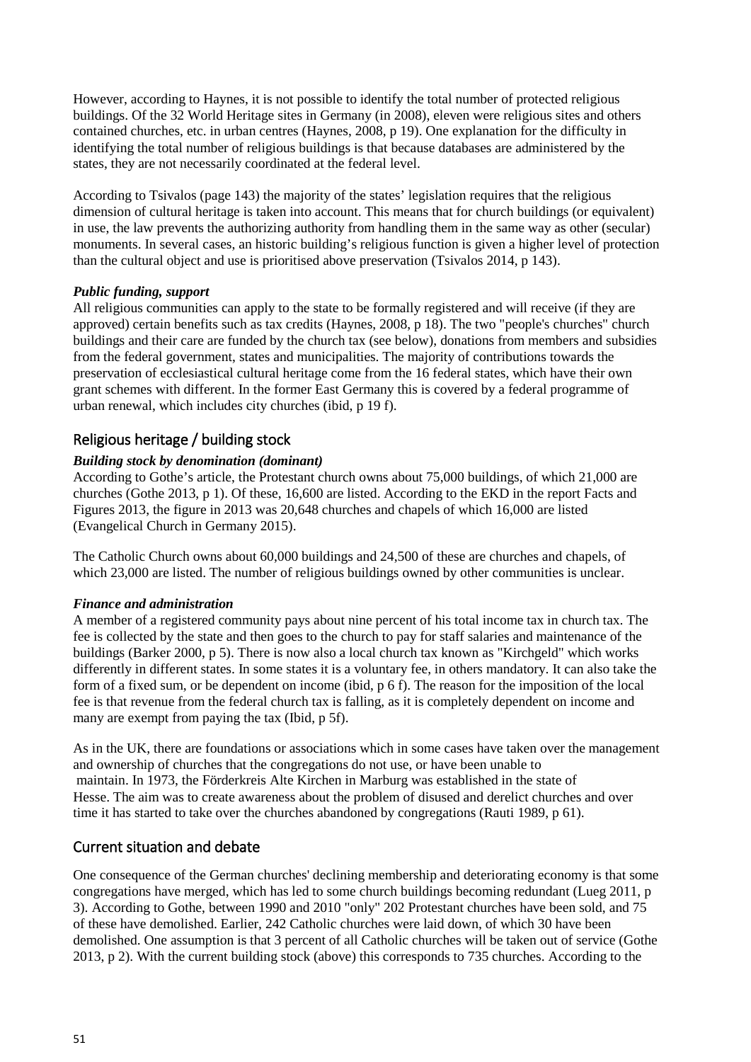However, according to Haynes, it is not possible to identify the total number of protected religious buildings. Of the 32 World Heritage sites in Germany (in 2008), eleven were religious sites and others contained churches, etc. in urban centres (Haynes, 2008, p 19). One explanation for the difficulty in identifying the total number of religious buildings is that because databases are administered by the states, they are not necessarily coordinated at the federal level.

According to Tsivalos (page 143) the majority of the states' legislation requires that the religious dimension of cultural heritage is taken into account. This means that for church buildings (or equivalent) in use, the law prevents the authorizing authority from handling them in the same way as other (secular) monuments. In several cases, an historic building's religious function is given a higher level of protection than the cultural object and use is prioritised above preservation (Tsivalos 2014, p 143).

***Public funding, support***

All religious communities can apply to the state to be formally registered and will receive (if they are approved) certain benefits such as tax credits (Haynes, 2008, p 18). The two "people's churches" church buildings and their care are funded by the church tax (see below), donations from members and subsidies from the federal government, states and municipalities. The majority of contributions towards the preservation of ecclesiastical cultural heritage come from the 16 federal states, which have their own grant schemes with different. In the former East Germany this is covered by a federal programme of urban renewal, which includes city churches (ibid, p 19 f).

## Religious heritage / building stock

***Building stock by denomination (dominant)***

According to Gothe's article, the Protestant church owns about 75,000 buildings, of which 21,000 are churches (Gothe 2013, p 1). Of these, 16,600 are listed. According to the EKD in the report Facts and Figures 2013, the figure in 2013 was 20,648 churches and chapels of which 16,000 are listed (Evangelical Church in Germany 2015).

The Catholic Church owns about 60,000 buildings and 24,500 of these are churches and chapels, of which 23,000 are listed. The number of religious buildings owned by other communities is unclear.

***Finance and administration***

A member of a registered community pays about nine percent of his total income tax in church tax. The fee is collected by the state and then goes to the church to pay for staff salaries and maintenance of the buildings (Barker 2000, p 5). There is now also a local church tax known as "Kirchgeld" which works differently in different states. In some states it is a voluntary fee, in others mandatory. It can also take the form of a fixed sum, or be dependent on income (ibid, p 6 f). The reason for the imposition of the local fee is that revenue from the federal church tax is falling, as it is completely dependent on income and many are exempt from paying the tax (Ibid, p 5f).

As in the UK, there are foundations or associations which in some cases have taken over the management and ownership of churches that the congregations do not use, or have been unable to maintain. In 1973, the Förderkreis Alte Kirchen in Marburg was established in the state of Hesse. The aim was to create awareness about the problem of disused and derelict churches and over time it has started to take over the churches abandoned by congregations (Rauti 1989, p 61).

## Current situation and debate

One consequence of the German churches' declining membership and deteriorating economy is that some congregations have merged, which has led to some church buildings becoming redundant (Lueg 2011, p 3). According to Gothe, between 1990 and 2010 "only" 202 Protestant churches have been sold, and 75 of these have demolished. Earlier, 242 Catholic churches were laid down, of which 30 have been demolished. One assumption is that 3 percent of all Catholic churches will be taken out of service (Gothe 2013, p 2). With the current building stock (above) this corresponds to 735 churches. According to the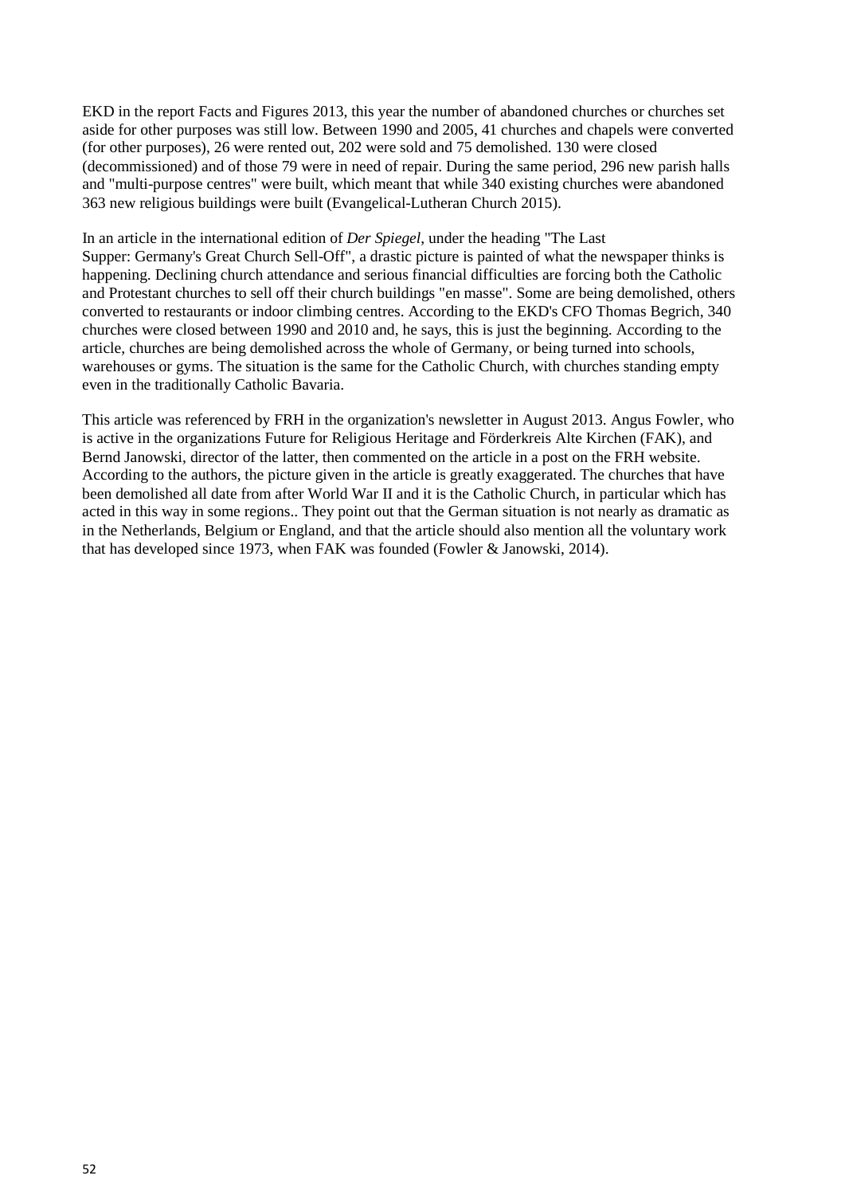EKD in the report Facts and Figures 2013, this year the number of abandoned churches or churches set aside for other purposes was still low. Between 1990 and 2005, 41 churches and chapels were converted (for other purposes), 26 were rented out, 202 were sold and 75 demolished. 130 were closed (decommissioned) and of those 79 were in need of repair. During the same period, 296 new parish halls and "multi-purpose centres" were built, which meant that while 340 existing churches were abandoned 363 new religious buildings were built (Evangelical-Lutheran Church 2015).

In an article in the international edition of *Der Spiegel*, under the heading "The Last Supper: Germany's Great Church Sell-Off", a drastic picture is painted of what the newspaper thinks is happening. Declining church attendance and serious financial difficulties are forcing both the Catholic and Protestant churches to sell off their church buildings "en masse". Some are being demolished, others converted to restaurants or indoor climbing centres. According to the EKD's CFO Thomas Begrich, 340 churches were closed between 1990 and 2010 and, he says, this is just the beginning. According to the article, churches are being demolished across the whole of Germany, or being turned into schools, warehouses or gyms. The situation is the same for the Catholic Church, with churches standing empty even in the traditionally Catholic Bavaria.

This article was referenced by FRH in the organization's newsletter in August 2013. Angus Fowler, who is active in the organizations Future for Religious Heritage and Förderkreis Alte Kirchen (FAK), and Bernd Janowski, director of the latter, then commented on the article in a post on the FRH website. According to the authors, the picture given in the article is greatly exaggerated. The churches that have been demolished all date from after World War II and it is the Catholic Church, in particular which has acted in this way in some regions.. They point out that the German situation is not nearly as dramatic as in the Netherlands, Belgium or England, and that the article should also mention all the voluntary work that has developed since 1973, when FAK was founded (Fowler & Janowski, 2014).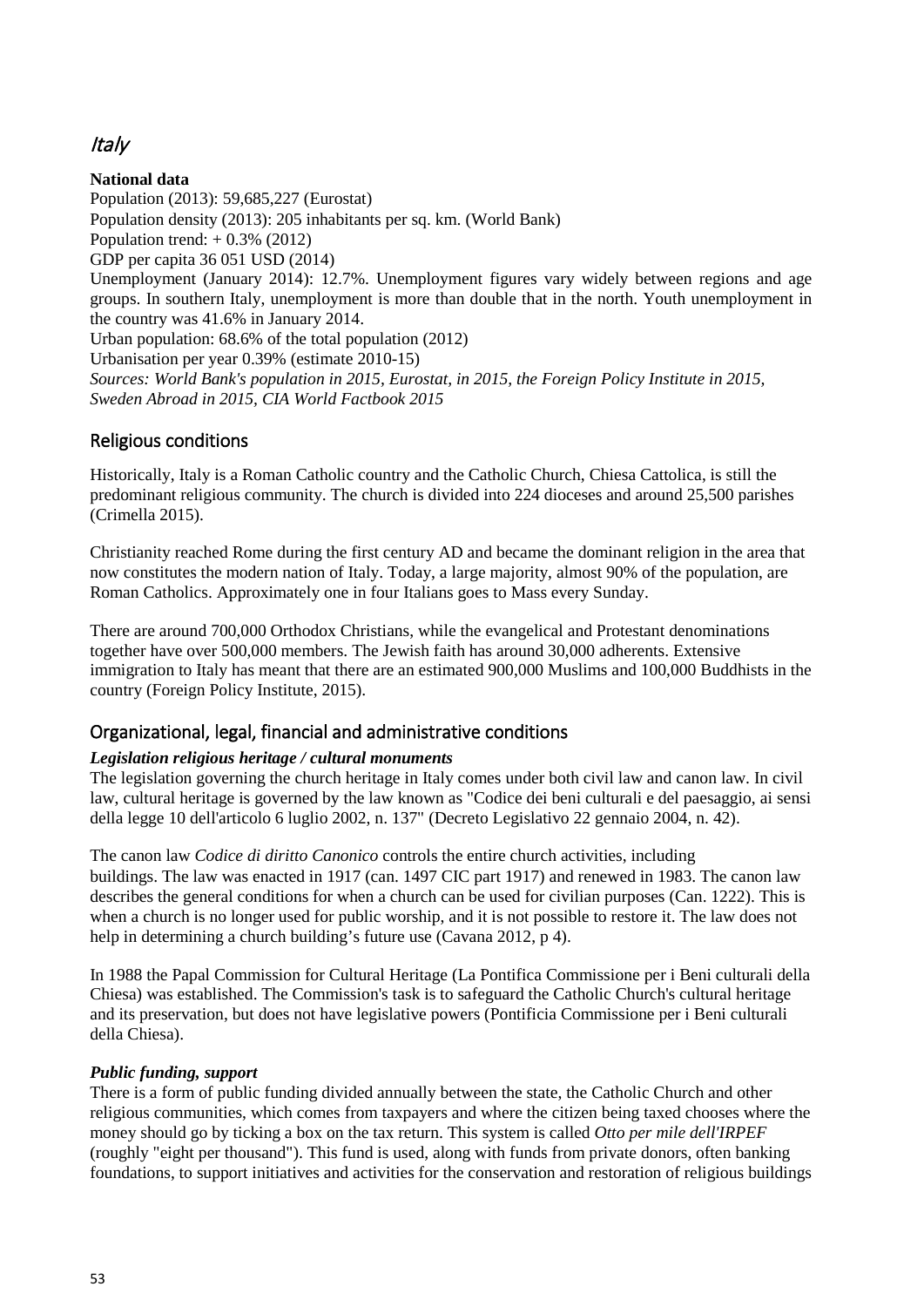## *Italy*

**National data**

Population (2013): 59,685,227 (Eurostat)
Population density (2013): 205 inhabitants per sq. km. (World Bank)
Population trend: + 0.3% (2012)
GDP per capita 36 051 USD (2014)
Unemployment (January 2014): 12.7%. Unemployment figures vary widely between regions and age groups. In southern Italy, unemployment is more than double that in the north. Youth unemployment in the country was 41.6% in January 2014.
Urban population: 68.6% of the total population (2012)
Urbanisation per year 0.39% (estimate 2010-15)
*Sources: World Bank's population in 2015, Eurostat, in 2015, the Foreign Policy Institute in 2015, Sweden Abroad in 2015, CIA World Factbook 2015*

### Religious conditions

Historically, Italy is a Roman Catholic country and the Catholic Church, Chiesa Cattolica, is still the predominant religious community. The church is divided into 224 dioceses and around 25,500 parishes (Crimella 2015).

Christianity reached Rome during the first century AD and became the dominant religion in the area that now constitutes the modern nation of Italy. Today, a large majority, almost 90% of the population, are Roman Catholics. Approximately one in four Italians goes to Mass every Sunday.

There are around 700,000 Orthodox Christians, while the evangelical and Protestant denominations together have over 500,000 members. The Jewish faith has around 30,000 adherents. Extensive immigration to Italy has meant that there are an estimated 900,000 Muslims and 100,000 Buddhists in the country (Foreign Policy Institute, 2015).

### Organizational, legal, financial and administrative conditions

***Legislation religious heritage / cultural monuments***

The legislation governing the church heritage in Italy comes under both civil law and canon law. In civil law, cultural heritage is governed by the law known as "Codice dei beni culturali e del paesaggio, ai sensi della legge 10 dell'articolo 6 luglio 2002, n. 137" (Decreto Legislativo 22 gennaio 2004, n. 42).

The canon law *Codice di diritto Canonico* controls the entire church activities, including buildings. The law was enacted in 1917 (can. 1497 CIC part 1917) and renewed in 1983. The canon law describes the general conditions for when a church can be used for civilian purposes (Can. 1222). This is when a church is no longer used for public worship, and it is not possible to restore it. The law does not help in determining a church building's future use (Cavana 2012, p 4).

In 1988 the Papal Commission for Cultural Heritage (La Pontifica Commissione per i Beni culturali della Chiesa) was established. The Commission's task is to safeguard the Catholic Church's cultural heritage and its preservation, but does not have legislative powers (Pontificia Commissione per i Beni culturali della Chiesa).

***Public funding, support***

There is a form of public funding divided annually between the state, the Catholic Church and other religious communities, which comes from taxpayers and where the citizen being taxed chooses where the money should go by ticking a box on the tax return. This system is called *Otto per mile dell'IRPEF* (roughly "eight per thousand"). This fund is used, along with funds from private donors, often banking foundations, to support initiatives and activities for the conservation and restoration of religious buildings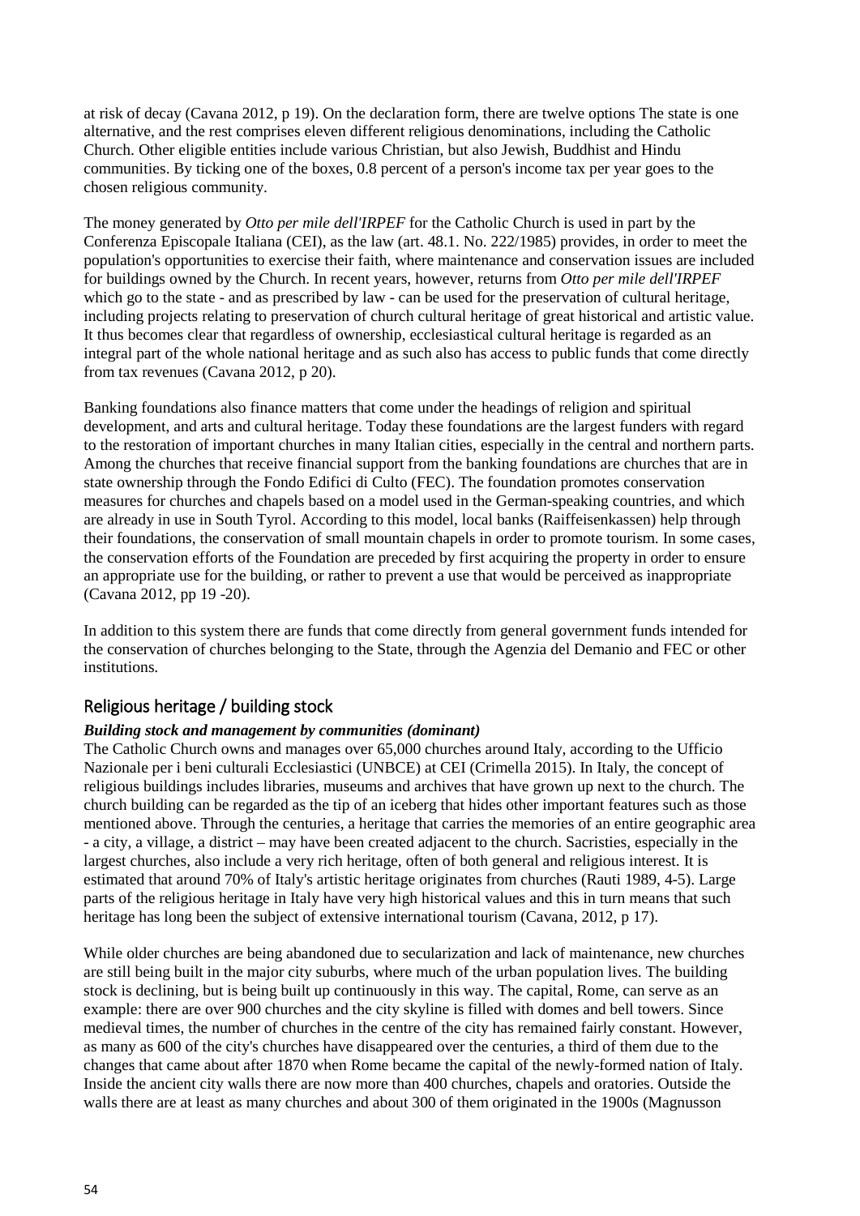at risk of decay (Cavana 2012, p 19). On the declaration form, there are twelve options The state is one alternative, and the rest comprises eleven different religious denominations, including the Catholic Church. Other eligible entities include various Christian, but also Jewish, Buddhist and Hindu communities. By ticking one of the boxes, 0.8 percent of a person's income tax per year goes to the chosen religious community.

The money generated by *Otto per mile dell'IRPEF* for the Catholic Church is used in part by the Conferenza Episcopale Italiana (CEI), as the law (art. 48.1. No. 222/1985) provides, in order to meet the population's opportunities to exercise their faith, where maintenance and conservation issues are included for buildings owned by the Church. In recent years, however, returns from *Otto per mile dell'IRPEF* which go to the state - and as prescribed by law - can be used for the preservation of cultural heritage, including projects relating to preservation of church cultural heritage of great historical and artistic value. It thus becomes clear that regardless of ownership, ecclesiastical cultural heritage is regarded as an integral part of the whole national heritage and as such also has access to public funds that come directly from tax revenues (Cavana 2012, p 20).

Banking foundations also finance matters that come under the headings of religion and spiritual development, and arts and cultural heritage. Today these foundations are the largest funders with regard to the restoration of important churches in many Italian cities, especially in the central and northern parts. Among the churches that receive financial support from the banking foundations are churches that are in state ownership through the Fondo Edifici di Culto (FEC). The foundation promotes conservation measures for churches and chapels based on a model used in the German-speaking countries, and which are already in use in South Tyrol. According to this model, local banks (Raiffeisenkassen) help through their foundations, the conservation of small mountain chapels in order to promote tourism. In some cases, the conservation efforts of the Foundation are preceded by first acquiring the property in order to ensure an appropriate use for the building, or rather to prevent a use that would be perceived as inappropriate (Cavana 2012, pp 19 -20).

In addition to this system there are funds that come directly from general government funds intended for the conservation of churches belonging to the State, through the Agenzia del Demanio and FEC or other institutions.

## Religious heritage / building stock

***Building stock and management by communities (dominant)***

The Catholic Church owns and manages over 65,000 churches around Italy, according to the Ufficio Nazionale per i beni culturali Ecclesiastici (UNBCE) at CEI (Crimella 2015). In Italy, the concept of religious buildings includes libraries, museums and archives that have grown up next to the church. The church building can be regarded as the tip of an iceberg that hides other important features such as those mentioned above. Through the centuries, a heritage that carries the memories of an entire geographic area - a city, a village, a district – may have been created adjacent to the church. Sacristies, especially in the largest churches, also include a very rich heritage, often of both general and religious interest. It is estimated that around 70% of Italy's artistic heritage originates from churches (Rauti 1989, 4-5). Large parts of the religious heritage in Italy have very high historical values and this in turn means that such heritage has long been the subject of extensive international tourism (Cavana, 2012, p 17).

While older churches are being abandoned due to secularization and lack of maintenance, new churches are still being built in the major city suburbs, where much of the urban population lives. The building stock is declining, but is being built up continuously in this way. The capital, Rome, can serve as an example: there are over 900 churches and the city skyline is filled with domes and bell towers. Since medieval times, the number of churches in the centre of the city has remained fairly constant. However, as many as 600 of the city's churches have disappeared over the centuries, a third of them due to the changes that came about after 1870 when Rome became the capital of the newly-formed nation of Italy. Inside the ancient city walls there are now more than 400 churches, chapels and oratories. Outside the walls there are at least as many churches and about 300 of them originated in the 1900s (Magnusson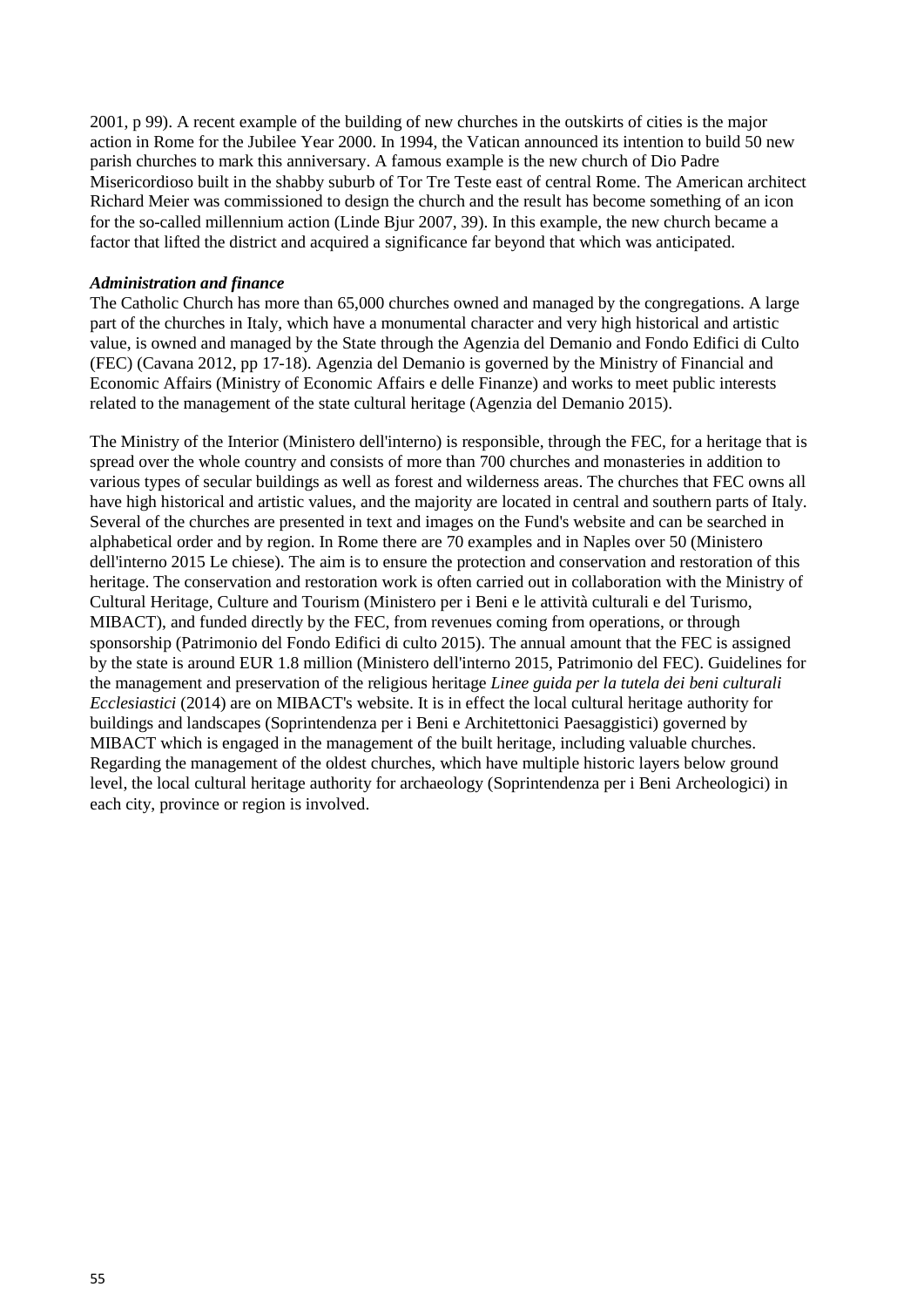2001, p 99). A recent example of the building of new churches in the outskirts of cities is the major action in Rome for the Jubilee Year 2000. In 1994, the Vatican announced its intention to build 50 new parish churches to mark this anniversary. A famous example is the new church of Dio Padre Misericordioso built in the shabby suburb of Tor Tre Teste east of central Rome. The American architect Richard Meier was commissioned to design the church and the result has become something of an icon for the so-called millennium action (Linde Bjur 2007, 39). In this example, the new church became a factor that lifted the district and acquired a significance far beyond that which was anticipated.

***Administration and finance***

The Catholic Church has more than 65,000 churches owned and managed by the congregations. A large part of the churches in Italy, which have a monumental character and very high historical and artistic value, is owned and managed by the State through the Agenzia del Demanio and Fondo Edifici di Culto (FEC) (Cavana 2012, pp 17-18). Agenzia del Demanio is governed by the Ministry of Financial and Economic Affairs (Ministry of Economic Affairs e delle Finanze) and works to meet public interests related to the management of the state cultural heritage (Agenzia del Demanio 2015).

The Ministry of the Interior (Ministero dell'interno) is responsible, through the FEC, for a heritage that is spread over the whole country and consists of more than 700 churches and monasteries in addition to various types of secular buildings as well as forest and wilderness areas. The churches that FEC owns all have high historical and artistic values, and the majority are located in central and southern parts of Italy. Several of the churches are presented in text and images on the Fund's website and can be searched in alphabetical order and by region. In Rome there are 70 examples and in Naples over 50 (Ministero dell'interno 2015 Le chiese). The aim is to ensure the protection and conservation and restoration of this heritage. The conservation and restoration work is often carried out in collaboration with the Ministry of Cultural Heritage, Culture and Tourism (Ministero per i Beni e le attività culturali e del Turismo, MIBACT), and funded directly by the FEC, from revenues coming from operations, or through sponsorship (Patrimonio del Fondo Edifici di culto 2015). The annual amount that the FEC is assigned by the state is around EUR 1.8 million (Ministero dell'interno 2015, Patrimonio del FEC). Guidelines for the management and preservation of the religious heritage *Linee guida per la tutela dei beni culturali Ecclesiastici* (2014) are on MIBACT's website. It is in effect the local cultural heritage authority for buildings and landscapes (Soprintendenza per i Beni e Architettonici Paesaggistici) governed by MIBACT which is engaged in the management of the built heritage, including valuable churches. Regarding the management of the oldest churches, which have multiple historic layers below ground level, the local cultural heritage authority for archaeology (Soprintendenza per i Beni Archeologici) in each city, province or region is involved.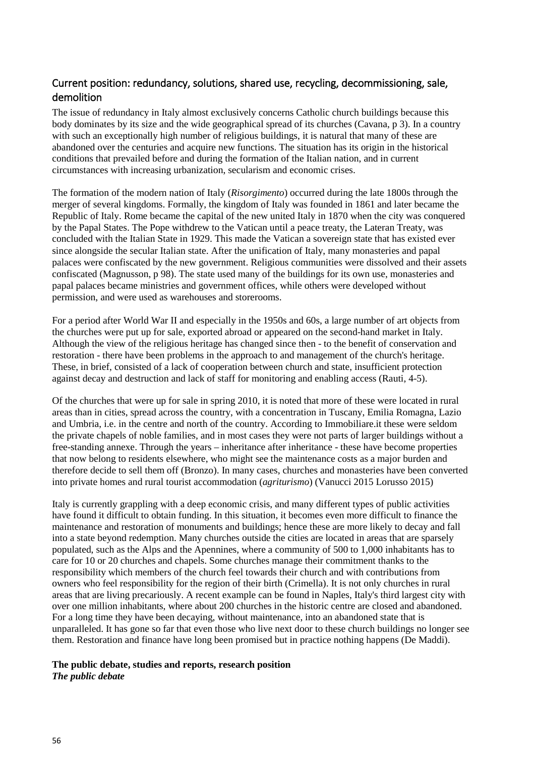## Current position: redundancy, solutions, shared use, recycling, decommissioning, sale, demolition

The issue of redundancy in Italy almost exclusively concerns Catholic church buildings because this body dominates by its size and the wide geographical spread of its churches (Cavana, p 3). In a country with such an exceptionally high number of religious buildings, it is natural that many of these are abandoned over the centuries and acquire new functions. The situation has its origin in the historical conditions that prevailed before and during the formation of the Italian nation, and in current circumstances with increasing urbanization, secularism and economic crises.

The formation of the modern nation of Italy (*Risorgimento*) occurred during the late 1800s through the merger of several kingdoms. Formally, the kingdom of Italy was founded in 1861 and later became the Republic of Italy. Rome became the capital of the new united Italy in 1870 when the city was conquered by the Papal States. The Pope withdrew to the Vatican until a peace treaty, the Lateran Treaty, was concluded with the Italian State in 1929. This made the Vatican a sovereign state that has existed ever since alongside the secular Italian state. After the unification of Italy, many monasteries and papal palaces were confiscated by the new government. Religious communities were dissolved and their assets confiscated (Magnusson, p 98). The state used many of the buildings for its own use, monasteries and papal palaces became ministries and government offices, while others were developed without permission, and were used as warehouses and storerooms.

For a period after World War II and especially in the 1950s and 60s, a large number of art objects from the churches were put up for sale, exported abroad or appeared on the second-hand market in Italy. Although the view of the religious heritage has changed since then - to the benefit of conservation and restoration - there have been problems in the approach to and management of the church's heritage. These, in brief, consisted of a lack of cooperation between church and state, insufficient protection against decay and destruction and lack of staff for monitoring and enabling access (Rauti, 4-5).

Of the churches that were up for sale in spring 2010, it is noted that more of these were located in rural areas than in cities, spread across the country, with a concentration in Tuscany, Emilia Romagna, Lazio and Umbria, i.e. in the centre and north of the country. According to Immobiliare.it these were seldom the private chapels of noble families, and in most cases they were not parts of larger buildings without a free-standing annexe. Through the years – inheritance after inheritance - these have become properties that now belong to residents elsewhere, who might see the maintenance costs as a major burden and therefore decide to sell them off (Bronzo). In many cases, churches and monasteries have been converted into private homes and rural tourist accommodation (*agriturismo*) (Vanucci 2015 Lorusso 2015)

Italy is currently grappling with a deep economic crisis, and many different types of public activities have found it difficult to obtain funding. In this situation, it becomes even more difficult to finance the maintenance and restoration of monuments and buildings; hence these are more likely to decay and fall into a state beyond redemption. Many churches outside the cities are located in areas that are sparsely populated, such as the Alps and the Apennines, where a community of 500 to 1,000 inhabitants has to care for 10 or 20 churches and chapels. Some churches manage their commitment thanks to the responsibility which members of the church feel towards their church and with contributions from owners who feel responsibility for the region of their birth (Crimella). It is not only churches in rural areas that are living precariously. A recent example can be found in Naples, Italy's third largest city with over one million inhabitants, where about 200 churches in the historic centre are closed and abandoned. For a long time they have been decaying, without maintenance, into an abandoned state that is unparalleled. It has gone so far that even those who live next door to these church buildings no longer see them. Restoration and finance have long been promised but in practice nothing happens (De Maddi).

**The public debate, studies and reports, research position**

***The public debate***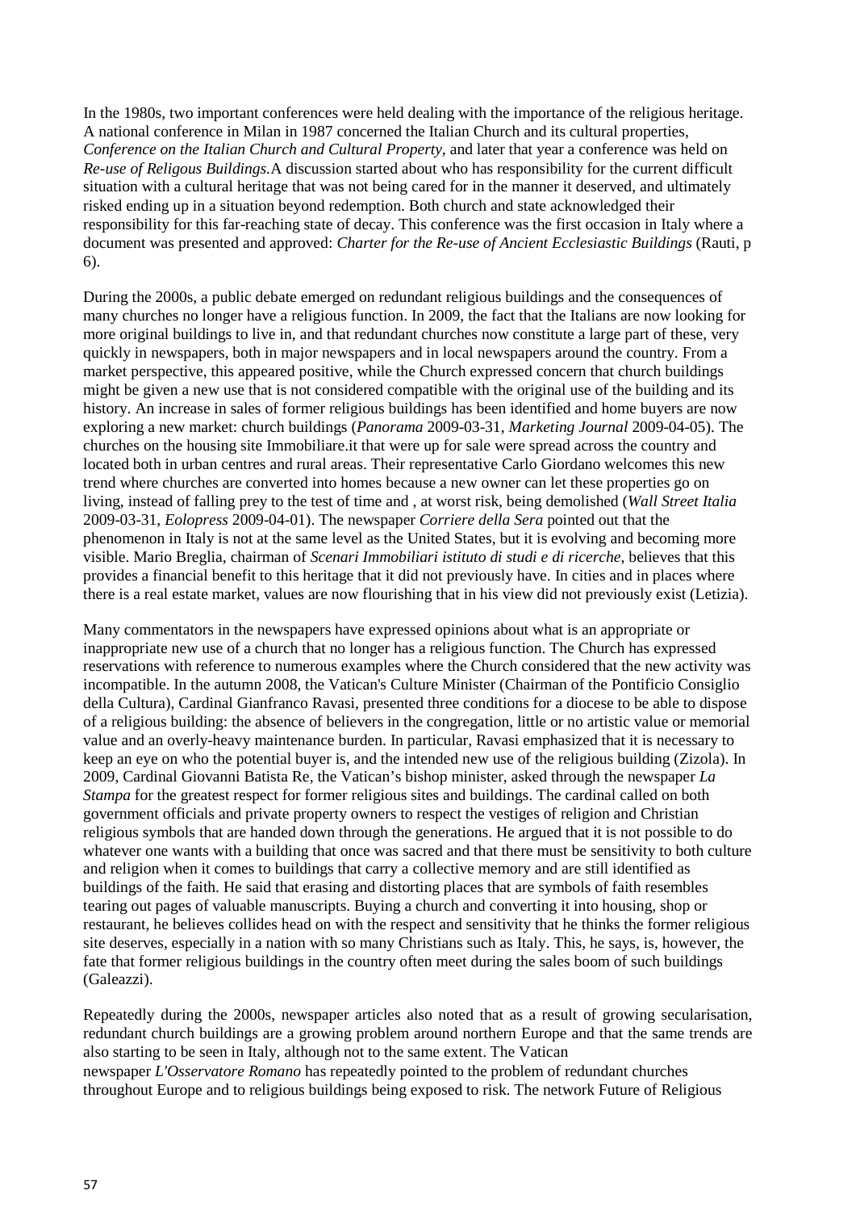In the 1980s, two important conferences were held dealing with the importance of the religious heritage. A national conference in Milan in 1987 concerned the Italian Church and its cultural properties, *Conference on the Italian Church and Cultural Property*, and later that year a conference was held on *Re-use of Religous Buildings*.A discussion started about who has responsibility for the current difficult situation with a cultural heritage that was not being cared for in the manner it deserved, and ultimately risked ending up in a situation beyond redemption. Both church and state acknowledged their responsibility for this far-reaching state of decay. This conference was the first occasion in Italy where a document was presented and approved: *Charter for the Re-use of Ancient Ecclesiastic Buildings* (Rauti, p 6).

During the 2000s, a public debate emerged on redundant religious buildings and the consequences of many churches no longer have a religious function. In 2009, the fact that the Italians are now looking for more original buildings to live in, and that redundant churches now constitute a large part of these, very quickly in newspapers, both in major newspapers and in local newspapers around the country. From a market perspective, this appeared positive, while the Church expressed concern that church buildings might be given a new use that is not considered compatible with the original use of the building and its history. An increase in sales of former religious buildings has been identified and home buyers are now exploring a new market: church buildings (*Panorama* 2009-03-31, *Marketing Journal* 2009-04-05). The churches on the housing site Immobiliare.it that were up for sale were spread across the country and located both in urban centres and rural areas. Their representative Carlo Giordano welcomes this new trend where churches are converted into homes because a new owner can let these properties go on living, instead of falling prey to the test of time and , at worst risk, being demolished (*Wall Street Italia* 2009-03-31, *Eolopress* 2009-04-01). The newspaper *Corriere della Sera* pointed out that the phenomenon in Italy is not at the same level as the United States, but it is evolving and becoming more visible. Mario Breglia, chairman of *Scenari Immobiliari istituto di studi e di ricerche*, believes that this provides a financial benefit to this heritage that it did not previously have. In cities and in places where there is a real estate market, values are now flourishing that in his view did not previously exist (Letizia).

Many commentators in the newspapers have expressed opinions about what is an appropriate or inappropriate new use of a church that no longer has a religious function. The Church has expressed reservations with reference to numerous examples where the Church considered that the new activity was incompatible. In the autumn 2008, the Vatican's Culture Minister (Chairman of the Pontificio Consiglio della Cultura), Cardinal Gianfranco Ravasi, presented three conditions for a diocese to be able to dispose of a religious building: the absence of believers in the congregation, little or no artistic value or memorial value and an overly-heavy maintenance burden. In particular, Ravasi emphasized that it is necessary to keep an eye on who the potential buyer is, and the intended new use of the religious building (Zizola). In 2009, Cardinal Giovanni Batista Re, the Vatican's bishop minister, asked through the newspaper *La Stampa* for the greatest respect for former religious sites and buildings. The cardinal called on both government officials and private property owners to respect the vestiges of religion and Christian religious symbols that are handed down through the generations. He argued that it is not possible to do whatever one wants with a building that once was sacred and that there must be sensitivity to both culture and religion when it comes to buildings that carry a collective memory and are still identified as buildings of the faith. He said that erasing and distorting places that are symbols of faith resembles tearing out pages of valuable manuscripts. Buying a church and converting it into housing, shop or restaurant, he believes collides head on with the respect and sensitivity that he thinks the former religious site deserves, especially in a nation with so many Christians such as Italy. This, he says, is, however, the fate that former religious buildings in the country often meet during the sales boom of such buildings (Galeazzi).

Repeatedly during the 2000s, newspaper articles also noted that as a result of growing secularisation, redundant church buildings are a growing problem around northern Europe and that the same trends are also starting to be seen in Italy, although not to the same extent. The Vatican newspaper *L'Osservatore Romano* has repeatedly pointed to the problem of redundant churches throughout Europe and to religious buildings being exposed to risk. The network Future of Religious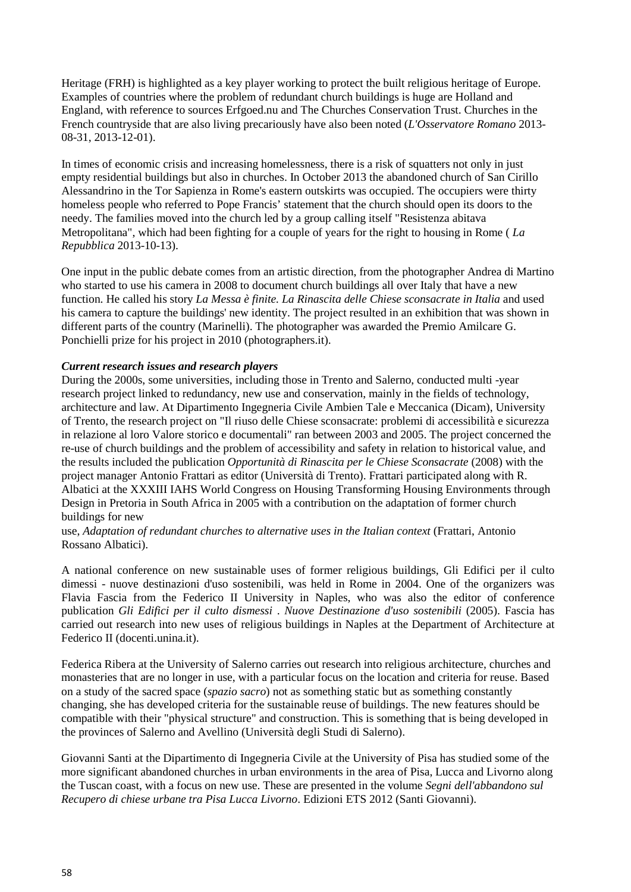Heritage (FRH) is highlighted as a key player working to protect the built religious heritage of Europe. Examples of countries where the problem of redundant church buildings is huge are Holland and England, with reference to sources Erfgoed.nu and The Churches Conservation Trust. Churches in the French countryside that are also living precariously have also been noted (*L'Osservatore Romano* 2013-08-31, 2013-12-01).

In times of economic crisis and increasing homelessness, there is a risk of squatters not only in just empty residential buildings but also in churches. In October 2013 the abandoned church of San Cirillo Alessandrino in the Tor Sapienza in Rome's eastern outskirts was occupied. The occupiers were thirty homeless people who referred to Pope Francis' statement that the church should open its doors to the needy. The families moved into the church led by a group calling itself "Resistenza abitava Metropolitana", which had been fighting for a couple of years for the right to housing in Rome ( *La Repubblica* 2013-10-13).

One input in the public debate comes from an artistic direction, from the photographer Andrea di Martino who started to use his camera in 2008 to document church buildings all over Italy that have a new function. He called his story *La Messa è finite. La Rinascita delle Chiese sconsacrate in Italia* and used his camera to capture the buildings' new identity. The project resulted in an exhibition that was shown in different parts of the country (Marinelli). The photographer was awarded the Premio Amilcare G. Ponchielli prize for his project in 2010 (photographers.it).

***Current research issues and research players***

During the 2000s, some universities, including those in Trento and Salerno, conducted multi -year research project linked to redundancy, new use and conservation, mainly in the fields of technology, architecture and law. At Dipartimento Ingegneria Civile Ambien Tale e Meccanica (Dicam), University of Trento, the research project on "Il riuso delle Chiese sconsacrate: problemi di accessibilità e sicurezza in relazione al loro Valore storico e documentali" ran between 2003 and 2005. The project concerned the re-use of church buildings and the problem of accessibility and safety in relation to historical value, and the results included the publication *Opportunità di Rinascita per le Chiese Sconsacrate* (2008) with the project manager Antonio Frattari as editor (Università di Trento). Frattari participated along with R. Albatici at the XXXIII IAHS World Congress on Housing Transforming Housing Environments through Design in Pretoria in South Africa in 2005 with a contribution on the adaptation of former church buildings for new use, *Adaptation of redundant churches to alternative uses in the Italian context* (Frattari, Antonio Rossano Albatici).

A national conference on new sustainable uses of former religious buildings, Gli Edifici per il culto dimessi - nuove destinazioni d'uso sostenibili, was held in Rome in 2004. One of the organizers was Flavia Fascia from the Federico II University in Naples, who was also the editor of conference publication *Gli Edifici per il culto dismessi . Nuove Destinazione d'uso sostenibili* (2005). Fascia has carried out research into new uses of religious buildings in Naples at the Department of Architecture at Federico II (docenti.unina.it).

Federica Ribera at the University of Salerno carries out research into religious architecture, churches and monasteries that are no longer in use, with a particular focus on the location and criteria for reuse. Based on a study of the sacred space (*spazio sacro*) not as something static but as something constantly changing, she has developed criteria for the sustainable reuse of buildings. The new features should be compatible with their "physical structure" and construction. This is something that is being developed in the provinces of Salerno and Avellino (Università degli Studi di Salerno).

Giovanni Santi at the Dipartimento di Ingegneria Civile at the University of Pisa has studied some of the more significant abandoned churches in urban environments in the area of Pisa, Lucca and Livorno along the Tuscan coast, with a focus on new use. These are presented in the volume *Segni dell'abbandono sul Recupero di chiese urbane tra Pisa Lucca Livorno*. Edizioni ETS 2012 (Santi Giovanni).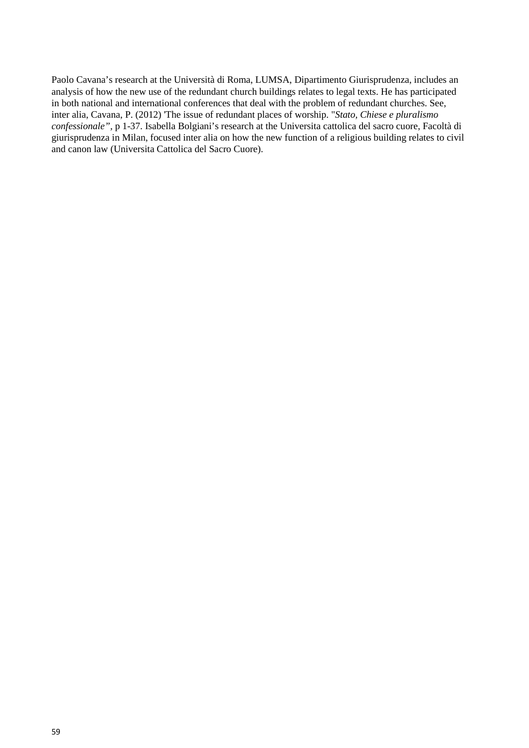Paolo Cavana’s research at the Università di Roma, LUMSA, Dipartimento Giurisprudenza, includes an analysis of how the new use of the redundant church buildings relates to legal texts. He has participated in both national and international conferences that deal with the problem of redundant churches. See, inter alia, Cavana, P. (2012) 'The issue of redundant places of worship. "*Stato, Chiese e pluralismo confessionale”*, p 1-37. Isabella Bolgiani’s research at the Universita cattolica del sacro cuore, Facoltà di giurisprudenza in Milan, focused inter alia on how the new function of a religious building relates to civil and canon law (Universita Cattolica del Sacro Cuore).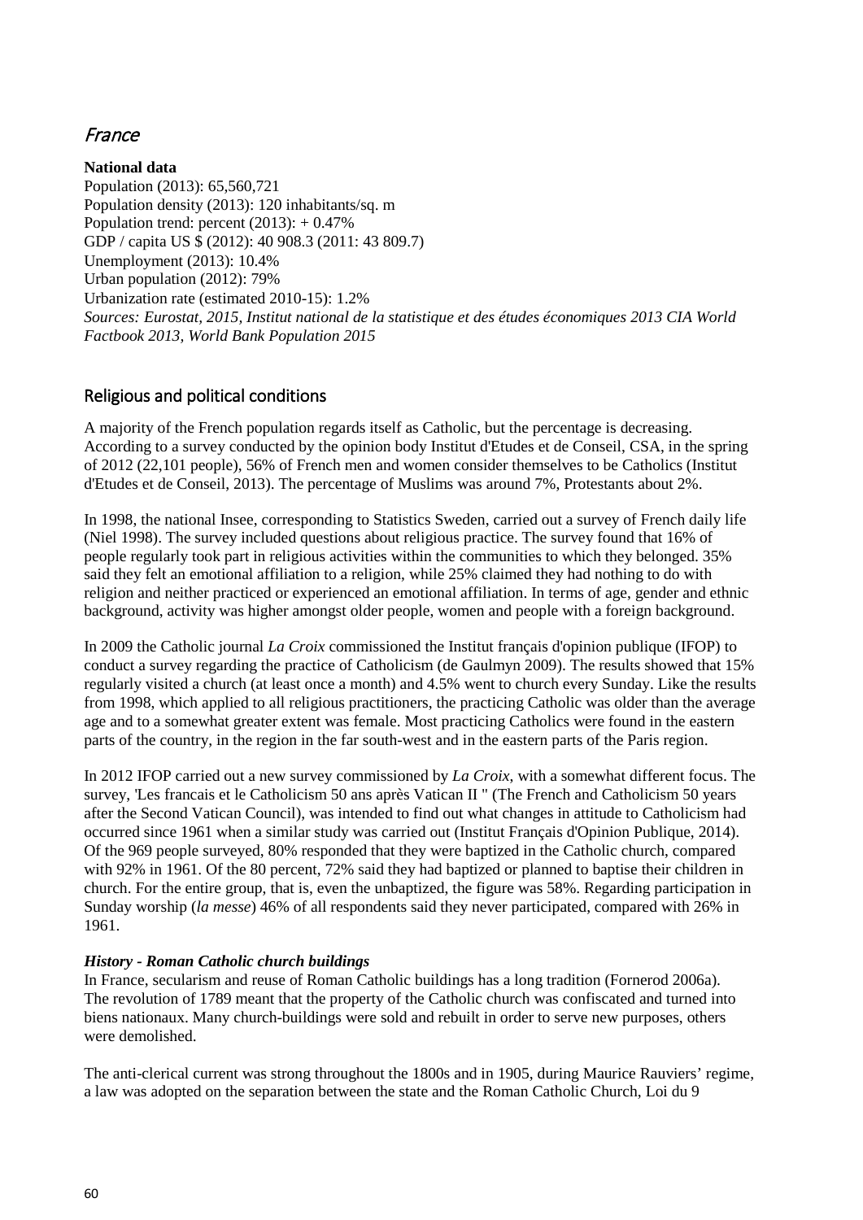## France

**National data**

Population (2013): 65,560,721
Population density (2013): 120 inhabitants/sq. m
Population trend: percent (2013): + 0.47%
GDP / capita US $ (2012): 40 908.3 (2011: 43 809.7)
Unemployment (2013): 10.4%
Urban population (2012): 79%
Urbanization rate (estimated 2010-15): 1.2%
*Sources: Eurostat, 2015, Institut national de la statistique et des études économiques 2013 CIA World Factbook 2013, World Bank Population 2015*

### Religious and political conditions

A majority of the French population regards itself as Catholic, but the percentage is decreasing. According to a survey conducted by the opinion body Institut d'Etudes et de Conseil, CSA, in the spring of 2012 (22,101 people), 56% of French men and women consider themselves to be Catholics (Institut d'Etudes et de Conseil, 2013). The percentage of Muslims was around 7%, Protestants about 2%.

In 1998, the national Insee, corresponding to Statistics Sweden, carried out a survey of French daily life (Niel 1998). The survey included questions about religious practice. The survey found that 16% of people regularly took part in religious activities within the communities to which they belonged. 35% said they felt an emotional affiliation to a religion, while 25% claimed they had nothing to do with religion and neither practiced or experienced an emotional affiliation. In terms of age, gender and ethnic background, activity was higher amongst older people, women and people with a foreign background.

In 2009 the Catholic journal *La Croix* commissioned the Institut français d'opinion publique (IFOP) to conduct a survey regarding the practice of Catholicism (de Gaulmyn 2009). The results showed that 15% regularly visited a church (at least once a month) and 4.5% went to church every Sunday. Like the results from 1998, which applied to all religious practitioners, the practicing Catholic was older than the average age and to a somewhat greater extent was female. Most practicing Catholics were found in the eastern parts of the country, in the region in the far south-west and in the eastern parts of the Paris region.

In 2012 IFOP carried out a new survey commissioned by *La Croix*, with a somewhat different focus. The survey, 'Les francais et le Catholicism 50 ans après Vatican II " (The French and Catholicism 50 years after the Second Vatican Council), was intended to find out what changes in attitude to Catholicism had occurred since 1961 when a similar study was carried out (Institut Français d'Opinion Publique, 2014). Of the 969 people surveyed, 80% responded that they were baptized in the Catholic church, compared with 92% in 1961. Of the 80 percent, 72% said they had baptized or planned to baptise their children in church. For the entire group, that is, even the unbaptized, the figure was 58%. Regarding participation in Sunday worship (*la messe*) 46% of all respondents said they never participated, compared with 26% in 1961.

***History - Roman Catholic church buildings***

In France, secularism and reuse of Roman Catholic buildings has a long tradition (Fornerod 2006a). The revolution of 1789 meant that the property of the Catholic church was confiscated and turned into biens nationaux. Many church-buildings were sold and rebuilt in order to serve new purposes, others were demolished.

The anti-clerical current was strong throughout the 1800s and in 1905, during Maurice Rauviers' regime, a law was adopted on the separation between the state and the Roman Catholic Church, Loi du 9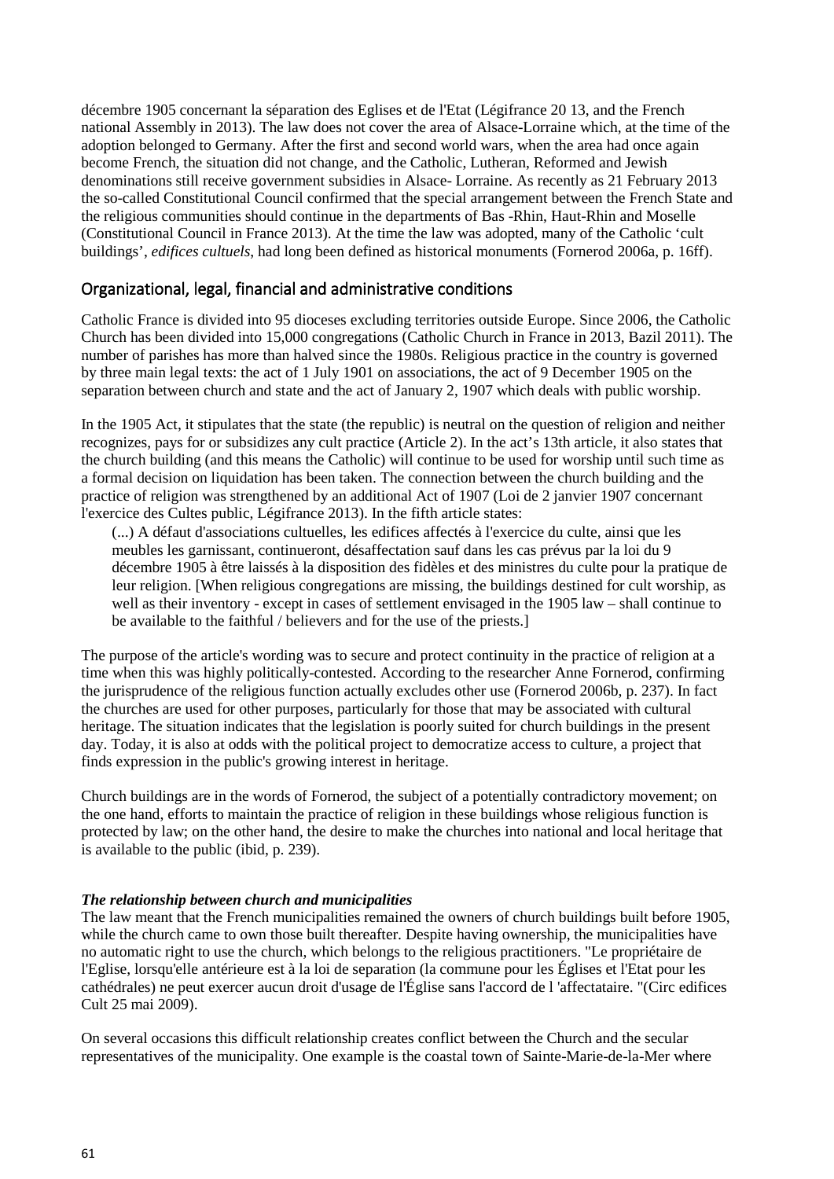décembre 1905 concernant la séparation des Eglises et de l'Etat (Légifrance 20 13, and the French national Assembly in 2013). The law does not cover the area of Alsace-Lorraine which, at the time of the adoption belonged to Germany. After the first and second world wars, when the area had once again become French, the situation did not change, and the Catholic, Lutheran, Reformed and Jewish denominations still receive government subsidies in Alsace- Lorraine. As recently as 21 February 2013 the so-called Constitutional Council confirmed that the special arrangement between the French State and the religious communities should continue in the departments of Bas -Rhin, Haut-Rhin and Moselle (Constitutional Council in France 2013). At the time the law was adopted, many of the Catholic 'cult buildings', *edifices cultuels*, had long been defined as historical monuments (Fornerod 2006a, p. 16ff).

## Organizational, legal, financial and administrative conditions

Catholic France is divided into 95 dioceses excluding territories outside Europe. Since 2006, the Catholic Church has been divided into 15,000 congregations (Catholic Church in France in 2013, Bazil 2011). The number of parishes has more than halved since the 1980s. Religious practice in the country is governed by three main legal texts: the act of 1 July 1901 on associations, the act of 9 December 1905 on the separation between church and state and the act of January 2, 1907 which deals with public worship.

In the 1905 Act, it stipulates that the state (the republic) is neutral on the question of religion and neither recognizes, pays for or subsidizes any cult practice (Article 2). In the act's 13th article, it also states that the church building (and this means the Catholic) will continue to be used for worship until such time as a formal decision on liquidation has been taken. The connection between the church building and the practice of religion was strengthened by an additional Act of 1907 (Loi de 2 janvier 1907 concernant l'exercice des Cultes public, Légifrance 2013). In the fifth article states:

> (...) A défaut d'associations cultuelles, les edifices affectés à l'exercice du culte, ainsi que les meubles les garnissant, continueront, désaffectation sauf dans les cas prévus par la loi du 9 décembre 1905 à être laissés à la disposition des fidèles et des ministres du culte pour la pratique de leur religion. [When religious congregations are missing, the buildings destined for cult worship, as well as their inventory - except in cases of settlement envisaged in the 1905 law – shall continue to be available to the faithful / believers and for the use of the priests.]

The purpose of the article's wording was to secure and protect continuity in the practice of religion at a time when this was highly politically-contested. According to the researcher Anne Fornerod, confirming the jurisprudence of the religious function actually excludes other use (Fornerod 2006b, p. 237). In fact the churches are used for other purposes, particularly for those that may be associated with cultural heritage. The situation indicates that the legislation is poorly suited for church buildings in the present day. Today, it is also at odds with the political project to democratize access to culture, a project that finds expression in the public's growing interest in heritage.

Church buildings are in the words of Fornerod, the subject of a potentially contradictory movement; on the one hand, efforts to maintain the practice of religion in these buildings whose religious function is protected by law; on the other hand, the desire to make the churches into national and local heritage that is available to the public (ibid, p. 239).

***The relationship between church and municipalities***

The law meant that the French municipalities remained the owners of church buildings built before 1905, while the church came to own those built thereafter. Despite having ownership, the municipalities have no automatic right to use the church, which belongs to the religious practitioners. "Le propriétaire de l'Eglise, lorsqu'elle antérieure est à la loi de separation (la commune pour les Églises et l'Etat pour les cathédrales) ne peut exercer aucun droit d'usage de l'Église sans l'accord de l 'affectataire. "(Circ edifices Cult 25 mai 2009).

On several occasions this difficult relationship creates conflict between the Church and the secular representatives of the municipality. One example is the coastal town of Sainte-Marie-de-la-Mer where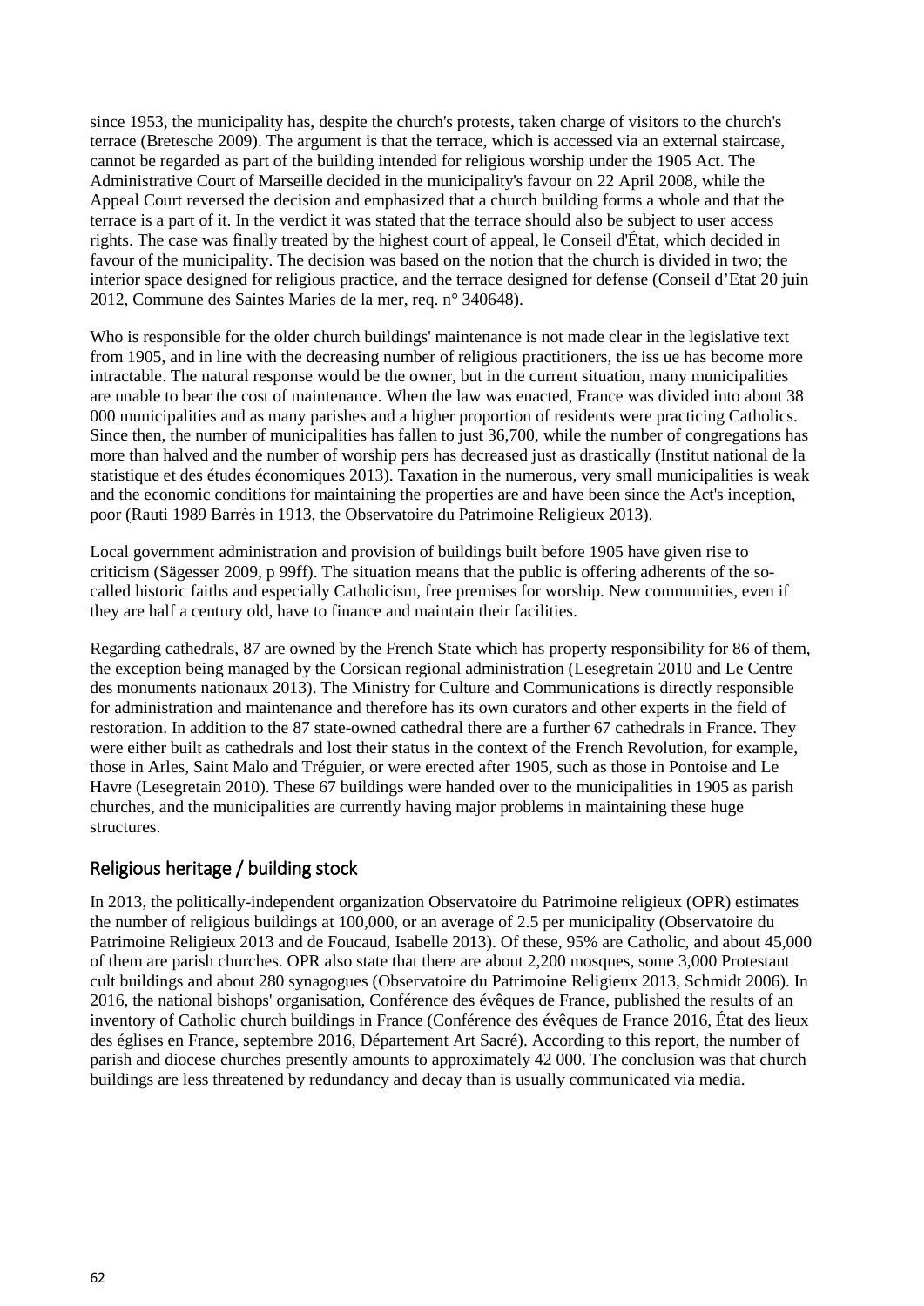since 1953, the municipality has, despite the church's protests, taken charge of visitors to the church's terrace (Bretesche 2009). The argument is that the terrace, which is accessed via an external staircase, cannot be regarded as part of the building intended for religious worship under the 1905 Act. The Administrative Court of Marseille decided in the municipality's favour on 22 April 2008, while the Appeal Court reversed the decision and emphasized that a church building forms a whole and that the terrace is a part of it. In the verdict it was stated that the terrace should also be subject to user access rights. The case was finally treated by the highest court of appeal, le Conseil d'État, which decided in favour of the municipality. The decision was based on the notion that the church is divided in two; the interior space designed for religious practice, and the terrace designed for defense (Conseil d'Etat 20 juin 2012, Commune des Saintes Maries de la mer, req. n° 340648).

Who is responsible for the older church buildings' maintenance is not made clear in the legislative text from 1905, and in line with the decreasing number of religious practitioners, the iss ue has become more intractable. The natural response would be the owner, but in the current situation, many municipalities are unable to bear the cost of maintenance. When the law was enacted, France was divided into about 38 000 municipalities and as many parishes and a higher proportion of residents were practicing Catholics. Since then, the number of municipalities has fallen to just 36,700, while the number of congregations has more than halved and the number of worship pers has decreased just as drastically (Institut national de la statistique et des études économiques 2013). Taxation in the numerous, very small municipalities is weak and the economic conditions for maintaining the properties are and have been since the Act's inception, poor (Rauti 1989 Barrès in 1913, the Observatoire du Patrimoine Religieux 2013).

Local government administration and provision of buildings built before 1905 have given rise to criticism (Sägesser 2009, p 99ff). The situation means that the public is offering adherents of the so-called historic faiths and especially Catholicism, free premises for worship. New communities, even if they are half a century old, have to finance and maintain their facilities.

Regarding cathedrals, 87 are owned by the French State which has property responsibility for 86 of them, the exception being managed by the Corsican regional administration (Lesegretain 2010 and Le Centre des monuments nationaux 2013). The Ministry for Culture and Communications is directly responsible for administration and maintenance and therefore has its own curators and other experts in the field of restoration. In addition to the 87 state-owned cathedral there are a further 67 cathedrals in France. They were either built as cathedrals and lost their status in the context of the French Revolution, for example, those in Arles, Saint Malo and Tréguier, or were erected after 1905, such as those in Pontoise and Le Havre (Lesegretain 2010). These 67 buildings were handed over to the municipalities in 1905 as parish churches, and the municipalities are currently having major problems in maintaining these huge structures.

## Religious heritage / building stock

In 2013, the politically-independent organization Observatoire du Patrimoine religieux (OPR) estimates the number of religious buildings at 100,000, or an average of 2.5 per municipality (Observatoire du Patrimoine Religieux 2013 and de Foucaud, Isabelle 2013). Of these, 95% are Catholic, and about 45,000 of them are parish churches. OPR also state that there are about 2,200 mosques, some 3,000 Protestant cult buildings and about 280 synagogues (Observatoire du Patrimoine Religieux 2013, Schmidt 2006). In 2016, the national bishops' organisation, Conférence des évêques de France, published the results of an inventory of Catholic church buildings in France (Conférence des évêques de France 2016, État des lieux des églises en France, septembre 2016, Département Art Sacré). According to this report, the number of parish and diocese churches presently amounts to approximately 42 000. The conclusion was that church buildings are less threatened by redundancy and decay than is usually communicated via media.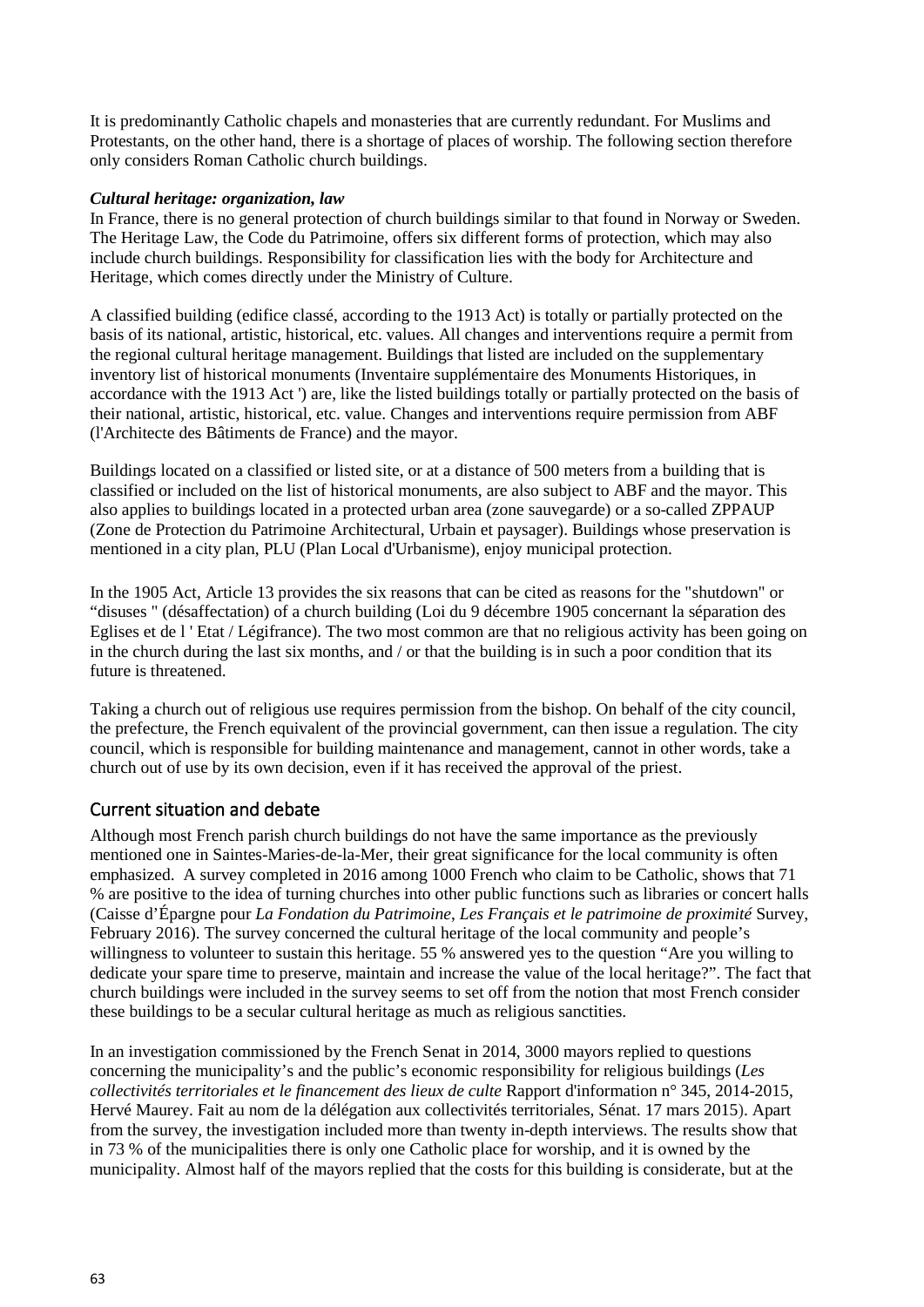It is predominantly Catholic chapels and monasteries that are currently redundant. For Muslims and Protestants, on the other hand, there is a shortage of places of worship. The following section therefore only considers Roman Catholic church buildings.

***Cultural heritage: organization, law***

In France, there is no general protection of church buildings similar to that found in Norway or Sweden. The Heritage Law, the Code du Patrimoine, offers six different forms of protection, which may also include church buildings. Responsibility for classification lies with the body for Architecture and Heritage, which comes directly under the Ministry of Culture.

A classified building (edifice classé, according to the 1913 Act) is totally or partially protected on the basis of its national, artistic, historical, etc. values. All changes and interventions require a permit from the regional cultural heritage management. Buildings that listed are included on the supplementary inventory list of historical monuments (Inventaire supplémentaire des Monuments Historiques, in accordance with the 1913 Act ') are, like the listed buildings totally or partially protected on the basis of their national, artistic, historical, etc. value. Changes and interventions require permission from ABF (l'Architecte des Bâtiments de France) and the mayor.

Buildings located on a classified or listed site, or at a distance of 500 meters from a building that is classified or included on the list of historical monuments, are also subject to ABF and the mayor. This also applies to buildings located in a protected urban area (zone sauvegarde) or a so-called ZPPAUP (Zone de Protection du Patrimoine Architectural, Urbain et paysager). Buildings whose preservation is mentioned in a city plan, PLU (Plan Local d'Urbanisme), enjoy municipal protection.

In the 1905 Act, Article 13 provides the six reasons that can be cited as reasons for the "shutdown" or "disuses " (désaffectation) of a church building (Loi du 9 décembre 1905 concernant la séparation des Eglises et de l ' Etat / Légifrance). The two most common are that no religious activity has been going on in the church during the last six months, and / or that the building is in such a poor condition that its future is threatened.

Taking a church out of religious use requires permission from the bishop. On behalf of the city council, the prefecture, the French equivalent of the provincial government, can then issue a regulation. The city council, which is responsible for building maintenance and management, cannot in other words, take a church out of use by its own decision, even if it has received the approval of the priest.

## Current situation and debate

Although most French parish church buildings do not have the same importance as the previously mentioned one in Saintes-Maries-de-la-Mer, their great significance for the local community is often emphasized. A survey completed in 2016 among 1000 French who claim to be Catholic, shows that 71 % are positive to the idea of turning churches into other public functions such as libraries or concert halls (Caisse d'Épargne pour *La Fondation du Patrimoine, Les Français et le patrimoine de proximité* Survey, February 2016). The survey concerned the cultural heritage of the local community and people's willingness to volunteer to sustain this heritage. 55 % answered yes to the question "Are you willing to dedicate your spare time to preserve, maintain and increase the value of the local heritage?". The fact that church buildings were included in the survey seems to set off from the notion that most French consider these buildings to be a secular cultural heritage as much as religious sanctities.

In an investigation commissioned by the French Senat in 2014, 3000 mayors replied to questions concerning the municipality's and the public's economic responsibility for religious buildings (*Les collectivités territoriales et le financement des lieux de culte* Rapport d'information n° 345, 2014-2015, Hervé Maurey. Fait au nom de la délégation aux collectivités territoriales, Sénat. 17 mars 2015). Apart from the survey, the investigation included more than twenty in-depth interviews. The results show that in 73 % of the municipalities there is only one Catholic place for worship, and it is owned by the municipality. Almost half of the mayors replied that the costs for this building is considerate, but at the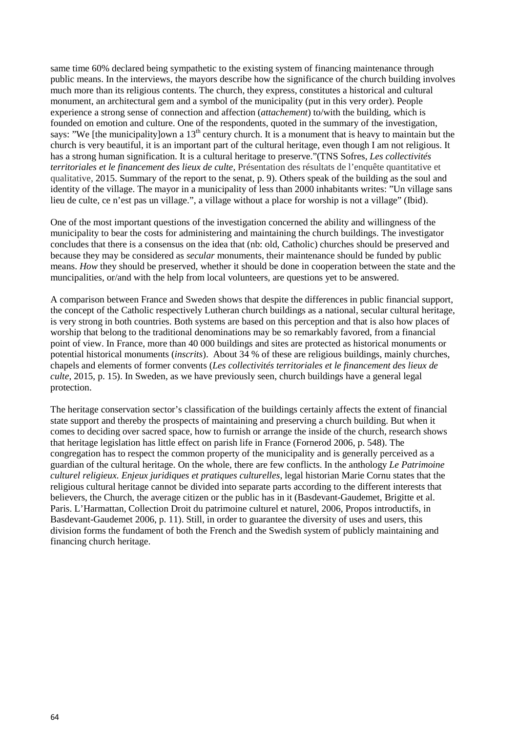same time 60% declared being sympathetic to the existing system of financing maintenance through public means. In the interviews, the mayors describe how the significance of the church building involves much more than its religious contents. The church, they express, constitutes a historical and cultural monument, an architectural gem and a symbol of the municipality (put in this very order). People experience a strong sense of connection and affection (*attachement*) to/with the building, which is founded on emotion and culture. One of the respondents, quoted in the summary of the investigation, says: ”We [the municipality]own a 13th century church. It is a monument that is heavy to maintain but the church is very beautiful, it is an important part of the cultural heritage, even though I am not religious. It has a strong human signification. It is a cultural heritage to preserve.”(TNS Sofres, *Les collectivités territoriales et le financement des lieux de culte*, Présentation des résultats de l'enquête quantitative et qualitative, 2015. Summary of the report to the senat, p. 9). Others speak of the building as the soul and identity of the village. The mayor in a municipality of less than 2000 inhabitants writes: ”Un village sans lieu de culte, ce n'est pas un village.”, a village without a place for worship is not a village” (Ibid).

One of the most important questions of the investigation concerned the ability and willingness of the municipality to bear the costs for administering and maintaining the church buildings. The investigator concludes that there is a consensus on the idea that (nb: old, Catholic) churches should be preserved and because they may be considered as *secular* monuments, their maintenance should be funded by public means. *How* they should be preserved, whether it should be done in cooperation between the state and the muncipalities, or/and with the help from local volunteers, are questions yet to be answered.

A comparison between France and Sweden shows that despite the differences in public financial support, the concept of the Catholic respectively Lutheran church buildings as a national, secular cultural heritage, is very strong in both countries. Both systems are based on this perception and that is also how places of worship that belong to the traditional denominations may be so remarkably favored, from a financial point of view. In France, more than 40 000 buildings and sites are protected as historical monuments or potential historical monuments (*inscrits*). About 34 % of these are religious buildings, mainly churches, chapels and elements of former convents (*Les collectivités territoriales et le financement des lieux de culte*, 2015, p. 15). In Sweden, as we have previously seen, church buildings have a general legal protection.

The heritage conservation sector's classification of the buildings certainly affects the extent of financial state support and thereby the prospects of maintaining and preserving a church building. But when it comes to deciding over sacred space, how to furnish or arrange the inside of the church, research shows that heritage legislation has little effect on parish life in France (Fornerod 2006, p. 548). The congregation has to respect the common property of the municipality and is generally perceived as a guardian of the cultural heritage. On the whole, there are few conflicts. In the anthology *Le Patrimoine culturel religieux. Enjeux juridiques et pratiques culturelles*, legal historian Marie Cornu states that the religious cultural heritage cannot be divided into separate parts according to the different interests that believers, the Church, the average citizen or the public has in it (Basdevant-Gaudemet, Brigitte et al. Paris. L'Harmattan, Collection Droit du patrimoine culturel et naturel, 2006, Propos introductifs, in Basdevant-Gaudemet 2006, p. 11). Still, in order to guarantee the diversity of uses and users, this division forms the fundament of both the French and the Swedish system of publicly maintaining and financing church heritage.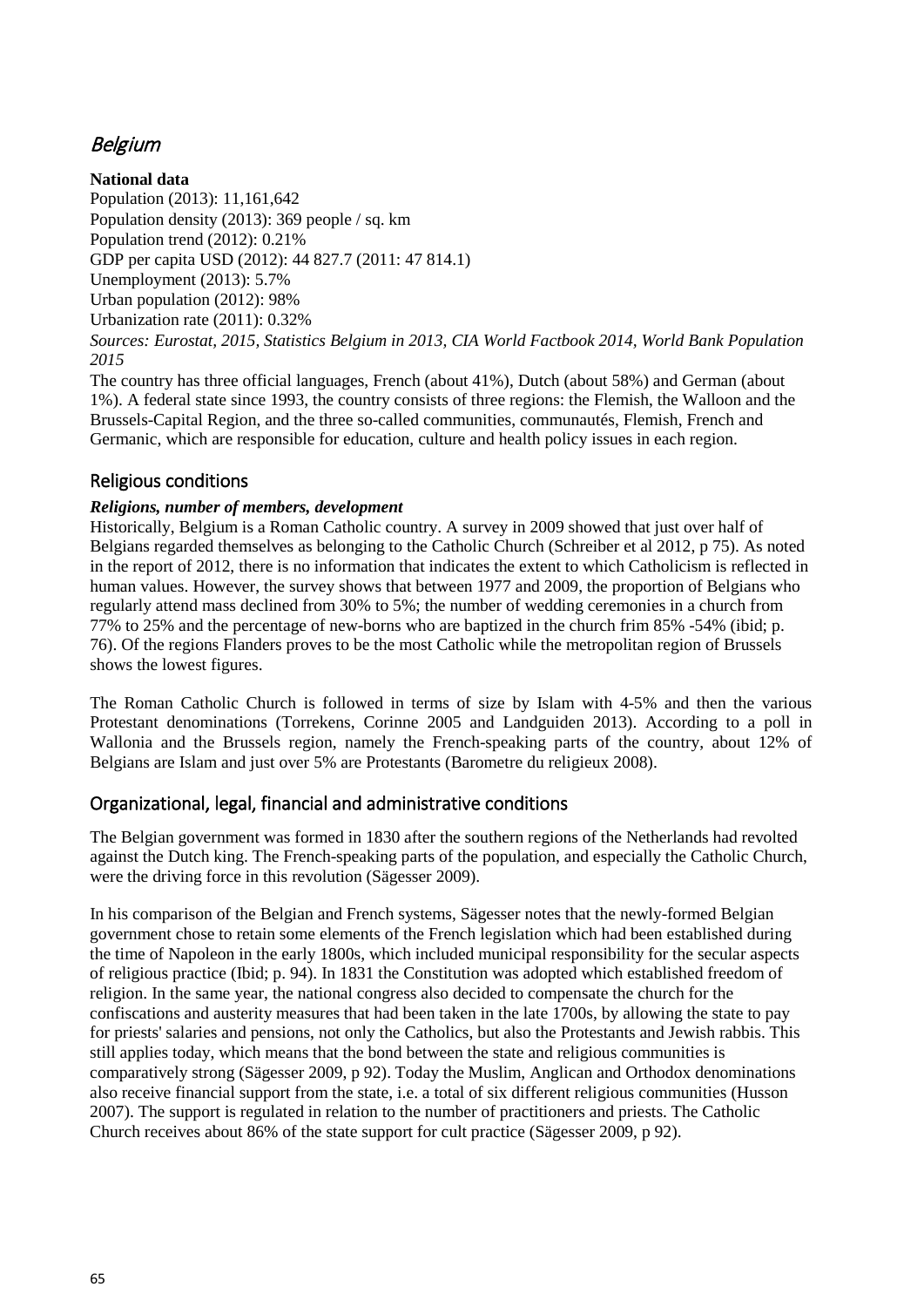## *Belgium*

**National data**

Population (2013): 11,161,642
Population density (2013): 369 people / sq. km
Population trend (2012): 0.21%
GDP per capita USD (2012): 44 827.7 (2011: 47 814.1)
Unemployment (2013): 5.7%
Urban population (2012): 98%
Urbanization rate (2011): 0.32%
*Sources: Eurostat, 2015, Statistics Belgium in 2013, CIA World Factbook 2014, World Bank Population 2015*

The country has three official languages, French (about 41%), Dutch (about 58%) and German (about 1%). A federal state since 1993, the country consists of three regions: the Flemish, the Walloon and the Brussels-Capital Region, and the three so-called communities, communautés, Flemish, French and Germanic, which are responsible for education, culture and health policy issues in each region.

### Religious conditions

***Religions, number of members, development***

Historically, Belgium is a Roman Catholic country. A survey in 2009 showed that just over half of Belgians regarded themselves as belonging to the Catholic Church (Schreiber et al 2012, p 75). As noted in the report of 2012, there is no information that indicates the extent to which Catholicism is reflected in human values. However, the survey shows that between 1977 and 2009, the proportion of Belgians who regularly attend mass declined from 30% to 5%; the number of wedding ceremonies in a church from 77% to 25% and the percentage of new-borns who are baptized in the church frim 85% -54% (ibid; p. 76). Of the regions Flanders proves to be the most Catholic while the metropolitan region of Brussels shows the lowest figures.

The Roman Catholic Church is followed in terms of size by Islam with 4-5% and then the various Protestant denominations (Torrekens, Corinne 2005 and Landguiden 2013). According to a poll in Wallonia and the Brussels region, namely the French-speaking parts of the country, about 12% of Belgians are Islam and just over 5% are Protestants (Barometre du religieux 2008).

### Organizational, legal, financial and administrative conditions

The Belgian government was formed in 1830 after the southern regions of the Netherlands had revolted against the Dutch king. The French-speaking parts of the population, and especially the Catholic Church, were the driving force in this revolution (Sägesser 2009).

In his comparison of the Belgian and French systems, Sägesser notes that the newly-formed Belgian government chose to retain some elements of the French legislation which had been established during the time of Napoleon in the early 1800s, which included municipal responsibility for the secular aspects of religious practice (Ibid; p. 94). In 1831 the Constitution was adopted which established freedom of religion. In the same year, the national congress also decided to compensate the church for the confiscations and austerity measures that had been taken in the late 1700s, by allowing the state to pay for priests' salaries and pensions, not only the Catholics, but also the Protestants and Jewish rabbis. This still applies today, which means that the bond between the state and religious communities is comparatively strong (Sägesser 2009, p 92). Today the Muslim, Anglican and Orthodox denominations also receive financial support from the state, i.e. a total of six different religious communities (Husson 2007). The support is regulated in relation to the number of practitioners and priests. The Catholic Church receives about 86% of the state support for cult practice (Sägesser 2009, p 92).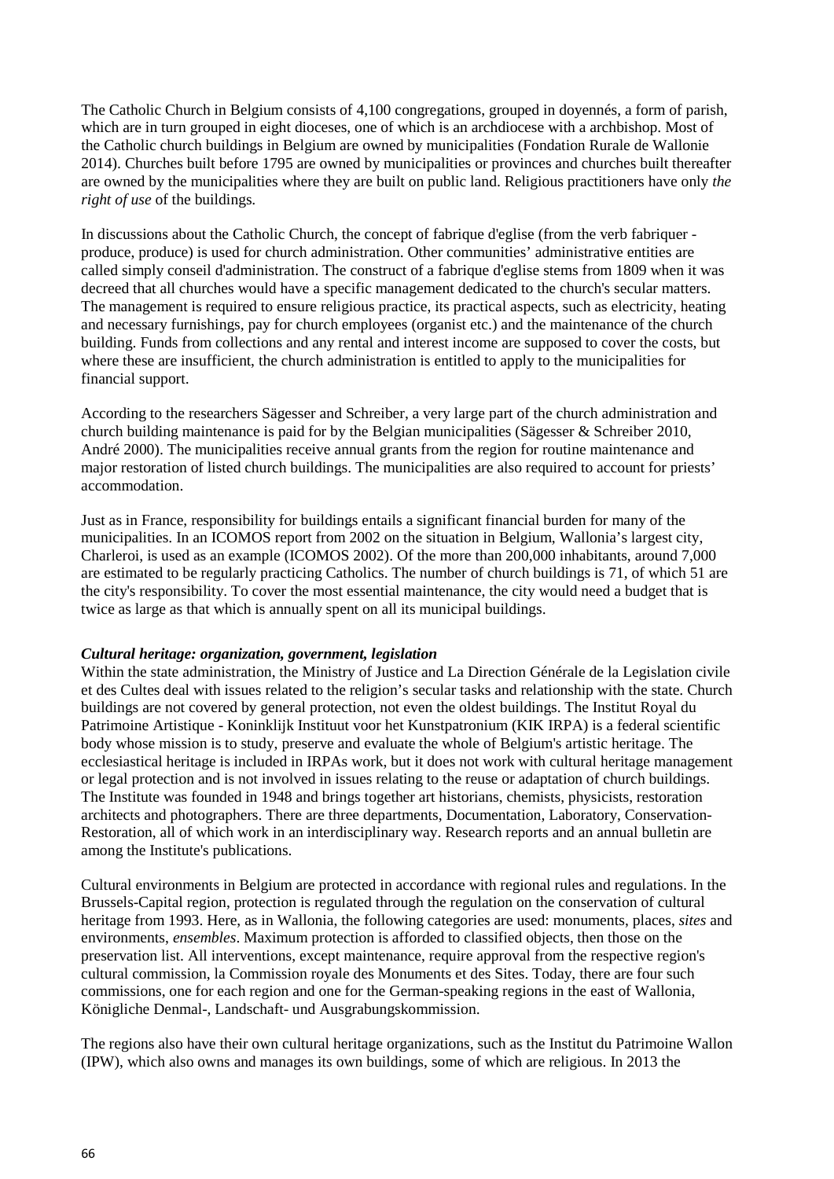The Catholic Church in Belgium consists of 4,100 congregations, grouped in doyennés, a form of parish, which are in turn grouped in eight dioceses, one of which is an archdiocese with a archbishop. Most of the Catholic church buildings in Belgium are owned by municipalities (Fondation Rurale de Wallonie 2014). Churches built before 1795 are owned by municipalities or provinces and churches built thereafter are owned by the municipalities where they are built on public land. Religious practitioners have only *the right of use* of the buildings.

In discussions about the Catholic Church, the concept of fabrique d'eglise (from the verb fabriquer - produce, produce) is used for church administration. Other communities' administrative entities are called simply conseil d'administration. The construct of a fabrique d'eglise stems from 1809 when it was decreed that all churches would have a specific management dedicated to the church's secular matters. The management is required to ensure religious practice, its practical aspects, such as electricity, heating and necessary furnishings, pay for church employees (organist etc.) and the maintenance of the church building. Funds from collections and any rental and interest income are supposed to cover the costs, but where these are insufficient, the church administration is entitled to apply to the municipalities for financial support.

According to the researchers Sägesser and Schreiber, a very large part of the church administration and church building maintenance is paid for by the Belgian municipalities (Sägesser & Schreiber 2010, André 2000). The municipalities receive annual grants from the region for routine maintenance and major restoration of listed church buildings. The municipalities are also required to account for priests' accommodation.

Just as in France, responsibility for buildings entails a significant financial burden for many of the municipalities. In an ICOMOS report from 2002 on the situation in Belgium, Wallonia's largest city, Charleroi, is used as an example (ICOMOS 2002). Of the more than 200,000 inhabitants, around 7,000 are estimated to be regularly practicing Catholics. The number of church buildings is 71, of which 51 are the city's responsibility. To cover the most essential maintenance, the city would need a budget that is twice as large as that which is annually spent on all its municipal buildings.

***Cultural heritage: organization, government, legislation***

Within the state administration, the Ministry of Justice and La Direction Générale de la Legislation civile et des Cultes deal with issues related to the religion's secular tasks and relationship with the state. Church buildings are not covered by general protection, not even the oldest buildings. The Institut Royal du Patrimoine Artistique - Koninklijk Instituut voor het Kunstpatronium (KIK IRPA) is a federal scientific body whose mission is to study, preserve and evaluate the whole of Belgium's artistic heritage. The ecclesiastical heritage is included in IRPAs work, but it does not work with cultural heritage management or legal protection and is not involved in issues relating to the reuse or adaptation of church buildings. The Institute was founded in 1948 and brings together art historians, chemists, physicists, restoration architects and photographers. There are three departments, Documentation, Laboratory, Conservation-Restoration, all of which work in an interdisciplinary way. Research reports and an annual bulletin are among the Institute's publications.

Cultural environments in Belgium are protected in accordance with regional rules and regulations. In the Brussels-Capital region, protection is regulated through the regulation on the conservation of cultural heritage from 1993. Here, as in Wallonia, the following categories are used: monuments, places, *sites* and environments, *ensembles*. Maximum protection is afforded to classified objects, then those on the preservation list. All interventions, except maintenance, require approval from the respective region's cultural commission, la Commission royale des Monuments et des Sites. Today, there are four such commissions, one for each region and one for the German-speaking regions in the east of Wallonia, Königliche Denmal-, Landschaft- und Ausgrabungskommission.

The regions also have their own cultural heritage organizations, such as the Institut du Patrimoine Wallon (IPW), which also owns and manages its own buildings, some of which are religious. In 2013 the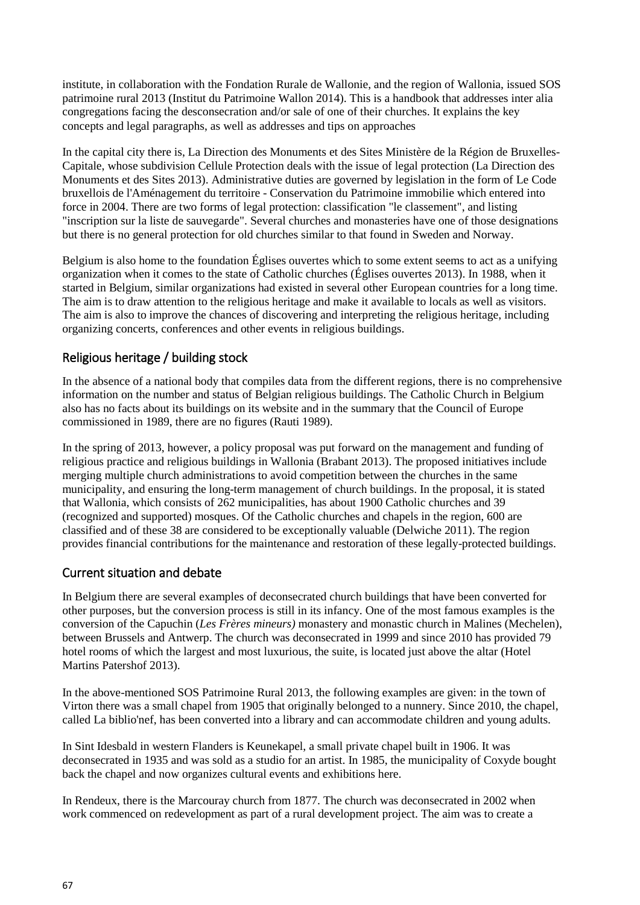institute, in collaboration with the Fondation Rurale de Wallonie, and the region of Wallonia, issued SOS patrimoine rural 2013 (Institut du Patrimoine Wallon 2014). This is a handbook that addresses inter alia congregations facing the desconsecration and/or sale of one of their churches. It explains the key concepts and legal paragraphs, as well as addresses and tips on approaches

In the capital city there is, La Direction des Monuments et des Sites Ministère de la Région de Bruxelles-Capitale, whose subdivision Cellule Protection deals with the issue of legal protection (La Direction des Monuments et des Sites 2013). Administrative duties are governed by legislation in the form of Le Code bruxellois de l'Aménagement du territoire - Conservation du Patrimoine immobilie which entered into force in 2004. There are two forms of legal protection: classification "le classement", and listing "inscription sur la liste de sauvegarde". Several churches and monasteries have one of those designations but there is no general protection for old churches similar to that found in Sweden and Norway.

Belgium is also home to the foundation Églises ouvertes which to some extent seems to act as a unifying organization when it comes to the state of Catholic churches (Églises ouvertes 2013). In 1988, when it started in Belgium, similar organizations had existed in several other European countries for a long time. The aim is to draw attention to the religious heritage and make it available to locals as well as visitors. The aim is also to improve the chances of discovering and interpreting the religious heritage, including organizing concerts, conferences and other events in religious buildings.

## Religious heritage / building stock

In the absence of a national body that compiles data from the different regions, there is no comprehensive information on the number and status of Belgian religious buildings. The Catholic Church in Belgium also has no facts about its buildings on its website and in the summary that the Council of Europe commissioned in 1989, there are no figures (Rauti 1989).

In the spring of 2013, however, a policy proposal was put forward on the management and funding of religious practice and religious buildings in Wallonia (Brabant 2013). The proposed initiatives include merging multiple church administrations to avoid competition between the churches in the same municipality, and ensuring the long-term management of church buildings. In the proposal, it is stated that Wallonia, which consists of 262 municipalities, has about 1900 Catholic churches and 39 (recognized and supported) mosques. Of the Catholic churches and chapels in the region, 600 are classified and of these 38 are considered to be exceptionally valuable (Delwiche 2011). The region provides financial contributions for the maintenance and restoration of these legally-protected buildings.

## Current situation and debate

In Belgium there are several examples of deconsecrated church buildings that have been converted for other purposes, but the conversion process is still in its infancy. One of the most famous examples is the conversion of the Capuchin (*Les Frères mineurs)* monastery and monastic church in Malines (Mechelen), between Brussels and Antwerp. The church was deconsecrated in 1999 and since 2010 has provided 79 hotel rooms of which the largest and most luxurious, the suite, is located just above the altar (Hotel Martins Patershof 2013).

In the above-mentioned SOS Patrimoine Rural 2013, the following examples are given: in the town of Virton there was a small chapel from 1905 that originally belonged to a nunnery. Since 2010, the chapel, called La biblio'nef, has been converted into a library and can accommodate children and young adults.

In Sint Idesbald in western Flanders is Keunekapel, a small private chapel built in 1906. It was deconsecrated in 1935 and was sold as a studio for an artist. In 1985, the municipality of Coxyde bought back the chapel and now organizes cultural events and exhibitions here.

In Rendeux, there is the Marcouray church from 1877. The church was deconsecrated in 2002 when work commenced on redevelopment as part of a rural development project. The aim was to create a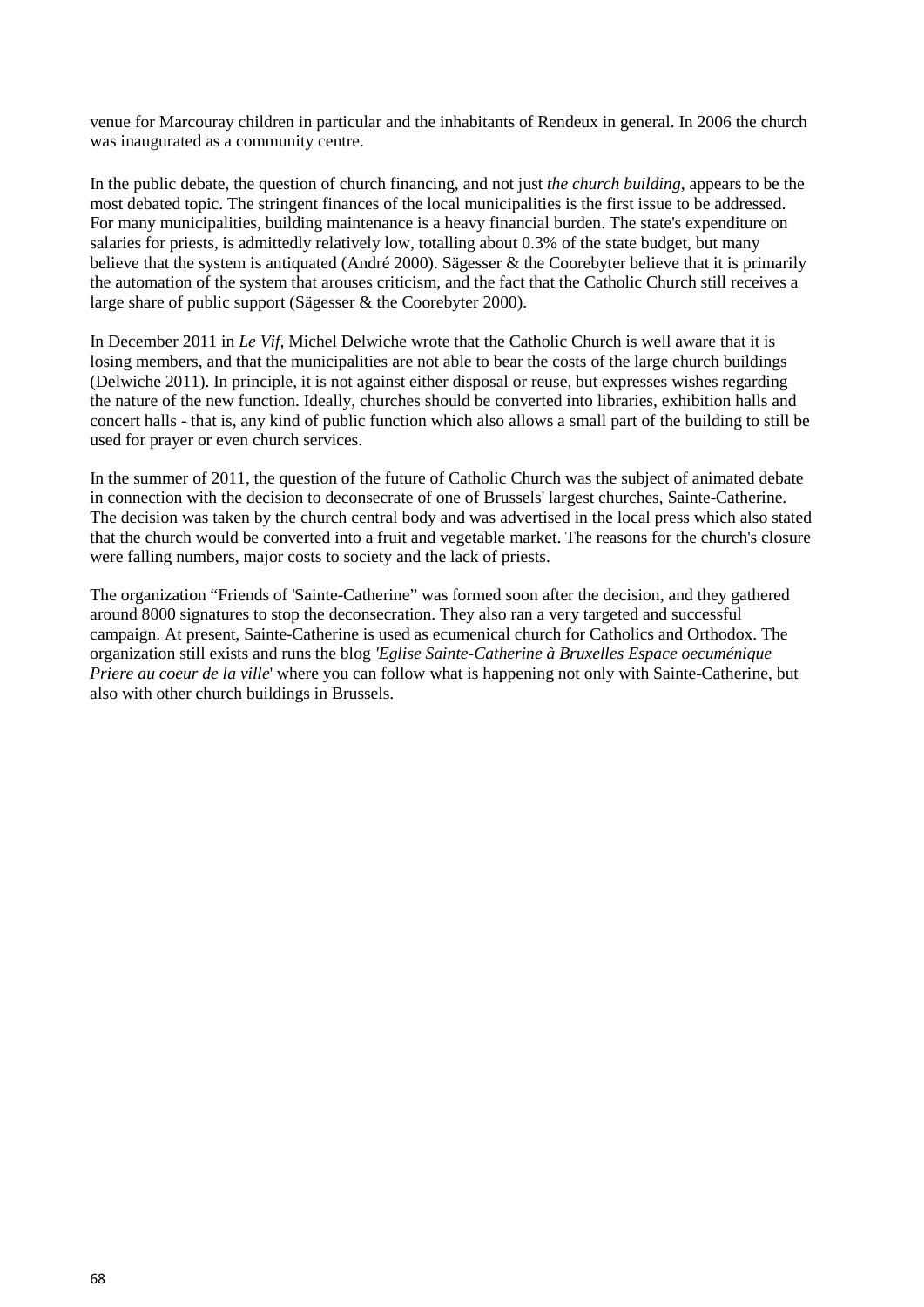venue for Marcouray children in particular and the inhabitants of Rendeux in general. In 2006 the church was inaugurated as a community centre.

In the public debate, the question of church financing, and not just *the church building*, appears to be the most debated topic. The stringent finances of the local municipalities is the first issue to be addressed. For many municipalities, building maintenance is a heavy financial burden. The state's expenditure on salaries for priests, is admittedly relatively low, totalling about 0.3% of the state budget, but many believe that the system is antiquated (André 2000). Sägesser & the Coorebyter believe that it is primarily the automation of the system that arouses criticism, and the fact that the Catholic Church still receives a large share of public support (Sägesser & the Coorebyter 2000).

In December 2011 in *Le Vif*, Michel Delwiche wrote that the Catholic Church is well aware that it is losing members, and that the municipalities are not able to bear the costs of the large church buildings (Delwiche 2011). In principle, it is not against either disposal or reuse, but expresses wishes regarding the nature of the new function. Ideally, churches should be converted into libraries, exhibition halls and concert halls - that is, any kind of public function which also allows a small part of the building to still be used for prayer or even church services.

In the summer of 2011, the question of the future of Catholic Church was the subject of animated debate in connection with the decision to deconsecrate of one of Brussels' largest churches, Sainte-Catherine. The decision was taken by the church central body and was advertised in the local press which also stated that the church would be converted into a fruit and vegetable market. The reasons for the church's closure were falling numbers, major costs to society and the lack of priests.

The organization "Friends of 'Sainte-Catherine" was formed soon after the decision, and they gathered around 8000 signatures to stop the deconsecration. They also ran a very targeted and successful campaign. At present, Sainte-Catherine is used as ecumenical church for Catholics and Orthodox. The organization still exists and runs the blog *'Eglise Sainte-Catherine à Bruxelles Espace oecuménique Priere au coeur de la ville'* where you can follow what is happening not only with Sainte-Catherine, but also with other church buildings in Brussels.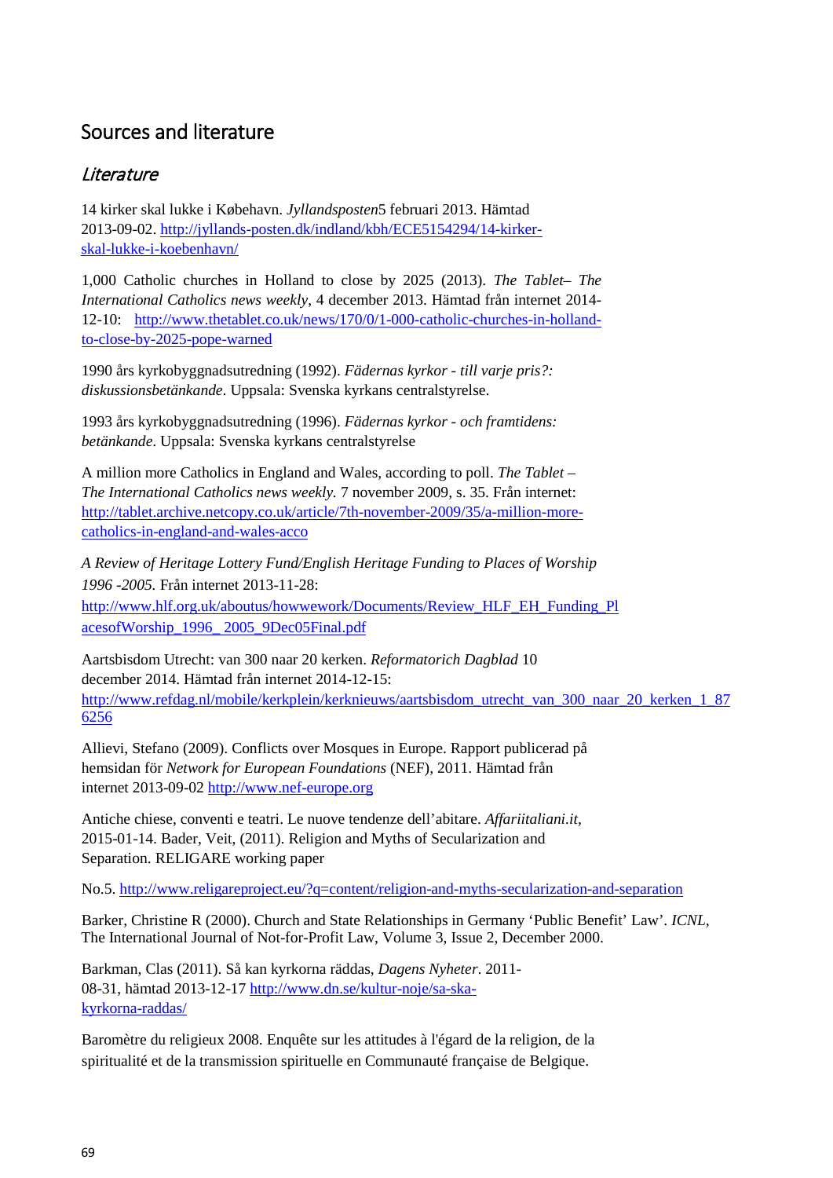## Sources and literature

### *Literature*

14 kirker skal lukke i København. *Jyllandsposten*5 februari 2013. Hämtad 2013-09-02. http://jyllands-posten.dk/indland/kbh/ECE5154294/14-kirker-skal-lukke-i-koebenhavn/

1,000 Catholic churches in Holland to close by 2025 (2013). *The Tablet– The International Catholics news weekly*, 4 december 2013. Hämtad från internet 2014-12-10: http://www.thetablet.co.uk/news/170/0/1-000-catholic-churches-in-holland-to-close-by-2025-pope-warned

1990 års kyrkobyggnadsutredning (1992). *Fädernas kyrkor - till varje pris?: diskussionsbetänkande*. Uppsala: Svenska kyrkans centralstyrelse.

1993 års kyrkobyggnadsutredning (1996). *Fädernas kyrkor - och framtidens: betänkande*. Uppsala: Svenska kyrkans centralstyrelse

A million more Catholics in England and Wales, according to poll. *The Tablet – The International Catholics news weekly.* 7 november 2009, s. 35. Från internet: http://tablet.archive.netcopy.co.uk/article/7th-november-2009/35/a-million-more-catholics-in-england-and-wales-acco

*A Review of Heritage Lottery Fund/English Heritage Funding to Places of Worship 1996 -2005.* Från internet 2013-11-28: http://www.hlf.org.uk/aboutus/howwework/Documents/Review_HLF_EH_Funding_PlacesofWorship_1996_2005_9Dec05Final.pdf

Aartsbisdom Utrecht: van 300 naar 20 kerken. *Reformatorich Dagblad* 10 december 2014. Hämtad från internet 2014-12-15: http://www.refdag.nl/mobile/kerkplein/kerknieuws/aartsbisdom_utrecht_van_300_naar_20_kerken_1_876256

Allievi, Stefano (2009). Conflicts over Mosques in Europe. Rapport publicerad på hemsidan för *Network for European Foundations* (NEF), 2011. Hämtad från internet 2013-09-02 http://www.nef-europe.org

Antiche chiese, conventi e teatri. Le nuove tendenze dell'abitare. *Affariitaliani.it,* 2015-01-14. Bader, Veit, (2011). Religion and Myths of Secularization and Separation. RELIGARE working paper

No.5. http://www.religareproject.eu/?q=content/religion-and-myths-secularization-and-separation

Barker, Christine R (2000). Church and State Relationships in Germany 'Public Benefit' Law'. *ICNL*, The International Journal of Not-for-Profit Law, Volume 3, Issue 2, December 2000.

Barkman, Clas (2011). Så kan kyrkorna räddas, *Dagens Nyheter*. 2011-08-31, hämtad 2013-12-17 http://www.dn.se/kultur-noje/sa-ska-kyrkorna-raddas/

Baromètre du religieux 2008. Enquête sur les attitudes à l'égard de la religion, de la spiritualité et de la transmission spirituelle en Communauté française de Belgique.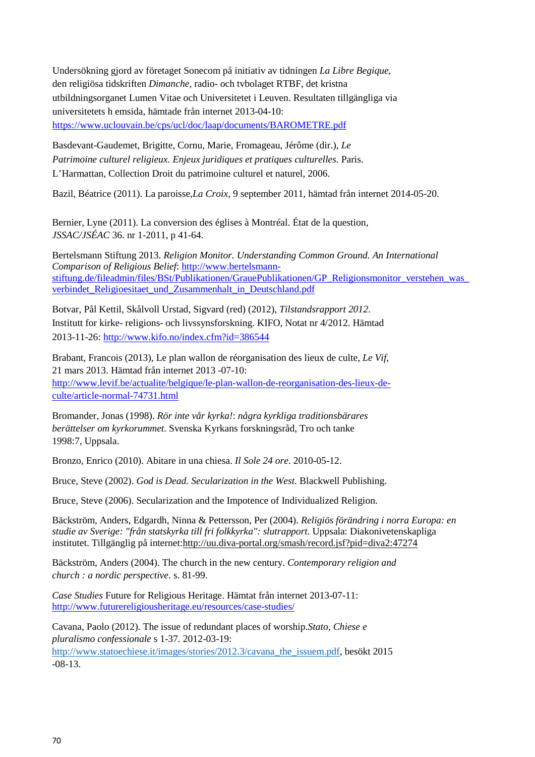Undersökning gjord av företaget Sonecom på initiativ av tidningen *La Libre Begique*, den religiösa tidskriften *Dimanche*, radio- och tvbolaget RTBF, det kristna utbildningsorganet Lumen Vitae och Universitetet i Leuven. Resultaten tillgängliga via universitetets h emsida, hämtade från internet 2013-04-10: https://www.uclouvain.be/cps/ucl/doc/laap/documents/BAROMETRE.pdf

Basdevant-Gaudemet, Brigitte, Cornu, Marie, Fromageau, Jérôme (dir.), *Le Patrimoine culturel religieux. Enjeux juridiques et pratiques culturelles.* Paris. L'Harmattan, Collection Droit du patrimoine culturel et naturel, 2006.

Bazil, Béatrice (2011). La paroisse,*La Croix*, 9 september 2011, hämtad från internet 2014-05-20.

Bernier, Lyne (2011). La conversion des églises à Montréal. État de la question, *JSSAC/JSÉAC* 36. nr 1-2011, p 41-64.

Bertelsmann Stiftung 2013. *Religion Monitor. Understanding Common Ground. An International Comparison of Religious Belief*: http://www.bertelsmann-stiftung.de/fileadmin/files/BSt/Publikationen/GrauePublikationen/GP_Religionsmonitor_verstehen_was_verbindet_Religioesitaet_und_Zusammenhalt_in_Deutschland.pdf

Botvar, Pål Kettil, Skålvoll Urstad, Sigvard (red) (2012), *Tilstandsrapport 2012*. Institutt for kirke- religions- och livssynsforskning. KIFO, Notat nr 4/2012. Hämtad 2013-11-26: http://www.kifo.no/index.cfm?id=386544

Brabant, Francois (2013), Le plan wallon de réorganisation des lieux de culte, *Le Vif*, 21 mars 2013. Hämtad från internet 2013 -07-10: http://www.levif.be/actualite/belgique/le-plan-wallon-de-reorganisation-des-lieux-de-culte/article-normal-74731.html

Bromander, Jonas (1998). *Rör inte vår kyrka!*: *några kyrkliga traditionsbärares berättelser om kyrkorummet*. Svenska Kyrkans forskningsråd, Tro och tanke 1998:7, Uppsala.

Bronzo, Enrico (2010). Abitare in una chiesa. *Il Sole 24 ore*. 2010-05-12.

Bruce, Steve (2002). *God is Dead. Secularization in the West.* Blackwell Publishing.

Bruce, Steve (2006). Secularization and the Impotence of Individualized Religion.

Bäckström, Anders, Edgardh, Ninna & Pettersson, Per (2004). *Religiös förändring i norra Europa: en studie av Sverige: "från statskyrka till fri folkkyrka": slutrapport*. Uppsala: Diakonivetenskapliga institutet. Tillgänglig på internet:http://uu.diva-portal.org/smash/record.jsf?pid=diva2:47274

Bäckström, Anders (2004). The church in the new century. *Contemporary religion and church : a nordic perspective*. s. 81-99.

*Case Studies* Future for Religious Heritage. Hämtat från internet 2013-07-11: http://www.futurereligiousheritage.eu/resources/case-studies/

Cavana, Paolo (2012). The issue of redundant places of worship.*Stato, Chiese e pluralismo confessionale* s 1-37. 2012-03-19: http://www.statoechiese.it/images/stories/2012.3/cavana_the_issuem.pdf, besökt 2015 -08-13.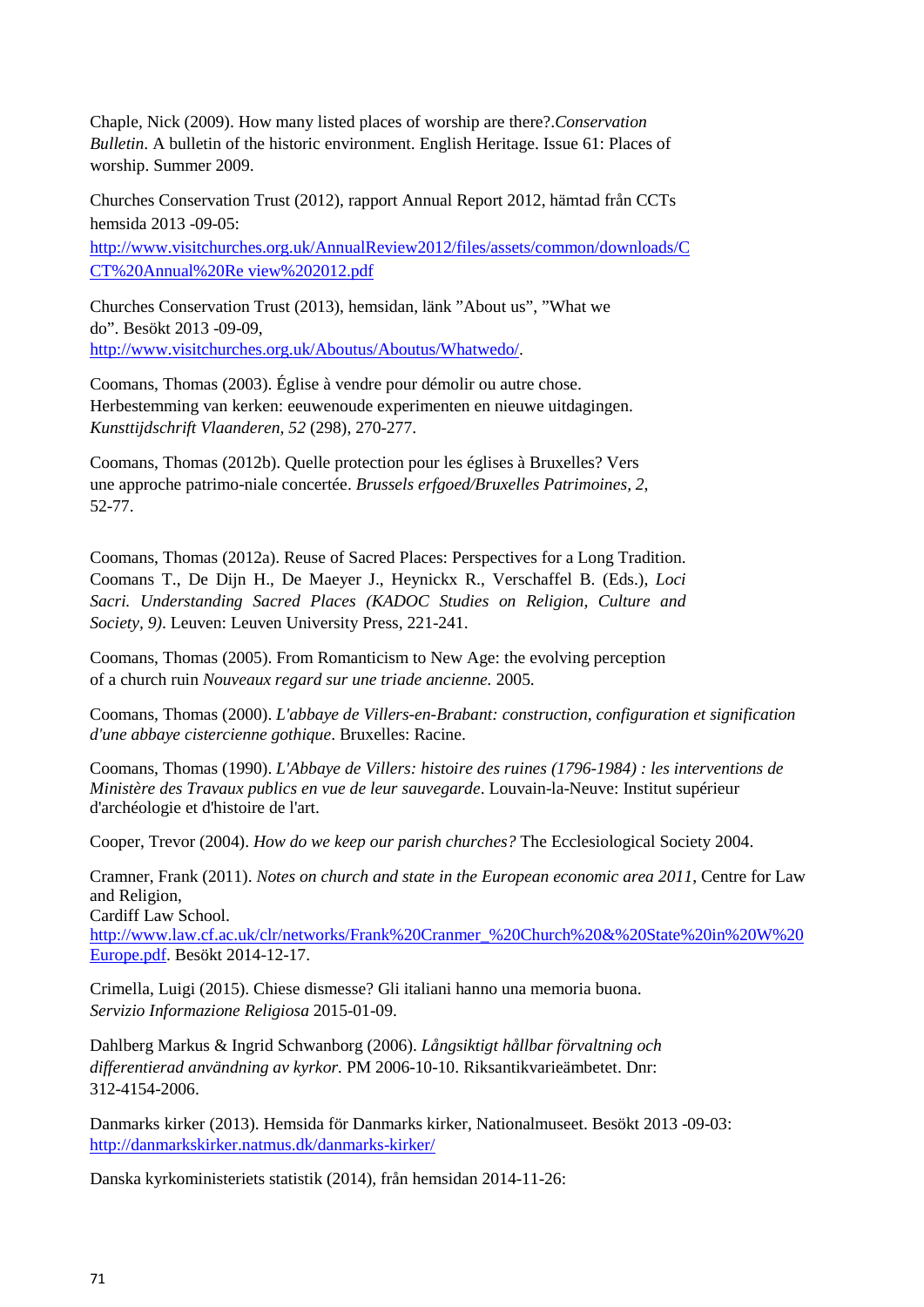Chaple, Nick (2009). How many listed places of worship are there?.*Conservation Bulletin*. A bulletin of the historic environment. English Heritage. Issue 61: Places of worship. Summer 2009.

Churches Conservation Trust (2012), rapport Annual Report 2012, hämtad från CCTs hemsida 2013 -09-05: http://www.visitchurches.org.uk/AnnualReview2012/files/assets/common/downloads/CCT%20Annual%20Re view%202012.pdf

Churches Conservation Trust (2013), hemsidan, länk ”About us”, ”What we do”. Besökt 2013 -09-09, http://www.visitchurches.org.uk/Aboutus/Aboutus/Whatwedo/.

Coomans, Thomas (2003). Église à vendre pour démolir ou autre chose. Herbestemming van kerken: eeuwenoude experimenten en nieuwe uitdagingen. *Kunsttijdschrift Vlaanderen, 52* (298), 270-277.

Coomans, Thomas (2012b). Quelle protection pour les églises à Bruxelles? Vers une approche patrimo-niale concertée. *Brussels erfgoed/Bruxelles Patrimoines, 2*, 52-77.

Coomans, Thomas (2012a). Reuse of Sacred Places: Perspectives for a Long Tradition. Coomans T., De Dijn H., De Maeyer J., Heynickx R., Verschaffel B. (Eds.), *Loci Sacri. Understanding Sacred Places (KADOC Studies on Religion, Culture and Society, 9)*. Leuven: Leuven University Press, 221-241.

Coomans, Thomas (2005). From Romanticism to New Age: the evolving perception of a church ruin *Nouveaux regard sur une triade ancienne.* 2005.

Coomans, Thomas (2000). *L'abbaye de Villers-en-Brabant: construction, configuration et signification d'une abbaye cistercienne gothique*. Bruxelles: Racine.

Coomans, Thomas (1990). *L'Abbaye de Villers: histoire des ruines (1796-1984) : les interventions de Ministère des Travaux publics en vue de leur sauvegarde*. Louvain-la-Neuve: Institut supérieur d'archéologie et d'histoire de l'art.

Cooper, Trevor (2004). *How do we keep our parish churches?* The Ecclesiological Society 2004.

Cramner, Frank (2011). *Notes on church and state in the European economic area 2011*, Centre for Law and Religion, Cardiff Law School. http://www.law.cf.ac.uk/clr/networks/Frank%20Cranmer_%20Church%20&%20State%20in%20W%20Europe.pdf. Besökt 2014-12-17.

Crimella, Luigi (2015). Chiese dismesse? Gli italiani hanno una memoria buona. *Servizio Informazione Religiosa* 2015-01-09.

Dahlberg Markus & Ingrid Schwanborg (2006). *Långsiktigt hållbar förvaltning och differentierad användning av kyrkor.* PM 2006-10-10. Riksantikvarieämbetet. Dnr: 312-4154-2006.

Danmarks kirker (2013). Hemsida för Danmarks kirker, Nationalmuseet. Besökt 2013 -09-03: http://danmarkskirker.natmus.dk/danmarks-kirker/

Danska kyrkoministeriets statistik (2014), från hemsidan 2014-11-26: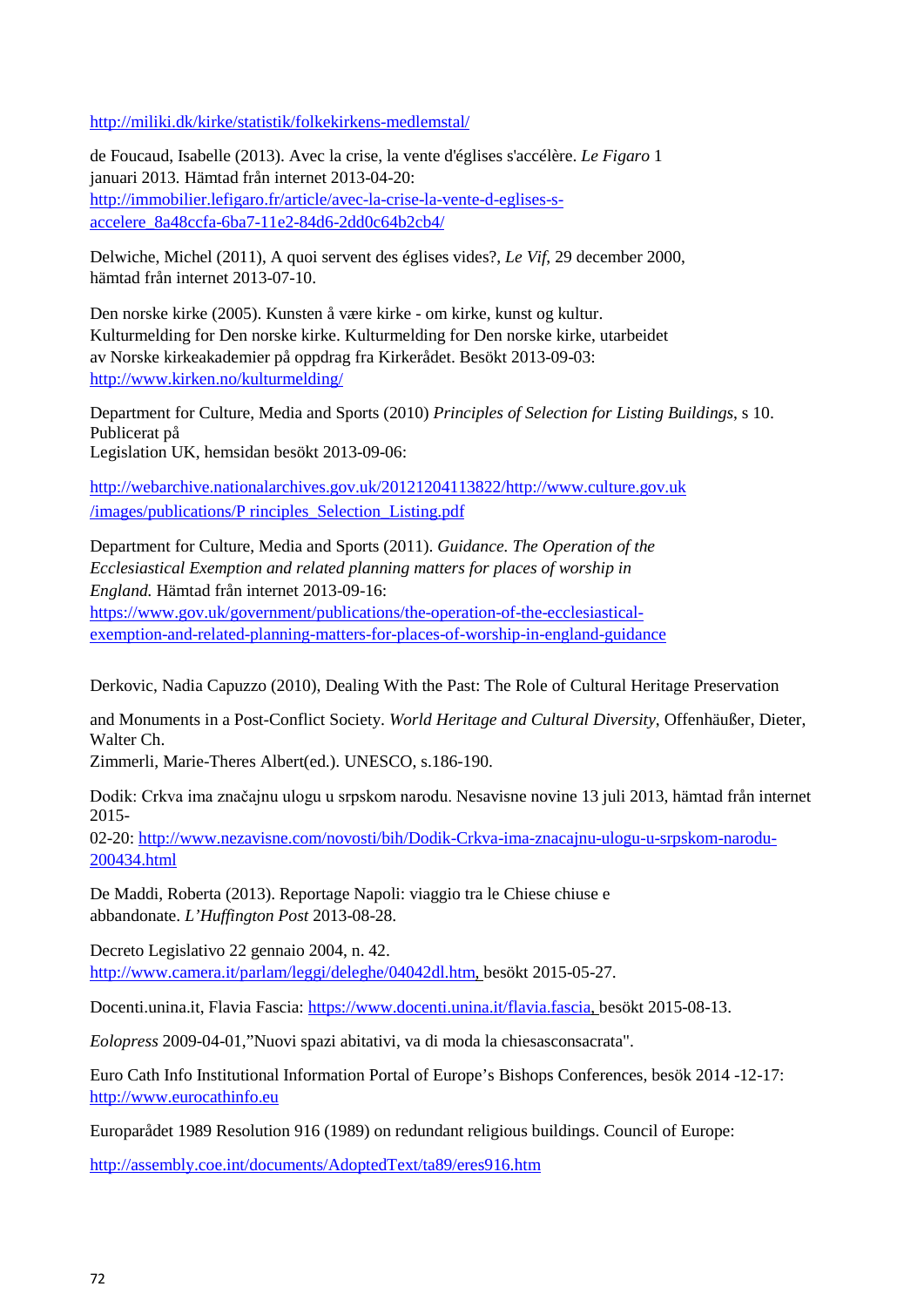http://miliki.dk/kirke/statistik/folkekirkens-medlemstal/

de Foucaud, Isabelle (2013). Avec la crise, la vente d'églises s'accélère. *Le Figaro* 1 januari 2013. Hämtad från internet 2013-04-20: http://immobilier.lefigaro.fr/article/avec-la-crise-la-vente-d-eglises-s-accelere_8a48ccfa-6ba7-11e2-84d6-2dd0c64b2cb4/

Delwiche, Michel (2011), A quoi servent des églises vides?, *Le Vif*, 29 december 2000, hämtad från internet 2013-07-10.

Den norske kirke (2005). Kunsten å være kirke - om kirke, kunst og kultur. Kulturmelding for Den norske kirke. Kulturmelding for Den norske kirke, utarbeidet av Norske kirkeakademier på oppdrag fra Kirkerådet. Besökt 2013-09-03: http://www.kirken.no/kulturmelding/

Department for Culture, Media and Sports (2010) *Principles of Selection for Listing Buildings*, s 10. Publicerat på
Legislation UK, hemsidan besökt 2013-09-06:

http://webarchive.nationalarchives.gov.uk/20121204113822/http://www.culture.gov.uk/images/publications/P rinciples_Selection_Listing.pdf

Department for Culture, Media and Sports (2011). *Guidance. The Operation of the Ecclesiastical Exemption and related planning matters for places of worship in England.* Hämtad från internet 2013-09-16: https://www.gov.uk/government/publications/the-operation-of-the-ecclesiastical-exemption-and-related-planning-matters-for-places-of-worship-in-england-guidance

Derkovic, Nadia Capuzzo (2010), Dealing With the Past: The Role of Cultural Heritage Preservation

and Monuments in a Post-Conflict Society. *World Heritage and Cultural Diversity*, Offenhäußer, Dieter, Walter Ch.
Zimmerli, Marie-Theres Albert(ed.). UNESCO, s.186-190.

Dodik: Crkva ima značajnu ulogu u srpskom narodu. Nesavisne novine 13 juli 2013, hämtad från internet 2015-
02-20: http://www.nezavisne.com/novosti/bih/Dodik-Crkva-ima-znacajnu-ulogu-u-srpskom-narodu-200434.html

De Maddi, Roberta (2013). Reportage Napoli: viaggio tra le Chiese chiuse e abbandonate. *L'Huffington Post* 2013-08-28.

Decreto Legislativo 22 gennaio 2004, n. 42.
http://www.camera.it/parlam/leggi/deleghe/04042dl.htm, besökt 2015-05-27.

Docenti.unina.it, Flavia Fascia: https://www.docenti.unina.it/flavia.fascia, besökt 2015-08-13.

*Eolopress* 2009-04-01,"Nuovi spazi abitativi, va di moda la chiesasconsacrata".

Euro Cath Info Institutional Information Portal of Europe's Bishops Conferences, besök 2014 -12-17: http://www.eurocathinfo.eu

Europarådet 1989 Resolution 916 (1989) on redundant religious buildings. Council of Europe:

http://assembly.coe.int/documents/AdoptedText/ta89/eres916.htm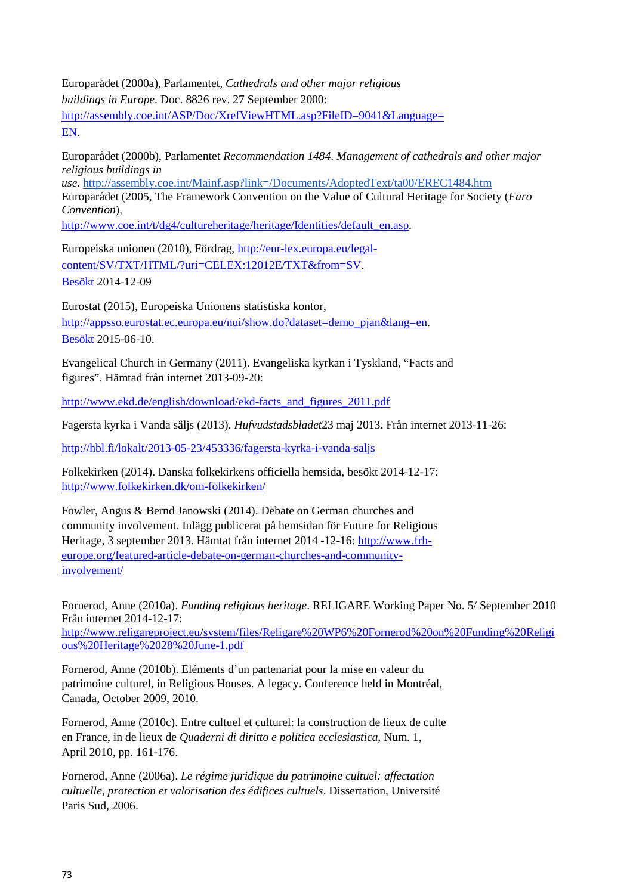Europarådet (2000a), Parlamentet, *Cathedrals and other major religious buildings in Europe*. Doc. 8826 rev. 27 September 2000: http://assembly.coe.int/ASP/Doc/XrefViewHTML.asp?FileID=9041&Language=EN.

Europarådet (2000b), Parlamentet *Recommendation 1484*. *Management of cathedrals and other major religious buildings in use*. http://assembly.coe.int/Mainf.asp?link=/Documents/AdoptedText/ta00/EREC1484.htm
Europarådet (2005, The Framework Convention on the Value of Cultural Heritage for Society (*Faro Convention*), http://www.coe.int/t/dg4/cultureheritage/heritage/Identities/default_en.asp.

Europeiska unionen (2010), Fördrag, http://eur-lex.europa.eu/legal-content/SV/TXT/HTML/?uri=CELEX:12012E/TXT&from=SV. Besökt 2014-12-09

Eurostat (2015), Europeiska Unionens statistiska kontor, http://appsso.eurostat.ec.europa.eu/nui/show.do?dataset=demo_pjan&lang=en. Besökt 2015-06-10.

Evangelical Church in Germany (2011). Evangeliska kyrkan i Tyskland, "Facts and figures". Hämtad från internet 2013-09-20:

http://www.ekd.de/english/download/ekd-facts_and_figures_2011.pdf

Fagersta kyrka i Vanda säljs (2013). *Hufvudstadsbladet*23 maj 2013. Från internet 2013-11-26:

http://hbl.fi/lokalt/2013-05-23/453336/fagersta-kyrka-i-vanda-saljs

Folkekirken (2014). Danska folkekirkens officiella hemsida, besökt 2014-12-17: http://www.folkekirken.dk/om-folkekirken/

Fowler, Angus & Bernd Janowski (2014). Debate on German churches and community involvement. Inlägg publicerat på hemsidan för Future for Religious Heritage, 3 september 2013. Hämtat från internet 2014 -12-16: http://www.frh-europe.org/featured-article-debate-on-german-churches-and-community-involvement/

Fornerod, Anne (2010a). *Funding religious heritage*. RELIGARE Working Paper No. 5/ September 2010 Från internet 2014-12-17: http://www.religareproject.eu/system/files/Religare%20WP6%20Fornerod%20on%20Funding%20Religious%20Heritage%2028%20June-1.pdf

Fornerod, Anne (2010b). Eléments d'un partenariat pour la mise en valeur du patrimoine culturel, in Religious Houses. A legacy. Conference held in Montréal, Canada, October 2009, 2010.

Fornerod, Anne (2010c). Entre cultuel et culturel: la construction de lieux de culte en France, in de lieux de *Quaderni di diritto e politica ecclesiastica*, Num. 1, April 2010, pp. 161-176.

Fornerod, Anne (2006a). *Le régime juridique du patrimoine cultuel: affectation cultuelle, protection et valorisation des édifices cultuels*. Dissertation, Université Paris Sud, 2006.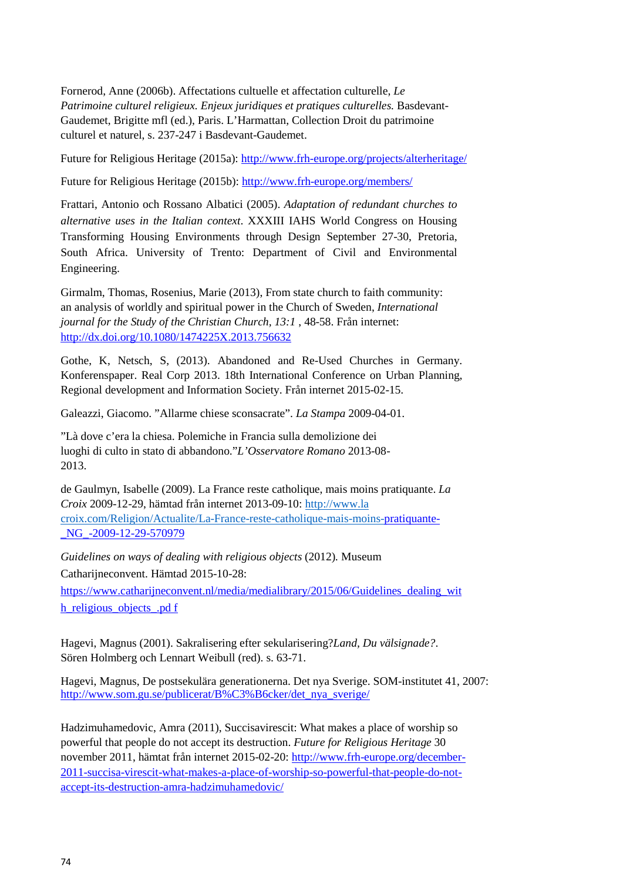Fornerod, Anne (2006b). Affectations cultuelle et affectation culturelle, *Le Patrimoine culturel religieux. Enjeux juridiques et pratiques culturelles.* Basdevant-Gaudemet, Brigitte mfl (ed.), Paris. L'Harmattan, Collection Droit du patrimoine culturel et naturel, s. 237-247 i Basdevant-Gaudemet.

Future for Religious Heritage (2015a): http://www.frh-europe.org/projects/alterheritage/

Future for Religious Heritage (2015b): http://www.frh-europe.org/members/

Frattari, Antonio och Rossano Albatici (2005). *Adaptation of redundant churches to alternative uses in the Italian context*. XXXIII IAHS World Congress on Housing Transforming Housing Environments through Design September 27-30, Pretoria, South Africa. University of Trento: Department of Civil and Environmental Engineering.

Girmalm, Thomas, Rosenius, Marie (2013), From state church to faith community: an analysis of worldly and spiritual power in the Church of Sweden, *International journal for the Study of the Christian Church, 13:1* , 48-58. Från internet: http://dx.doi.org/10.1080/1474225X.2013.756632

Gothe, K, Netsch, S, (2013). Abandoned and Re-Used Churches in Germany. Konferenspaper. Real Corp 2013. 18th International Conference on Urban Planning, Regional development and Information Society. Från internet 2015-02-15.

Galeazzi, Giacomo. ”Allarme chiese sconsacrate”. *La Stampa* 2009-04-01.

”Là dove c'era la chiesa. Polemiche in Francia sulla demolizione dei luoghi di culto in stato di abbandono.”*L'Osservatore Romano* 2013-08-2013.

de Gaulmyn, Isabelle (2009). La France reste catholique, mais moins pratiquante. *La Croix* 2009-12-29, hämtad från internet 2013-09-10: http://www.la croix.com/Religion/Actualite/La-France-reste-catholique-mais-moins-pratiquante-_NG_-2009-12-29-570979

*Guidelines on ways of dealing with religious objects* (2012). Museum Catharijneconvent. Hämtad 2015-10-28: https://www.catharijneconvent.nl/media/medialibrary/2015/06/Guidelines_dealing_with_religious_objects_.pd f

Hagevi, Magnus (2001). Sakralisering efter sekularisering?*Land, Du välsignade?*. Sören Holmberg och Lennart Weibull (red). s. 63-71.

Hagevi, Magnus, De postsekulära generationerna. Det nya Sverige. SOM-institutet 41, 2007: http://www.som.gu.se/publicerat/B%C3%B6cker/det_nya_sverige/

Hadzimuhamedovic, Amra (2011), Succisavirescit: What makes a place of worship so powerful that people do not accept its destruction. *Future for Religious Heritage* 30 november 2011, hämtat från internet 2015-02-20: http://www.frh-europe.org/december-2011-succisa-virescit-what-makes-a-place-of-worship-so-powerful-that-people-do-not-accept-its-destruction-amra-hadzimuhamedovic/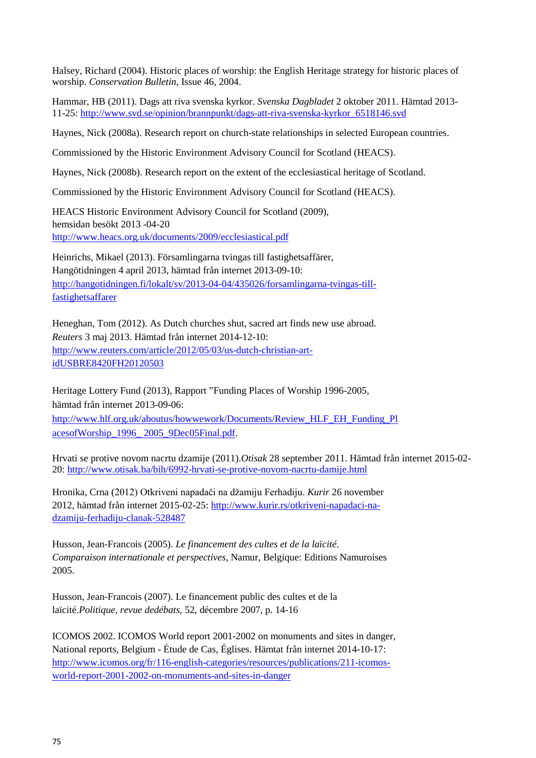Halsey, Richard (2004). Historic places of worship: the English Heritage strategy for historic places of worship. *Conservation Bulletin*, Issue 46, 2004.

Hammar, HB (2011). Dags att riva svenska kyrkor. *Svenska Dagbladet* 2 oktober 2011. Hämtad 2013-11-25: http://www.svd.se/opinion/brannpunkt/dags-att-riva-svenska-kyrkor_6518146.svd

Haynes, Nick (2008a). Research report on church-state relationships in selected European countries.

Commissioned by the Historic Environment Advisory Council for Scotland (HEACS).

Haynes, Nick (2008b). Research report on the extent of the ecclesiastical heritage of Scotland.

Commissioned by the Historic Environment Advisory Council for Scotland (HEACS).

HEACS Historic Environment Advisory Council for Scotland (2009), hemsidan besökt 2013 -04-20 http://www.heacs.org.uk/documents/2009/ecclesiastical.pdf

Heinrichs, Mikael (2013). Församlingarna tvingas till fastighetsaffärer, Hangötidningen 4 april 2013, hämtad från internet 2013-09-10: http://hangotidningen.fi/lokalt/sv/2013-04-04/435026/forsamlingarna-tvingas-till-fastighetsaffarer

Heneghan, Tom (2012). As Dutch churches shut, sacred art finds new use abroad. *Reuters* 3 maj 2013. Hämtad från internet 2014-12-10: http://www.reuters.com/article/2012/05/03/us-dutch-christian-art-idUSBRE8420FH20120503

Heritage Lottery Fund (2013), Rapport ”Funding Places of Worship 1996-2005, hämtad från internet 2013-09-06: http://www.hlf.org.uk/aboutus/howwework/Documents/Review_HLF_EH_Funding_PlacesofWorship_1996_ 2005_9Dec05Final.pdf.

Hrvati se protive novom nacrtu dzamije (2011).*Otisak* 28 september 2011. Hämtad från internet 2015-02-20: http://www.otisak.ba/bih/6992-hrvati-se-protive-novom-nacrtu-damije.html

Hronika, Crna (2012) Otkriveni napadači na džamiju Ferhadiju. *Kurir* 26 november 2012, hämtad från internet 2015-02-25: http://www.kurir.rs/otkriveni-napadaci-na-dzamiju-ferhadiju-clanak-528487

Husson, Jean-Francois (2005). *Le financement des cultes et de la laïcité. Comparaison internationale et perspectives*, Namur, Belgique: Editions Namuroises 2005.

Husson, Jean-Francois (2007). Le financement public des cultes et de la laïcité.*Politique, revue dedébats*, 52, décembre 2007, p. 14-16

ICOMOS 2002. ICOMOS World report 2001-2002 on monuments and sites in danger, National reports, Belgium - Étude de Cas, Églises. Hämtat från internet 2014-10-17: http://www.icomos.org/fr/116-english-categories/resources/publications/211-icomos-world-report-2001-2002-on-monuments-and-sites-in-danger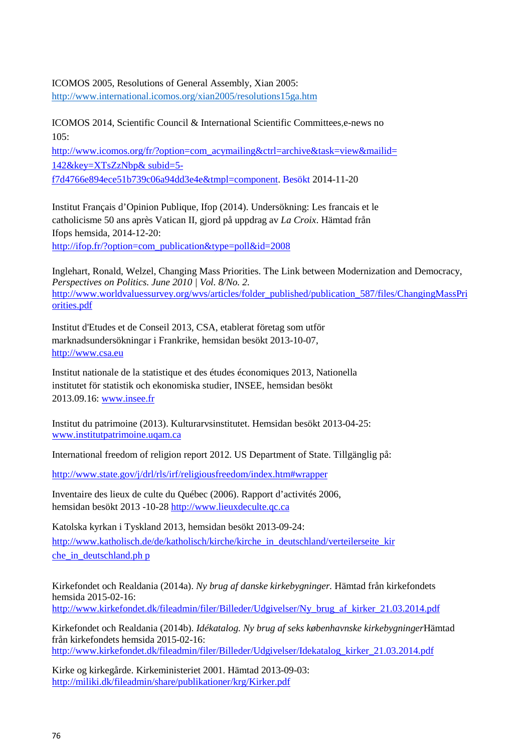ICOMOS 2005, Resolutions of General Assembly, Xian 2005: http://www.international.icomos.org/xian2005/resolutions15ga.htm

ICOMOS 2014, Scientific Council & International Scientific Committees,e-news no 105: http://www.icomos.org/fr/?option=com_acymailing&ctrl=archive&task=view&mailid=142&key=XTsZzNbp& subid=5-f7d4766e894ece51b739c06a94dd3e4e&tmpl=component. Besökt 2014-11-20

Institut Français d'Opinion Publique, Ifop (2014). Undersökning: Les francais et le catholicisme 50 ans après Vatican II, gjord på uppdrag av *La Croix*. Hämtad från Ifops hemsida, 2014-12-20: http://ifop.fr/?option=com_publication&type=poll&id=2008

Inglehart, Ronald, Welzel, Changing Mass Priorities. The Link between Modernization and Democracy, *Perspectives on Politics. June 2010 | Vol. 8/No. 2.* http://www.worldvaluessurvey.org/wvs/articles/folder_published/publication_587/files/ChangingMassPriorities.pdf

Institut d'Etudes et de Conseil 2013, CSA, etablerat företag som utför marknadsundersökningar i Frankrike, hemsidan besökt 2013-10-07, http://www.csa.eu

Institut nationale de la statistique et des études économiques 2013, Nationella institutet för statistik och ekonomiska studier, INSEE, hemsidan besökt 2013.09.16: www.insee.fr

Institut du patrimoine (2013). Kulturarvsinstitutet. Hemsidan besökt 2013-04-25: www.institutpatrimoine.uqam.ca

International freedom of religion report 2012. US Department of State. Tillgänglig på:

http://www.state.gov/j/drl/rls/irf/religiousfreedom/index.htm#wrapper

Inventaire des lieux de culte du Québec (2006). Rapport d'activités 2006, hemsidan besökt 2013 -10-28 http://www.lieuxdeculte.qc.ca

Katolska kyrkan i Tyskland 2013, hemsidan besökt 2013-09-24: http://www.katholisch.de/de/katholisch/kirche/kirche_in_deutschland/verteilerseite_kirche_in_deutschland.ph p

Kirkefondet och Realdania (2014a). *Ny brug af danske kirkebygninger.* Hämtad från kirkefondets hemsida 2015-02-16: http://www.kirkefondet.dk/fileadmin/filer/Billeder/Udgivelser/Ny_brug_af_kirker_21.03.2014.pdf

Kirkefondet och Realdania (2014b). *Idékatalog. Ny brug af seks københavnske kirkebygninger*Hämtad från kirkefondets hemsida 2015-02-16: http://www.kirkefondet.dk/fileadmin/filer/Billeder/Udgivelser/Idekatalog_kirker_21.03.2014.pdf

Kirke og kirkegårde. Kirkeministeriet 2001. Hämtad 2013-09-03: http://miliki.dk/fileadmin/share/publikationer/krg/Kirker.pdf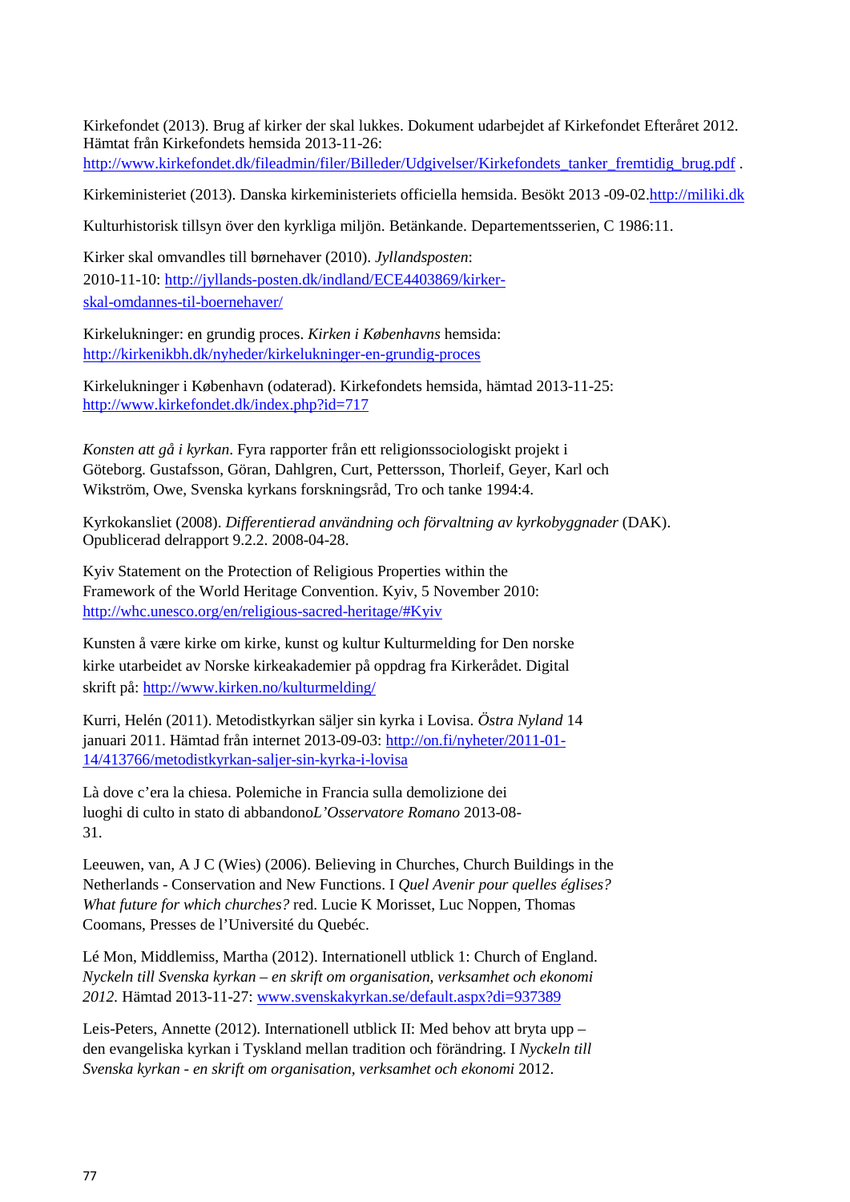Kirkefondet (2013). Brug af kirker der skal lukkes. Dokument udarbejdet af Kirkefondet Efteråret 2012. Hämtat från Kirkefondets hemsida 2013-11-26: http://www.kirkefondet.dk/fileadmin/filer/Billeder/Udgivelser/Kirkefondets_tanker_fremtidig_brug.pdf .

Kirkeministeriet (2013). Danska kirkeministeriets officiella hemsida. Besökt 2013 -09-02.http://miliki.dk

Kulturhistorisk tillsyn över den kyrkliga miljön. Betänkande. Departementsserien, C 1986:11.

Kirker skal omvandles till børnehaver (2010). *Jyllandsposten*: 2010-11-10: http://jyllands-posten.dk/indland/ECE4403869/kirker-skal-omdannes-til-boernehaver/

Kirkelukninger: en grundig proces. *Kirken i Københavns* hemsida: http://kirkenikbh.dk/nyheder/kirkelukninger-en-grundig-proces

Kirkelukninger i København (odaterad). Kirkefondets hemsida, hämtad 2013-11-25: http://www.kirkefondet.dk/index.php?id=717

*Konsten att gå i kyrkan*. Fyra rapporter från ett religionssociologiskt projekt i Göteborg. Gustafsson, Göran, Dahlgren, Curt, Pettersson, Thorleif, Geyer, Karl och Wikström, Owe, Svenska kyrkans forskningsråd, Tro och tanke 1994:4.

Kyrkokansliet (2008). *Differentierad användning och förvaltning av kyrkobyggnader* (DAK). Opublicerad delrapport 9.2.2. 2008-04-28.

Kyiv Statement on the Protection of Religious Properties within the Framework of the World Heritage Convention. Kyiv, 5 November 2010: http://whc.unesco.org/en/religious-sacred-heritage/#Kyiv

Kunsten å være kirke om kirke, kunst og kultur Kulturmelding for Den norske kirke utarbeidet av Norske kirkeakademier på oppdrag fra Kirkerådet. Digital skrift på: http://www.kirken.no/kulturmelding/

Kurri, Helén (2011). Metodistkyrkan säljer sin kyrka i Lovisa. *Östra Nyland* 14 januari 2011. Hämtad från internet 2013-09-03: http://on.fi/nyheter/2011-01-14/413766/metodistkyrkan-saljer-sin-kyrka-i-lovisa

Là dove c'era la chiesa. Polemiche in Francia sulla demolizione dei luoghi di culto in stato di abbandono*L'Osservatore Romano* 2013-08-31.

Leeuwen, van, A J C (Wies) (2006). Believing in Churches, Church Buildings in the Netherlands - Conservation and New Functions. I *Quel Avenir pour quelles églises? What future for which churches?* red. Lucie K Morisset, Luc Noppen, Thomas Coomans, Presses de l'Université du Quebéc.

Lé Mon, Middlemiss, Martha (2012). Internationell utblick 1: Church of England. *Nyckeln till Svenska kyrkan – en skrift om organisation, verksamhet och ekonomi 2012.* Hämtad 2013-11-27: www.svenskakyrkan.se/default.aspx?di=937389

Leis-Peters, Annette (2012). Internationell utblick II: Med behov att bryta upp – den evangeliska kyrkan i Tyskland mellan tradition och förändring. I *Nyckeln till Svenska kyrkan - en skrift om organisation, verksamhet och ekonomi* 2012.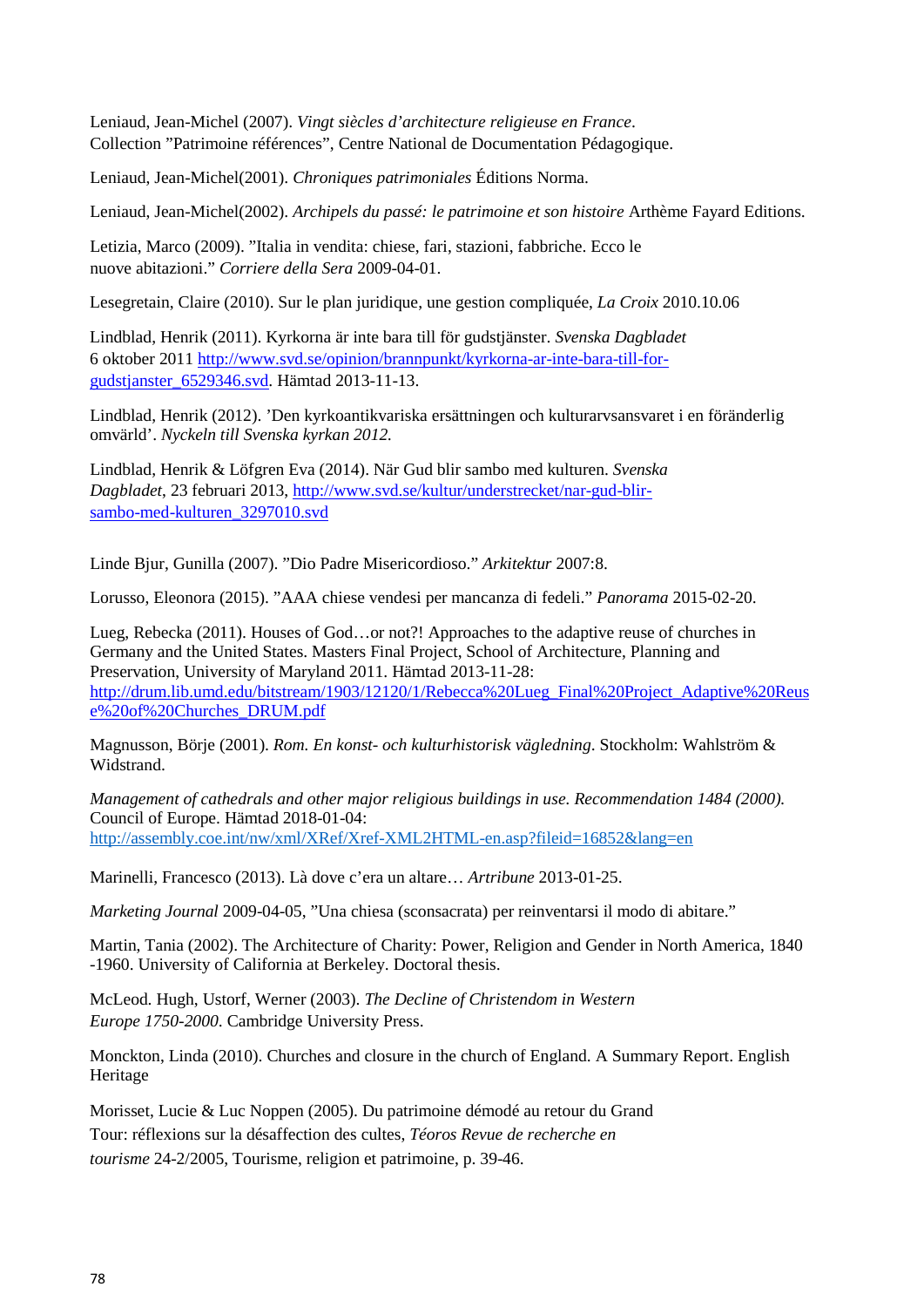Leniaud, Jean-Michel (2007). *Vingt siècles d'architecture religieuse en France*. Collection "Patrimoine références", Centre National de Documentation Pédagogique.

Leniaud, Jean-Michel(2001). *Chroniques patrimoniales* Éditions Norma.

Leniaud, Jean-Michel(2002). *Archipels du passé: le patrimoine et son histoire* Arthème Fayard Editions.

Letizia, Marco (2009). "Italia in vendita: chiese, fari, stazioni, fabbriche. Ecco le nuove abitazioni." *Corriere della Sera* 2009-04-01.

Lesegretain, Claire (2010). Sur le plan juridique, une gestion compliquée, *La Croix* 2010.10.06

Lindblad, Henrik (2011). Kyrkorna är inte bara till för gudstjänster. *Svenska Dagbladet* 6 oktober 2011 http://www.svd.se/opinion/brannpunkt/kyrkorna-ar-inte-bara-till-for-gudstjanster_6529346.svd. Hämtad 2013-11-13.

Lindblad, Henrik (2012). 'Den kyrkoantikvariska ersättningen och kulturarvsansvaret i en föränderlig omvärld'. *Nyckeln till Svenska kyrkan 2012.*

Lindblad, Henrik & Löfgren Eva (2014). När Gud blir sambo med kulturen. *Svenska Dagbladet*, 23 februari 2013, http://www.svd.se/kultur/understrecket/nar-gud-blir-sambo-med-kulturen_3297010.svd

Linde Bjur, Gunilla (2007). "Dio Padre Misericordioso." *Arkitektur* 2007:8.

Lorusso, Eleonora (2015). "AAA chiese vendesi per mancanza di fedeli." *Panorama* 2015-02-20.

Lueg, Rebecka (2011). Houses of God…or not?! Approaches to the adaptive reuse of churches in Germany and the United States. Masters Final Project, School of Architecture, Planning and Preservation, University of Maryland 2011. Hämtad 2013-11-28: http://drum.lib.umd.edu/bitstream/1903/12120/1/Rebecca%20Lueg_Final%20Project_Adaptive%20Reuse%20of%20Churches_DRUM.pdf

Magnusson, Börje (2001). *Rom. En konst- och kulturhistorisk vägledning*. Stockholm: Wahlström & Widstrand.

*Management of cathedrals and other major religious buildings in use. Recommendation 1484 (2000).* Council of Europe. Hämtad 2018-01-04: http://assembly.coe.int/nw/xml/XRef/Xref-XML2HTML-en.asp?fileid=16852&lang=en

Marinelli, Francesco (2013). Là dove c'era un altare… *Artribune* 2013-01-25.

*Marketing Journal* 2009-04-05, "Una chiesa (sconsacrata) per reinventarsi il modo di abitare."

Martin, Tania (2002). The Architecture of Charity: Power, Religion and Gender in North America, 1840 -1960. University of California at Berkeley. Doctoral thesis.

McLeod. Hugh, Ustorf, Werner (2003). *The Decline of Christendom in Western Europe 1750-2000.* Cambridge University Press.

Monckton, Linda (2010). Churches and closure in the church of England. A Summary Report. English Heritage

Morisset, Lucie & Luc Noppen (2005). Du patrimoine démodé au retour du Grand Tour: réflexions sur la désaffection des cultes, *Téoros Revue de recherche en tourisme* 24-2/2005, Tourisme, religion et patrimoine, p. 39-46.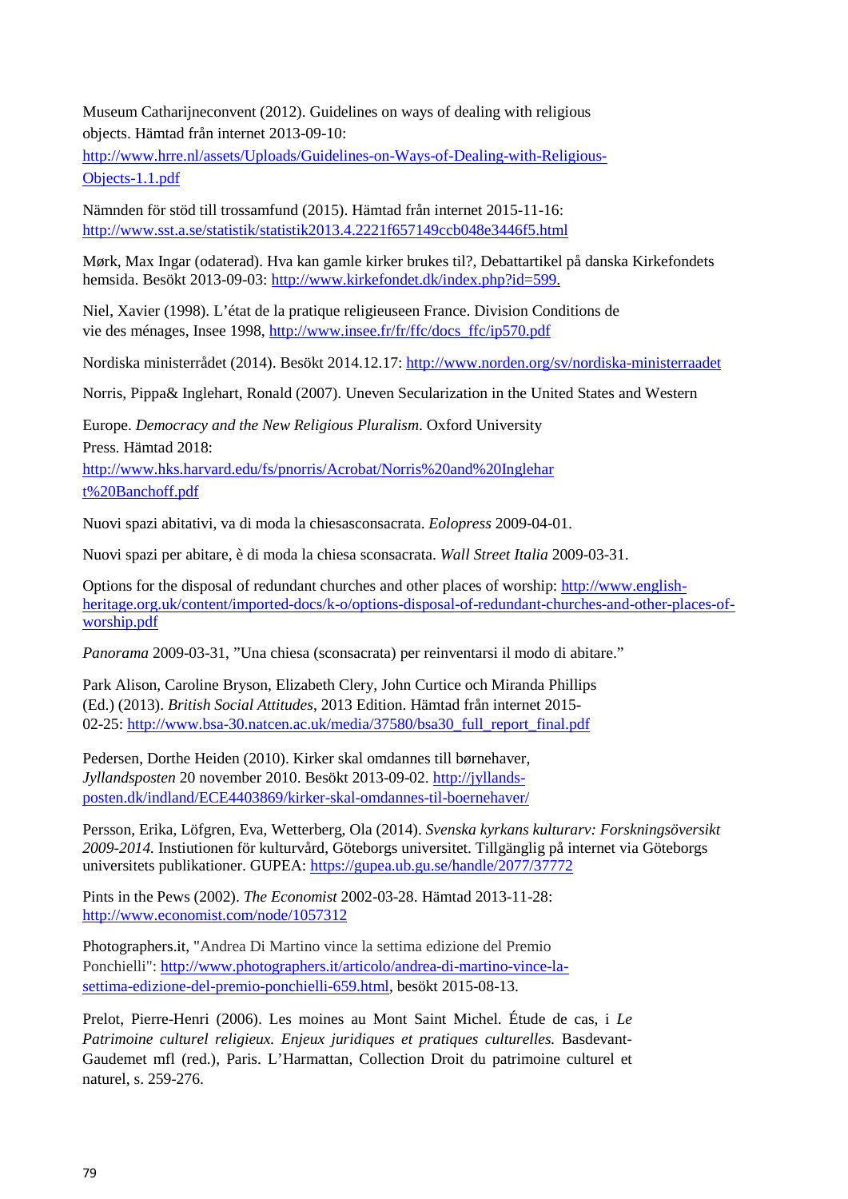Museum Catharijneconvent (2012). Guidelines on ways of dealing with religious objects. Hämtad från internet 2013-09-10: http://www.hrre.nl/assets/Uploads/Guidelines-on-Ways-of-Dealing-with-Religious-Objects-1.1.pdf

Nämnden för stöd till trossamfund (2015). Hämtad från internet 2015-11-16: http://www.sst.a.se/statistik/statistik2013.4.2221f657149ccb048e3446f5.html

Mørk, Max Ingar (odaterad). Hva kan gamle kirker brukes til?, Debattartikel på danska Kirkefondets hemsida. Besökt 2013-09-03: http://www.kirkefondet.dk/index.php?id=599.

Niel, Xavier (1998). L'état de la pratique religieuseen France. Division Conditions de vie des ménages, Insee 1998, http://www.insee.fr/fr/ffc/docs_ffc/ip570.pdf

Nordiska ministerrådet (2014). Besökt 2014.12.17: http://www.norden.org/sv/nordiska-ministerraadet

Norris, Pippa& Inglehart, Ronald (2007). Uneven Secularization in the United States and Western Europe. *Democracy and the New Religious Pluralism*. Oxford University Press. Hämtad 2018: http://www.hks.harvard.edu/fs/pnorris/Acrobat/Norris%20and%20Inglehart%20Banchoff.pdf

Nuovi spazi abitativi, va di moda la chiesasconsacrata. *Eolopress* 2009-04-01.

Nuovi spazi per abitare, è di moda la chiesa sconsacrata. *Wall Street Italia* 2009-03-31.

Options for the disposal of redundant churches and other places of worship: http://www.english-heritage.org.uk/content/imported-docs/k-o/options-disposal-of-redundant-churches-and-other-places-of-worship.pdf

*Panorama* 2009-03-31, "Una chiesa (sconsacrata) per reinventarsi il modo di abitare."

Park Alison, Caroline Bryson, Elizabeth Clery, John Curtice och Miranda Phillips (Ed.) (2013). *British Social Attitudes*, 2013 Edition. Hämtad från internet 2015-02-25: http://www.bsa-30.natcen.ac.uk/media/37580/bsa30_full_report_final.pdf

Pedersen, Dorthe Heiden (2010). Kirker skal omdannes till børnehaver, *Jyllandsposten* 20 november 2010. Besökt 2013-09-02. http://jyllands-posten.dk/indland/ECE4403869/kirker-skal-omdannes-til-boernehaver/

Persson, Erika, Löfgren, Eva, Wetterberg, Ola (2014). *Svenska kyrkans kulturarv: Forskningsöversikt 2009-2014.* Instiutionen för kulturvård, Göteborgs universitet. Tillgänglig på internet via Göteborgs universitets publikationer. GUPEA: https://gupea.ub.gu.se/handle/2077/37772

Pints in the Pews (2002). *The Economist* 2002-03-28. Hämtad 2013-11-28: http://www.economist.com/node/1057312

Photographers.it, "Andrea Di Martino vince la settima edizione del Premio Ponchielli": http://www.photographers.it/articolo/andrea-di-martino-vince-la-settima-edizione-del-premio-ponchielli-659.html, besökt 2015-08-13.

Prelot, Pierre-Henri (2006). Les moines au Mont Saint Michel. Étude de cas, i *Le Patrimoine culturel religieux. Enjeux juridiques et pratiques culturelles.* Basdevant-Gaudemet mfl (red.), Paris. L'Harmattan, Collection Droit du patrimoine culturel et naturel, s. 259-276.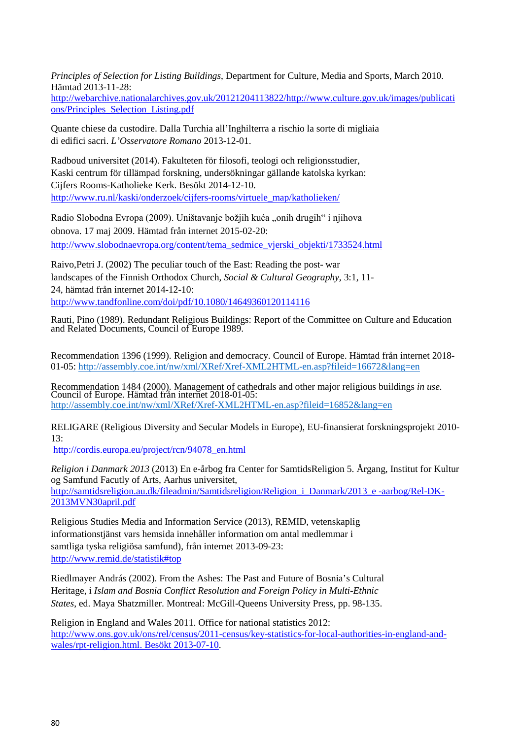*Principles of Selection for Listing Buildings*, Department for Culture, Media and Sports, March 2010. Hämtad 2013-11-28: http://webarchive.nationalarchives.gov.uk/20121204113822/http://www.culture.gov.uk/images/publications/Principles_Selection_Listing.pdf

Quante chiese da custodire. Dalla Turchia all'Inghilterra a rischio la sorte di migliaia di edifici sacri. *L'Osservatore Romano* 2013-12-01.

Radboud universitet (2014). Fakulteten för filosofi, teologi och religionsstudier, Kaski centrum för tillämpad forskning, undersökningar gällande katolska kyrkan: Cijfers Rooms-Katholieke Kerk. Besökt 2014-12-10. http://www.ru.nl/kaski/onderzoek/cijfers-rooms/virtuele_map/katholieken/

Radio Slobodna Evropa (2009). Uništavanje božjih kuća „onih drugih" i njihova obnova. 17 maj 2009. Hämtad från internet 2015-02-20: http://www.slobodnaevropa.org/content/tema_sedmice_vjerski_objekti/1733524.html

Raivo,Petri J. (2002) The peculiar touch of the East: Reading the post- war landscapes of the Finnish Orthodox Church, *Social & Cultural Geography*, 3:1, 11-24, hämtad från internet 2014-12-10: http://www.tandfonline.com/doi/pdf/10.1080/14649360120114116

Rauti, Pino (1989). Redundant Religious Buildings: Report of the Committee on Culture and Education and Related Documents, Council of Europe 1989.

Recommendation 1396 (1999). Religion and democracy. Council of Europe. Hämtad från internet 2018-01-05: http://assembly.coe.int/nw/xml/XRef/Xref-XML2HTML-en.asp?fileid=16672&lang=en

Recommendation 1484 (2000). Management of cathedrals and other major religious buildings *in use*. Council of Europe. Hämtad från internet 2018-01-05: http://assembly.coe.int/nw/xml/XRef/Xref-XML2HTML-en.asp?fileid=16852&lang=en

RELIGARE (Religious Diversity and Secular Models in Europe), EU-finansierat forskningsprojekt 2010-13: http://cordis.europa.eu/project/rcn/94078_en.html

*Religion i Danmark 2013* (2013) En e-årbog fra Center for SamtidsReligion 5. Årgang, Institut for Kultur og Samfund Facutly of Arts, Aarhus universitet, http://samtidsreligion.au.dk/fileadmin/Samtidsreligion/Religion_i_Danmark/2013_e -aarbog/Rel-DK-2013MVN30april.pdf

Religious Studies Media and Information Service (2013), REMID, vetenskaplig informationstjänst vars hemsida innehåller information om antal medlemmar i samtliga tyska religiösa samfund), från internet 2013-09-23: http://www.remid.de/statistik#top

Riedlmayer András (2002). From the Ashes: The Past and Future of Bosnia's Cultural Heritage, i *Islam and Bosnia Conflict Resolution and Foreign Policy in Multi-Ethnic States*, ed. Maya Shatzmiller. Montreal: McGill-Queens University Press, pp. 98-135.

Religion in England and Wales 2011. Office for national statistics 2012: http://www.ons.gov.uk/ons/rel/census/2011-census/key-statistics-for-local-authorities-in-england-and-wales/rpt-religion.html. Besökt 2013-07-10.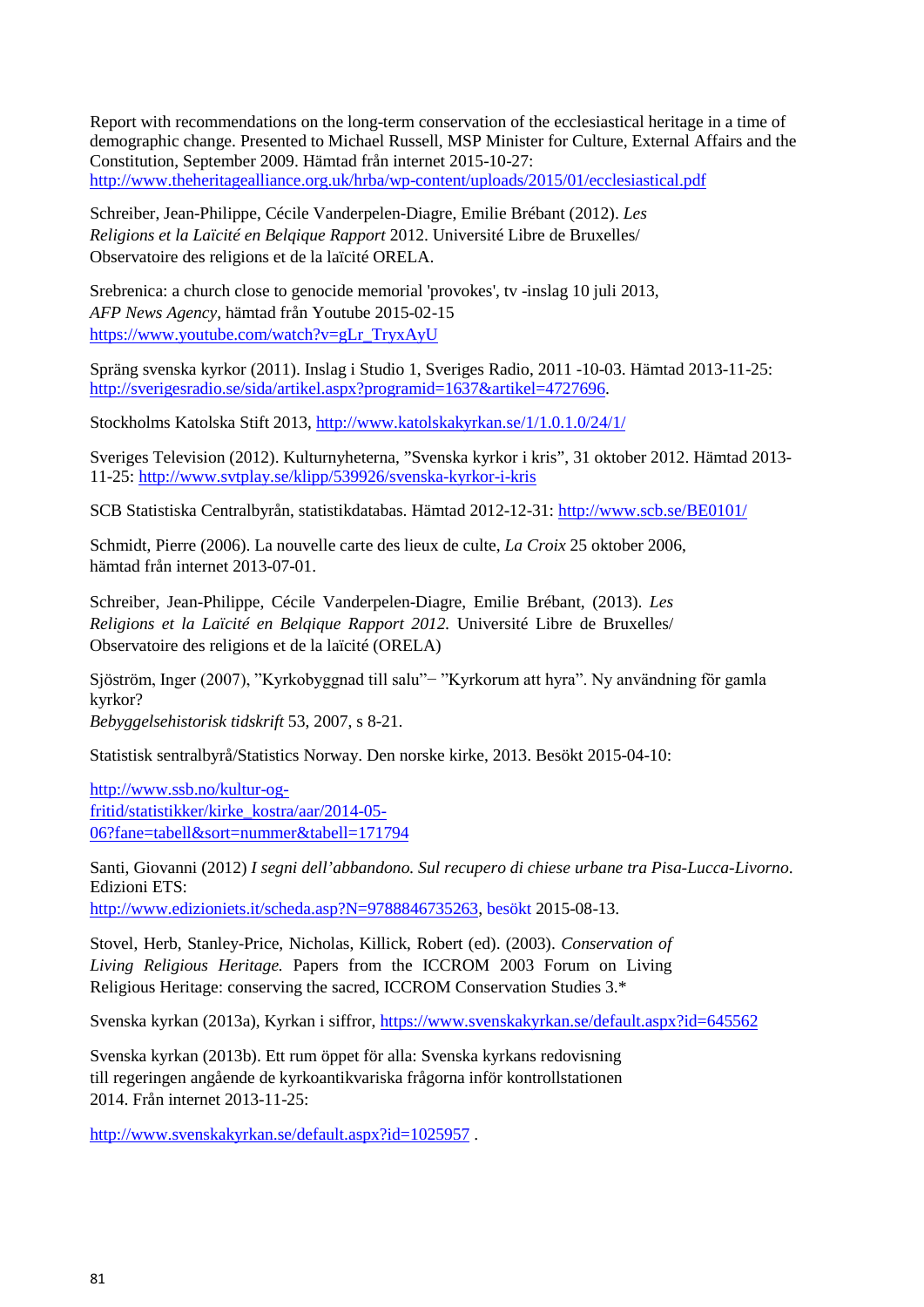Report with recommendations on the long-term conservation of the ecclesiastical heritage in a time of demographic change. Presented to Michael Russell, MSP Minister for Culture, External Affairs and the Constitution, September 2009. Hämtad från internet 2015-10-27: http://www.theheritagealliance.org.uk/hrba/wp-content/uploads/2015/01/ecclesiastical.pdf

Schreiber, Jean-Philippe, Cécile Vanderpelen-Diagre, Emilie Brébant (2012). *Les Religions et la Laïcité en Belqique Rapport* 2012. Université Libre de Bruxelles/ Observatoire des religions et de la laïcité ORELA.

Srebrenica: a church close to genocide memorial 'provokes', tv -inslag 10 juli 2013, *AFP News Agency*, hämtad från Youtube 2015-02-15 https://www.youtube.com/watch?v=gLr_TryxAyU

Spräng svenska kyrkor (2011). Inslag i Studio 1, Sveriges Radio, 2011 -10-03. Hämtad 2013-11-25: http://sverigesradio.se/sida/artikel.aspx?programid=1637&artikel=4727696.

Stockholms Katolska Stift 2013, http://www.katolskakyrkan.se/1/1.0.1.0/24/1/

Sveriges Television (2012). Kulturnyheterna, "Svenska kyrkor i kris", 31 oktober 2012. Hämtad 2013-11-25: http://www.svtplay.se/klipp/539926/svenska-kyrkor-i-kris

SCB Statistiska Centralbyrån, statistikdatabas. Hämtad 2012-12-31: http://www.scb.se/BE0101/

Schmidt, Pierre (2006). La nouvelle carte des lieux de culte, *La Croix* 25 oktober 2006, hämtad från internet 2013-07-01.

Schreiber, Jean-Philippe, Cécile Vanderpelen-Diagre, Emilie Brébant, (2013). *Les Religions et la Laïcité en Belqique Rapport 2012.* Université Libre de Bruxelles/ Observatoire des religions et de la laïcité (ORELA)

Sjöström, Inger (2007), "Kyrkobyggnad till salu"– "Kyrkorum att hyra". Ny användning för gamla kyrkor?
*Bebyggelsehistorisk tidskrift* 53, 2007, s 8-21.

Statistisk sentralbyrå/Statistics Norway. Den norske kirke, 2013. Besökt 2015-04-10:

http://www.ssb.no/kultur-og-fritid/statistikker/kirke_kostra/aar/2014-05-06?fane=tabell&sort=nummer&tabell=171794

Santi, Giovanni (2012) *I segni dell'abbandono. Sul recupero di chiese urbane tra Pisa-Lucca-Livorno*. Edizioni ETS: http://www.edizioniets.it/scheda.asp?N=9788846735263, besökt 2015-08-13.

Stovel, Herb, Stanley-Price, Nicholas, Killick, Robert (ed). (2003). *Conservation of Living Religious Heritage.* Papers from the ICCROM 2003 Forum on Living Religious Heritage: conserving the sacred, ICCROM Conservation Studies 3.*

Svenska kyrkan (2013a), Kyrkan i siffror, https://www.svenskakyrkan.se/default.aspx?id=645562

Svenska kyrkan (2013b). Ett rum öppet för alla: Svenska kyrkans redovisning till regeringen angående de kyrkoantikvariska frågorna inför kontrollstationen 2014. Från internet 2013-11-25:

http://www.svenskakyrkan.se/default.aspx?id=1025957 .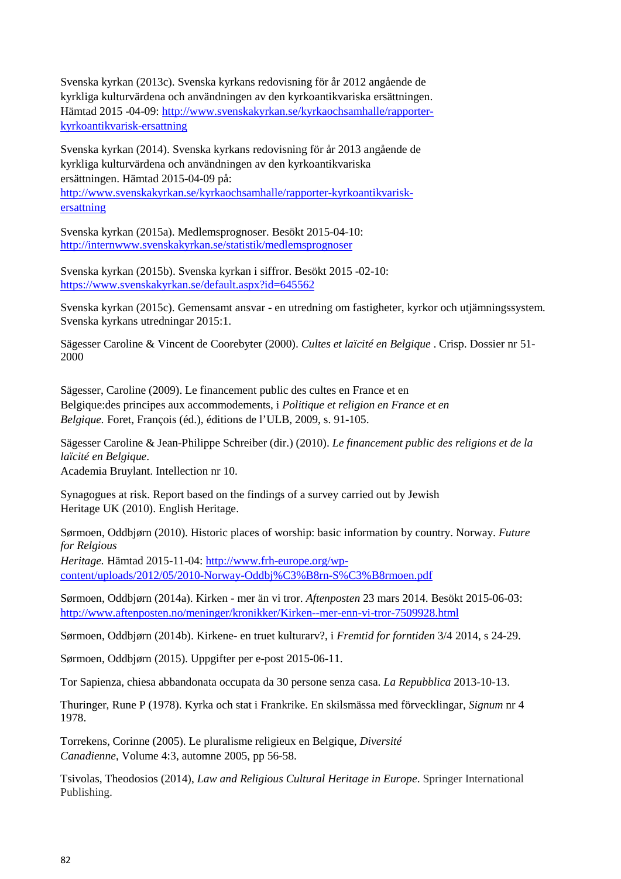Svenska kyrkan (2013c). Svenska kyrkans redovisning för år 2012 angående de kyrkliga kulturvärdena och användningen av den kyrkoantikvariska ersättningen. Hämtad 2015 -04-09: http://www.svenskakyrkan.se/kyrkaochsamhalle/rapporter-kyrkoantikvarisk-ersattning

Svenska kyrkan (2014). Svenska kyrkans redovisning för år 2013 angående de kyrkliga kulturvärdena och användningen av den kyrkoantikvariska ersättningen. Hämtad 2015-04-09 på: http://www.svenskakyrkan.se/kyrkaochsamhalle/rapporter-kyrkoantikvarisk-ersattning

Svenska kyrkan (2015a). Medlemsprognoser. Besökt 2015-04-10: http://internwww.svenskakyrkan.se/statistik/medlemsprognoser

Svenska kyrkan (2015b). Svenska kyrkan i siffror. Besökt 2015 -02-10: https://www.svenskakyrkan.se/default.aspx?id=645562

Svenska kyrkan (2015c). Gemensamt ansvar - en utredning om fastigheter, kyrkor och utjämningssystem. Svenska kyrkans utredningar 2015:1.

Sägesser Caroline & Vincent de Coorebyter (2000). *Cultes et laïcité en Belgique* . Crisp. Dossier nr 51-2000

Sägesser, Caroline (2009). Le financement public des cultes en France et en Belgique:des principes aux accommodements, i *Politique et religion en France et en Belgique.* Foret, François (éd.), éditions de l'ULB, 2009, s. 91-105.

Sägesser Caroline & Jean-Philippe Schreiber (dir.) (2010). *Le financement public des religions et de la laïcité en Belgique*.
Academia Bruylant. Intellection nr 10.

Synagogues at risk. Report based on the findings of a survey carried out by Jewish Heritage UK (2010). English Heritage.

Sørmoen, Oddbjørn (2010). Historic places of worship: basic information by country. Norway. *Future for Relgious Heritage.* Hämtad 2015-11-04: http://www.frh-europe.org/wp-content/uploads/2012/05/2010-Norway-Oddbj%C3%B8rn-S%C3%B8rmoen.pdf

Sørmoen, Oddbjørn (2014a). Kirken - mer än vi tror. *Aftenposten* 23 mars 2014. Besökt 2015-06-03: http://www.aftenposten.no/meninger/kronikker/Kirken--mer-enn-vi-tror-7509928.html

Sørmoen, Oddbjørn (2014b). Kirkene- en truet kulturarv?, i *Fremtid for forntiden* 3/4 2014, s 24-29.

Sørmoen, Oddbjørn (2015). Uppgifter per e-post 2015-06-11.

Tor Sapienza, chiesa abbandonata occupata da 30 persone senza casa. *La Repubblica* 2013-10-13.

Thuringer, Rune P (1978). Kyrka och stat i Frankrike. En skilsmässa med förvecklingar, *Signum* nr 4 1978.

Torrekens, Corinne (2005). Le pluralisme religieux en Belgique, *Diversité Canadienne*, Volume 4:3, automne 2005, pp 56-58.

Tsivolas, Theodosios (2014), *Law and Religious Cultural Heritage in Europe*. Springer International Publishing.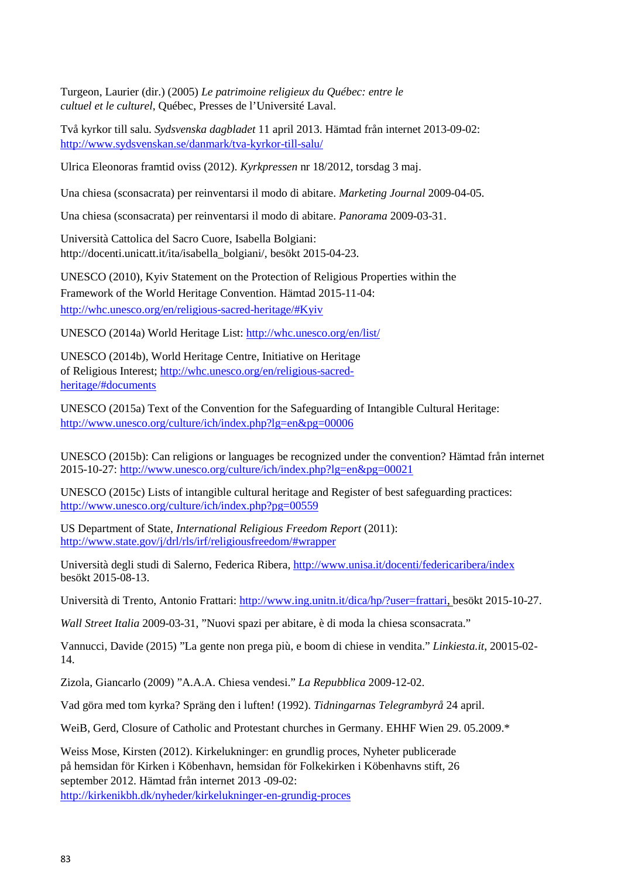Turgeon, Laurier (dir.) (2005) *Le patrimoine religieux du Québec: entre le cultuel et le culturel*, Québec, Presses de l'Université Laval.

Två kyrkor till salu. *Sydsvenska dagbladet* 11 april 2013. Hämtad från internet 2013-09-02: http://www.sydsvenskan.se/danmark/tva-kyrkor-till-salu/

Ulrica Eleonoras framtid oviss (2012). *Kyrkpressen* nr 18/2012, torsdag 3 maj.

Una chiesa (sconsacrata) per reinventarsi il modo di abitare. *Marketing Journal* 2009-04-05.

Una chiesa (sconsacrata) per reinventarsi il modo di abitare. *Panorama* 2009-03-31.

Università Cattolica del Sacro Cuore, Isabella Bolgiani: http://docenti.unicatt.it/ita/isabella_bolgiani/, besökt 2015-04-23.

UNESCO (2010), Kyiv Statement on the Protection of Religious Properties within the Framework of the World Heritage Convention. Hämtad 2015-11-04: http://whc.unesco.org/en/religious-sacred-heritage/#Kyiv

UNESCO (2014a) World Heritage List: http://whc.unesco.org/en/list/

UNESCO (2014b), World Heritage Centre, Initiative on Heritage of Religious Interest; http://whc.unesco.org/en/religious-sacred-heritage/#documents

UNESCO (2015a) Text of the Convention for the Safeguarding of Intangible Cultural Heritage: http://www.unesco.org/culture/ich/index.php?lg=en&pg=00006

UNESCO (2015b): Can religions or languages be recognized under the convention? Hämtad från internet 2015-10-27: http://www.unesco.org/culture/ich/index.php?lg=en&pg=00021

UNESCO (2015c) Lists of intangible cultural heritage and Register of best safeguarding practices: http://www.unesco.org/culture/ich/index.php?pg=00559

US Department of State, *International Religious Freedom Report* (2011): http://www.state.gov/j/drl/rls/irf/religiousfreedom/#wrapper

Università degli studi di Salerno, Federica Ribera, http://www.unisa.it/docenti/federicaribera/index besökt 2015-08-13.

Università di Trento, Antonio Frattari: http://www.ing.unitn.it/dica/hp/?user=frattari, besökt 2015-10-27.

*Wall Street Italia* 2009-03-31, "Nuovi spazi per abitare, è di moda la chiesa sconsacrata."

Vannucci, Davide (2015) "La gente non prega più, e boom di chiese in vendita." *Linkiesta.it*, 20015-02-14.

Zizola, Giancarlo (2009) "A.A.A. Chiesa vendesi." *La Repubblica* 2009-12-02.

Vad göra med tom kyrka? Spräng den i luften! (1992). *Tidningarnas Telegrambyrå* 24 april.

WeiB, Gerd, Closure of Catholic and Protestant churches in Germany. EHHF Wien 29. 05.2009.*

Weiss Mose, Kirsten (2012). Kirkelukninger: en grundlig proces, Nyheter publicerade på hemsidan för Kirken i Köbenhavn, hemsidan för Folkekirken i Köbenhavns stift, 26 september 2012. Hämtad från internet 2013 -09-02: http://kirkenikbh.dk/nyheder/kirkelukninger-en-grundig-proces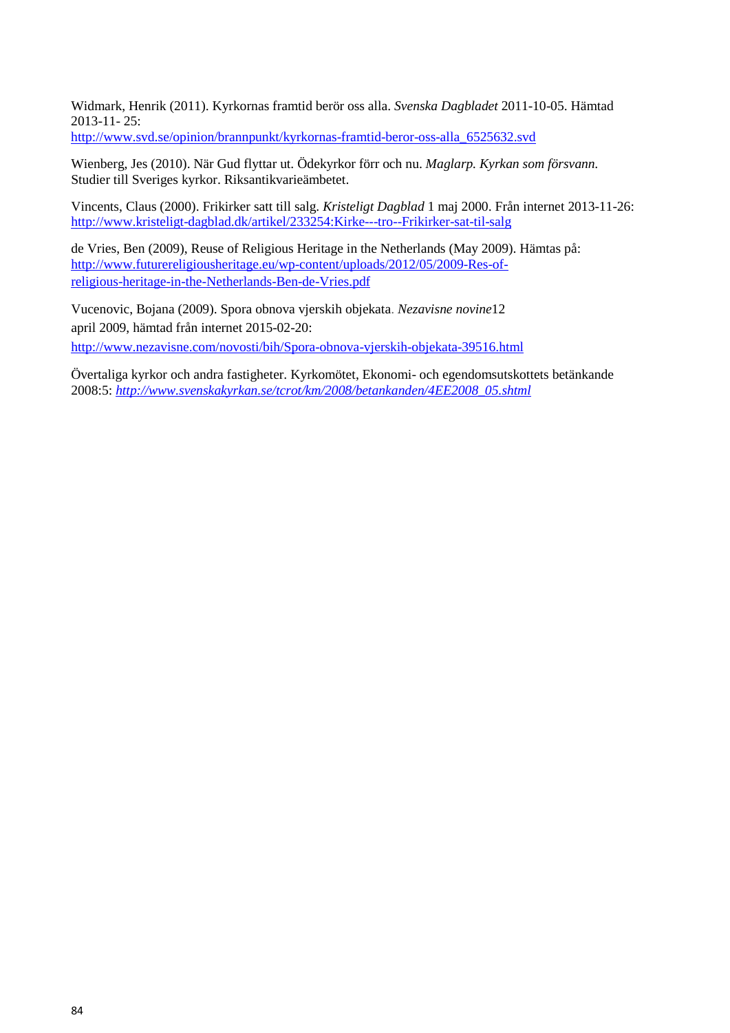Widmark, Henrik (2011). Kyrkornas framtid berör oss alla. *Svenska Dagbladet* 2011-10-05. Hämtad 2013-11- 25: [http://www.svd.se/opinion/brannpunkt/kyrkornas-framtid-beror-oss-alla_6525632.svd](http://www.svd.se/opinion/brannpunkt/kyrkornas-framtid-beror-oss-alla_6525632.svd)

Wienberg, Jes (2010). När Gud flyttar ut. Ödekyrkor förr och nu. *Maglarp. Kyrkan som försvann.* Studier till Sveriges kyrkor. Riksantikvarieämbetet.

Vincents, Claus (2000). Frikirker satt till salg. *Kristeligt Dagblad* 1 maj 2000. Från internet 2013-11-26: [http://www.kristeligt-dagblad.dk/artikel/233254:Kirke---tro--Frikirker-sat-til-salg](http://www.kristeligt-dagblad.dk/artikel/233254:Kirke---tro--Frikirker-sat-til-salg)

de Vries, Ben (2009), Reuse of Religious Heritage in the Netherlands (May 2009). Hämtas på: [http://www.futurereligiousheritage.eu/wp-content/uploads/2012/05/2009-Res-of-religious-heritage-in-the-Netherlands-Ben-de-Vries.pdf](http://www.futurereligiousheritage.eu/wp-content/uploads/2012/05/2009-Res-of-religious-heritage-in-the-Netherlands-Ben-de-Vries.pdf)

Vucenovic, Bojana (2009). Spora obnova vjerskih objekata. *Nezavisne novine*12 april 2009, hämtad från internet 2015-02-20: [http://www.nezavisne.com/novosti/bih/Spora-obnova-vjerskih-objekata-39516.html](http://www.nezavisne.com/novosti/bih/Spora-obnova-vjerskih-objekata-39516.html)

Övertaliga kyrkor och andra fastigheter. Kyrkomötet, Ekonomi- och egendomsutskottets betänkande 2008:5: *[http://www.svenskakyrkan.se/tcrot/km/2008/betankanden/4EE2008_05.shtml](http://www.svenskakyrkan.se/tcrot/km/2008/betankanden/4EE2008_05.shtml)*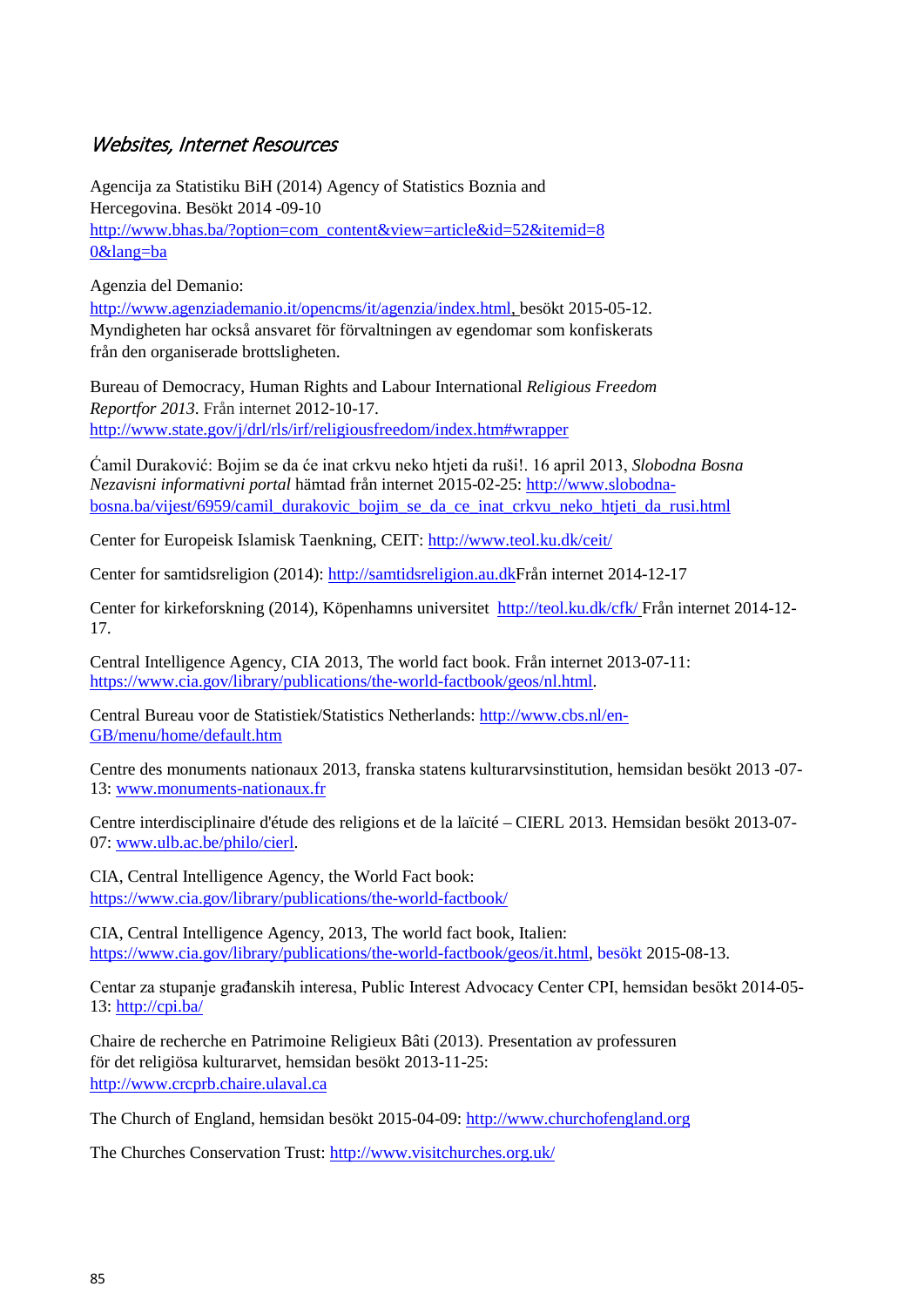## *Websites, Internet Resources*

Agencija za Statistiku BiH (2014) Agency of Statistics Boznia and Hercegovina. Besökt 2014 -09-10 http://www.bhas.ba/?option=com_content&view=article&id=52&itemid=80&lang=ba

Agenzia del Demanio: http://www.agenziademanio.it/opencms/it/agenzia/index.html, besökt 2015-05-12. Myndigheten har också ansvaret för förvaltningen av egendomar som konfiskerats från den organiserade brottsligheten.

Bureau of Democracy, Human Rights and Labour International *Religious Freedom Reportfor 2013*. Från internet 2012-10-17. http://www.state.gov/j/drl/rls/irf/religiousfreedom/index.htm#wrapper

Ćamil Duraković: Bojim se da će inat crkvu neko htjeti da ruši!. 16 april 2013, *Slobodna Bosna Nezavisni informativni portal* hämtad från internet 2015-02-25: http://www.slobodna-bosna.ba/vijest/6959/camil_durakovic_bojim_se_da_ce_inat_crkvu_neko_htjeti_da_rusi.html

Center for Europeisk Islamisk Taenkning, CEIT: http://www.teol.ku.dk/ceit/

Center for samtidsreligion (2014): http://samtidsreligion.au.dkFrån internet 2014-12-17

Center for kirkeforskning (2014), Köpenhamns universitet http://teol.ku.dk/cfk/ Från internet 2014-12-17.

Central Intelligence Agency, CIA 2013, The world fact book. Från internet 2013-07-11: https://www.cia.gov/library/publications/the-world-factbook/geos/nl.html.

Central Bureau voor de Statistiek/Statistics Netherlands: http://www.cbs.nl/en-GB/menu/home/default.htm

Centre des monuments nationaux 2013, franska statens kulturarvsinstitution, hemsidan besökt 2013 -07-13: www.monuments-nationaux.fr

Centre interdisciplinaire d'étude des religions et de la laïcité – CIERL 2013. Hemsidan besökt 2013-07-07: www.ulb.ac.be/philo/cierl.

CIA, Central Intelligence Agency, the World Fact book: https://www.cia.gov/library/publications/the-world-factbook/

CIA, Central Intelligence Agency, 2013, The world fact book, Italien: https://www.cia.gov/library/publications/the-world-factbook/geos/it.html, besökt 2015-08-13.

Centar za stupanje građanskih interesa, Public Interest Advocacy Center CPI, hemsidan besökt 2014-05-13: http://cpi.ba/

Chaire de recherche en Patrimoine Religieux Bâti (2013). Presentation av professuren för det religiösa kulturarvet, hemsidan besökt 2013-11-25: http://www.crcprb.chaire.ulaval.ca

The Church of England, hemsidan besökt 2015-04-09: http://www.churchofengland.org

The Churches Conservation Trust: http://www.visitchurches.org.uk/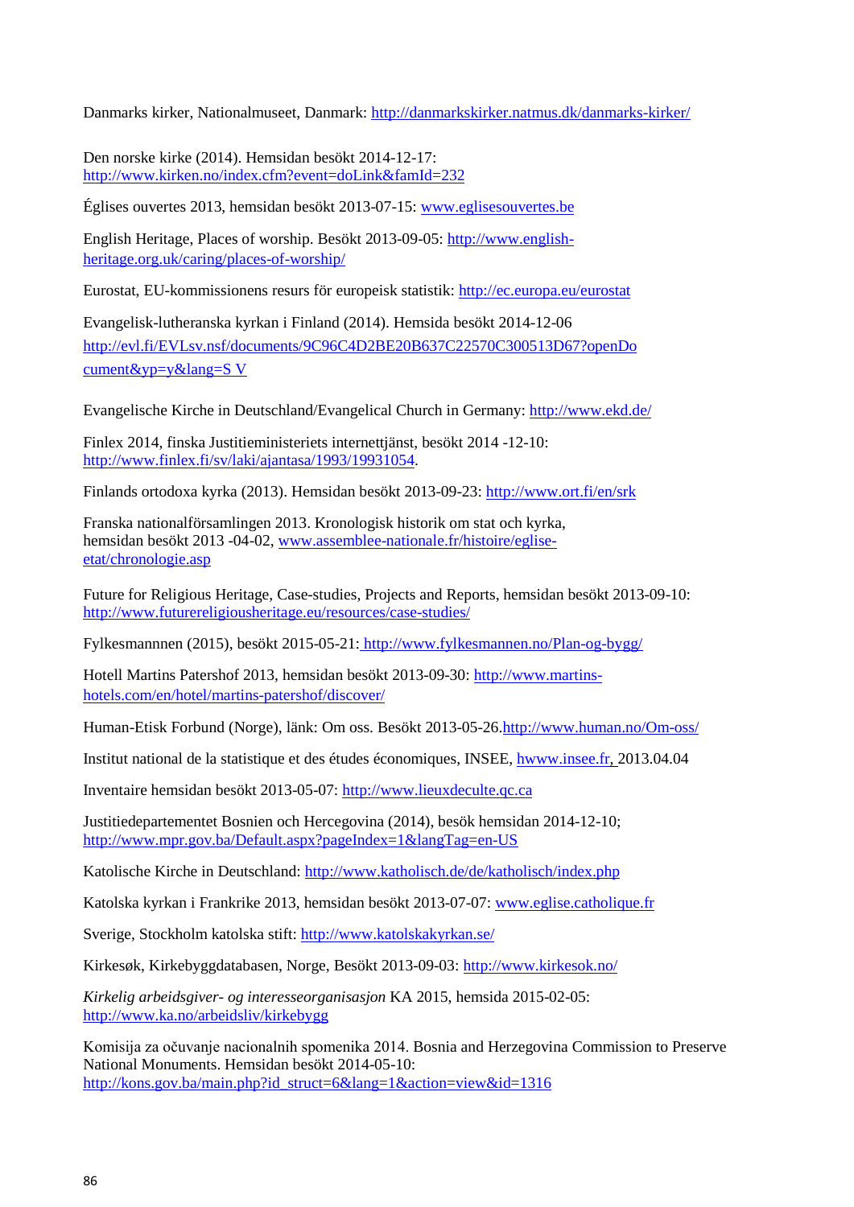Danmarks kirker, Nationalmuseet, Danmark: http://danmarkskirker.natmus.dk/danmarks-kirker/

Den norske kirke (2014). Hemsidan besökt 2014-12-17: http://www.kirken.no/index.cfm?event=doLink&famId=232

Églises ouvertes 2013, hemsidan besökt 2013-07-15: www.eglisesouvertes.be

English Heritage, Places of worship. Besökt 2013-09-05: http://www.english-heritage.org.uk/caring/places-of-worship/

Eurostat, EU-kommissionens resurs för europeisk statistik: http://ec.europa.eu/eurostat

Evangelisk-lutheranska kyrkan i Finland (2014). Hemsida besökt 2014-12-06 http://evl.fi/EVLsv.nsf/documents/9C96C4D2BE20B637C22570C300513D67?openDocument&yp=y&lang=S V

Evangelische Kirche in Deutschland/Evangelical Church in Germany: http://www.ekd.de/

Finlex 2014, finska Justitieministeriets internettjänst, besökt 2014 -12-10: http://www.finlex.fi/sv/laki/ajantasa/1993/19931054.

Finlands ortodoxa kyrka (2013). Hemsidan besökt 2013-09-23: http://www.ort.fi/en/srk

Franska nationalförsamlingen 2013. Kronologisk historik om stat och kyrka, hemsidan besökt 2013 -04-02, www.assemblee-nationale.fr/histoire/eglise-etat/chronologie.asp

Future for Religious Heritage, Case-studies, Projects and Reports, hemsidan besökt 2013-09-10: http://www.futurereligiousheritage.eu/resources/case-studies/

Fylkesmannnen (2015), besökt 2015-05-21: http://www.fylkesmannen.no/Plan-og-bygg/

Hotell Martins Patershof 2013, hemsidan besökt 2013-09-30: http://www.martins-hotels.com/en/hotel/martins-patershof/discover/

Human-Etisk Forbund (Norge), länk: Om oss. Besökt 2013-05-26.http://www.human.no/Om-oss/

Institut national de la statistique et des études économiques, INSEE, hwww.insee.fr, 2013.04.04

Inventaire hemsidan besökt 2013-05-07: http://www.lieuxdeculte.qc.ca

Justitiedepartementet Bosnien och Hercegovina (2014), besök hemsidan 2014-12-10; http://www.mpr.gov.ba/Default.aspx?pageIndex=1&langTag=en-US

Katolische Kirche in Deutschland: http://www.katholisch.de/de/katholisch/index.php

Katolska kyrkan i Frankrike 2013, hemsidan besökt 2013-07-07: www.eglise.catholique.fr

Sverige, Stockholm katolska stift: http://www.katolskakyrkan.se/

Kirkesøk, Kirkebyggdatabasen, Norge, Besökt 2013-09-03: http://www.kirkesok.no/

*Kirkelig arbeidsgiver- og interesseorganisasjon* KA 2015, hemsida 2015-02-05: http://www.ka.no/arbeidsliv/kirkebygg

Komisija za očuvanje nacionalnih spomenika 2014. Bosnia and Herzegovina Commission to Preserve National Monuments. Hemsidan besökt 2014-05-10: http://kons.gov.ba/main.php?id_struct=6&lang=1&action=view&id=1316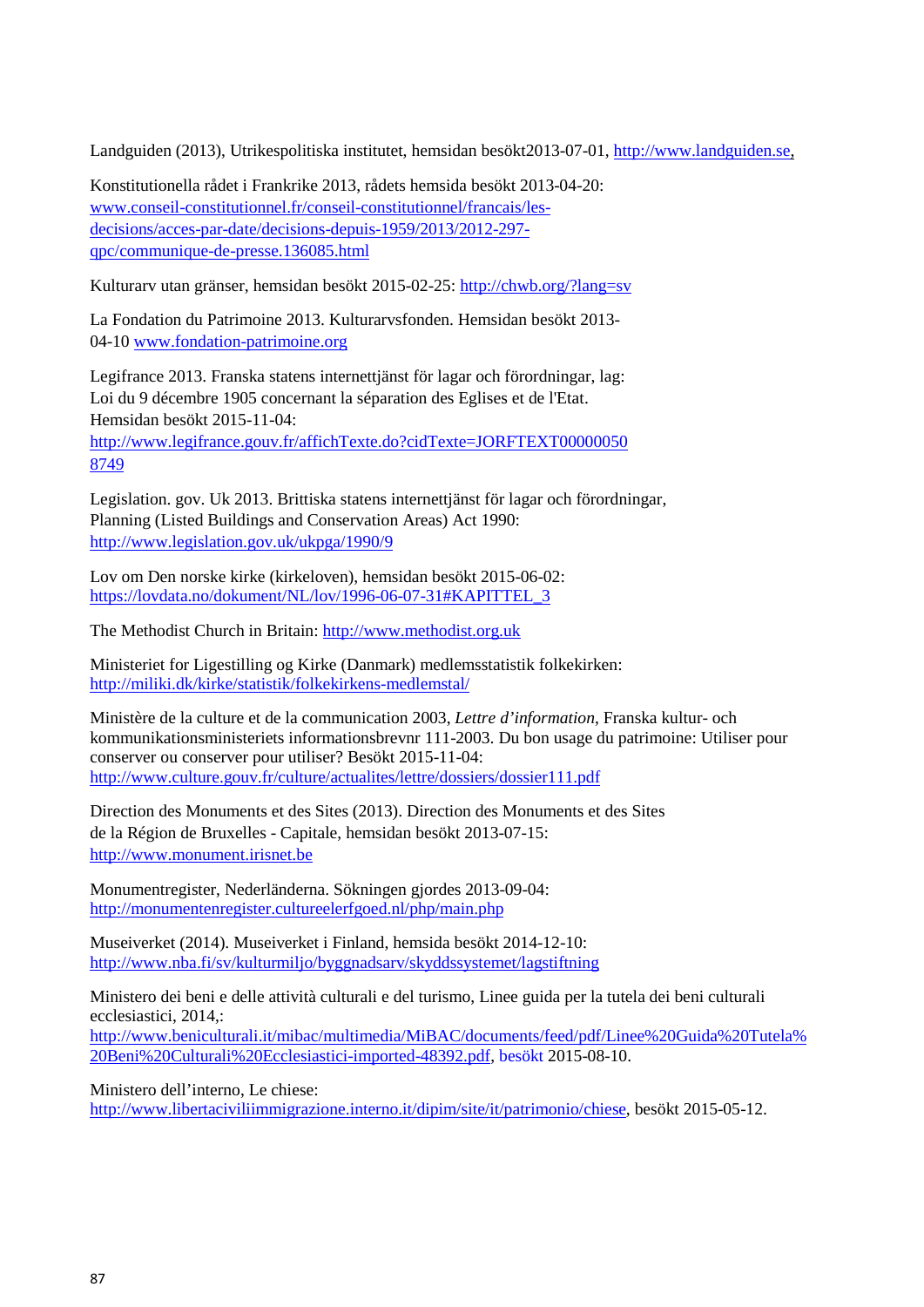Landguiden (2013), Utrikespolitiska institutet, hemsidan besökt2013-07-01, http://www.landguiden.se,

Konstitutionella rådet i Frankrike 2013, rådets hemsida besökt 2013-04-20: www.conseil-constitutionnel.fr/conseil-constitutionnel/francais/les-decisions/acces-par-date/decisions-depuis-1959/2013/2012-297-qpc/communique-de-presse.136085.html

Kulturarv utan gränser, hemsidan besökt 2015-02-25: http://chwb.org/?lang=sv

La Fondation du Patrimoine 2013. Kulturarvsfonden. Hemsidan besökt 2013-04-10 www.fondation-patrimoine.org

Legifrance 2013. Franska statens internettjänst för lagar och förordningar, lag: Loi du 9 décembre 1905 concernant la séparation des Eglises et de l'Etat. Hemsidan besökt 2015-11-04: http://www.legifrance.gouv.fr/affichTexte.do?cidTexte=JORFTEXT000000508749

Legislation. gov. Uk 2013. Brittiska statens internettjänst för lagar och förordningar, Planning (Listed Buildings and Conservation Areas) Act 1990: http://www.legislation.gov.uk/ukpga/1990/9

Lov om Den norske kirke (kirkeloven), hemsidan besökt 2015-06-02: https://lovdata.no/dokument/NL/lov/1996-06-07-31#KAPITTEL_3

The Methodist Church in Britain: http://www.methodist.org.uk

Ministeriet for Ligestilling og Kirke (Danmark) medlemsstatistik folkekirken: http://miliki.dk/kirke/statistik/folkekirkens-medlemstal/

Ministère de la culture et de la communication 2003, *Lettre d'information*, Franska kultur- och kommunikationsministeriets informationsbrevnr 111-2003. Du bon usage du patrimoine: Utiliser pour conserver ou conserver pour utiliser? Besökt 2015-11-04: http://www.culture.gouv.fr/culture/actualites/lettre/dossiers/dossier111.pdf

Direction des Monuments et des Sites (2013). Direction des Monuments et des Sites de la Région de Bruxelles - Capitale, hemsidan besökt 2013-07-15: http://www.monument.irisnet.be

Monumentregister, Nederländerna. Sökningen gjordes 2013-09-04: http://monumentenregister.cultureelerfgoed.nl/php/main.php

Museiverket (2014). Museiverket i Finland, hemsida besökt 2014-12-10: http://www.nba.fi/sv/kulturmiljo/byggnadsarv/skyddssystemet/lagstiftning

Ministero dei beni e delle attività culturali e del turismo, Linee guida per la tutela dei beni culturali ecclesiastici, 2014,: http://www.beniculturali.it/mibac/multimedia/MiBAC/documents/feed/pdf/Linee%20Guida%20Tutela%20Beni%20Culturali%20Ecclesiastici-imported-48392.pdf, besökt 2015-08-10.

Ministero dell'interno, Le chiese: http://www.libertaciviliimmigrazione.interno.it/dipim/site/it/patrimonio/chiese, besökt 2015-05-12.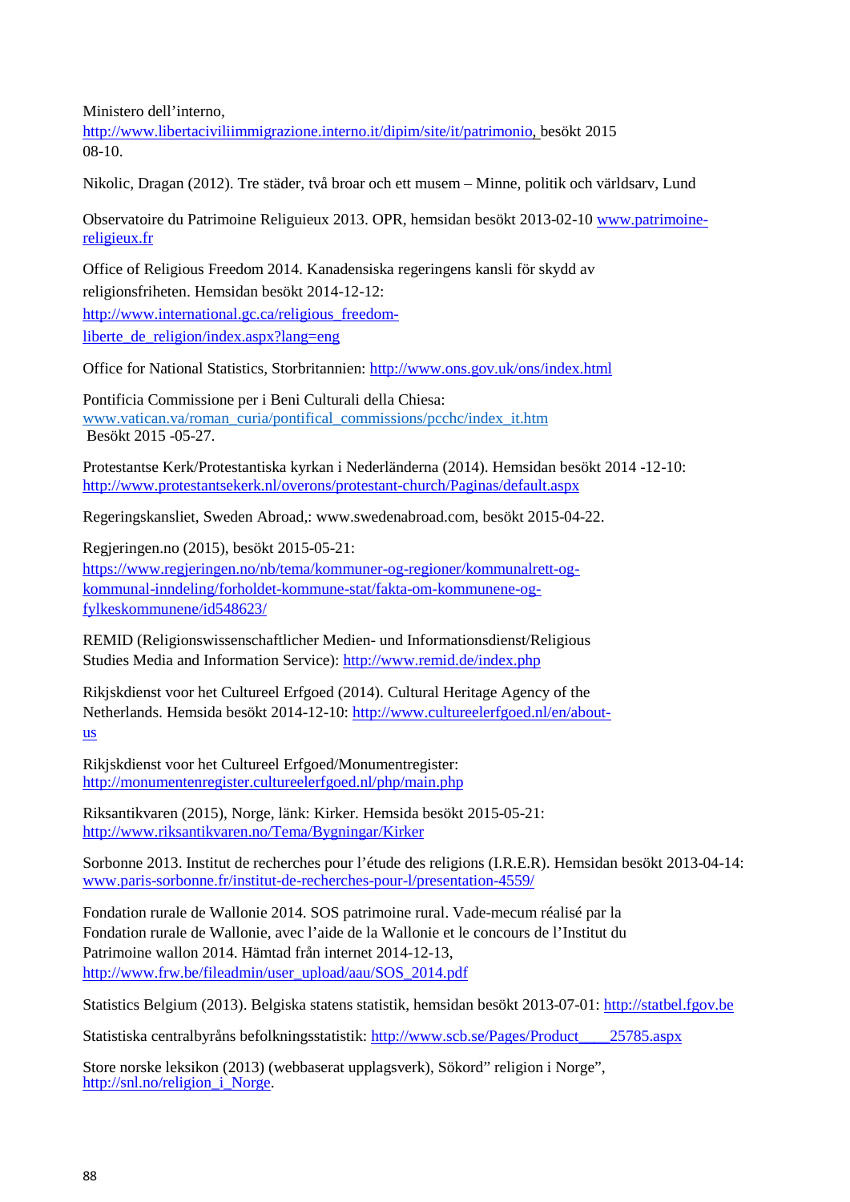Ministero dell'interno, http://www.libertaciviliimmigrazione.interno.it/dipim/site/it/patrimonio, besökt 2015 08-10.

Nikolic, Dragan (2012). Tre städer, två broar och ett musem – Minne, politik och världsarv, Lund

Observatoire du Patrimoine Religuieux 2013. OPR, hemsidan besökt 2013-02-10 www.patrimoine-religieux.fr

Office of Religious Freedom 2014. Kanadensiska regeringens kansli för skydd av religionsfriheten. Hemsidan besökt 2014-12-12: http://www.international.gc.ca/religious_freedom-liberte_de_religion/index.aspx?lang=eng

Office for National Statistics, Storbritannien: http://www.ons.gov.uk/ons/index.html

Pontificia Commissione per i Beni Culturali della Chiesa: www.vatican.va/roman_curia/pontifical_commissions/pcchc/index_it.htm Besökt 2015 -05-27.

Protestantse Kerk/Protestantiska kyrkan i Nederländerna (2014). Hemsidan besökt 2014 -12-10: http://www.protestantsekerk.nl/overons/protestant-church/Paginas/default.aspx

Regeringskansliet, Sweden Abroad,: www.swedenabroad.com, besökt 2015-04-22.

Regjeringen.no (2015), besökt 2015-05-21: https://www.regjeringen.no/nb/tema/kommuner-og-regioner/kommunalrett-og-kommunal-inndeling/forholdet-kommune-stat/fakta-om-kommunene-og-fylkeskommunene/id548623/

REMID (Religionswissenschaftlicher Medien- und Informationsdienst/Religious Studies Media and Information Service): http://www.remid.de/index.php

Rikjskdienst voor het Cultureel Erfgoed (2014). Cultural Heritage Agency of the Netherlands. Hemsida besökt 2014-12-10: http://www.cultureelerfgoed.nl/en/about-us

Rikjskdienst voor het Cultureel Erfgoed/Monumentregister: http://monumentenregister.cultureelerfgoed.nl/php/main.php

Riksantikvaren (2015), Norge, länk: Kirker. Hemsida besökt 2015-05-21: http://www.riksantikvaren.no/Tema/Bygningar/Kirker

Sorbonne 2013. Institut de recherches pour l'étude des religions (I.R.E.R). Hemsidan besökt 2013-04-14: www.paris-sorbonne.fr/institut-de-recherches-pour-l/presentation-4559/

Fondation rurale de Wallonie 2014. SOS patrimoine rural. Vade-mecum réalisé par la Fondation rurale de Wallonie, avec l'aide de la Wallonie et le concours de l'Institut du Patrimoine wallon 2014. Hämtad från internet 2014-12-13, http://www.frw.be/fileadmin/user_upload/aau/SOS_2014.pdf

Statistics Belgium (2013). Belgiska statens statistik, hemsidan besökt 2013-07-01: http://statbel.fgov.be

Statistiska centralbyråns befolkningsstatistik: http://www.scb.se/Pages/Product____25785.aspx

Store norske leksikon (2013) (webbaserat upplagsverk), Sökord" religion i Norge", http://snl.no/religion_i_Norge.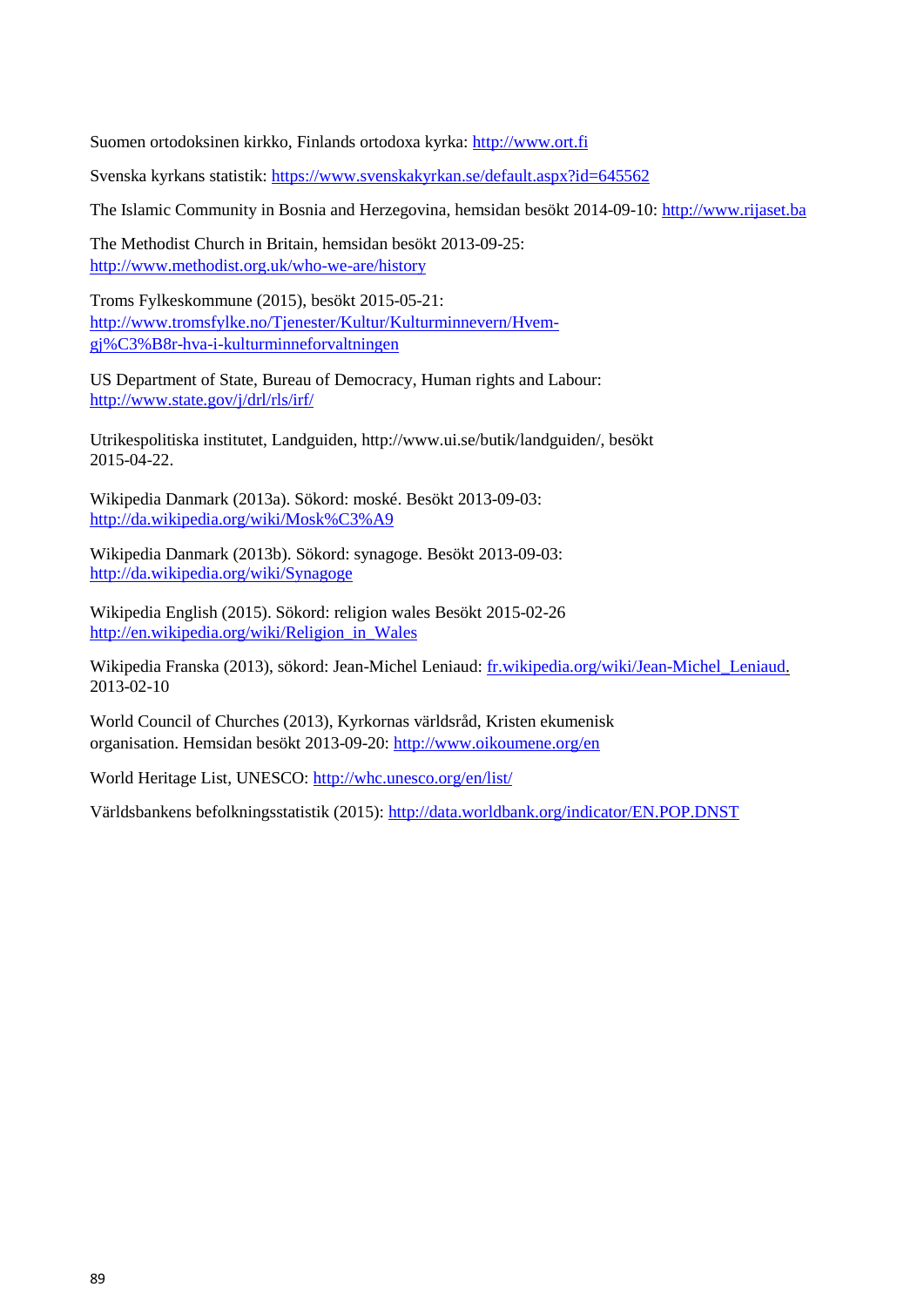Suomen ortodoksinen kirkko, Finlands ortodoxa kyrka: http://www.ort.fi

Svenska kyrkans statistik: https://www.svenskakyrkan.se/default.aspx?id=645562

The Islamic Community in Bosnia and Herzegovina, hemsidan besökt 2014-09-10: http://www.rijaset.ba

The Methodist Church in Britain, hemsidan besökt 2013-09-25: http://www.methodist.org.uk/who-we-are/history

Troms Fylkeskommune (2015), besökt 2015-05-21: http://www.tromsfylke.no/Tjenester/Kultur/Kulturminnevern/Hvem-gj%C3%B8r-hva-i-kulturminneforvaltningen

US Department of State, Bureau of Democracy, Human rights and Labour: http://www.state.gov/j/drl/rls/irf/

Utrikespolitiska institutet, Landguiden, http://www.ui.se/butik/landguiden/, besökt 2015-04-22.

Wikipedia Danmark (2013a). Sökord: moské. Besökt 2013-09-03: http://da.wikipedia.org/wiki/Mosk%C3%A9

Wikipedia Danmark (2013b). Sökord: synagoge. Besökt 2013-09-03: http://da.wikipedia.org/wiki/Synagoge

Wikipedia English (2015). Sökord: religion wales Besökt 2015-02-26 http://en.wikipedia.org/wiki/Religion_in_Wales

Wikipedia Franska (2013), sökord: Jean-Michel Leniaud: fr.wikipedia.org/wiki/Jean-Michel_Leniaud. 2013-02-10

World Council of Churches (2013), Kyrkornas världsråd, Kristen ekumenisk organisation. Hemsidan besökt 2013-09-20: http://www.oikoumene.org/en

World Heritage List, UNESCO: http://whc.unesco.org/en/list/

Världsbankens befolkningsstatistik (2015): http://data.worldbank.org/indicator/EN.POP.DNST